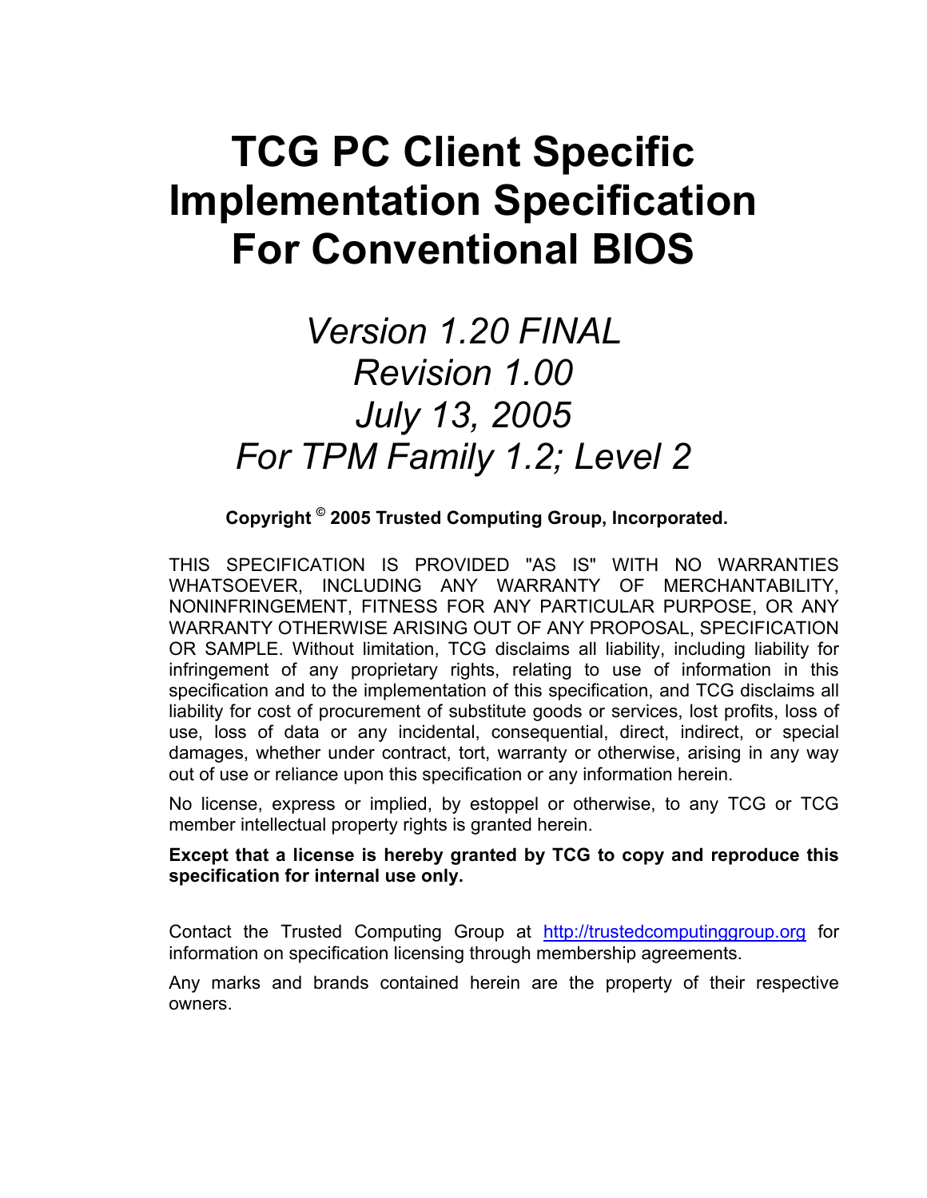# TCG PC Client Specific Implementation Specification For Conventional BIOS

*Version 1.20 FINAL*
*Revision 1.00*
*July 13, 2005*
*For TPM Family 1.2; Level 2*

**Copyright © 2005 Trusted Computing Group, Incorporated.**

THIS SPECIFICATION IS PROVIDED "AS IS" WITH NO WARRANTIES WHATSOEVER, INCLUDING ANY WARRANTY OF MERCHANTABILITY, NONINFRINGEMENT, FITNESS FOR ANY PARTICULAR PURPOSE, OR ANY WARRANTY OTHERWISE ARISING OUT OF ANY PROPOSAL, SPECIFICATION OR SAMPLE. Without limitation, TCG disclaims all liability, including liability for infringement of any proprietary rights, relating to use of information in this specification and to the implementation of this specification, and TCG disclaims all liability for cost of procurement of substitute goods or services, lost profits, loss of use, loss of data or any incidental, consequential, direct, indirect, or special damages, whether under contract, tort, warranty or otherwise, arising in any way out of use or reliance upon this specification or any information herein.

No license, express or implied, by estoppel or otherwise, to any TCG or TCG member intellectual property rights is granted herein.

**Except that a license is hereby granted by TCG to copy and reproduce this specification for internal use only.**

Contact the Trusted Computing Group at http://trustedcomputinggroup.org for information on specification licensing through membership agreements.

Any marks and brands contained herein are the property of their respective owners.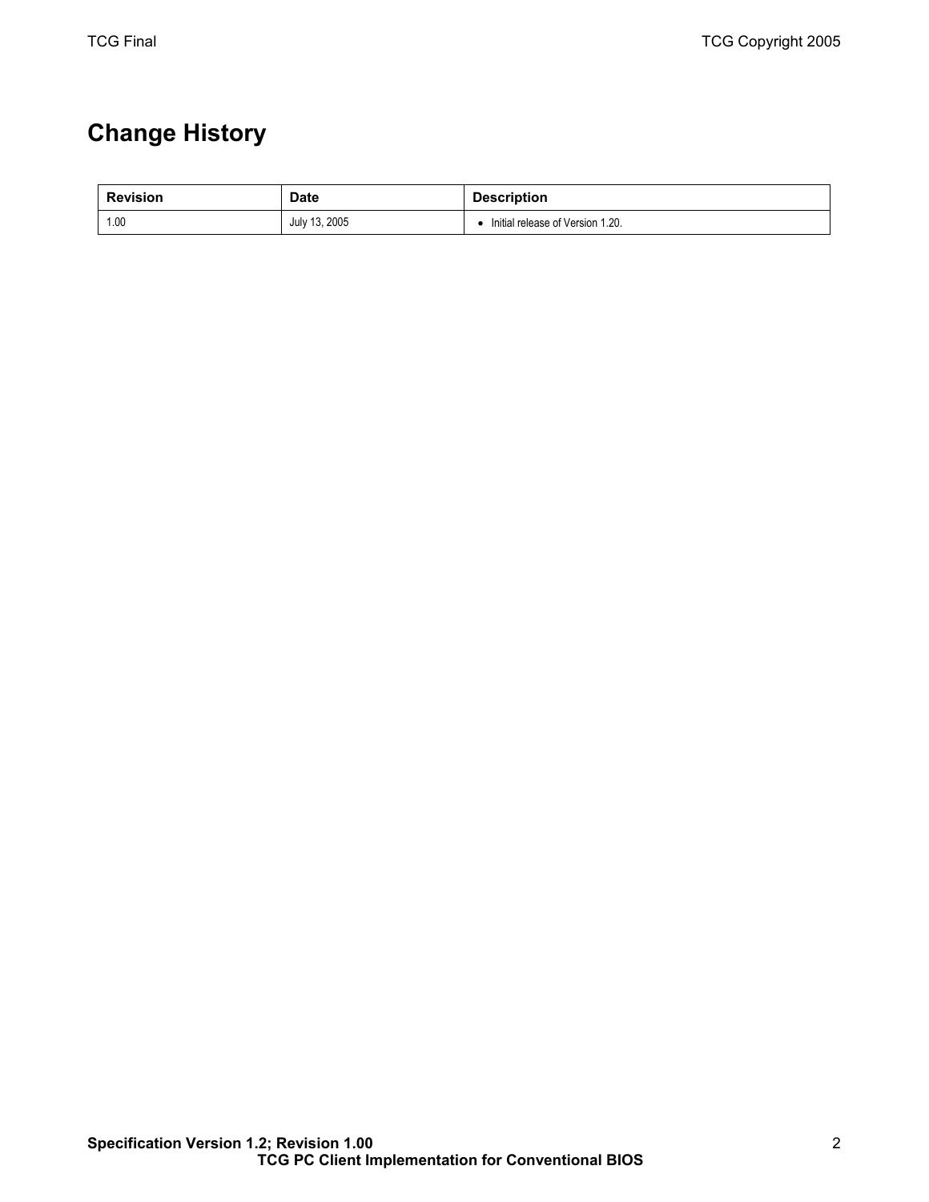# Change History

| Revision | Date | Description |
| --- | --- | --- |
| 1.00 | July 13, 2005 | • Initial release of Version 1.20. |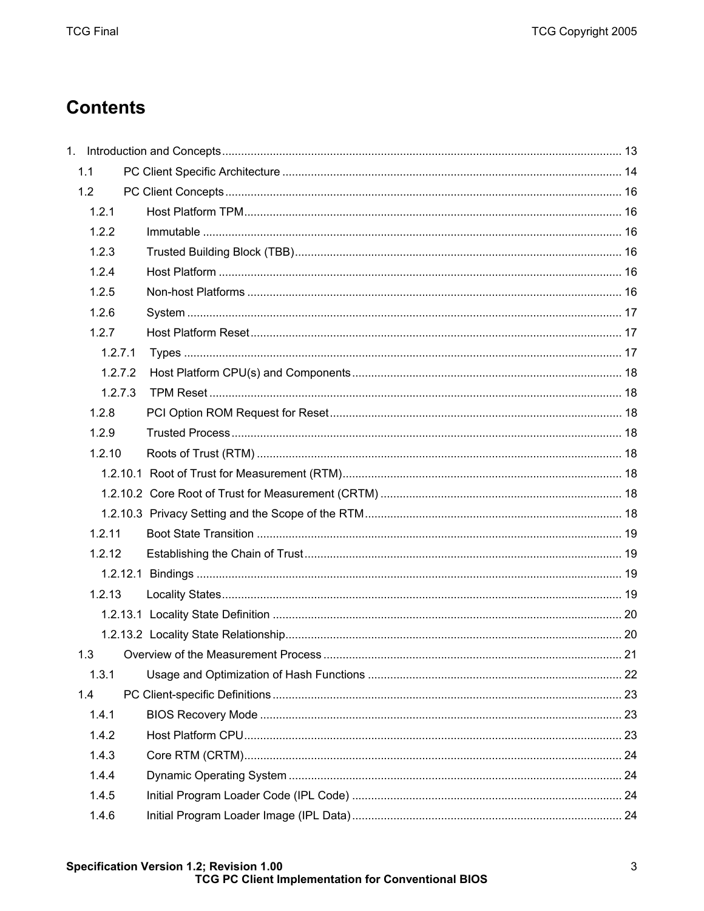# Contents

1. Introduction and Concepts ............................................................................................................................ 13
   - 1.1 PC Client Specific Architecture .......................................................................................... 14
   - 1.2 PC Client Concepts ............................................................................................................ 16
     - 1.2.1 Host Platform TPM ..................................................................................................... 16
     - 1.2.2 Immutable .................................................................................................................. 16
     - 1.2.3 Trusted Building Block (TBB) ...................................................................................... 16
     - 1.2.4 Host Platform ............................................................................................................. 16
     - 1.2.5 Non-host Platforms ..................................................................................................... 16
     - 1.2.6 System ....................................................................................................................... 17
     - 1.2.7 Host Platform Reset ................................................................................................... 17
       - 1.2.7.1 Types ................................................................................................................... 17
       - 1.2.7.2 Host Platform CPU(s) and Components .............................................................. 18
       - 1.2.7.3 TPM Reset ........................................................................................................... 18
     - 1.2.8 PCI Option ROM Request for Reset ........................................................................... 18
     - 1.2.9 Trusted Process ......................................................................................................... 18
     - 1.2.10 Roots of Trust (RTM) ................................................................................................ 18
       - 1.2.10.1 Root of Trust for Measurement (RTM) ................................................................. 18
       - 1.2.10.2 Core Root of Trust for Measurement (CRTM) ..................................................... 18
       - 1.2.10.3 Privacy Setting and the Scope of the RTM .......................................................... 18
     - 1.2.11 Boot State Transition ................................................................................................ 19
     - 1.2.12 Establishing the Chain of Trust ................................................................................. 19
       - 1.2.12.1 Bindings ............................................................................................................... 19
     - 1.2.13 Locality States ........................................................................................................... 19
       - 1.2.13.1 Locality State Definition ....................................................................................... 20
       - 1.2.13.2 Locality State Relationship ................................................................................... 20
   - 1.3 Overview of the Measurement Process ............................................................................. 21
     - 1.3.1 Usage and Optimization of Hash Functions ............................................................... 22
   - 1.4 PC Client-specific Definitions ............................................................................................. 23
     - 1.4.1 BIOS Recovery Mode ................................................................................................. 23
     - 1.4.2 Host Platform CPU ...................................................................................................... 23
     - 1.4.3 Core RTM (CRTM) ...................................................................................................... 24
     - 1.4.4 Dynamic Operating System ........................................................................................ 24
     - 1.4.5 Initial Program Loader Code (IPL Code) ..................................................................... 24
     - 1.4.6 Initial Program Loader Image (IPL Data) .................................................................... 24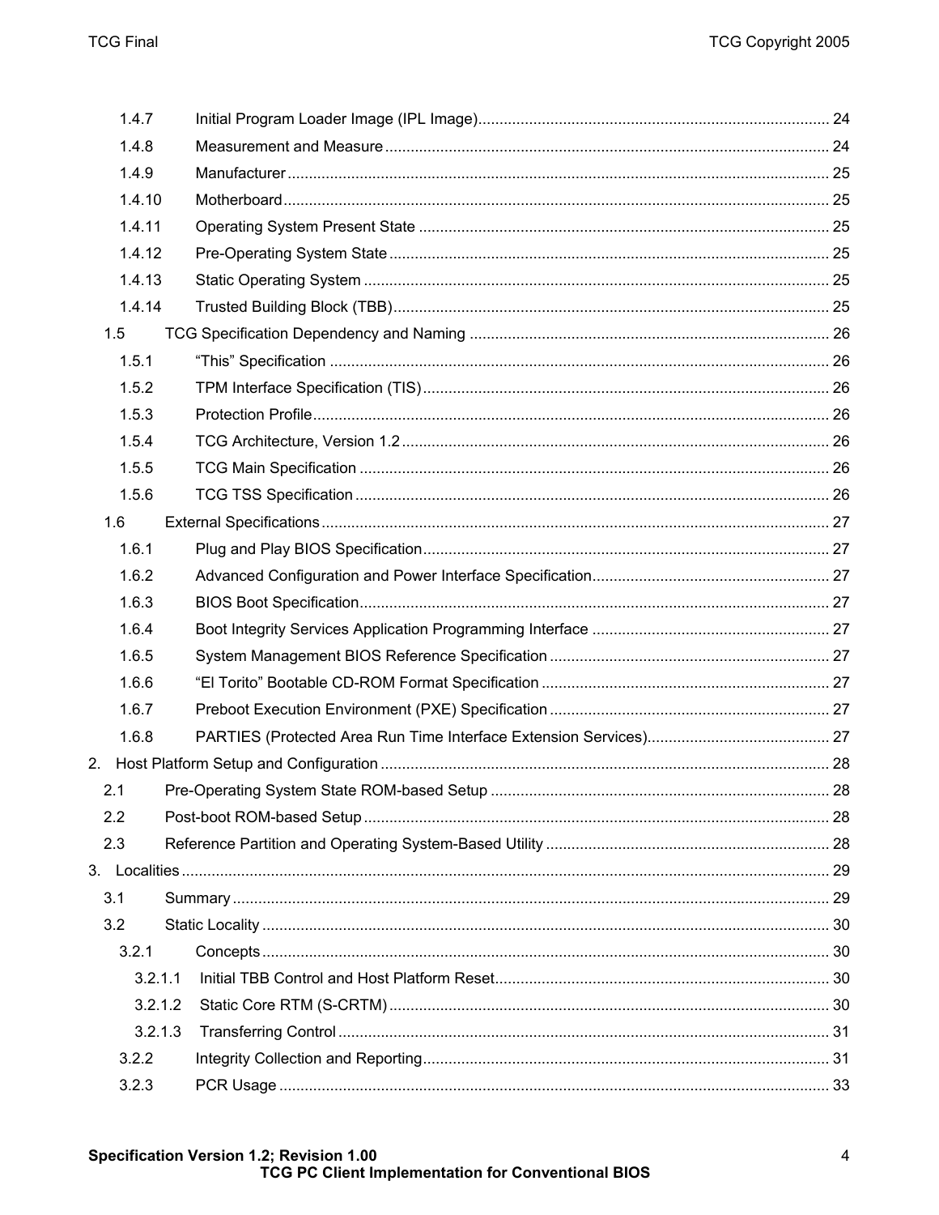1.4.7 Initial Program Loader Image (IPL Image) .... 24
1.4.8 Measurement and Measure .... 24
1.4.9 Manufacturer .... 25
1.4.10 Motherboard .... 25
1.4.11 Operating System Present State .... 25
1.4.12 Pre-Operating System State .... 25
1.4.13 Static Operating System .... 25
1.4.14 Trusted Building Block (TBB) .... 25
1.5 TCG Specification Dependency and Naming .... 26
1.5.1 "This" Specification .... 26
1.5.2 TPM Interface Specification (TIS) .... 26
1.5.3 Protection Profile .... 26
1.5.4 TCG Architecture, Version 1.2 .... 26
1.5.5 TCG Main Specification .... 26
1.5.6 TCG TSS Specification .... 26
1.6 External Specifications .... 27
1.6.1 Plug and Play BIOS Specification .... 27
1.6.2 Advanced Configuration and Power Interface Specification .... 27
1.6.3 BIOS Boot Specification .... 27
1.6.4 Boot Integrity Services Application Programming Interface .... 27
1.6.5 System Management BIOS Reference Specification .... 27
1.6.6 "El Torito" Bootable CD-ROM Format Specification .... 27
1.6.7 Preboot Execution Environment (PXE) Specification .... 27
1.6.8 PARTIES (Protected Area Run Time Interface Extension Services) .... 27
2. Host Platform Setup and Configuration .... 28
2.1 Pre-Operating System State ROM-based Setup .... 28
2.2 Post-boot ROM-based Setup .... 28
2.3 Reference Partition and Operating System-Based Utility .... 28
3. Localities .... 29
3.1 Summary .... 29
3.2 Static Locality .... 30
3.2.1 Concepts .... 30
3.2.1.1 Initial TBB Control and Host Platform Reset .... 30
3.2.1.2 Static Core RTM (S-CRTM) .... 30
3.2.1.3 Transferring Control .... 31
3.2.2 Integrity Collection and Reporting .... 31
3.2.3 PCR Usage .... 33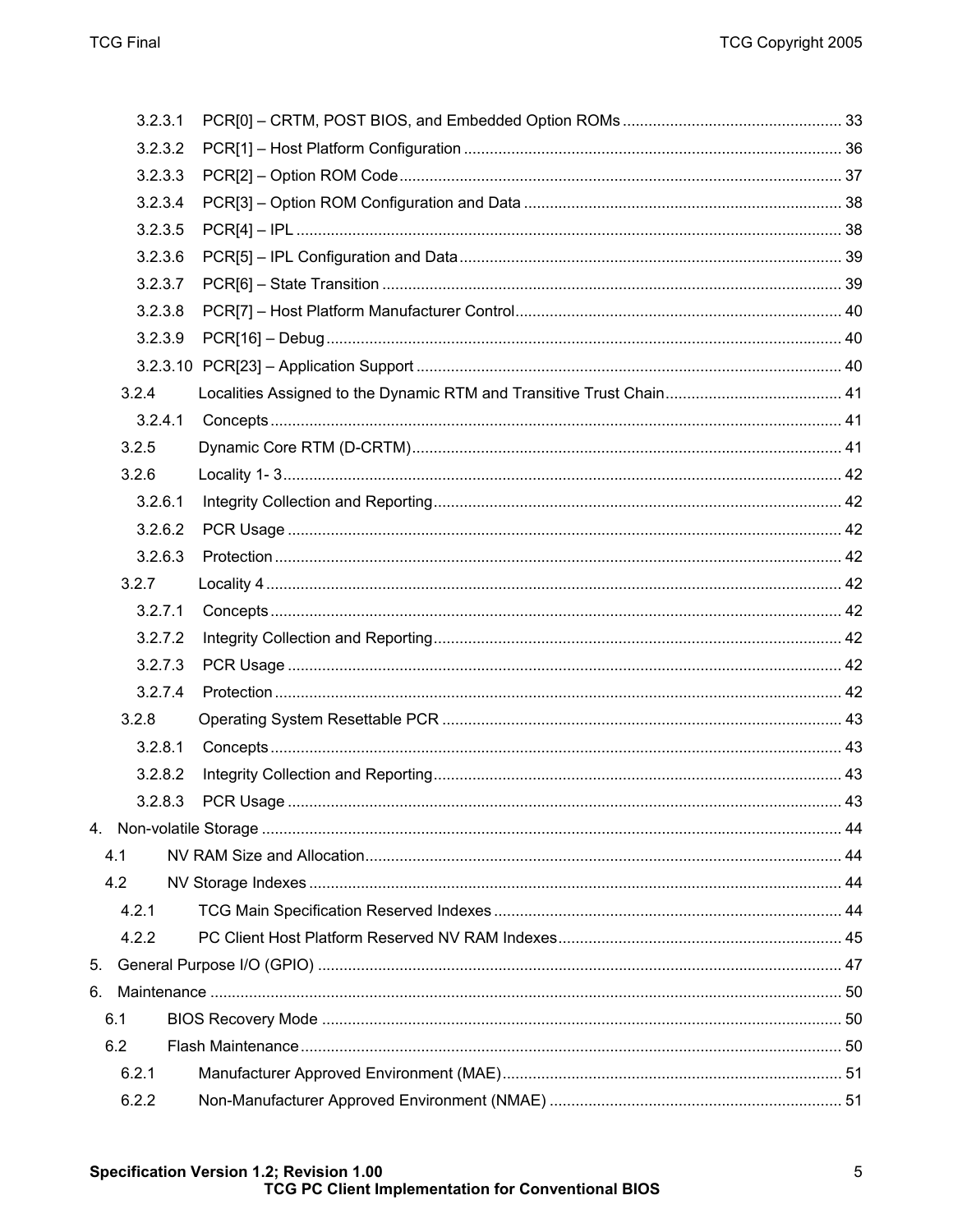3.2.3.1 PCR[0] – CRTM, POST BIOS, and Embedded Option ROMs ..... 33
3.2.3.2 PCR[1] – Host Platform Configuration ..... 36
3.2.3.3 PCR[2] – Option ROM Code ..... 37
3.2.3.4 PCR[3] – Option ROM Configuration and Data ..... 38
3.2.3.5 PCR[4] – IPL ..... 38
3.2.3.6 PCR[5] – IPL Configuration and Data ..... 39
3.2.3.7 PCR[6] – State Transition ..... 39
3.2.3.8 PCR[7] – Host Platform Manufacturer Control ..... 40
3.2.3.9 PCR[16] – Debug ..... 40
3.2.3.10 PCR[23] – Application Support ..... 40
3.2.4 Localities Assigned to the Dynamic RTM and Transitive Trust Chain ..... 41
3.2.4.1 Concepts ..... 41
3.2.5 Dynamic Core RTM (D-CRTM) ..... 41
3.2.6 Locality 1- 3 ..... 42
3.2.6.1 Integrity Collection and Reporting ..... 42
3.2.6.2 PCR Usage ..... 42
3.2.6.3 Protection ..... 42
3.2.7 Locality 4 ..... 42
3.2.7.1 Concepts ..... 42
3.2.7.2 Integrity Collection and Reporting ..... 42
3.2.7.3 PCR Usage ..... 42
3.2.7.4 Protection ..... 42
3.2.8 Operating System Resettable PCR ..... 43
3.2.8.1 Concepts ..... 43
3.2.8.2 Integrity Collection and Reporting ..... 43
3.2.8.3 PCR Usage ..... 43
4. Non-volatile Storage ..... 44
4.1 NV RAM Size and Allocation ..... 44
4.2 NV Storage Indexes ..... 44
4.2.1 TCG Main Specification Reserved Indexes ..... 44
4.2.2 PC Client Host Platform Reserved NV RAM Indexes ..... 45
5. General Purpose I/O (GPIO) ..... 47
6. Maintenance ..... 50
6.1 BIOS Recovery Mode ..... 50
6.2 Flash Maintenance ..... 50
6.2.1 Manufacturer Approved Environment (MAE) ..... 51
6.2.2 Non-Manufacturer Approved Environment (NMAE) ..... 51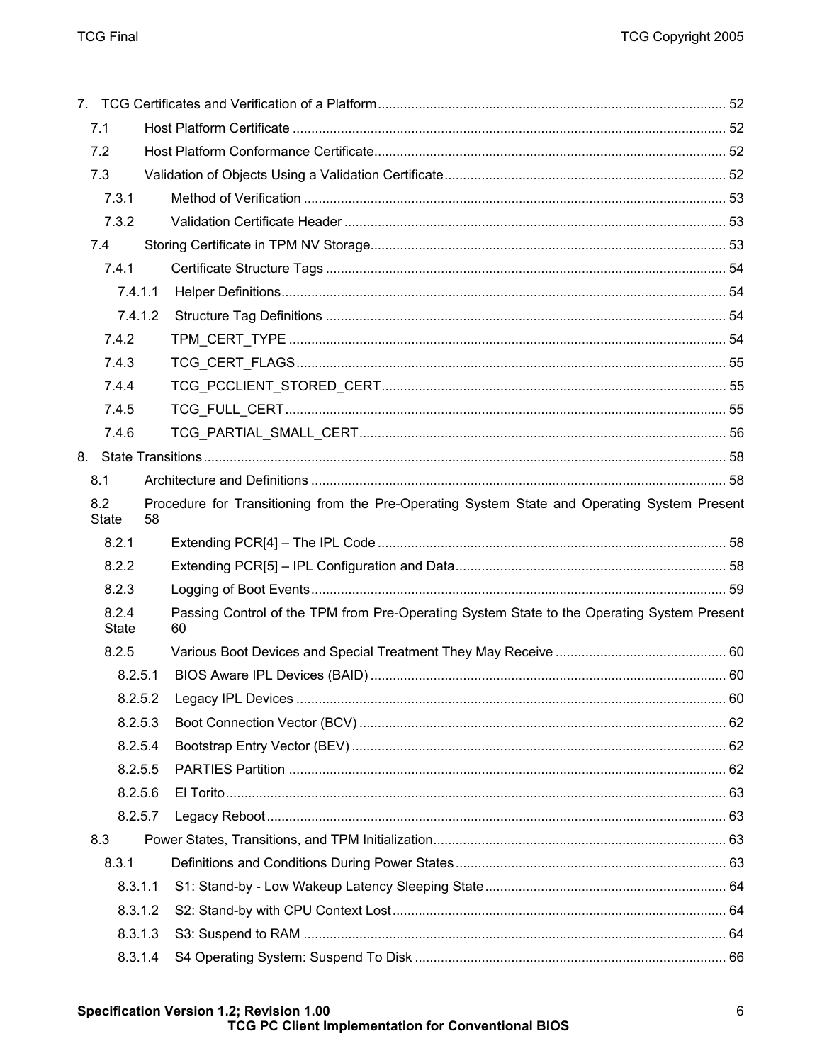7. TCG Certificates and Verification of a Platform ........................................................................................ 52
  7.1 Host Platform Certificate ......................................................................................................... 52
  7.2 Host Platform Conformance Certificate.................................................................................... 52
  7.3 Validation of Objects Using a Validation Certificate ................................................................. 52
    7.3.1 Method of Verification ........................................................................................................ 53
    7.3.2 Validation Certificate Header .............................................................................................. 53
  7.4 Storing Certificate in TPM NV Storage..................................................................................... 53
    7.4.1 Certificate Structure Tags ................................................................................................... 54
      7.4.1.1 Helper Definitions............................................................................................................ 54
      7.4.1.2 Structure Tag Definitions ................................................................................................ 54
    7.4.2 TPM_CERT_TYPE ............................................................................................................. 54
    7.4.3 TCG_CERT_FLAGS ........................................................................................................... 55
    7.4.4 TCG_PCCLIENT_STORED_CERT .................................................................................... 55
    7.4.5 TCG_FULL_CERT .............................................................................................................. 55
    7.4.6 TCG_PARTIAL_SMALL_CERT .......................................................................................... 56
8. State Transitions ............................................................................................................................ 58
  8.1 Architecture and Definitions ..................................................................................................... 58
  8.2 Procedure for Transitioning from the Pre-Operating System State and Operating System Present State 58
    8.2.1 Extending PCR[4] – The IPL Code ..................................................................................... 58
    8.2.2 Extending PCR[5] – IPL Configuration and Data................................................................. 58
    8.2.3 Logging of Boot Events....................................................................................................... 59
    8.2.4 Passing Control of the TPM from Pre-Operating System State to the Operating System Present State 60
    8.2.5 Various Boot Devices and Special Treatment They May Receive ....................................... 60
      8.2.5.1 BIOS Aware IPL Devices (BAID) .................................................................................... 60
      8.2.5.2 Legacy IPL Devices ........................................................................................................ 60
      8.2.5.3 Boot Connection Vector (BCV) ....................................................................................... 62
      8.2.5.4 Bootstrap Entry Vector (BEV) ......................................................................................... 62
      8.2.5.5 PARTIES Partition .......................................................................................................... 62
      8.2.5.6 El Torito........................................................................................................................... 63
      8.2.5.7 Legacy Reboot ................................................................................................................ 63
  8.3 Power States, Transitions, and TPM Initialization..................................................................... 63
    8.3.1 Definitions and Conditions During Power States ................................................................ 63
      8.3.1.1 S1: Stand-by - Low Wakeup Latency Sleeping State ...................................................... 64
      8.3.1.2 S2: Stand-by with CPU Context Lost ............................................................................... 64
      8.3.1.3 S3: Suspend to RAM ...................................................................................................... 64
      8.3.1.4 S4 Operating System: Suspend To Disk ......................................................................... 66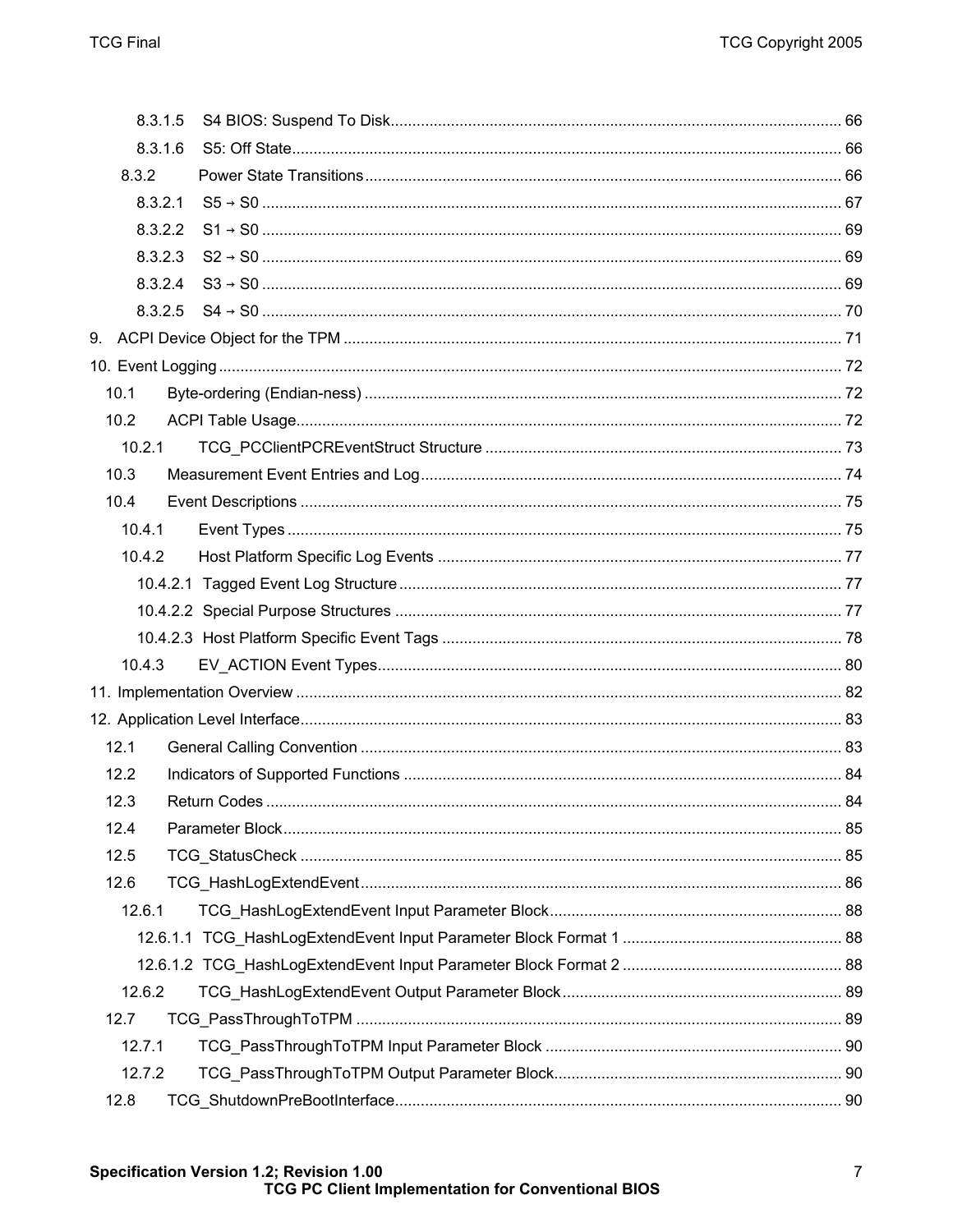8.3.1.5 S4 BIOS: Suspend To Disk ........ 66
8.3.1.6 S5: Off State ........ 66
8.3.2 Power State Transitions ........ 66
8.3.2.1 S5 → S0 ........ 67
8.3.2.2 S1 → S0 ........ 69
8.3.2.3 S2 → S0 ........ 69
8.3.2.4 S3 → S0 ........ 69
8.3.2.5 S4 → S0 ........ 70
9. ACPI Device Object for the TPM ........ 71
10. Event Logging ........ 72
10.1 Byte-ordering (Endian-ness) ........ 72
10.2 ACPI Table Usage ........ 72
10.2.1 TCG_PCClientPCREventStruct Structure ........ 73
10.3 Measurement Event Entries and Log ........ 74
10.4 Event Descriptions ........ 75
10.4.1 Event Types ........ 75
10.4.2 Host Platform Specific Log Events ........ 77
10.4.2.1 Tagged Event Log Structure ........ 77
10.4.2.2 Special Purpose Structures ........ 77
10.4.2.3 Host Platform Specific Event Tags ........ 78
10.4.3 EV_ACTION Event Types ........ 80
11. Implementation Overview ........ 82
12. Application Level Interface ........ 83
12.1 General Calling Convention ........ 83
12.2 Indicators of Supported Functions ........ 84
12.3 Return Codes ........ 84
12.4 Parameter Block ........ 85
12.5 TCG_StatusCheck ........ 85
12.6 TCG_HashLogExtendEvent ........ 86
12.6.1 TCG_HashLogExtendEvent Input Parameter Block ........ 88
12.6.1.1 TCG_HashLogExtendEvent Input Parameter Block Format 1 ........ 88
12.6.1.2 TCG_HashLogExtendEvent Input Parameter Block Format 2 ........ 88
12.6.2 TCG_HashLogExtendEvent Output Parameter Block ........ 89
12.7 TCG_PassThroughToTPM ........ 89
12.7.1 TCG_PassThroughToTPM Input Parameter Block ........ 90
12.7.2 TCG_PassThroughToTPM Output Parameter Block ........ 90
12.8 TCG_ShutdownPreBootInterface ........ 90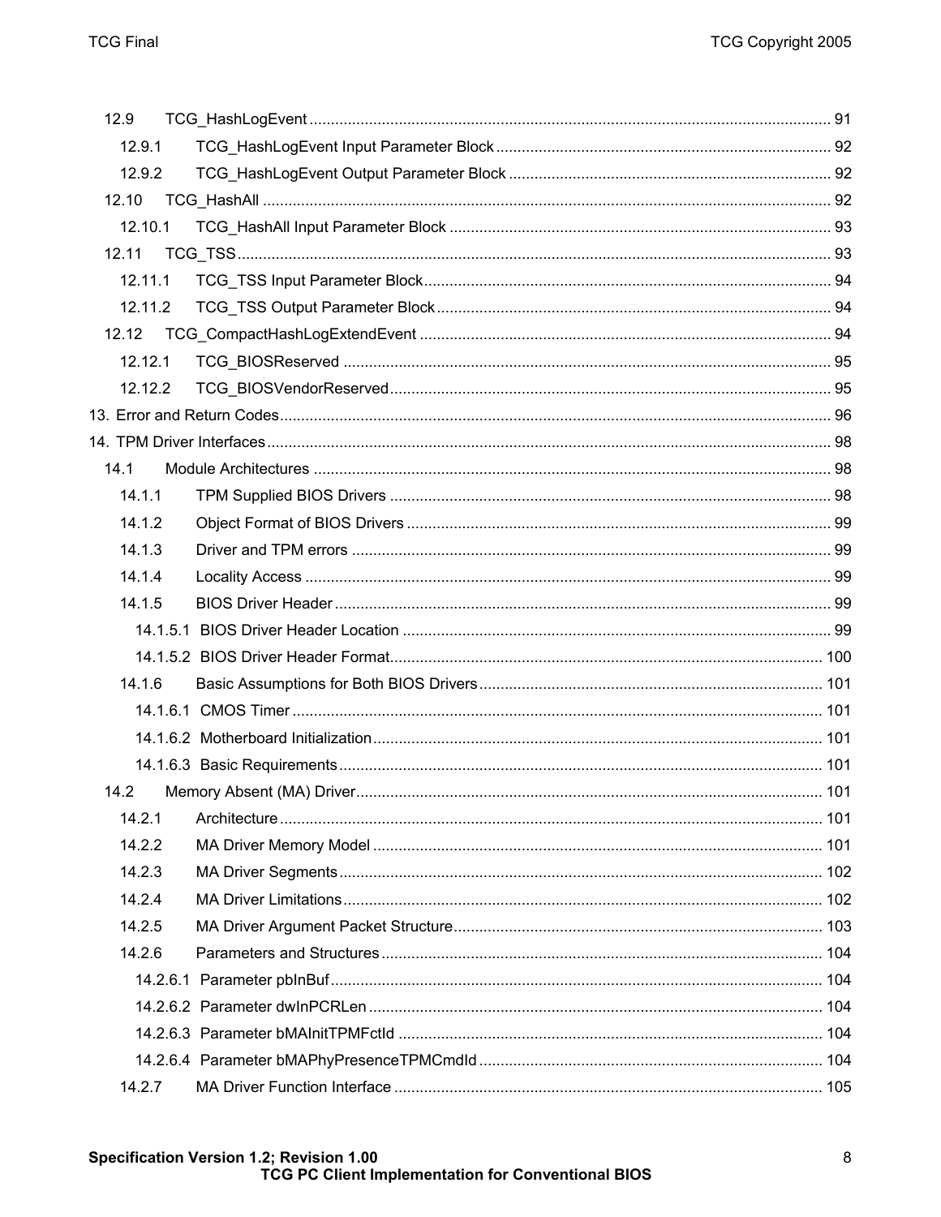12.9 TCG_HashLogEvent ............................................................................................................................ 91

12.9.1 TCG_HashLogEvent Input Parameter Block ................................................................................ 92

12.9.2 TCG_HashLogEvent Output Parameter Block ............................................................................. 92

12.10 TCG_HashAll ................................................................................................................................. 92

12.10.1 TCG_HashAll Input Parameter Block .......................................................................................... 93

12.11 TCG_TSS ....................................................................................................................................... 93

12.11.1 TCG_TSS Input Parameter Block ................................................................................................ 94

12.11.2 TCG_TSS Output Parameter Block ............................................................................................. 94

12.12 TCG_CompactHashLogExtendEvent ............................................................................................... 94

12.12.1 TCG_BIOSReserved ................................................................................................................... 95

12.12.2 TCG_BIOSVendorReserved ........................................................................................................ 95

13. Error and Return Codes ..................................................................................................................... 96

14. TPM Driver Interfaces ........................................................................................................................ 98

14.1 Module Architectures ........................................................................................................................ 98

14.1.1 TPM Supplied BIOS Drivers ........................................................................................................ 98

14.1.2 Object Format of BIOS Drivers .................................................................................................... 99

14.1.3 Driver and TPM errors ................................................................................................................. 99

14.1.4 Locality Access ............................................................................................................................ 99

14.1.5 BIOS Driver Header ..................................................................................................................... 99

14.1.5.1 BIOS Driver Header Location ..................................................................................................... 99

14.1.5.2 BIOS Driver Header Format ..................................................................................................... 100

14.1.6 Basic Assumptions for Both BIOS Drivers ................................................................................ 101

14.1.6.1 CMOS Timer ............................................................................................................................ 101

14.1.6.2 Motherboard Initialization ......................................................................................................... 101

14.1.6.3 Basic Requirements ................................................................................................................. 101

14.2 Memory Absent (MA) Driver ............................................................................................................ 101

14.2.1 Architecture ............................................................................................................................... 101

14.2.2 MA Driver Memory Model .......................................................................................................... 101

14.2.3 MA Driver Segments .................................................................................................................. 102

14.2.4 MA Driver Limitations ................................................................................................................ 102

14.2.5 MA Driver Argument Packet Structure ....................................................................................... 103

14.2.6 Parameters and Structures ........................................................................................................ 104

14.2.6.1 Parameter pbInBuf ................................................................................................................... 104

14.2.6.2 Parameter dwInPCRLen .......................................................................................................... 104

14.2.6.3 Parameter bMAInitTPMFctId ................................................................................................... 104

14.2.6.4 Parameter bMAPhyPresenceTPMCmdId ................................................................................ 104

14.2.7 MA Driver Function Interface ..................................................................................................... 105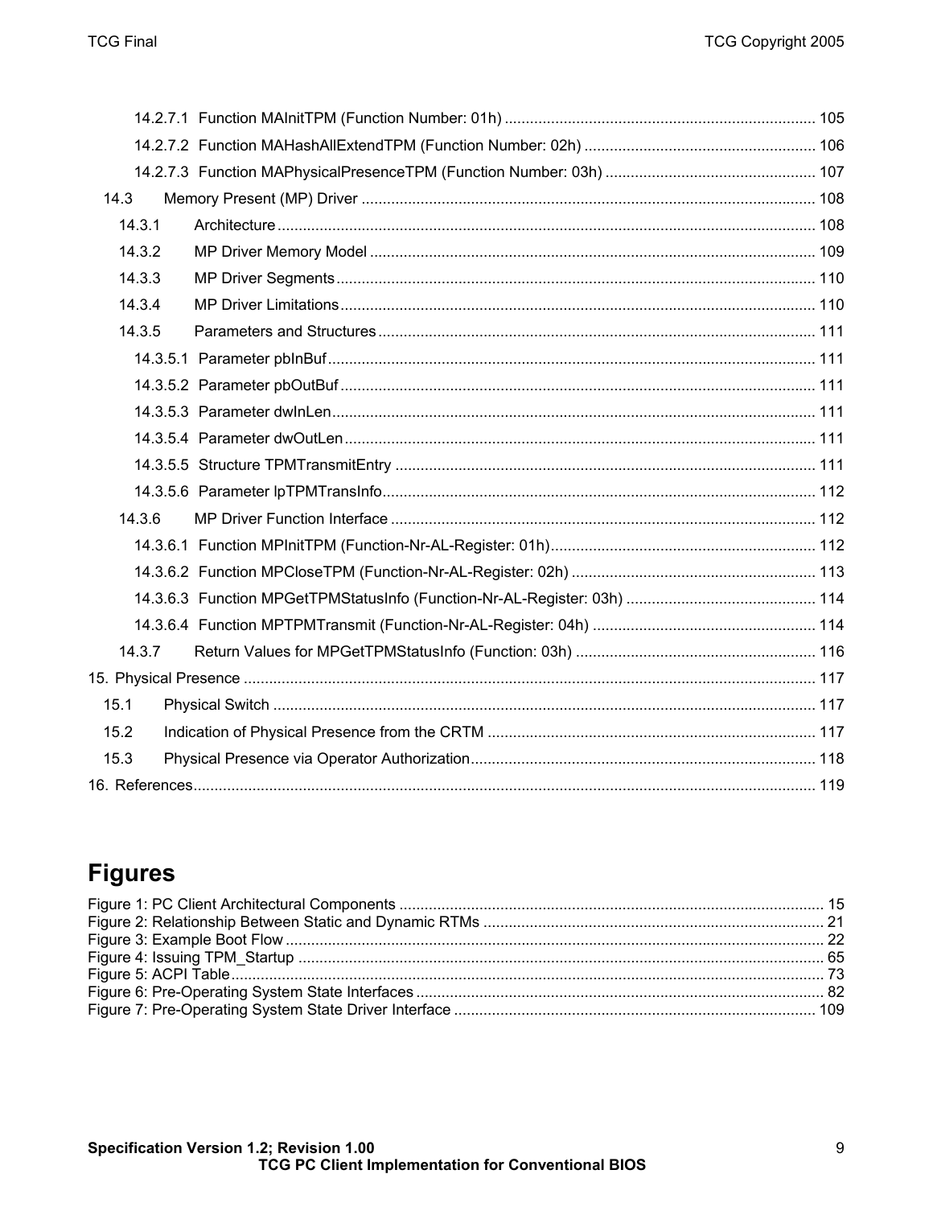14.2.7.1 Function MAInitTPM (Function Number: 01h) ........................................................................ 105

14.2.7.2 Function MAHashAllExtendTPM (Function Number: 02h) ...................................................... 106

14.2.7.3 Function MAPhysicalPresenceTPM (Function Number: 03h) ................................................. 107

14.3 Memory Present (MP) Driver .......................................................................................................... 108

14.3.1 Architecture ................................................................................................................................. 108

14.3.2 MP Driver Memory Model ........................................................................................................... 109

14.3.3 MP Driver Segments .................................................................................................................... 110

14.3.4 MP Driver Limitations ................................................................................................................. 110

14.3.5 Parameters and Structures ........................................................................................................ 111

14.3.5.1 Parameter pbInBuf ................................................................................................................. 111

14.3.5.2 Parameter pbOutBuf ............................................................................................................... 111

14.3.5.3 Parameter dwInLen ................................................................................................................. 111

14.3.5.4 Parameter dwOutLen ............................................................................................................... 111

14.3.5.5 Structure TPMTransmitEntry .................................................................................................. 111

14.3.5.6 Parameter lpTPMTransInfo ..................................................................................................... 112

14.3.6 MP Driver Function Interface ...................................................................................................... 112

14.3.6.1 Function MPInitTPM (Function-Nr-AL-Register: 01h) ............................................................. 112

14.3.6.2 Function MPCloseTPM (Function-Nr-AL-Register: 02h) .......................................................... 113

14.3.6.3 Function MPGetTPMStatusInfo (Function-Nr-AL-Register: 03h) ............................................ 114

14.3.6.4 Function MPTPMTransmit (Function-Nr-AL-Register: 04h) .................................................... 114

14.3.7 Return Values for MPGetTPMStatusInfo (Function: 03h) ......................................................... 116

15. Physical Presence ............................................................................................................................. 117

15.1 Physical Switch ............................................................................................................................... 117

15.2 Indication of Physical Presence from the CRTM ............................................................................ 117

15.3 Physical Presence via Operator Authorization ................................................................................ 118

16. References .......................................................................................................................................... 119

# Figures

Figure 1: PC Client Architectural Components ..................................................................................... 15

Figure 2: Relationship Between Static and Dynamic RTMs ................................................................. 21

Figure 3: Example Boot Flow ................................................................................................................ 22

Figure 4: Issuing TPM_Startup ............................................................................................................. 65

Figure 5: ACPI Table ............................................................................................................................. 73

Figure 6: Pre-Operating System State Interfaces ................................................................................. 82

Figure 7: Pre-Operating System State Driver Interface ...................................................................... 109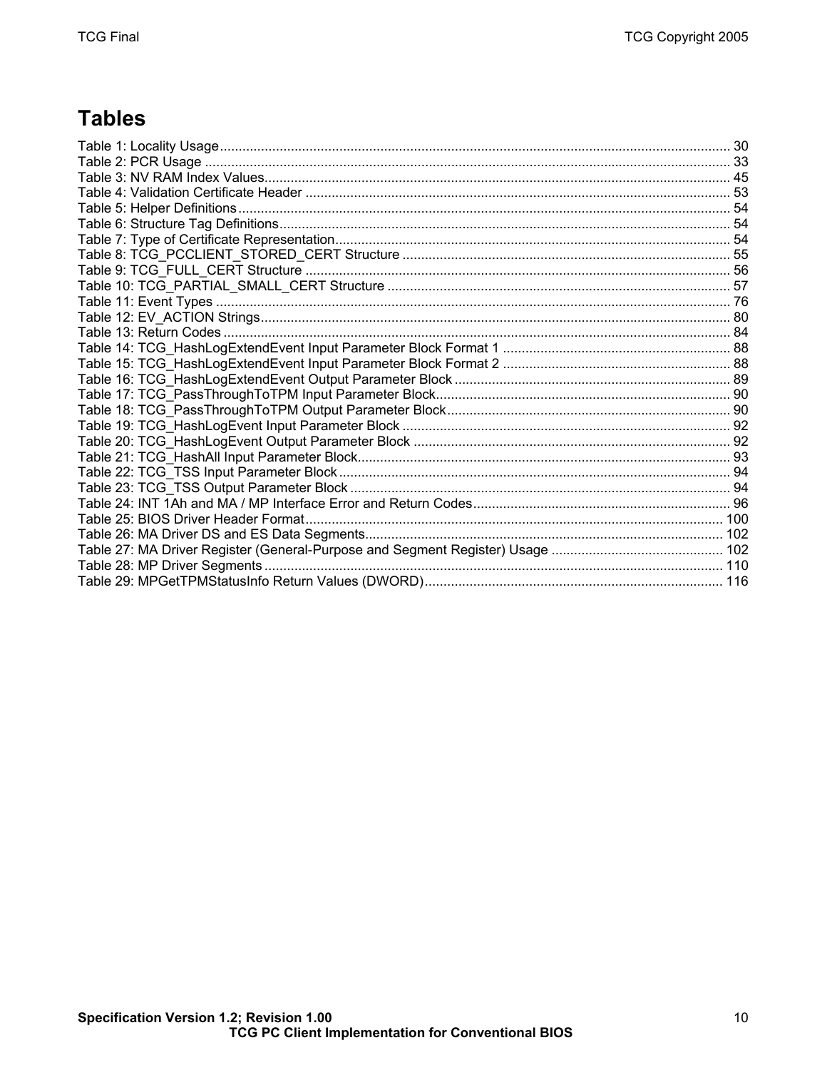# Tables

Table 1: Locality Usage ........ 30
Table 2: PCR Usage ........ 33
Table 3: NV RAM Index Values ........ 45
Table 4: Validation Certificate Header ........ 53
Table 5: Helper Definitions ........ 54
Table 6: Structure Tag Definitions ........ 54
Table 7: Type of Certificate Representation ........ 54
Table 8: TCG_PCCLIENT_STORED_CERT Structure ........ 55
Table 9: TCG_FULL_CERT Structure ........ 56
Table 10: TCG_PARTIAL_SMALL_CERT Structure ........ 57
Table 11: Event Types ........ 76
Table 12: EV_ACTION Strings ........ 80
Table 13: Return Codes ........ 84
Table 14: TCG_HashLogExtendEvent Input Parameter Block Format 1 ........ 88
Table 15: TCG_HashLogExtendEvent Input Parameter Block Format 2 ........ 88
Table 16: TCG_HashLogExtendEvent Output Parameter Block ........ 89
Table 17: TCG_PassThroughToTPM Input Parameter Block ........ 90
Table 18: TCG_PassThroughToTPM Output Parameter Block ........ 90
Table 19: TCG_HashLogEvent Input Parameter Block ........ 92
Table 20: TCG_HashLogEvent Output Parameter Block ........ 92
Table 21: TCG_HashAll Input Parameter Block ........ 93
Table 22: TCG_TSS Input Parameter Block ........ 94
Table 23: TCG_TSS Output Parameter Block ........ 94
Table 24: INT 1Ah and MA / MP Interface Error and Return Codes ........ 96
Table 25: BIOS Driver Header Format ........ 100
Table 26: MA Driver DS and ES Data Segments ........ 102
Table 27: MA Driver Register (General-Purpose and Segment Register) Usage ........ 102
Table 28: MP Driver Segments ........ 110
Table 29: MPGetTPMStatusInfo Return Values (DWORD) ........ 116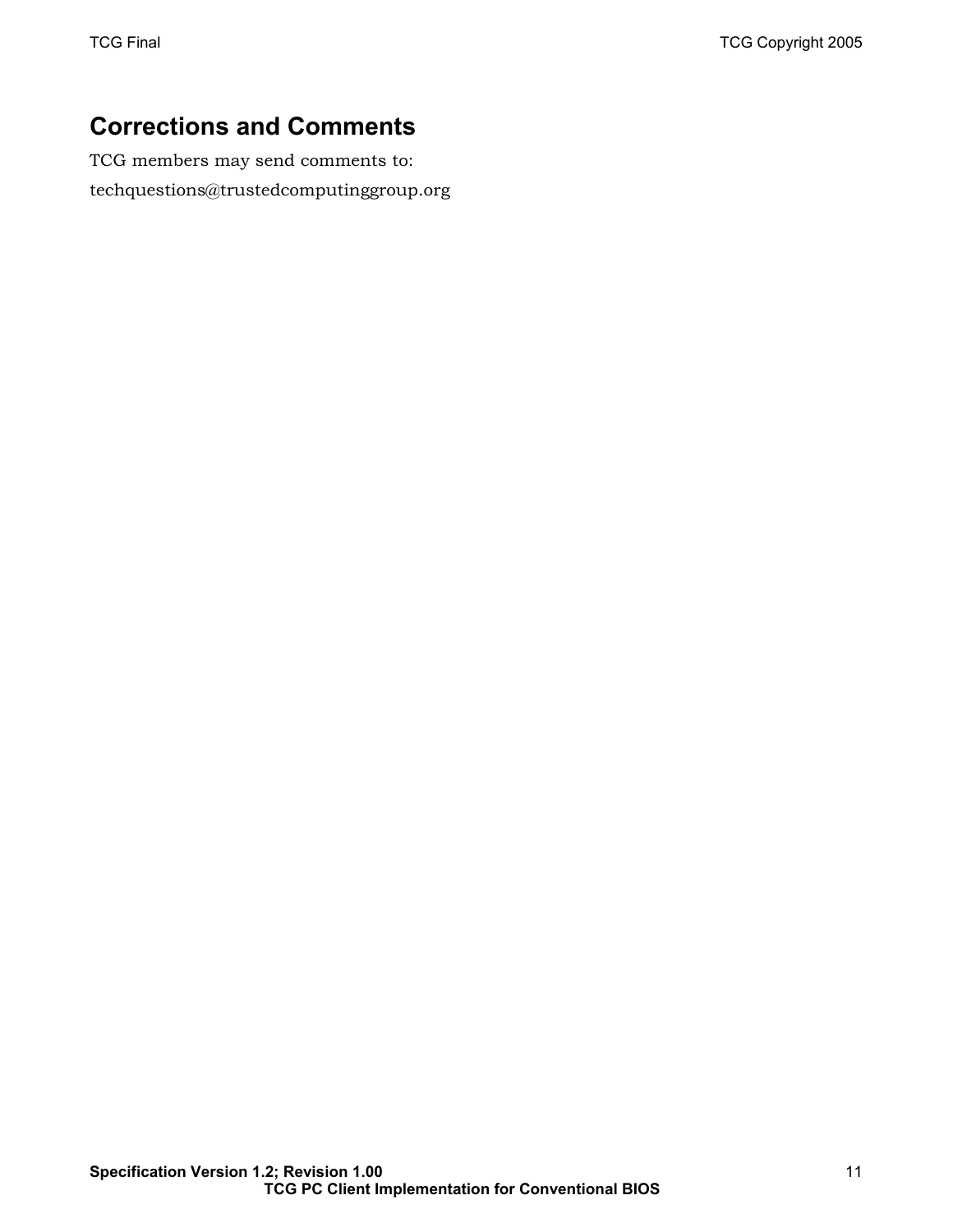# Corrections and Comments

TCG members may send comments to:

techquestions@trustedcomputinggroup.org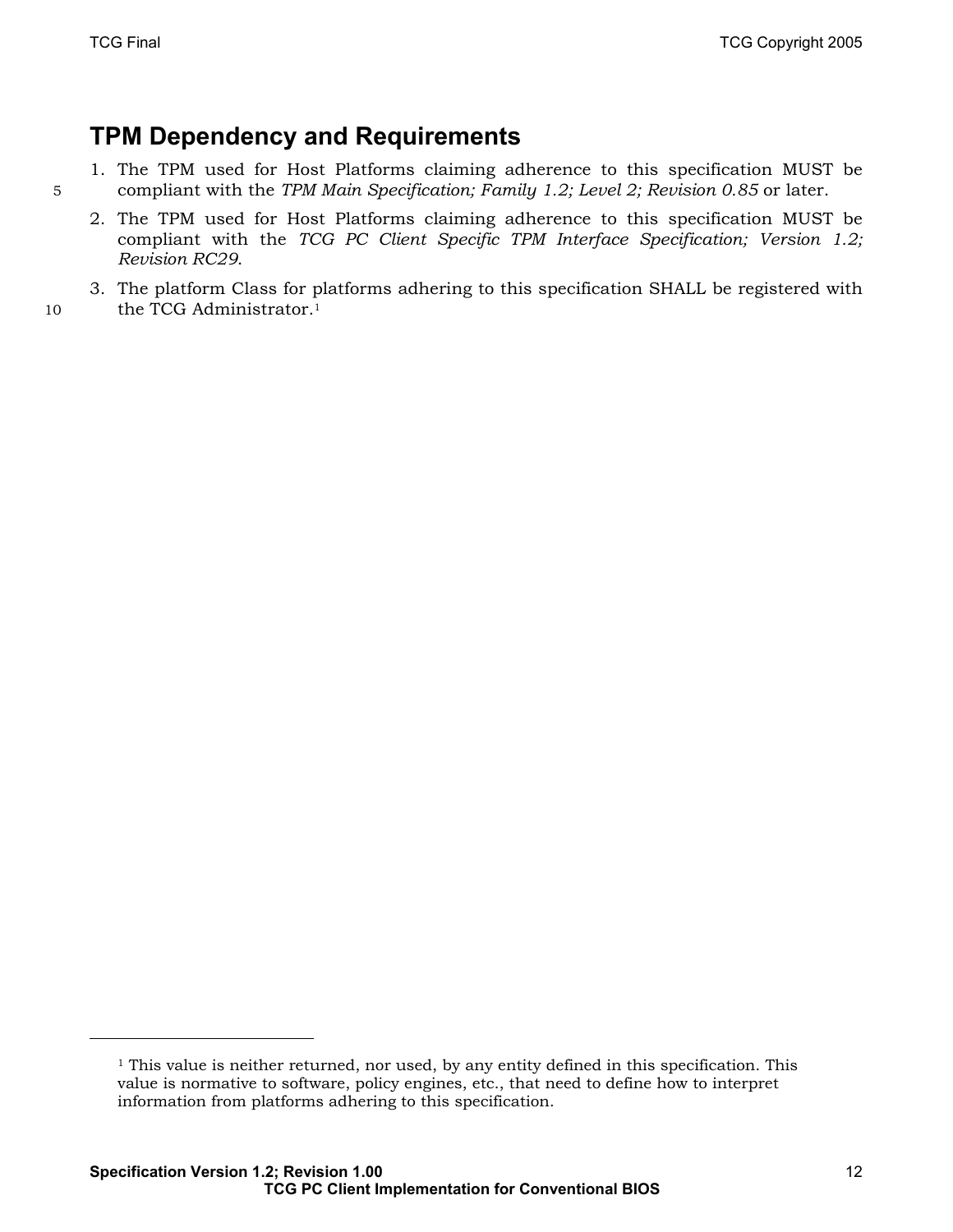# TPM Dependency and Requirements

1. The TPM used for Host Platforms claiming adherence to this specification MUST be compliant with the *TPM Main Specification; Family 1.2; Level 2; Revision 0.85* or later.
2. The TPM used for Host Platforms claiming adherence to this specification MUST be compliant with the *TCG PC Client Specific TPM Interface Specification; Version 1.2; Revision RC29*.
3. The platform Class for platforms adhering to this specification SHALL be registered with the TCG Administrator.[1]

---

[1] This value is neither returned, nor used, by any entity defined in this specification. This value is normative to software, policy engines, etc., that need to define how to interpret information from platforms adhering to this specification.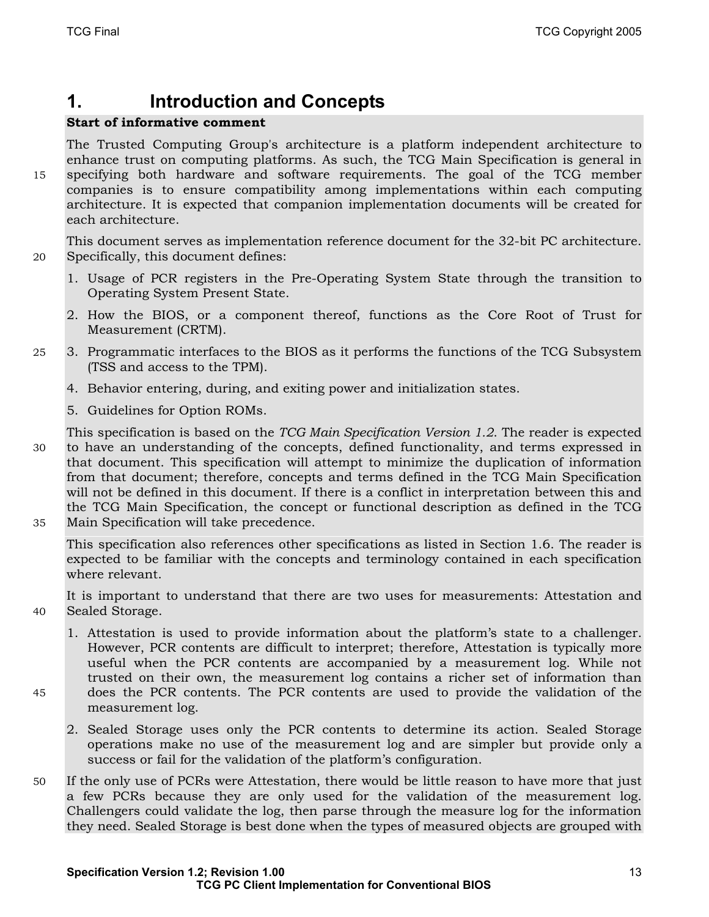# 1. Introduction and Concepts

**Start of informative comment**

The Trusted Computing Group's architecture is a platform independent architecture to enhance trust on computing platforms. As such, the TCG Main Specification is general in specifying both hardware and software requirements. The goal of the TCG member companies is to ensure compatibility among implementations within each computing architecture. It is expected that companion implementation documents will be created for each architecture.

This document serves as implementation reference document for the 32-bit PC architecture. Specifically, this document defines:

1. Usage of PCR registers in the Pre-Operating System State through the transition to Operating System Present State.
2. How the BIOS, or a component thereof, functions as the Core Root of Trust for Measurement (CRTM).
3. Programmatic interfaces to the BIOS as it performs the functions of the TCG Subsystem (TSS and access to the TPM).
4. Behavior entering, during, and exiting power and initialization states.
5. Guidelines for Option ROMs.

This specification is based on the *TCG Main Specification Version 1.2*. The reader is expected to have an understanding of the concepts, defined functionality, and terms expressed in that document. This specification will attempt to minimize the duplication of information from that document; therefore, concepts and terms defined in the TCG Main Specification will not be defined in this document. If there is a conflict in interpretation between this and the TCG Main Specification, the concept or functional description as defined in the TCG Main Specification will take precedence.

This specification also references other specifications as listed in Section 1.6. The reader is expected to be familiar with the concepts and terminology contained in each specification where relevant.

It is important to understand that there are two uses for measurements: Attestation and Sealed Storage.

1. Attestation is used to provide information about the platform's state to a challenger. However, PCR contents are difficult to interpret; therefore, Attestation is typically more useful when the PCR contents are accompanied by a measurement log. While not trusted on their own, the measurement log contains a richer set of information than does the PCR contents. The PCR contents are used to provide the validation of the measurement log.
2. Sealed Storage uses only the PCR contents to determine its action. Sealed Storage operations make no use of the measurement log and are simpler but provide only a success or fail for the validation of the platform's configuration.

If the only use of PCRs were Attestation, there would be little reason to have more that just a few PCRs because they are only used for the validation of the measurement log. Challengers could validate the log, then parse through the measure log for the information they need. Sealed Storage is best done when the types of measured objects are grouped with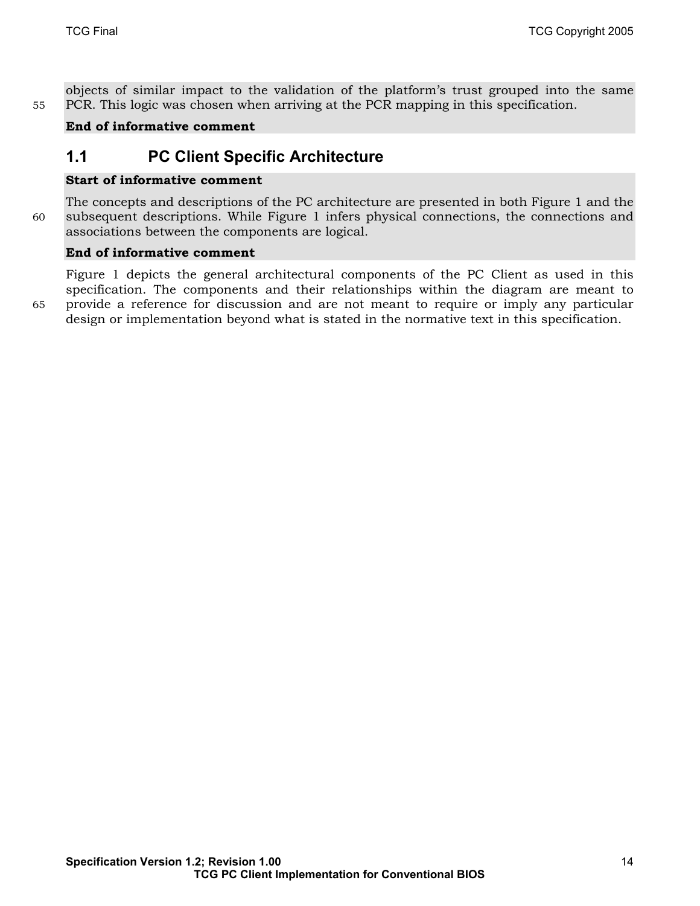objects of similar impact to the validation of the platform's trust grouped into the same PCR. This logic was chosen when arriving at the PCR mapping in this specification.

**End of informative comment**

## 1.1 PC Client Specific Architecture

**Start of informative comment**

The concepts and descriptions of the PC architecture are presented in both Figure 1 and the subsequent descriptions. While Figure 1 infers physical connections, the connections and associations between the components are logical.

**End of informative comment**

Figure 1 depicts the general architectural components of the PC Client as used in this specification. The components and their relationships within the diagram are meant to provide a reference for discussion and are not meant to require or imply any particular design or implementation beyond what is stated in the normative text in this specification.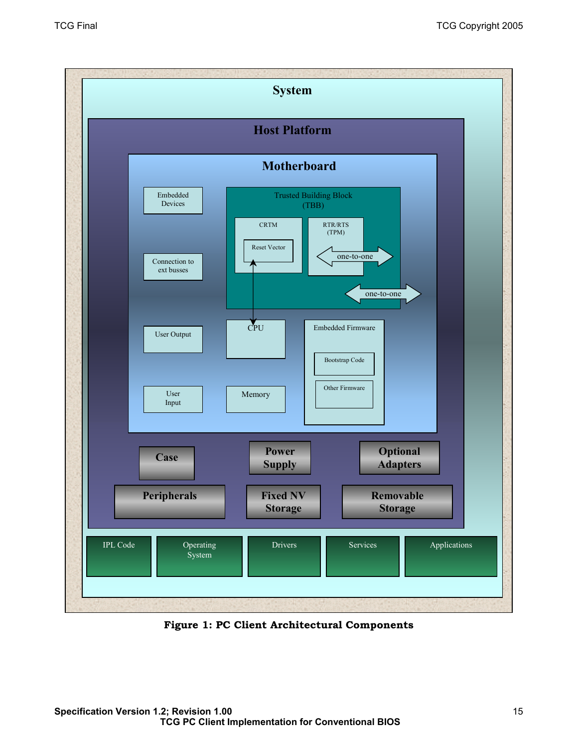**Figure 1: PC Client Architectural Components**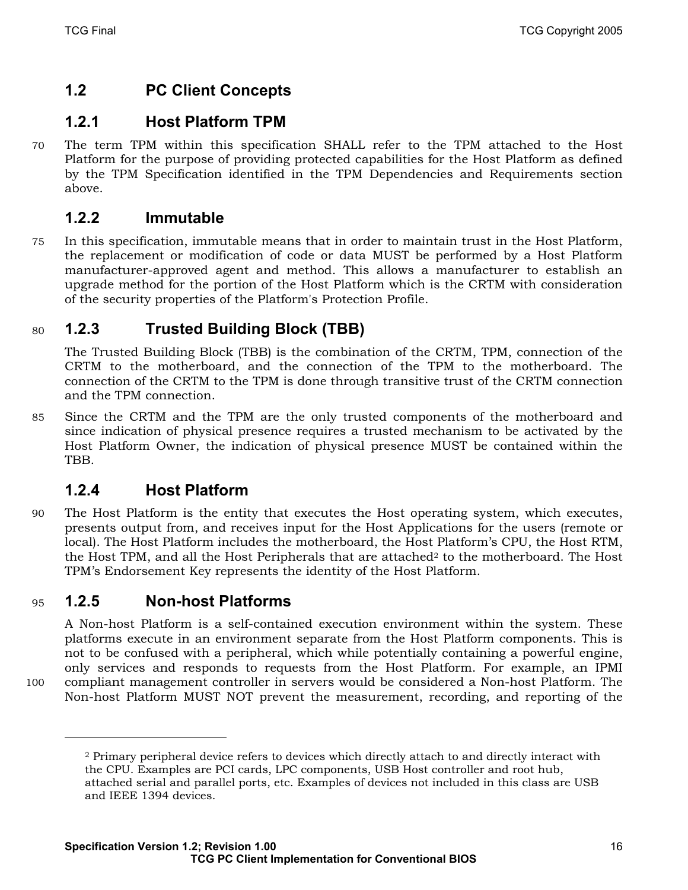## 1.2 PC Client Concepts

### 1.2.1 Host Platform TPM

The term TPM within this specification SHALL refer to the TPM attached to the Host Platform for the purpose of providing protected capabilities for the Host Platform as defined by the TPM Specification identified in the TPM Dependencies and Requirements section above.

### 1.2.2 Immutable

In this specification, immutable means that in order to maintain trust in the Host Platform, the replacement or modification of code or data MUST be performed by a Host Platform manufacturer-approved agent and method. This allows a manufacturer to establish an upgrade method for the portion of the Host Platform which is the CRTM with consideration of the security properties of the Platform's Protection Profile.

### 1.2.3 Trusted Building Block (TBB)

The Trusted Building Block (TBB) is the combination of the CRTM, TPM, connection of the CRTM to the motherboard, and the connection of the TPM to the motherboard. The connection of the CRTM to the TPM is done through transitive trust of the CRTM connection and the TPM connection.

Since the CRTM and the TPM are the only trusted components of the motherboard and since indication of physical presence requires a trusted mechanism to be activated by the Host Platform Owner, the indication of physical presence MUST be contained within the TBB.

### 1.2.4 Host Platform

The Host Platform is the entity that executes the Host operating system, which executes, presents output from, and receives input for the Host Applications for the users (remote or local). The Host Platform includes the motherboard, the Host Platform's CPU, the Host RTM, the Host TPM, and all the Host Peripherals that are attached[2] to the motherboard. The Host TPM's Endorsement Key represents the identity of the Host Platform.

### 1.2.5 Non-host Platforms

A Non-host Platform is a self-contained execution environment within the system. These platforms execute in an environment separate from the Host Platform components. This is not to be confused with a peripheral, which while potentially containing a powerful engine, only services and responds to requests from the Host Platform. For example, an IPMI compliant management controller in servers would be considered a Non-host Platform. The Non-host Platform MUST NOT prevent the measurement, recording, and reporting of the

---

[2] Primary peripheral device refers to devices which directly attach to and directly interact with the CPU. Examples are PCI cards, LPC components, USB Host controller and root hub, attached serial and parallel ports, etc. Examples of devices not included in this class are USB and IEEE 1394 devices.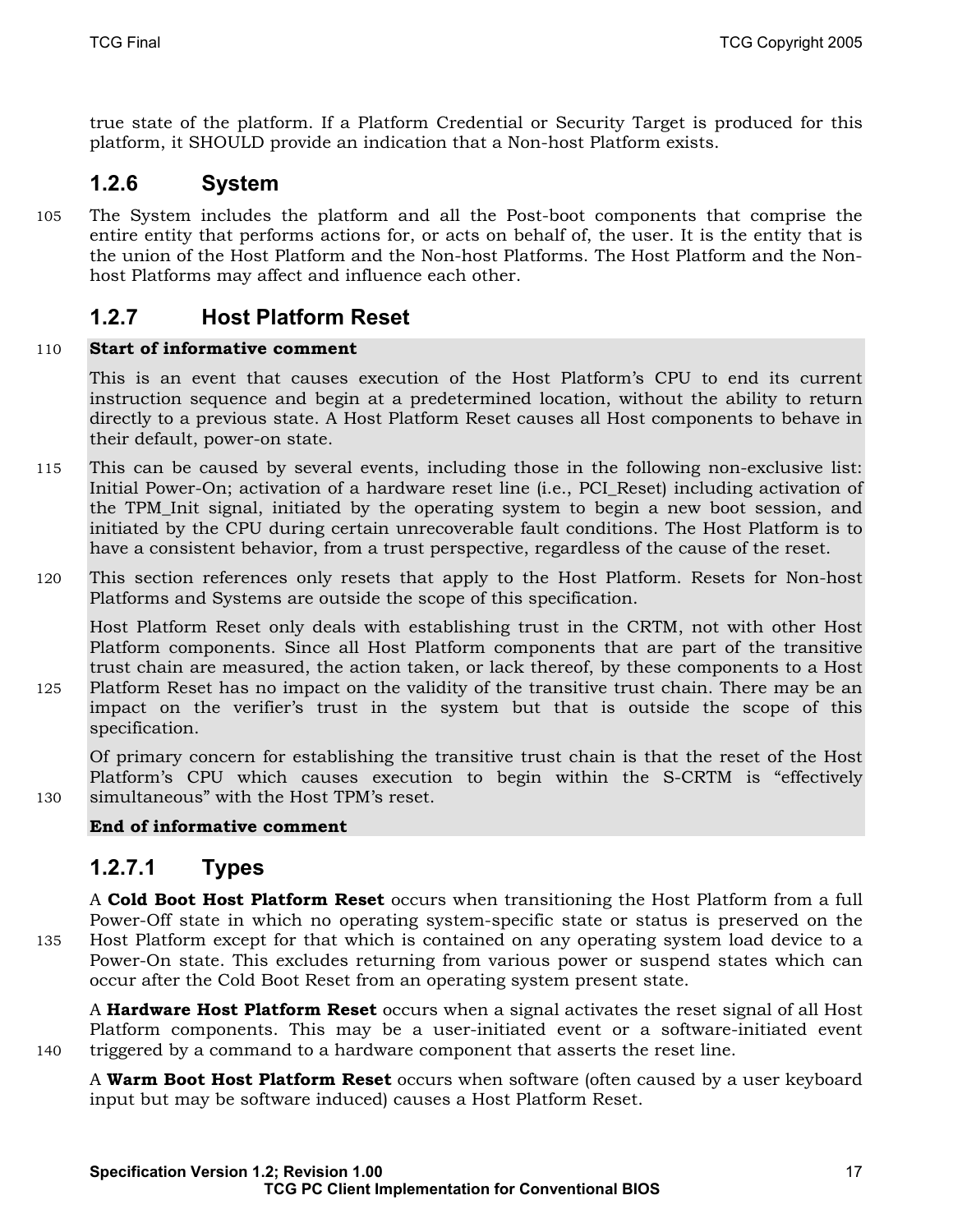true state of the platform. If a Platform Credential or Security Target is produced for this platform, it SHOULD provide an indication that a Non-host Platform exists.

### 1.2.6 System

The System includes the platform and all the Post-boot components that comprise the entire entity that performs actions for, or acts on behalf of, the user. It is the entity that is the union of the Host Platform and the Non-host Platforms. The Host Platform and the Non-host Platforms may affect and influence each other.

### 1.2.7 Host Platform Reset

**Start of informative comment**

This is an event that causes execution of the Host Platform's CPU to end its current instruction sequence and begin at a predetermined location, without the ability to return directly to a previous state. A Host Platform Reset causes all Host components to behave in their default, power-on state.

This can be caused by several events, including those in the following non-exclusive list: Initial Power-On; activation of a hardware reset line (i.e., PCI_Reset) including activation of the TPM_Init signal, initiated by the operating system to begin a new boot session, and initiated by the CPU during certain unrecoverable fault conditions. The Host Platform is to have a consistent behavior, from a trust perspective, regardless of the cause of the reset.

This section references only resets that apply to the Host Platform. Resets for Non-host Platforms and Systems are outside the scope of this specification.

Host Platform Reset only deals with establishing trust in the CRTM, not with other Host Platform components. Since all Host Platform components that are part of the transitive trust chain are measured, the action taken, or lack thereof, by these components to a Host Platform Reset has no impact on the validity of the transitive trust chain. There may be an impact on the verifier's trust in the system but that is outside the scope of this specification.

Of primary concern for establishing the transitive trust chain is that the reset of the Host Platform's CPU which causes execution to begin within the S-CRTM is "effectively simultaneous" with the Host TPM's reset.

**End of informative comment**

#### 1.2.7.1 Types

A **Cold Boot Host Platform Reset** occurs when transitioning the Host Platform from a full Power-Off state in which no operating system-specific state or status is preserved on the Host Platform except for that which is contained on any operating system load device to a Power-On state. This excludes returning from various power or suspend states which can occur after the Cold Boot Reset from an operating system present state.

A **Hardware Host Platform Reset** occurs when a signal activates the reset signal of all Host Platform components. This may be a user-initiated event or a software-initiated event triggered by a command to a hardware component that asserts the reset line.

A **Warm Boot Host Platform Reset** occurs when software (often caused by a user keyboard input but may be software induced) causes a Host Platform Reset.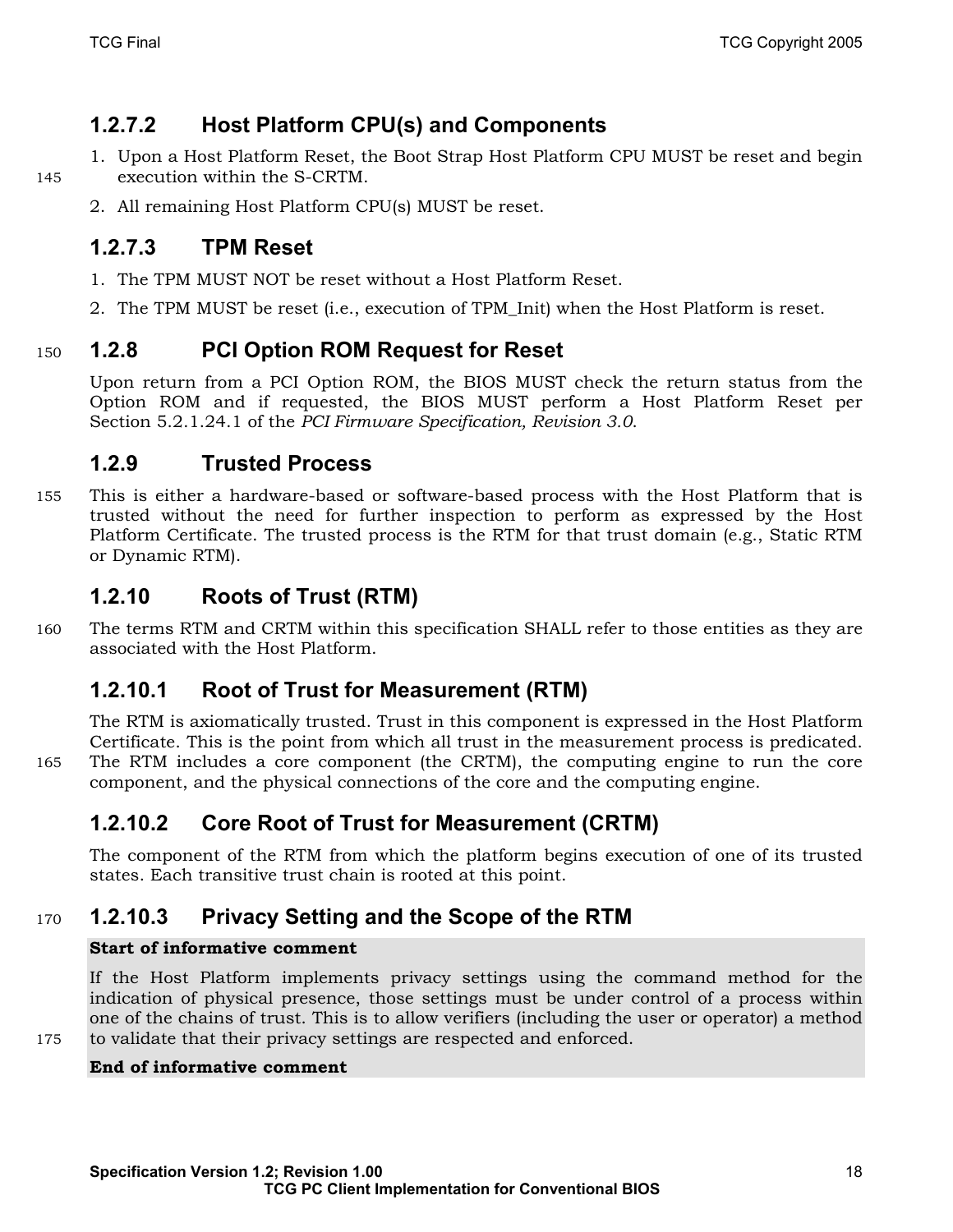#### 1.2.7.2 Host Platform CPU(s) and Components

1. Upon a Host Platform Reset, the Boot Strap Host Platform CPU MUST be reset and begin execution within the S-CRTM.
2. All remaining Host Platform CPU(s) MUST be reset.

#### 1.2.7.3 TPM Reset

1. The TPM MUST NOT be reset without a Host Platform Reset.
2. The TPM MUST be reset (i.e., execution of TPM_Init) when the Host Platform is reset.

### 1.2.8 PCI Option ROM Request for Reset

Upon return from a PCI Option ROM, the BIOS MUST check the return status from the Option ROM and if requested, the BIOS MUST perform a Host Platform Reset per Section 5.2.1.24.1 of the *PCI Firmware Specification, Revision 3.0*.

### 1.2.9 Trusted Process

This is either a hardware-based or software-based process with the Host Platform that is trusted without the need for further inspection to perform as expressed by the Host Platform Certificate. The trusted process is the RTM for that trust domain (e.g., Static RTM or Dynamic RTM).

### 1.2.10 Roots of Trust (RTM)

The terms RTM and CRTM within this specification SHALL refer to those entities as they are associated with the Host Platform.

#### 1.2.10.1 Root of Trust for Measurement (RTM)

The RTM is axiomatically trusted. Trust in this component is expressed in the Host Platform Certificate. This is the point from which all trust in the measurement process is predicated. The RTM includes a core component (the CRTM), the computing engine to run the core component, and the physical connections of the core and the computing engine.

#### 1.2.10.2 Core Root of Trust for Measurement (CRTM)

The component of the RTM from which the platform begins execution of one of its trusted states. Each transitive trust chain is rooted at this point.

#### 1.2.10.3 Privacy Setting and the Scope of the RTM

**Start of informative comment**

If the Host Platform implements privacy settings using the command method for the indication of physical presence, those settings must be under control of a process within one of the chains of trust. This is to allow verifiers (including the user or operator) a method to validate that their privacy settings are respected and enforced.

**End of informative comment**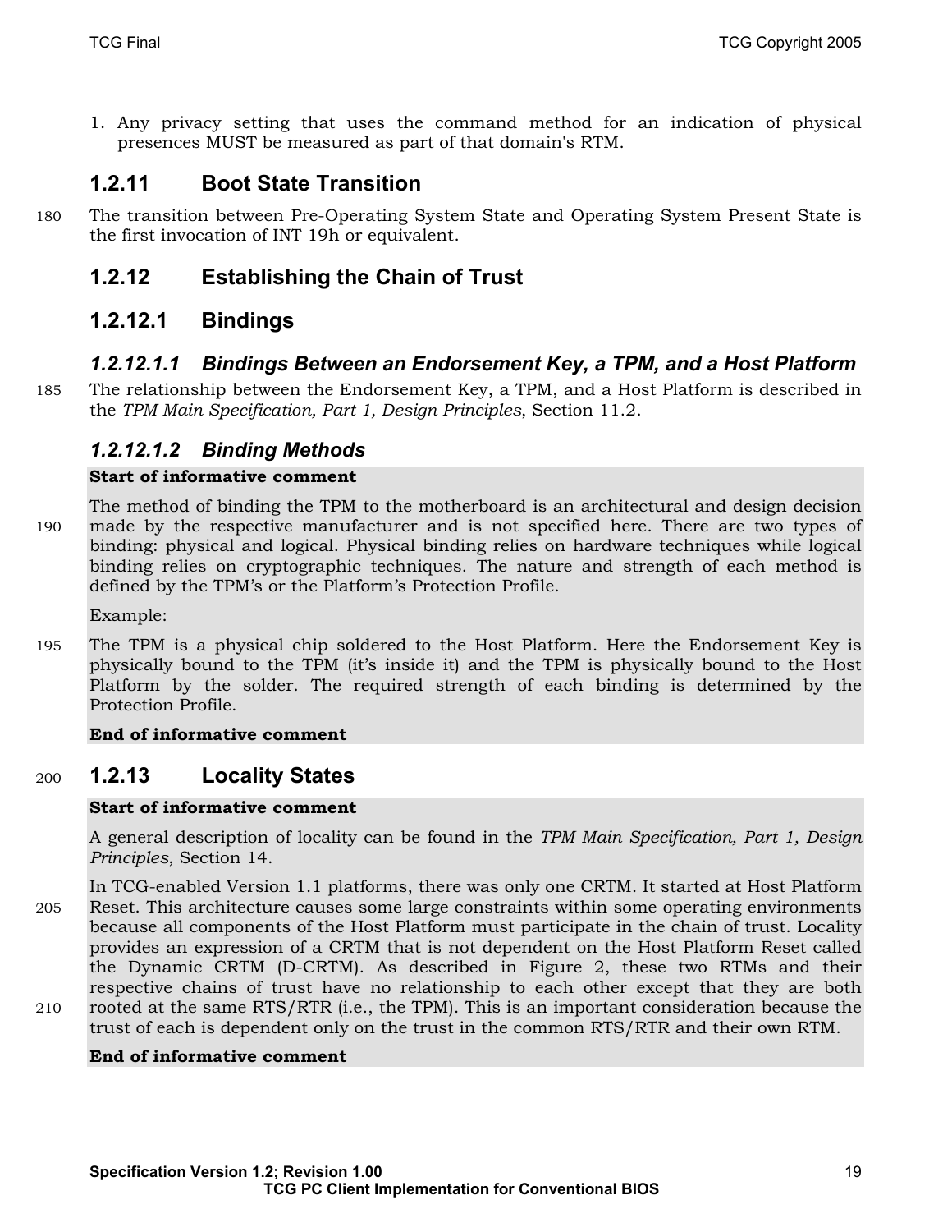1. Any privacy setting that uses the command method for an indication of physical presences MUST be measured as part of that domain's RTM.

### 1.2.11 Boot State Transition

The transition between Pre-Operating System State and Operating System Present State is the first invocation of INT 19h or equivalent.

### 1.2.12 Establishing the Chain of Trust

#### 1.2.12.1 Bindings

##### *1.2.12.1.1 Bindings Between an Endorsement Key, a TPM, and a Host Platform*

The relationship between the Endorsement Key, a TPM, and a Host Platform is described in the *TPM Main Specification, Part 1, Design Principles*, Section 11.2.

##### *1.2.12.1.2 Binding Methods*

**Start of informative comment**

The method of binding the TPM to the motherboard is an architectural and design decision made by the respective manufacturer and is not specified here. There are two types of binding: physical and logical. Physical binding relies on hardware techniques while logical binding relies on cryptographic techniques. The nature and strength of each method is defined by the TPM's or the Platform's Protection Profile.

Example:

The TPM is a physical chip soldered to the Host Platform. Here the Endorsement Key is physically bound to the TPM (it's inside it) and the TPM is physically bound to the Host Platform by the solder. The required strength of each binding is determined by the Protection Profile.

**End of informative comment**

### 1.2.13 Locality States

**Start of informative comment**

A general description of locality can be found in the *TPM Main Specification, Part 1, Design Principles*, Section 14.

In TCG-enabled Version 1.1 platforms, there was only one CRTM. It started at Host Platform Reset. This architecture causes some large constraints within some operating environments because all components of the Host Platform must participate in the chain of trust. Locality provides an expression of a CRTM that is not dependent on the Host Platform Reset called the Dynamic CRTM (D-CRTM). As described in Figure 2, these two RTMs and their respective chains of trust have no relationship to each other except that they are both rooted at the same RTS/RTR (i.e., the TPM). This is an important consideration because the trust of each is dependent only on the trust in the common RTS/RTR and their own RTM.

**End of informative comment**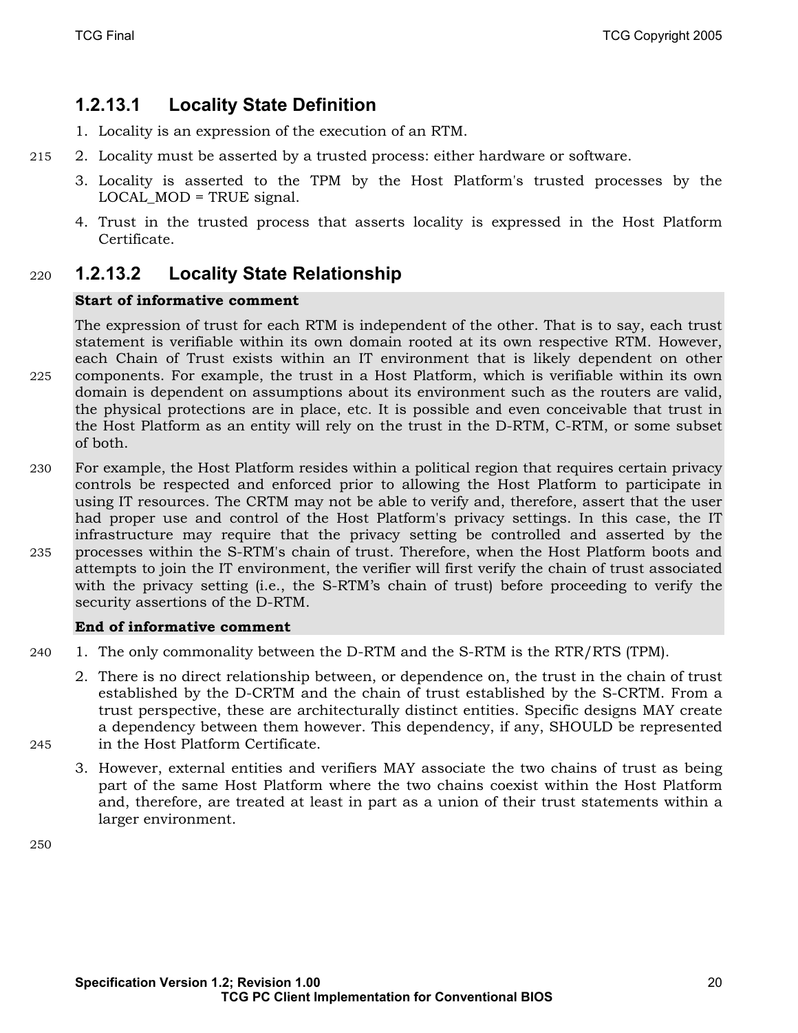#### 1.2.13.1 Locality State Definition

1. Locality is an expression of the execution of an RTM.
2. Locality must be asserted by a trusted process: either hardware or software.
3. Locality is asserted to the TPM by the Host Platform's trusted processes by the LOCAL_MOD = TRUE signal.
4. Trust in the trusted process that asserts locality is expressed in the Host Platform Certificate.

#### 1.2.13.2 Locality State Relationship

**Start of informative comment**

The expression of trust for each RTM is independent of the other. That is to say, each trust statement is verifiable within its own domain rooted at its own respective RTM. However, each Chain of Trust exists within an IT environment that is likely dependent on other components. For example, the trust in a Host Platform, which is verifiable within its own domain is dependent on assumptions about its environment such as the routers are valid, the physical protections are in place, etc. It is possible and even conceivable that trust in the Host Platform as an entity will rely on the trust in the D-RTM, C-RTM, or some subset of both.

For example, the Host Platform resides within a political region that requires certain privacy controls be respected and enforced prior to allowing the Host Platform to participate in using IT resources. The CRTM may not be able to verify and, therefore, assert that the user had proper use and control of the Host Platform's privacy settings. In this case, the IT infrastructure may require that the privacy setting be controlled and asserted by the processes within the S-RTM's chain of trust. Therefore, when the Host Platform boots and attempts to join the IT environment, the verifier will first verify the chain of trust associated with the privacy setting (i.e., the S-RTM's chain of trust) before proceeding to verify the security assertions of the D-RTM.

**End of informative comment**

1. The only commonality between the D-RTM and the S-RTM is the RTR/RTS (TPM).
2. There is no direct relationship between, or dependence on, the trust in the chain of trust established by the D-CRTM and the chain of trust established by the S-CRTM. From a trust perspective, these are architecturally distinct entities. Specific designs MAY create a dependency between them however. This dependency, if any, SHOULD be represented in the Host Platform Certificate.
3. However, external entities and verifiers MAY associate the two chains of trust as being part of the same Host Platform where the two chains coexist within the Host Platform and, therefore, are treated at least in part as a union of their trust statements within a larger environment.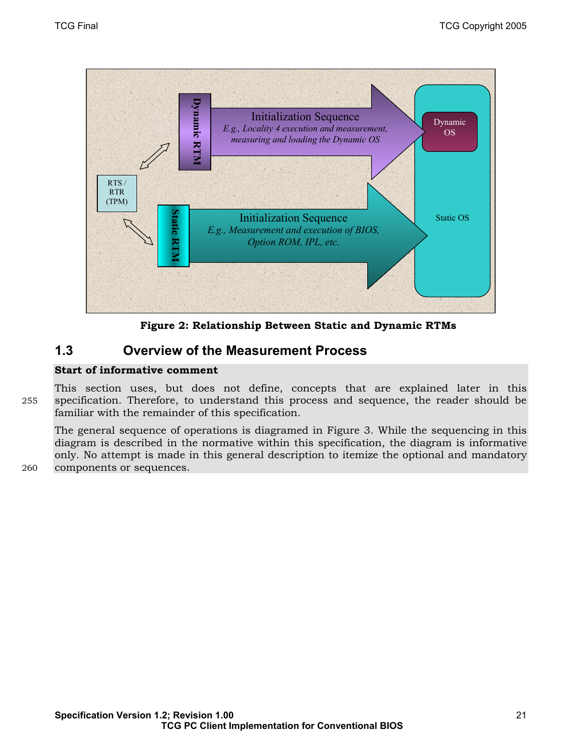Figure 2: Relationship Between Static and Dynamic RTMs

## 1.3 Overview of the Measurement Process

**Start of informative comment**

This section uses, but does not define, concepts that are explained later in this specification. Therefore, to understand this process and sequence, the reader should be familiar with the remainder of this specification.

The general sequence of operations is diagramed in Figure 3. While the sequencing in this diagram is described in the normative within this specification, the diagram is informative only. No attempt is made in this general description to itemize the optional and mandatory components or sequences.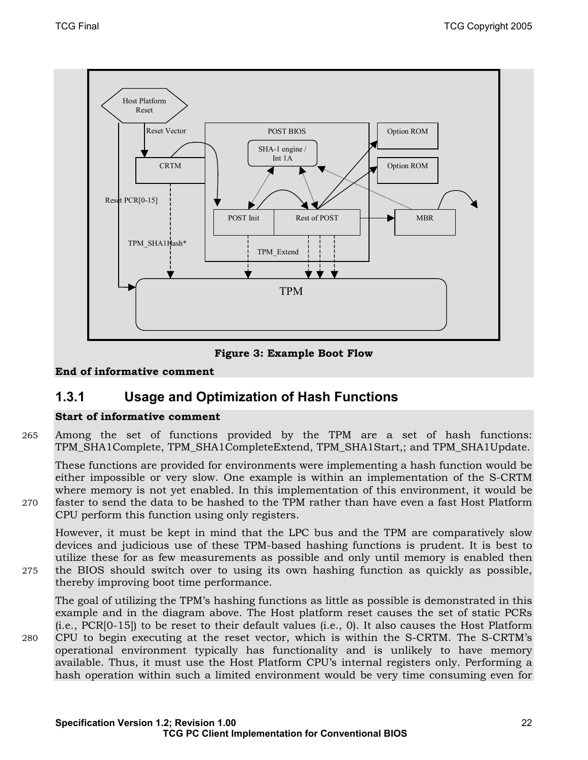Figure 3: Example Boot Flow

**End of informative comment**

### 1.3.1 Usage and Optimization of Hash Functions

**Start of informative comment**

Among the set of functions provided by the TPM are a set of hash functions: TPM_SHA1Complete, TPM_SHA1CompleteExtend, TPM_SHA1Start,; and TPM_SHA1Update.

These functions are provided for environments were implementing a hash function would be either impossible or very slow. One example is within an implementation of the S-CRTM where memory is not yet enabled. In this implementation of this environment, it would be faster to send the data to be hashed to the TPM rather than have even a fast Host Platform CPU perform this function using only registers.

However, it must be kept in mind that the LPC bus and the TPM are comparatively slow devices and judicious use of these TPM-based hashing functions is prudent. It is best to utilize these for as few measurements as possible and only until memory is enabled then the BIOS should switch over to using its own hashing function as quickly as possible, thereby improving boot time performance.

The goal of utilizing the TPM's hashing functions as little as possible is demonstrated in this example and in the diagram above. The Host platform reset causes the set of static PCRs (i.e., PCR[0-15]) to be reset to their default values (i.e., 0). It also causes the Host Platform CPU to begin executing at the reset vector, which is within the S-CRTM. The S-CRTM's operational environment typically has functionality and is unlikely to have memory available. Thus, it must use the Host Platform CPU's internal registers only. Performing a hash operation within such a limited environment would be very time consuming even for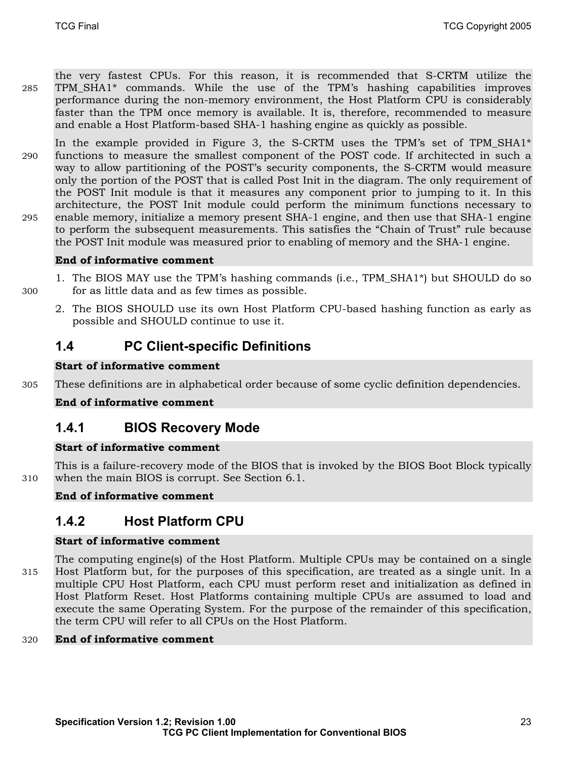the very fastest CPUs. For this reason, it is recommended that S-CRTM utilize the TPM_SHA1* commands. While the use of the TPM's hashing capabilities improves performance during the non-memory environment, the Host Platform CPU is considerably faster than the TPM once memory is available. It is, therefore, recommended to measure and enable a Host Platform-based SHA-1 hashing engine as quickly as possible.

In the example provided in Figure 3, the S-CRTM uses the TPM's set of TPM_SHA1* functions to measure the smallest component of the POST code. If architected in such a way to allow partitioning of the POST's security components, the S-CRTM would measure only the portion of the POST that is called Post Init in the diagram. The only requirement of the POST Init module is that it measures any component prior to jumping to it. In this architecture, the POST Init module could perform the minimum functions necessary to enable memory, initialize a memory present SHA-1 engine, and then use that SHA-1 engine to perform the subsequent measurements. This satisfies the "Chain of Trust" rule because the POST Init module was measured prior to enabling of memory and the SHA-1 engine.

**End of informative comment**

1. The BIOS MAY use the TPM's hashing commands (i.e., TPM_SHA1*) but SHOULD do so for as little data and as few times as possible.
2. The BIOS SHOULD use its own Host Platform CPU-based hashing function as early as possible and SHOULD continue to use it.

## 1.4 PC Client-specific Definitions

**Start of informative comment**

These definitions are in alphabetical order because of some cyclic definition dependencies.

**End of informative comment**

### 1.4.1 BIOS Recovery Mode

**Start of informative comment**

This is a failure-recovery mode of the BIOS that is invoked by the BIOS Boot Block typically when the main BIOS is corrupt. See Section 6.1.

**End of informative comment**

### 1.4.2 Host Platform CPU

**Start of informative comment**

The computing engine(s) of the Host Platform. Multiple CPUs may be contained on a single Host Platform but, for the purposes of this specification, are treated as a single unit. In a multiple CPU Host Platform, each CPU must perform reset and initialization as defined in Host Platform Reset. Host Platforms containing multiple CPUs are assumed to load and execute the same Operating System. For the purpose of the remainder of this specification, the term CPU will refer to all CPUs on the Host Platform.

**End of informative comment**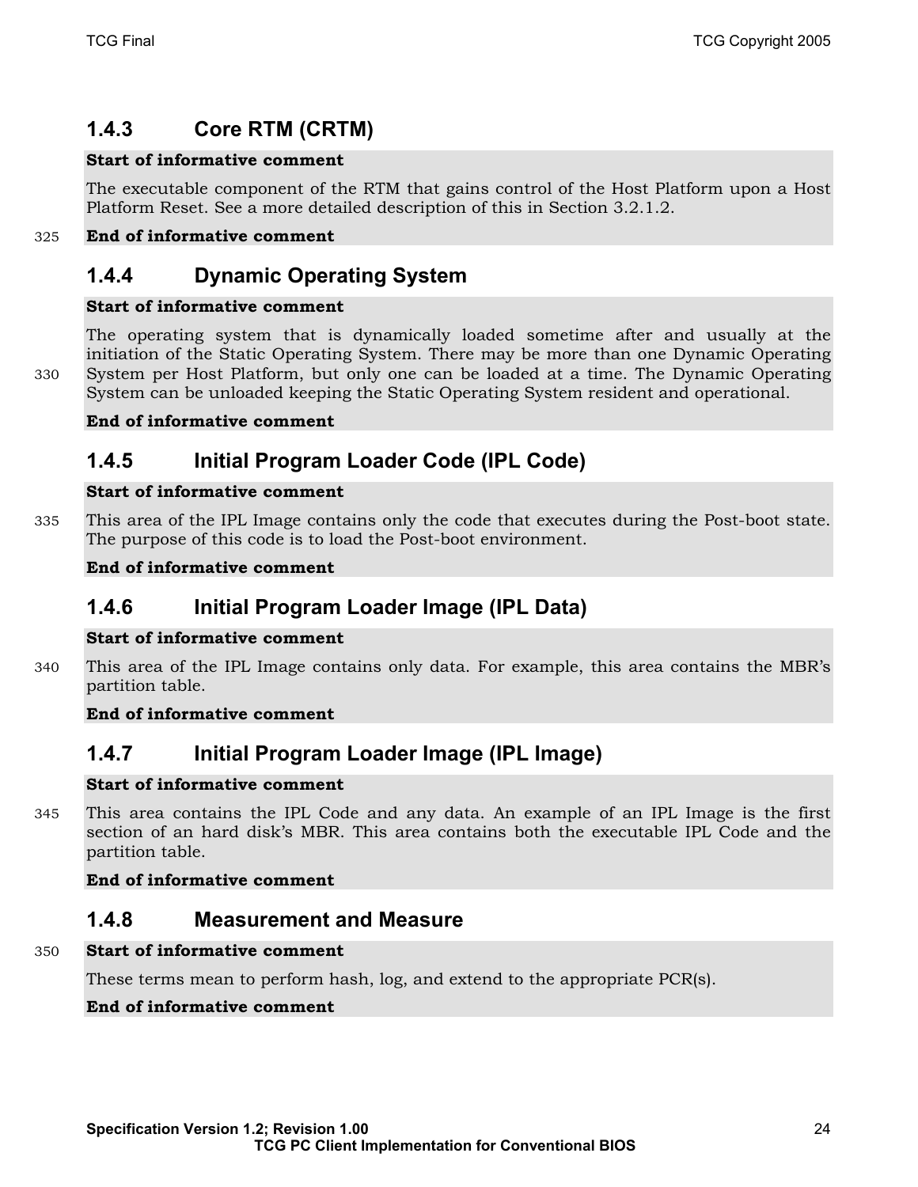### 1.4.3 Core RTM (CRTM)

**Start of informative comment**

The executable component of the RTM that gains control of the Host Platform upon a Host Platform Reset. See a more detailed description of this in Section 3.2.1.2.

**End of informative comment**

### 1.4.4 Dynamic Operating System

**Start of informative comment**

The operating system that is dynamically loaded sometime after and usually at the initiation of the Static Operating System. There may be more than one Dynamic Operating System per Host Platform, but only one can be loaded at a time. The Dynamic Operating System can be unloaded keeping the Static Operating System resident and operational.

**End of informative comment**

### 1.4.5 Initial Program Loader Code (IPL Code)

**Start of informative comment**

This area of the IPL Image contains only the code that executes during the Post-boot state. The purpose of this code is to load the Post-boot environment.

**End of informative comment**

### 1.4.6 Initial Program Loader Image (IPL Data)

**Start of informative comment**

This area of the IPL Image contains only data. For example, this area contains the MBR's partition table.

**End of informative comment**

### 1.4.7 Initial Program Loader Image (IPL Image)

**Start of informative comment**

This area contains the IPL Code and any data. An example of an IPL Image is the first section of an hard disk's MBR. This area contains both the executable IPL Code and the partition table.

**End of informative comment**

### 1.4.8 Measurement and Measure

**Start of informative comment**

These terms mean to perform hash, log, and extend to the appropriate PCR(s).

**End of informative comment**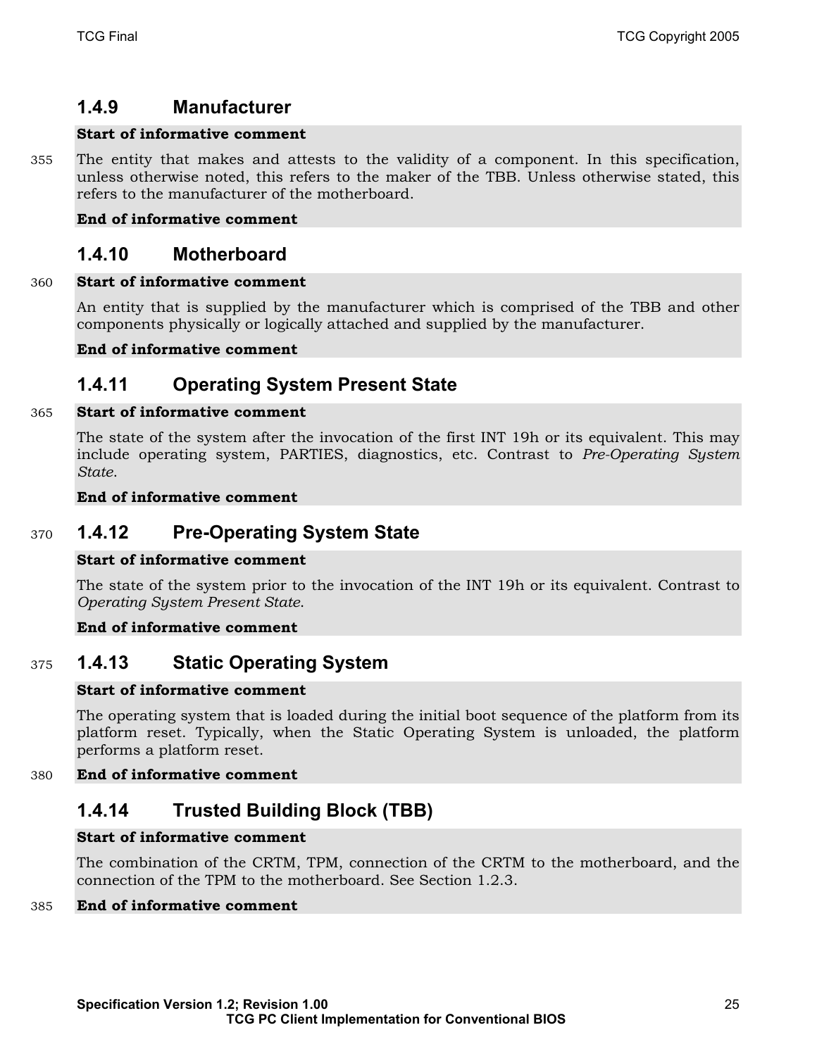### 1.4.9 Manufacturer

**Start of informative comment**

The entity that makes and attests to the validity of a component. In this specification, unless otherwise noted, this refers to the maker of the TBB. Unless otherwise stated, this refers to the manufacturer of the motherboard.

**End of informative comment**

### 1.4.10 Motherboard

**Start of informative comment**

An entity that is supplied by the manufacturer which is comprised of the TBB and other components physically or logically attached and supplied by the manufacturer.

**End of informative comment**

### 1.4.11 Operating System Present State

**Start of informative comment**

The state of the system after the invocation of the first INT 19h or its equivalent. This may include operating system, PARTIES, diagnostics, etc. Contrast to *Pre-Operating System State*.

**End of informative comment**

### 1.4.12 Pre-Operating System State

**Start of informative comment**

The state of the system prior to the invocation of the INT 19h or its equivalent. Contrast to *Operating System Present State*.

**End of informative comment**

### 1.4.13 Static Operating System

**Start of informative comment**

The operating system that is loaded during the initial boot sequence of the platform from its platform reset. Typically, when the Static Operating System is unloaded, the platform performs a platform reset.

**End of informative comment**

### 1.4.14 Trusted Building Block (TBB)

**Start of informative comment**

The combination of the CRTM, TPM, connection of the CRTM to the motherboard, and the connection of the TPM to the motherboard. See Section 1.2.3.

**End of informative comment**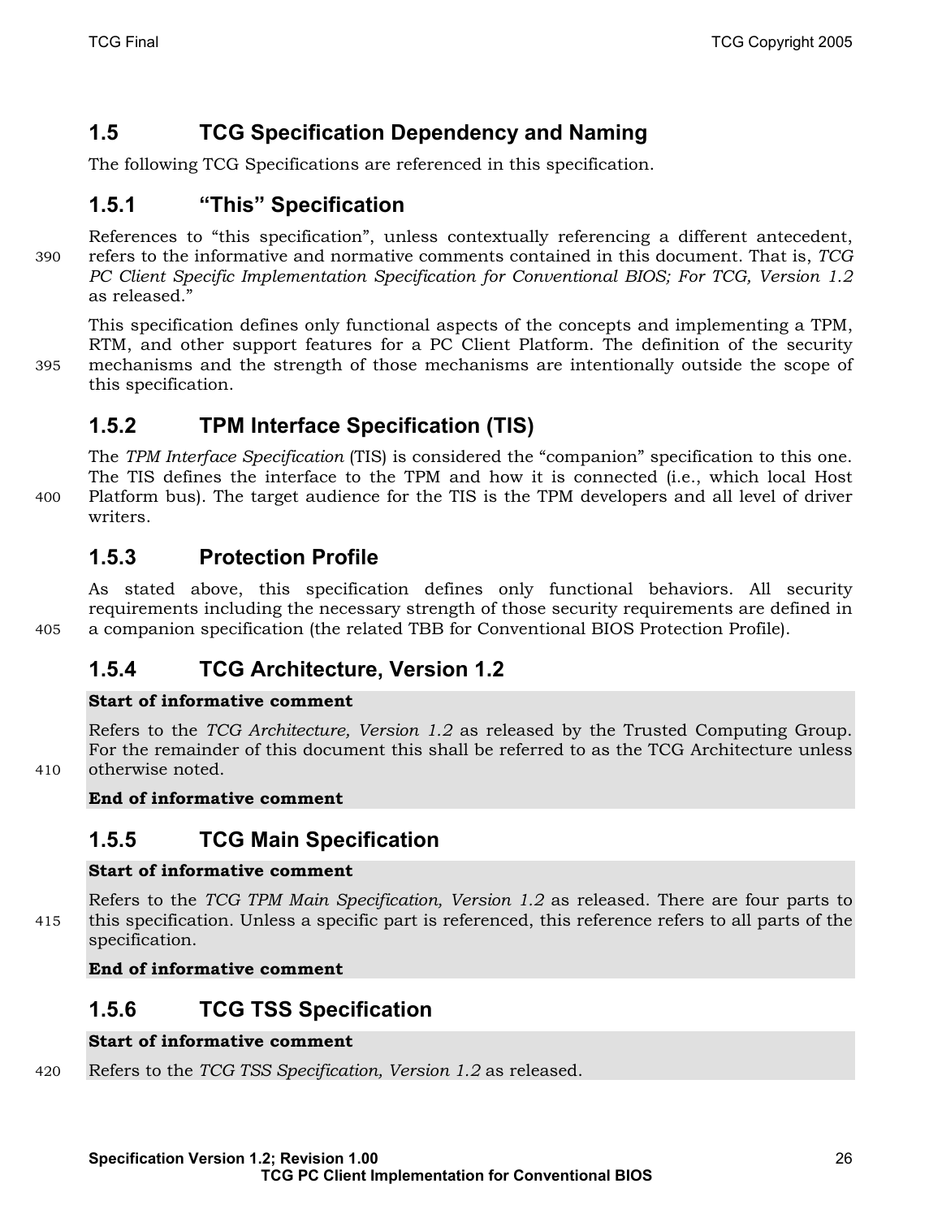## 1.5 TCG Specification Dependency and Naming

The following TCG Specifications are referenced in this specification.

### 1.5.1 "This" Specification

References to "this specification", unless contextually referencing a different antecedent, refers to the informative and normative comments contained in this document. That is, *TCG PC Client Specific Implementation Specification for Conventional BIOS; For TCG, Version 1.2* as released."

This specification defines only functional aspects of the concepts and implementing a TPM, RTM, and other support features for a PC Client Platform. The definition of the security mechanisms and the strength of those mechanisms are intentionally outside the scope of this specification.

### 1.5.2 TPM Interface Specification (TIS)

The *TPM Interface Specification* (TIS) is considered the "companion" specification to this one. The TIS defines the interface to the TPM and how it is connected (i.e., which local Host Platform bus). The target audience for the TIS is the TPM developers and all level of driver writers.

### 1.5.3 Protection Profile

As stated above, this specification defines only functional behaviors. All security requirements including the necessary strength of those security requirements are defined in a companion specification (the related TBB for Conventional BIOS Protection Profile).

### 1.5.4 TCG Architecture, Version 1.2

**Start of informative comment**

Refers to the *TCG Architecture, Version 1.2* as released by the Trusted Computing Group. For the remainder of this document this shall be referred to as the TCG Architecture unless otherwise noted.

**End of informative comment**

### 1.5.5 TCG Main Specification

**Start of informative comment**

Refers to the *TCG TPM Main Specification, Version 1.2* as released. There are four parts to this specification. Unless a specific part is referenced, this reference refers to all parts of the specification.

**End of informative comment**

### 1.5.6 TCG TSS Specification

**Start of informative comment**

Refers to the *TCG TSS Specification, Version 1.2* as released.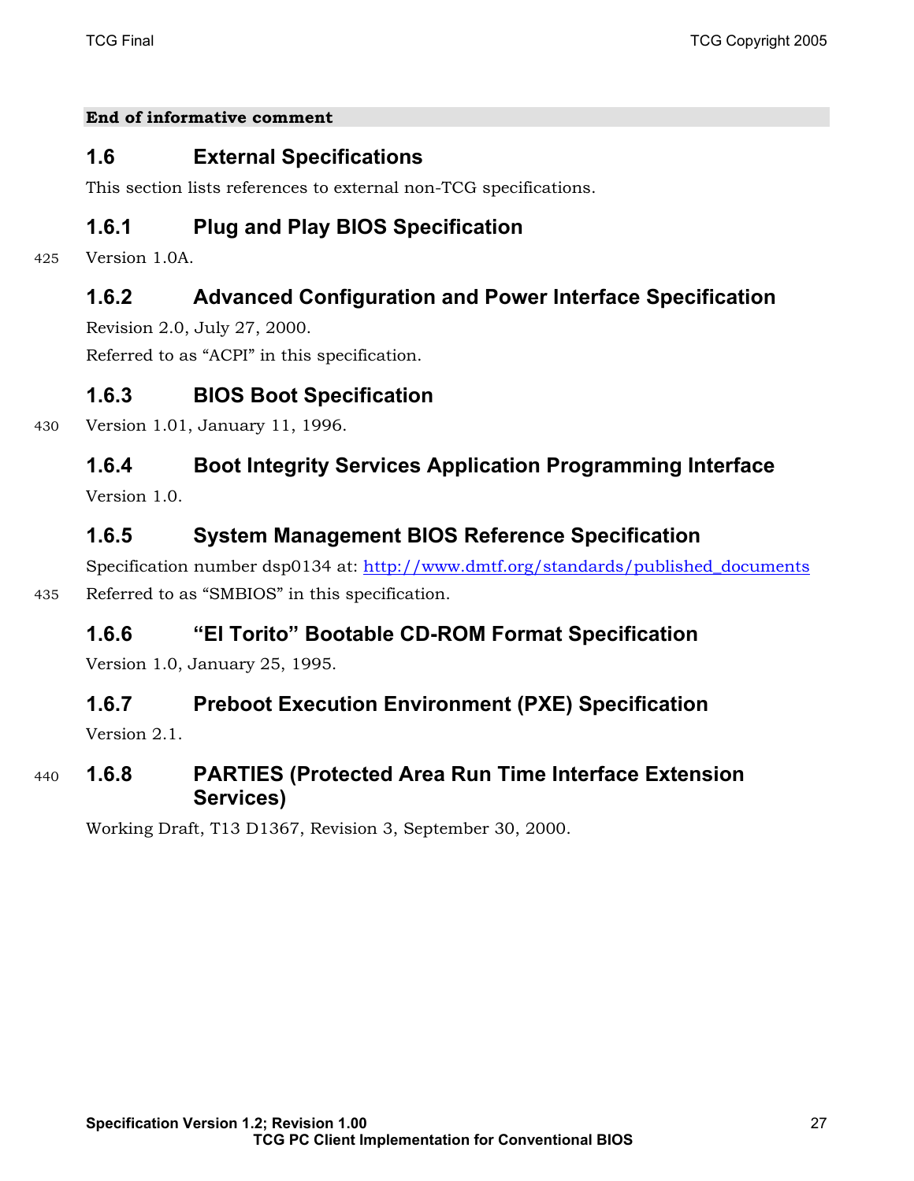**End of informative comment**

## 1.6 External Specifications

This section lists references to external non-TCG specifications.

### 1.6.1 Plug and Play BIOS Specification

Version 1.0A.

### 1.6.2 Advanced Configuration and Power Interface Specification

Revision 2.0, July 27, 2000.

Referred to as "ACPI" in this specification.

### 1.6.3 BIOS Boot Specification

Version 1.01, January 11, 1996.

### 1.6.4 Boot Integrity Services Application Programming Interface

Version 1.0.

### 1.6.5 System Management BIOS Reference Specification

Specification number dsp0134 at: http://www.dmtf.org/standards/published_documents

Referred to as "SMBIOS" in this specification.

### 1.6.6 "El Torito" Bootable CD-ROM Format Specification

Version 1.0, January 25, 1995.

### 1.6.7 Preboot Execution Environment (PXE) Specification

Version 2.1.

### 1.6.8 PARTIES (Protected Area Run Time Interface Extension Services)

Working Draft, T13 D1367, Revision 3, September 30, 2000.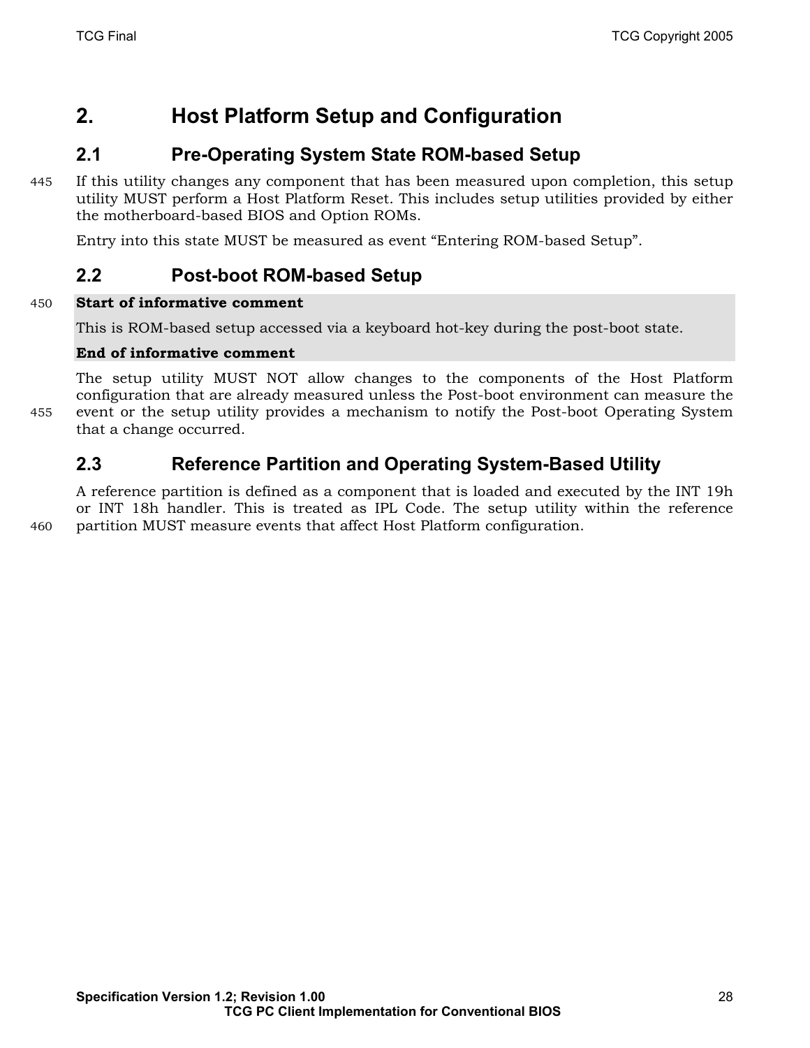# 2. Host Platform Setup and Configuration

## 2.1 Pre-Operating System State ROM-based Setup

If this utility changes any component that has been measured upon completion, this setup utility MUST perform a Host Platform Reset. This includes setup utilities provided by either the motherboard-based BIOS and Option ROMs.

Entry into this state MUST be measured as event "Entering ROM-based Setup".

## 2.2 Post-boot ROM-based Setup

**Start of informative comment**

This is ROM-based setup accessed via a keyboard hot-key during the post-boot state.

**End of informative comment**

The setup utility MUST NOT allow changes to the components of the Host Platform configuration that are already measured unless the Post-boot environment can measure the event or the setup utility provides a mechanism to notify the Post-boot Operating System that a change occurred.

## 2.3 Reference Partition and Operating System-Based Utility

A reference partition is defined as a component that is loaded and executed by the INT 19h or INT 18h handler. This is treated as IPL Code. The setup utility within the reference partition MUST measure events that affect Host Platform configuration.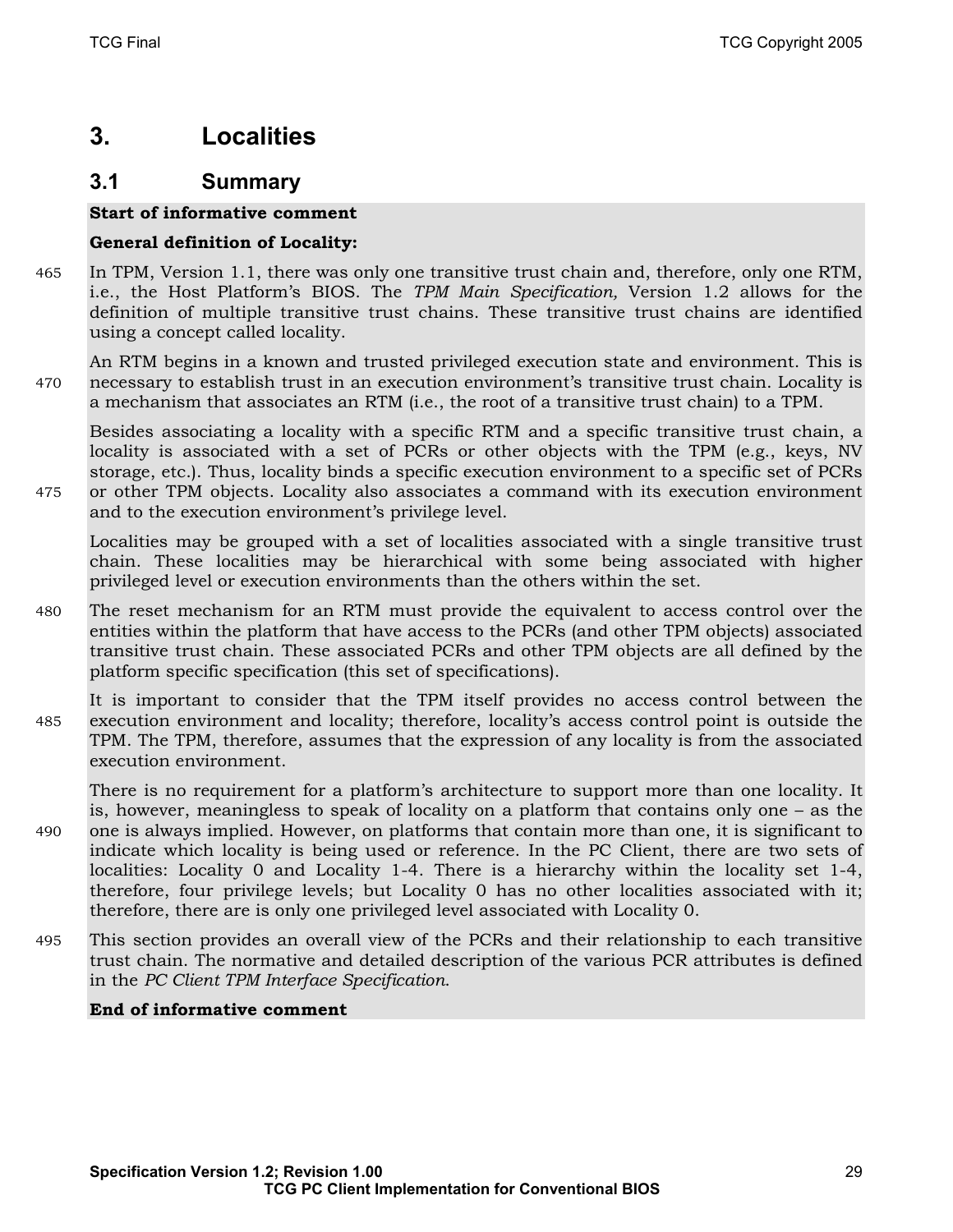# 3. Localities

## 3.1 Summary

**Start of informative comment**

**General definition of Locality:**

In TPM, Version 1.1, there was only one transitive trust chain and, therefore, only one RTM, i.e., the Host Platform's BIOS. The *TPM Main Specification,* Version 1.2 allows for the definition of multiple transitive trust chains. These transitive trust chains are identified using a concept called locality.

An RTM begins in a known and trusted privileged execution state and environment. This is necessary to establish trust in an execution environment's transitive trust chain. Locality is a mechanism that associates an RTM (i.e., the root of a transitive trust chain) to a TPM.

Besides associating a locality with a specific RTM and a specific transitive trust chain, a locality is associated with a set of PCRs or other objects with the TPM (e.g., keys, NV storage, etc.). Thus, locality binds a specific execution environment to a specific set of PCRs or other TPM objects. Locality also associates a command with its execution environment and to the execution environment's privilege level.

Localities may be grouped with a set of localities associated with a single transitive trust chain. These localities may be hierarchical with some being associated with higher privileged level or execution environments than the others within the set.

The reset mechanism for an RTM must provide the equivalent to access control over the entities within the platform that have access to the PCRs (and other TPM objects) associated transitive trust chain. These associated PCRs and other TPM objects are all defined by the platform specific specification (this set of specifications).

It is important to consider that the TPM itself provides no access control between the execution environment and locality; therefore, locality's access control point is outside the TPM. The TPM, therefore, assumes that the expression of any locality is from the associated execution environment.

There is no requirement for a platform's architecture to support more than one locality. It is, however, meaningless to speak of locality on a platform that contains only one – as the one is always implied. However, on platforms that contain more than one, it is significant to indicate which locality is being used or reference. In the PC Client, there are two sets of localities: Locality 0 and Locality 1-4. There is a hierarchy within the locality set 1-4, therefore, four privilege levels; but Locality 0 has no other localities associated with it; therefore, there are is only one privileged level associated with Locality 0.

This section provides an overall view of the PCRs and their relationship to each transitive trust chain. The normative and detailed description of the various PCR attributes is defined in the *PC Client TPM Interface Specification.*

**End of informative comment**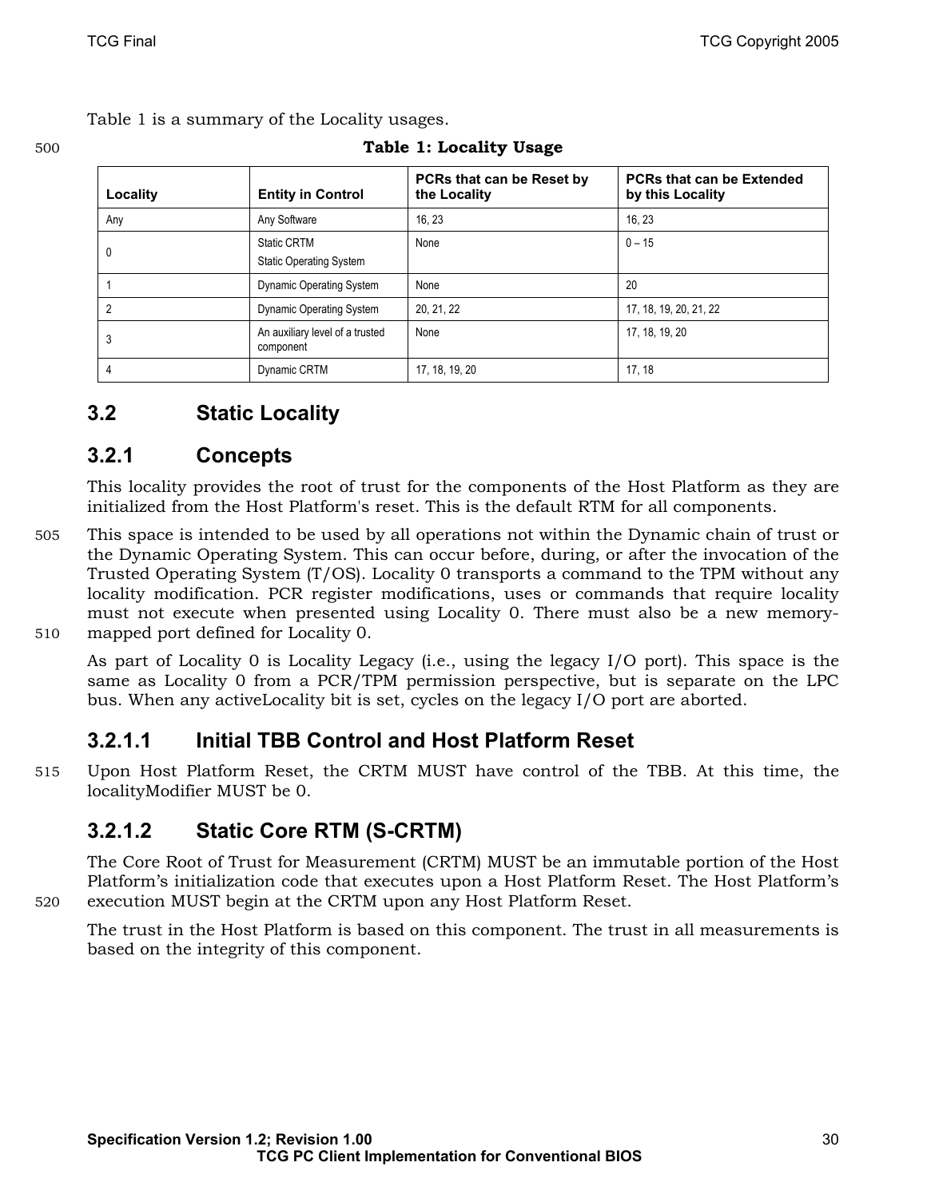Table 1 is a summary of the Locality usages.

**Table 1: Locality Usage**

| Locality | Entity in Control | PCRs that can be Reset by the Locality | PCRs that can be Extended by this Locality |
|---|---|---|---|
| Any | Any Software | 16, 23 | 16, 23 |
| 0 | Static CRTM<br>Static Operating System | None | 0 – 15 |
| 1 | Dynamic Operating System | None | 20 |
| 2 | Dynamic Operating System | 20, 21, 22 | 17, 18, 19, 20, 21, 22 |
| 3 | An auxiliary level of a trusted component | None | 17, 18, 19, 20 |
| 4 | Dynamic CRTM | 17, 18, 19, 20 | 17, 18 |

## 3.2 Static Locality

### 3.2.1 Concepts

This locality provides the root of trust for the components of the Host Platform as they are initialized from the Host Platform's reset. This is the default RTM for all components.

This space is intended to be used by all operations not within the Dynamic chain of trust or the Dynamic Operating System. This can occur before, during, or after the invocation of the Trusted Operating System (T/OS). Locality 0 transports a command to the TPM without any locality modification. PCR register modifications, uses or commands that require locality must not execute when presented using Locality 0. There must also be a new memory-mapped port defined for Locality 0.

As part of Locality 0 is Locality Legacy (i.e., using the legacy I/O port). This space is the same as Locality 0 from a PCR/TPM permission perspective, but is separate on the LPC bus. When any activeLocality bit is set, cycles on the legacy I/O port are aborted.

#### 3.2.1.1 Initial TBB Control and Host Platform Reset

Upon Host Platform Reset, the CRTM MUST have control of the TBB. At this time, the localityModifier MUST be 0.

#### 3.2.1.2 Static Core RTM (S-CRTM)

The Core Root of Trust for Measurement (CRTM) MUST be an immutable portion of the Host Platform's initialization code that executes upon a Host Platform Reset. The Host Platform's execution MUST begin at the CRTM upon any Host Platform Reset.

The trust in the Host Platform is based on this component. The trust in all measurements is based on the integrity of this component.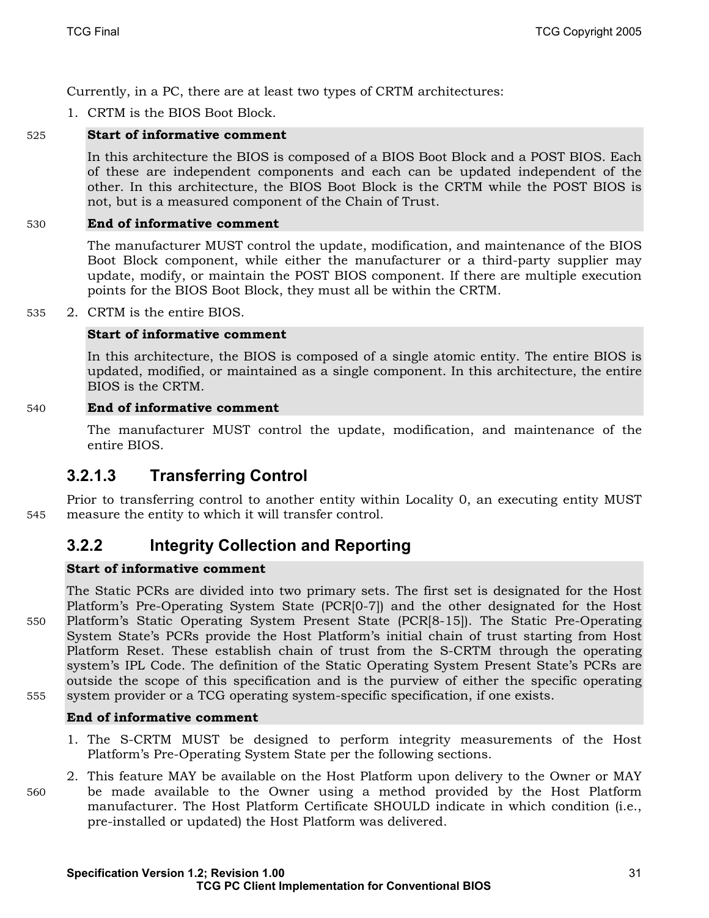Currently, in a PC, there are at least two types of CRTM architectures:

1. CRTM is the BIOS Boot Block.

   **Start of informative comment**

   In this architecture the BIOS is composed of a BIOS Boot Block and a POST BIOS. Each of these are independent components and each can be updated independent of the other. In this architecture, the BIOS Boot Block is the CRTM while the POST BIOS is not, but is a measured component of the Chain of Trust.

   **End of informative comment**

   The manufacturer MUST control the update, modification, and maintenance of the BIOS Boot Block component, while either the manufacturer or a third-party supplier may update, modify, or maintain the POST BIOS component. If there are multiple execution points for the BIOS Boot Block, they must all be within the CRTM.

2. CRTM is the entire BIOS.

   **Start of informative comment**

   In this architecture, the BIOS is composed of a single atomic entity. The entire BIOS is updated, modified, or maintained as a single component. In this architecture, the entire BIOS is the CRTM.

   **End of informative comment**

   The manufacturer MUST control the update, modification, and maintenance of the entire BIOS.

#### 3.2.1.3 Transferring Control

Prior to transferring control to another entity within Locality 0, an executing entity MUST measure the entity to which it will transfer control.

### 3.2.2 Integrity Collection and Reporting

**Start of informative comment**

The Static PCRs are divided into two primary sets. The first set is designated for the Host Platform's Pre-Operating System State (PCR[0-7]) and the other designated for the Host Platform's Static Operating System Present State (PCR[8-15]). The Static Pre-Operating System State's PCRs provide the Host Platform's initial chain of trust starting from Host Platform Reset. These establish chain of trust from the S-CRTM through the operating system's IPL Code. The definition of the Static Operating System Present State's PCRs are outside the scope of this specification and is the purview of either the specific operating system provider or a TCG operating system-specific specification, if one exists.

**End of informative comment**

1. The S-CRTM MUST be designed to perform integrity measurements of the Host Platform's Pre-Operating System State per the following sections.
2. This feature MAY be available on the Host Platform upon delivery to the Owner or MAY be made available to the Owner using a method provided by the Host Platform manufacturer. The Host Platform Certificate SHOULD indicate in which condition (i.e., pre-installed or updated) the Host Platform was delivered.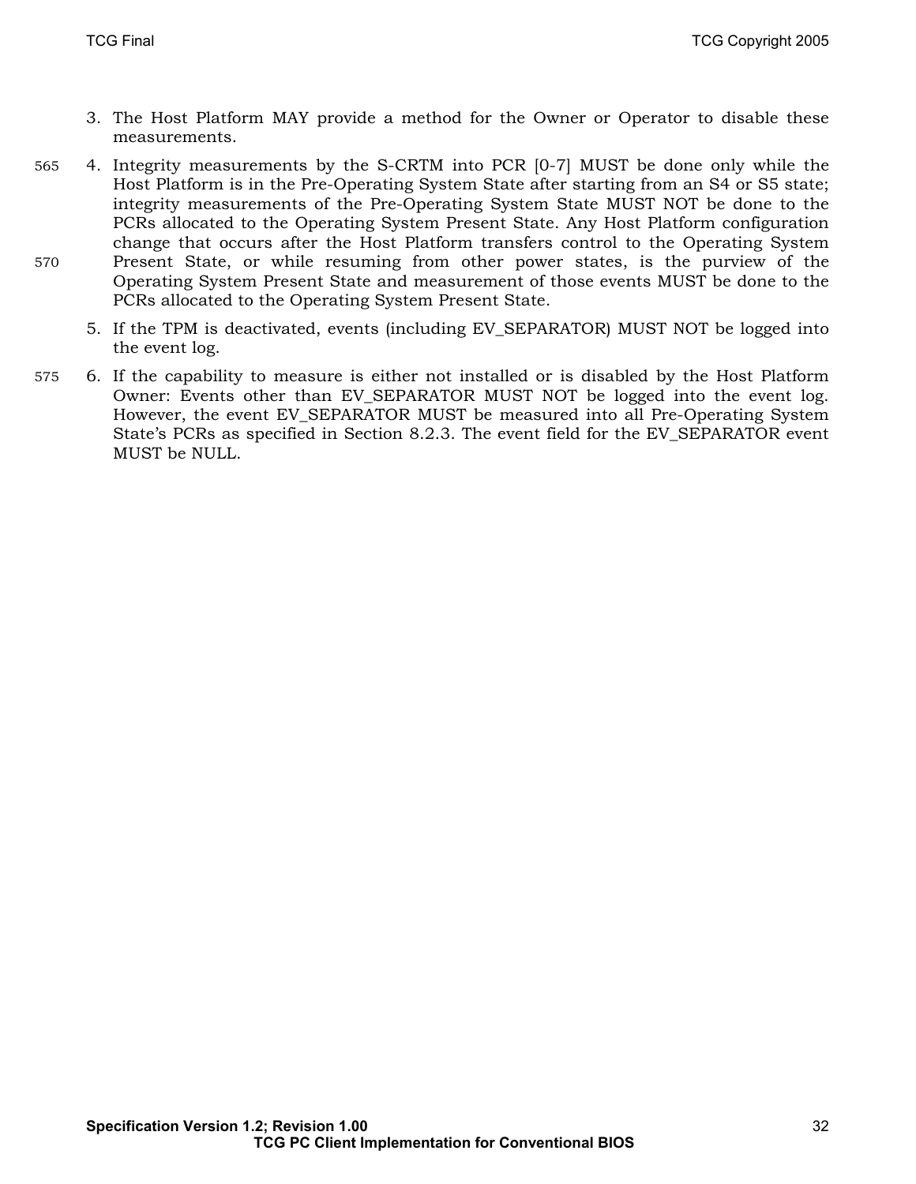3. The Host Platform MAY provide a method for the Owner or Operator to disable these measurements.

4. Integrity measurements by the S-CRTM into PCR [0-7] MUST be done only while the Host Platform is in the Pre-Operating System State after starting from an S4 or S5 state; integrity measurements of the Pre-Operating System State MUST NOT be done to the PCRs allocated to the Operating System Present State. Any Host Platform configuration change that occurs after the Host Platform transfers control to the Operating System Present State, or while resuming from other power states, is the purview of the Operating System Present State and measurement of those events MUST be done to the PCRs allocated to the Operating System Present State.

5. If the TPM is deactivated, events (including EV_SEPARATOR) MUST NOT be logged into the event log.

6. If the capability to measure is either not installed or is disabled by the Host Platform Owner: Events other than EV_SEPARATOR MUST NOT be logged into the event log. However, the event EV_SEPARATOR MUST be measured into all Pre-Operating System State's PCRs as specified in Section 8.2.3. The event field for the EV_SEPARATOR event MUST be NULL.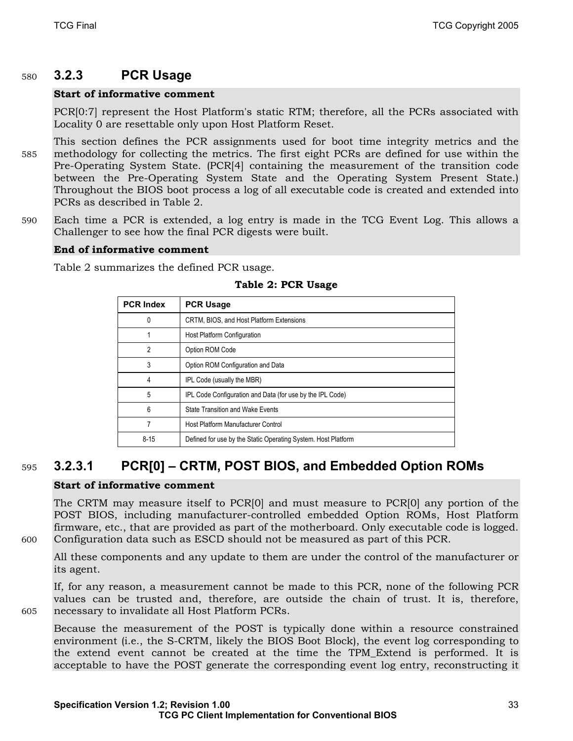### 3.2.3 PCR Usage

**Start of informative comment**

PCR[0:7] represent the Host Platform's static RTM; therefore, all the PCRs associated with Locality 0 are resettable only upon Host Platform Reset.

This section defines the PCR assignments used for boot time integrity metrics and the methodology for collecting the metrics. The first eight PCRs are defined for use within the Pre-Operating System State. (PCR[4] containing the measurement of the transition code between the Pre-Operating System State and the Operating System Present State.) Throughout the BIOS boot process a log of all executable code is created and extended into PCRs as described in Table 2.

Each time a PCR is extended, a log entry is made in the TCG Event Log. This allows a Challenger to see how the final PCR digests were built.

**End of informative comment**

Table 2 summarizes the defined PCR usage.

**Table 2: PCR Usage**

| PCR Index | PCR Usage |
|---|---|
| 0 | CRTM, BIOS, and Host Platform Extensions |
| 1 | Host Platform Configuration |
| 2 | Option ROM Code |
| 3 | Option ROM Configuration and Data |
| 4 | IPL Code (usually the MBR) |
| 5 | IPL Code Configuration and Data (for use by the IPL Code) |
| 6 | State Transition and Wake Events |
| 7 | Host Platform Manufacturer Control |
| 8-15 | Defined for use by the Static Operating System. Host Platform |

#### 3.2.3.1 PCR[0] – CRTM, POST BIOS, and Embedded Option ROMs

**Start of informative comment**

The CRTM may measure itself to PCR[0] and must measure to PCR[0] any portion of the POST BIOS, including manufacturer-controlled embedded Option ROMs, Host Platform firmware, etc., that are provided as part of the motherboard. Only executable code is logged. Configuration data such as ESCD should not be measured as part of this PCR.

All these components and any update to them are under the control of the manufacturer or its agent.

If, for any reason, a measurement cannot be made to this PCR, none of the following PCR values can be trusted and, therefore, are outside the chain of trust. It is, therefore, necessary to invalidate all Host Platform PCRs.

Because the measurement of the POST is typically done within a resource constrained environment (i.e., the S-CRTM, likely the BIOS Boot Block), the event log corresponding to the extend event cannot be created at the time the TPM_Extend is performed. It is acceptable to have the POST generate the corresponding event log entry, reconstructing it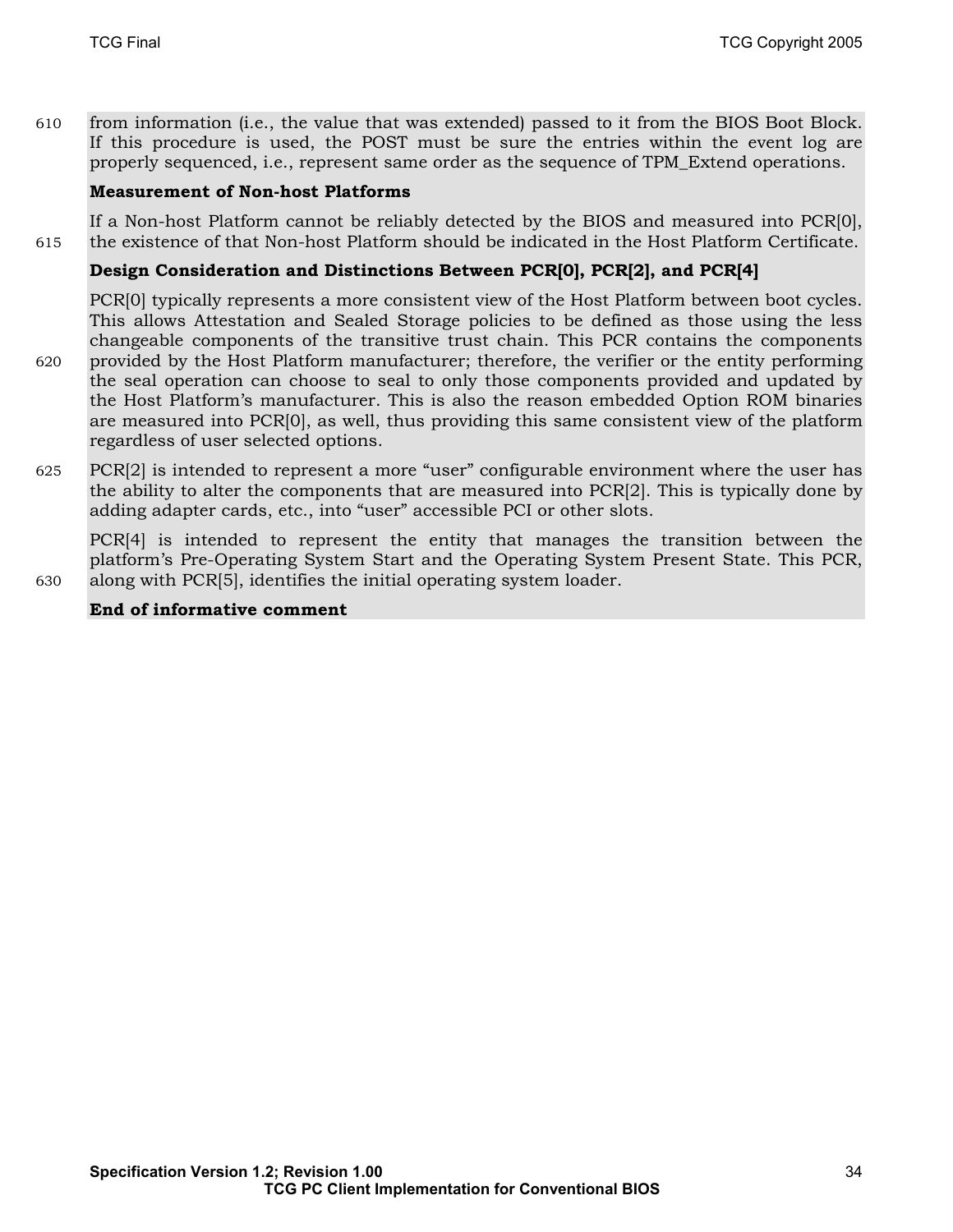from information (i.e., the value that was extended) passed to it from the BIOS Boot Block. If this procedure is used, the POST must be sure the entries within the event log are properly sequenced, i.e., represent same order as the sequence of TPM_Extend operations.

**Measurement of Non-host Platforms**

If a Non-host Platform cannot be reliably detected by the BIOS and measured into PCR[0], the existence of that Non-host Platform should be indicated in the Host Platform Certificate.

**Design Consideration and Distinctions Between PCR[0], PCR[2], and PCR[4]**

PCR[0] typically represents a more consistent view of the Host Platform between boot cycles. This allows Attestation and Sealed Storage policies to be defined as those using the less changeable components of the transitive trust chain. This PCR contains the components provided by the Host Platform manufacturer; therefore, the verifier or the entity performing the seal operation can choose to seal to only those components provided and updated by the Host Platform's manufacturer. This is also the reason embedded Option ROM binaries are measured into PCR[0], as well, thus providing this same consistent view of the platform regardless of user selected options.

PCR[2] is intended to represent a more "user" configurable environment where the user has the ability to alter the components that are measured into PCR[2]. This is typically done by adding adapter cards, etc., into "user" accessible PCI or other slots.

PCR[4] is intended to represent the entity that manages the transition between the platform's Pre-Operating System Start and the Operating System Present State. This PCR, along with PCR[5], identifies the initial operating system loader.

**End of informative comment**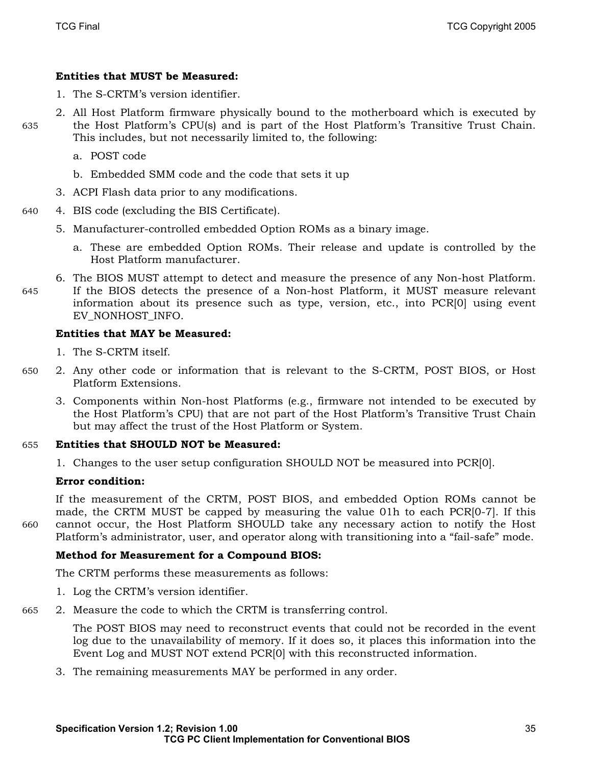**Entities that MUST be Measured:**

1. The S-CRTM's version identifier.
2. All Host Platform firmware physically bound to the motherboard which is executed by the Host Platform's CPU(s) and is part of the Host Platform's Transitive Trust Chain. This includes, but not necessarily limited to, the following:
   a. POST code
   b. Embedded SMM code and the code that sets it up
3. ACPI Flash data prior to any modifications.
4. BIS code (excluding the BIS Certificate).
5. Manufacturer-controlled embedded Option ROMs as a binary image.
   a. These are embedded Option ROMs. Their release and update is controlled by the Host Platform manufacturer.
6. The BIOS MUST attempt to detect and measure the presence of any Non-host Platform. If the BIOS detects the presence of a Non-host Platform, it MUST measure relevant information about its presence such as type, version, etc., into PCR[0] using event EV_NONHOST_INFO.

**Entities that MAY be Measured:**

1. The S-CRTM itself.
2. Any other code or information that is relevant to the S-CRTM, POST BIOS, or Host Platform Extensions.
3. Components within Non-host Platforms (e.g., firmware not intended to be executed by the Host Platform's CPU) that are not part of the Host Platform's Transitive Trust Chain but may affect the trust of the Host Platform or System.

**Entities that SHOULD NOT be Measured:**

1. Changes to the user setup configuration SHOULD NOT be measured into PCR[0].

**Error condition:**

If the measurement of the CRTM, POST BIOS, and embedded Option ROMs cannot be made, the CRTM MUST be capped by measuring the value 01h to each PCR[0-7]. If this cannot occur, the Host Platform SHOULD take any necessary action to notify the Host Platform's administrator, user, and operator along with transitioning into a "fail-safe" mode.

**Method for Measurement for a Compound BIOS:**

The CRTM performs these measurements as follows:

1. Log the CRTM's version identifier.
2. Measure the code to which the CRTM is transferring control.

   The POST BIOS may need to reconstruct events that could not be recorded in the event log due to the unavailability of memory. If it does so, it places this information into the Event Log and MUST NOT extend PCR[0] with this reconstructed information.
3. The remaining measurements MAY be performed in any order.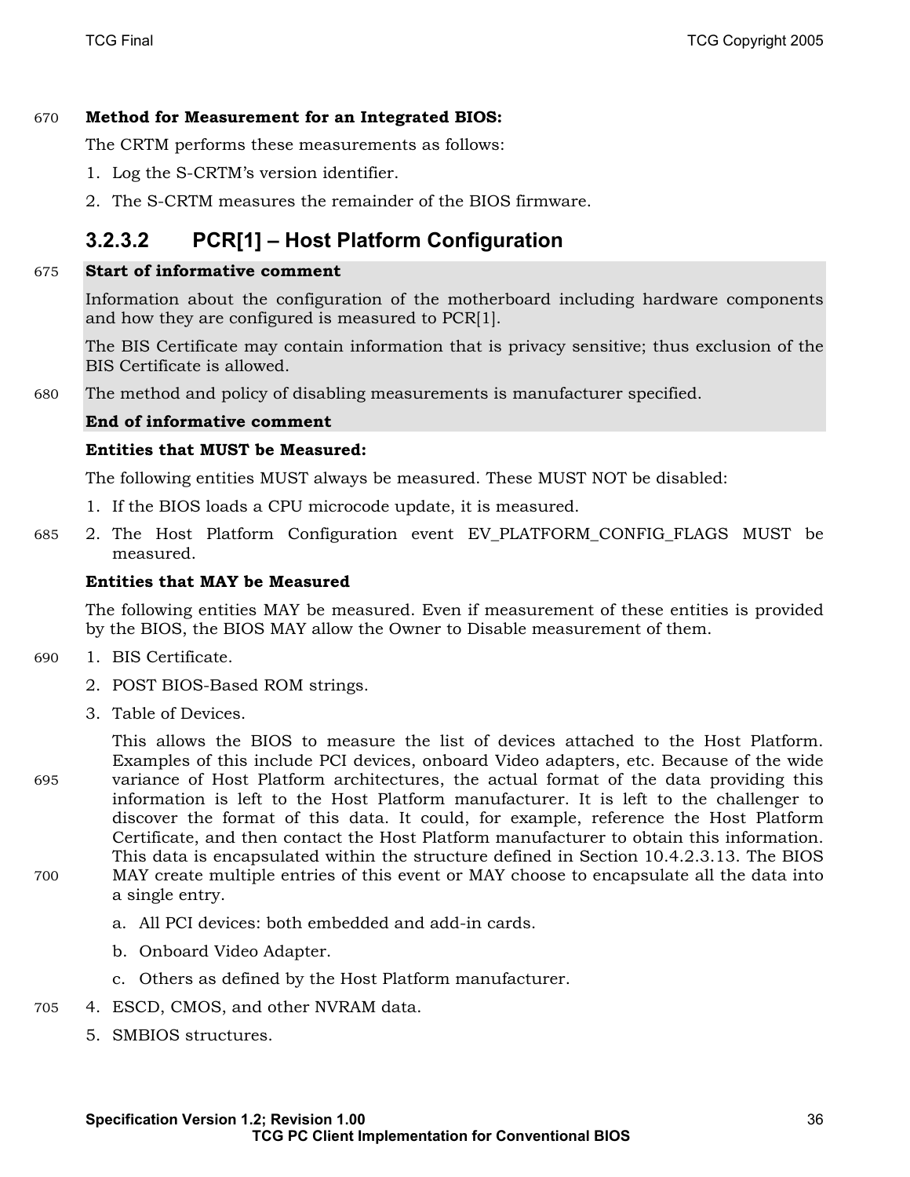**Method for Measurement for an Integrated BIOS:**

The CRTM performs these measurements as follows:

1. Log the S-CRTM's version identifier.
2. The S-CRTM measures the remainder of the BIOS firmware.

#### 3.2.3.2 PCR[1] – Host Platform Configuration

**Start of informative comment**

Information about the configuration of the motherboard including hardware components and how they are configured is measured to PCR[1].

The BIS Certificate may contain information that is privacy sensitive; thus exclusion of the BIS Certificate is allowed.

The method and policy of disabling measurements is manufacturer specified.

**End of informative comment**

**Entities that MUST be Measured:**

The following entities MUST always be measured. These MUST NOT be disabled:

1. If the BIOS loads a CPU microcode update, it is measured.
2. The Host Platform Configuration event EV_PLATFORM_CONFIG_FLAGS MUST be measured.

**Entities that MAY be Measured**

The following entities MAY be measured. Even if measurement of these entities is provided by the BIOS, the BIOS MAY allow the Owner to Disable measurement of them.

1. BIS Certificate.
2. POST BIOS-Based ROM strings.
3. Table of Devices.

   This allows the BIOS to measure the list of devices attached to the Host Platform. Examples of this include PCI devices, onboard Video adapters, etc. Because of the wide variance of Host Platform architectures, the actual format of the data providing this information is left to the Host Platform manufacturer. It is left to the challenger to discover the format of this data. It could, for example, reference the Host Platform Certificate, and then contact the Host Platform manufacturer to obtain this information. This data is encapsulated within the structure defined in Section 10.4.2.3.13. The BIOS MAY create multiple entries of this event or MAY choose to encapsulate all the data into a single entry.

   a. All PCI devices: both embedded and add-in cards.

   b. Onboard Video Adapter.

   c. Others as defined by the Host Platform manufacturer.
4. ESCD, CMOS, and other NVRAM data.
5. SMBIOS structures.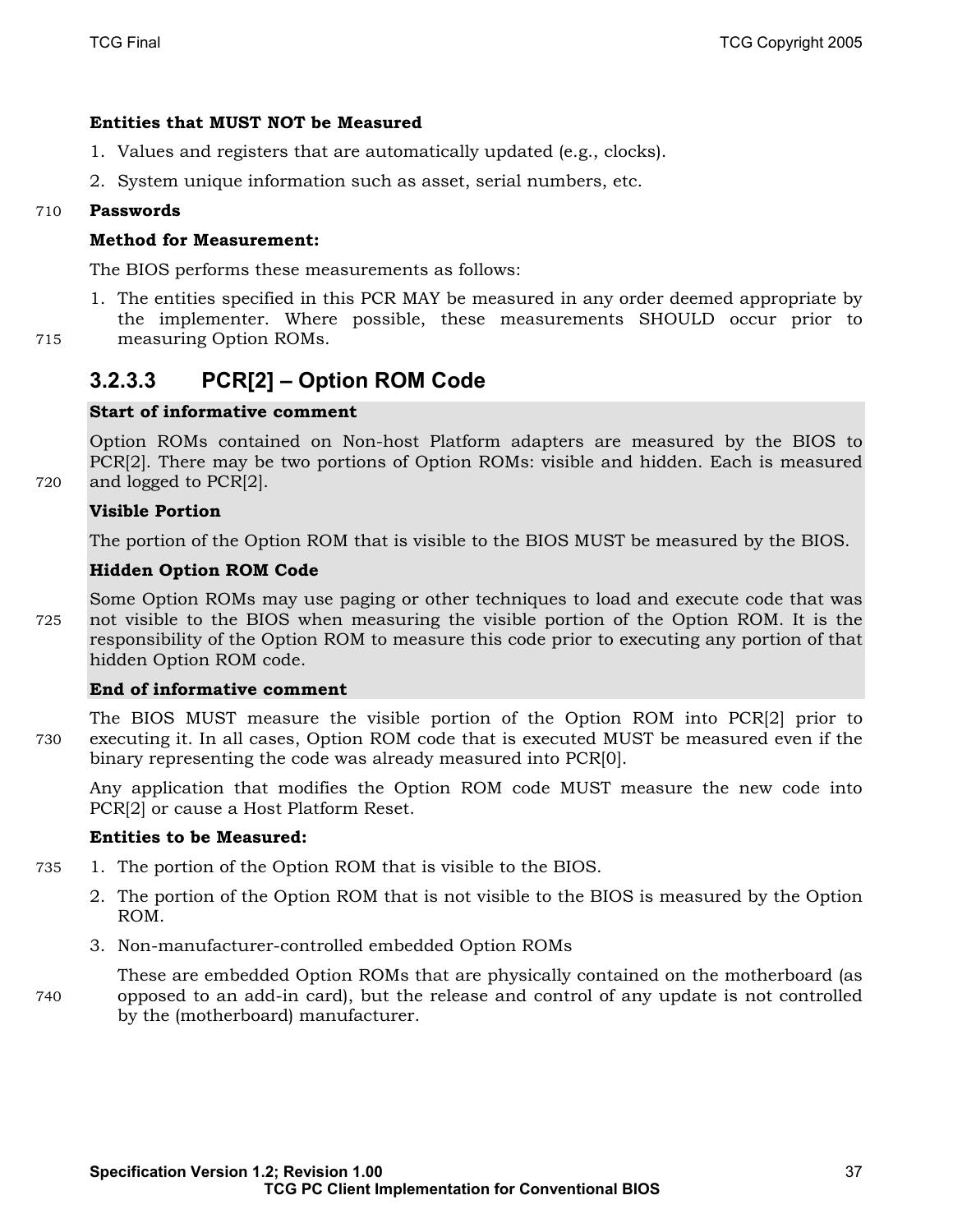**Entities that MUST NOT be Measured**

1. Values and registers that are automatically updated (e.g., clocks).
2. System unique information such as asset, serial numbers, etc.

**Passwords**

**Method for Measurement:**

The BIOS performs these measurements as follows:

1. The entities specified in this PCR MAY be measured in any order deemed appropriate by the implementer. Where possible, these measurements SHOULD occur prior to measuring Option ROMs.

### 3.2.3.3 PCR[2] – Option ROM Code

**Start of informative comment**

Option ROMs contained on Non-host Platform adapters are measured by the BIOS to PCR[2]. There may be two portions of Option ROMs: visible and hidden. Each is measured and logged to PCR[2].

**Visible Portion**

The portion of the Option ROM that is visible to the BIOS MUST be measured by the BIOS.

**Hidden Option ROM Code**

Some Option ROMs may use paging or other techniques to load and execute code that was not visible to the BIOS when measuring the visible portion of the Option ROM. It is the responsibility of the Option ROM to measure this code prior to executing any portion of that hidden Option ROM code.

**End of informative comment**

The BIOS MUST measure the visible portion of the Option ROM into PCR[2] prior to executing it. In all cases, Option ROM code that is executed MUST be measured even if the binary representing the code was already measured into PCR[0].

Any application that modifies the Option ROM code MUST measure the new code into PCR[2] or cause a Host Platform Reset.

**Entities to be Measured:**

1. The portion of the Option ROM that is visible to the BIOS.
2. The portion of the Option ROM that is not visible to the BIOS is measured by the Option ROM.
3. Non-manufacturer-controlled embedded Option ROMs

   These are embedded Option ROMs that are physically contained on the motherboard (as opposed to an add-in card), but the release and control of any update is not controlled by the (motherboard) manufacturer.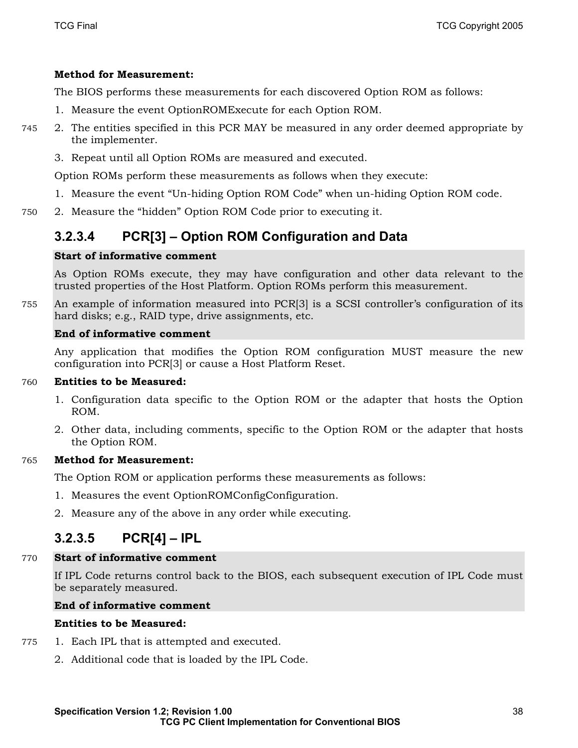**Method for Measurement:**

The BIOS performs these measurements for each discovered Option ROM as follows:

1. Measure the event OptionROMExecute for each Option ROM.
2. The entities specified in this PCR MAY be measured in any order deemed appropriate by the implementer.
3. Repeat until all Option ROMs are measured and executed.

Option ROMs perform these measurements as follows when they execute:

1. Measure the event “Un-hiding Option ROM Code” when un-hiding Option ROM code.
2. Measure the “hidden” Option ROM Code prior to executing it.

#### 3.2.3.4 PCR[3] – Option ROM Configuration and Data

**Start of informative comment**

As Option ROMs execute, they may have configuration and other data relevant to the trusted properties of the Host Platform. Option ROMs perform this measurement.

An example of information measured into PCR[3] is a SCSI controller’s configuration of its hard disks; e.g., RAID type, drive assignments, etc.

**End of informative comment**

Any application that modifies the Option ROM configuration MUST measure the new configuration into PCR[3] or cause a Host Platform Reset.

**Entities to be Measured:**

1. Configuration data specific to the Option ROM or the adapter that hosts the Option ROM.
2. Other data, including comments, specific to the Option ROM or the adapter that hosts the Option ROM.

**Method for Measurement:**

The Option ROM or application performs these measurements as follows:

1. Measures the event OptionROMConfigConfiguration.
2. Measure any of the above in any order while executing.

#### 3.2.3.5 PCR[4] – IPL

**Start of informative comment**

If IPL Code returns control back to the BIOS, each subsequent execution of IPL Code must be separately measured.

**End of informative comment**

**Entities to be Measured:**

1. Each IPL that is attempted and executed.
2. Additional code that is loaded by the IPL Code.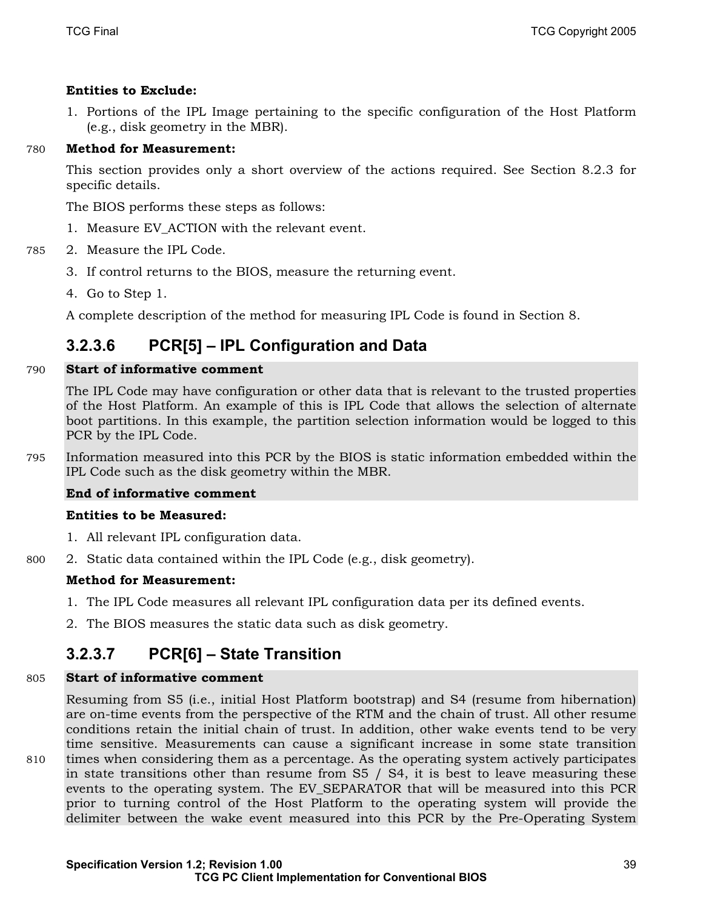**Entities to Exclude:**

1. Portions of the IPL Image pertaining to the specific configuration of the Host Platform (e.g., disk geometry in the MBR).

**Method for Measurement:**

This section provides only a short overview of the actions required. See Section 8.2.3 for specific details.

The BIOS performs these steps as follows:

1. Measure EV_ACTION with the relevant event.
2. Measure the IPL Code.
3. If control returns to the BIOS, measure the returning event.
4. Go to Step 1.

A complete description of the method for measuring IPL Code is found in Section 8.

### 3.2.3.6 PCR[5] – IPL Configuration and Data

**Start of informative comment**

The IPL Code may have configuration or other data that is relevant to the trusted properties of the Host Platform. An example of this is IPL Code that allows the selection of alternate boot partitions. In this example, the partition selection information would be logged to this PCR by the IPL Code.

Information measured into this PCR by the BIOS is static information embedded within the IPL Code such as the disk geometry within the MBR.

**End of informative comment**

**Entities to be Measured:**

1. All relevant IPL configuration data.
2. Static data contained within the IPL Code (e.g., disk geometry).

**Method for Measurement:**

1. The IPL Code measures all relevant IPL configuration data per its defined events.
2. The BIOS measures the static data such as disk geometry.

### 3.2.3.7 PCR[6] – State Transition

**Start of informative comment**

Resuming from S5 (i.e., initial Host Platform bootstrap) and S4 (resume from hibernation) are on-time events from the perspective of the RTM and the chain of trust. All other resume conditions retain the initial chain of trust. In addition, other wake events tend to be very time sensitive. Measurements can cause a significant increase in some state transition times when considering them as a percentage. As the operating system actively participates in state transitions other than resume from S5 / S4, it is best to leave measuring these events to the operating system. The EV_SEPARATOR that will be measured into this PCR prior to turning control of the Host Platform to the operating system will provide the delimiter between the wake event measured into this PCR by the Pre-Operating System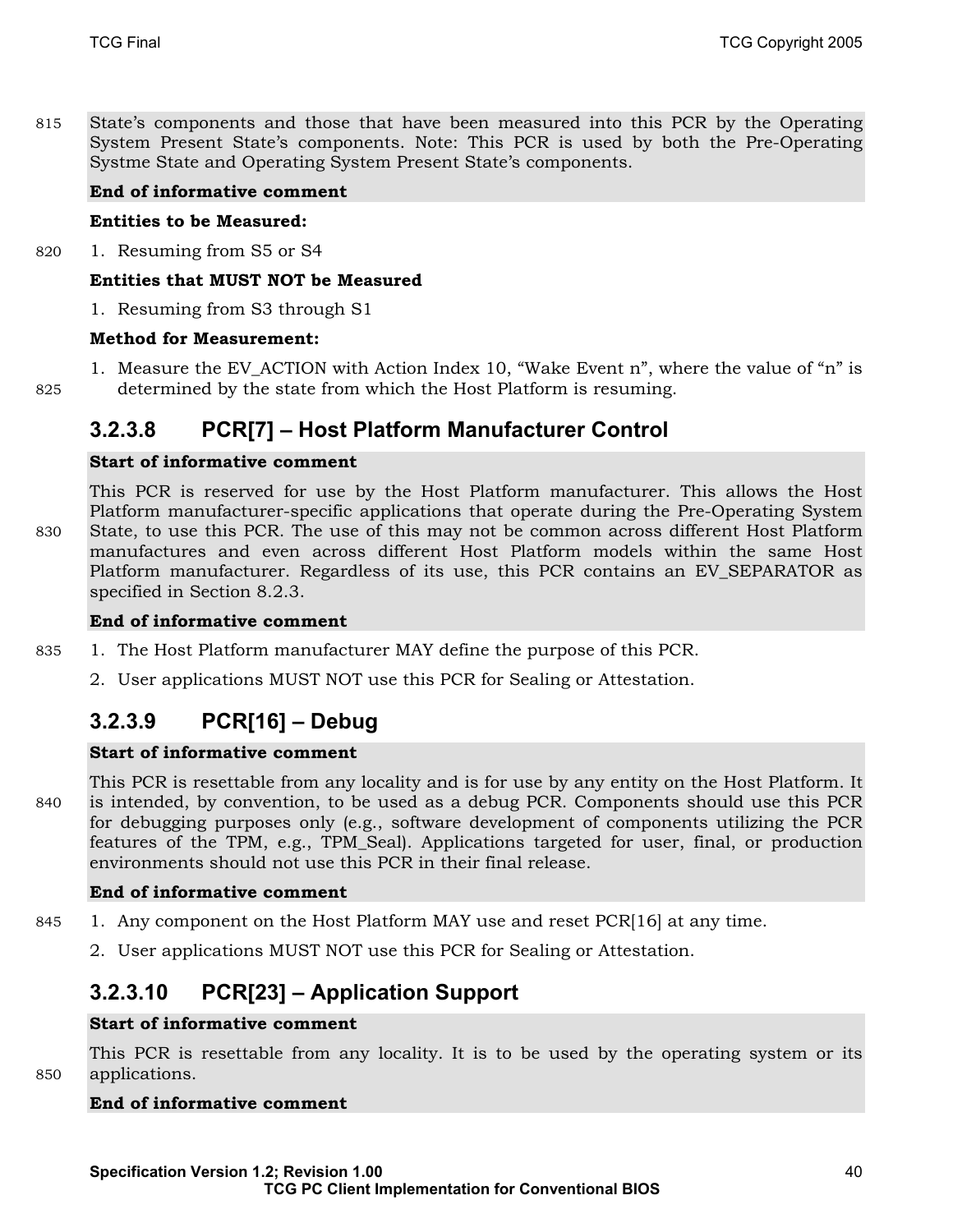State's components and those that have been measured into this PCR by the Operating System Present State's components. Note: This PCR is used by both the Pre-Operating Systme State and Operating System Present State's components.

**End of informative comment**

**Entities to be Measured:**

1. Resuming from S5 or S4

**Entities that MUST NOT be Measured**

1. Resuming from S3 through S1

**Method for Measurement:**

1. Measure the EV_ACTION with Action Index 10, "Wake Event n", where the value of "n" is determined by the state from which the Host Platform is resuming.

### 3.2.3.8 PCR[7] – Host Platform Manufacturer Control

**Start of informative comment**

This PCR is reserved for use by the Host Platform manufacturer. This allows the Host Platform manufacturer-specific applications that operate during the Pre-Operating System State, to use this PCR. The use of this may not be common across different Host Platform manufactures and even across different Host Platform models within the same Host Platform manufacturer. Regardless of its use, this PCR contains an EV_SEPARATOR as specified in Section 8.2.3.

**End of informative comment**

1. The Host Platform manufacturer MAY define the purpose of this PCR.
2. User applications MUST NOT use this PCR for Sealing or Attestation.

### 3.2.3.9 PCR[16] – Debug

**Start of informative comment**

This PCR is resettable from any locality and is for use by any entity on the Host Platform. It is intended, by convention, to be used as a debug PCR. Components should use this PCR for debugging purposes only (e.g., software development of components utilizing the PCR features of the TPM, e.g., TPM_Seal). Applications targeted for user, final, or production environments should not use this PCR in their final release.

**End of informative comment**

1. Any component on the Host Platform MAY use and reset PCR[16] at any time.
2. User applications MUST NOT use this PCR for Sealing or Attestation.

### 3.2.3.10 PCR[23] – Application Support

**Start of informative comment**

This PCR is resettable from any locality. It is to be used by the operating system or its applications.

**End of informative comment**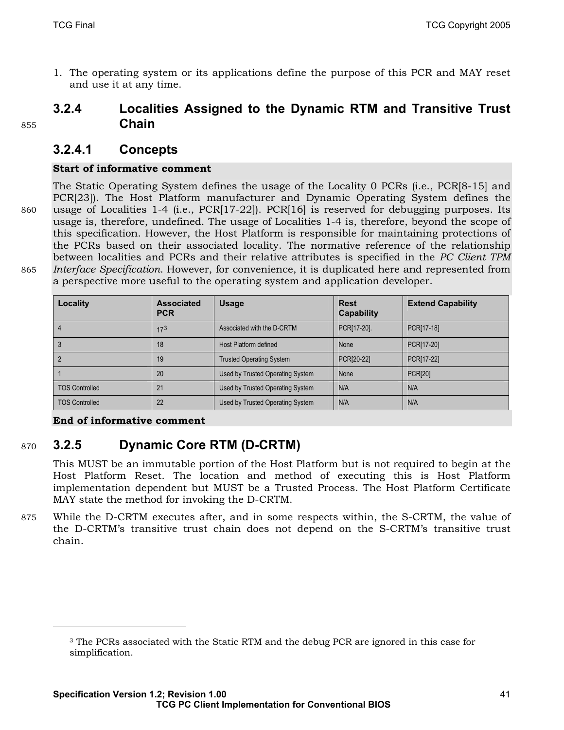1. The operating system or its applications define the purpose of this PCR and MAY reset and use it at any time.

### 3.2.4 Localities Assigned to the Dynamic RTM and Transitive Trust Chain

#### 3.2.4.1 Concepts

**Start of informative comment**

The Static Operating System defines the usage of the Locality 0 PCRs (i.e., PCR[8-15] and PCR[23]). The Host Platform manufacturer and Dynamic Operating System defines the usage of Localities 1-4 (i.e., PCR[17-22]). PCR[16] is reserved for debugging purposes. Its usage is, therefore, undefined. The usage of Localities 1-4 is, therefore, beyond the scope of this specification. However, the Host Platform is responsible for maintaining protections of the PCRs based on their associated locality. The normative reference of the relationship between localities and PCRs and their relative attributes is specified in the *PC Client TPM Interface Specification*. However, for convenience, it is duplicated here and represented from a perspective more useful to the operating system and application developer.

| Locality | Associated PCR | Usage | Rest Capability | Extend Capability |
|---|---|---|---|---|
| 4 | 17[3] | Associated with the D-CRTM | PCR[17-20]. | PCR[17-18] |
| 3 | 18 | Host Platform defined | None | PCR[17-20] |
| 2 | 19 | Trusted Operating System | PCR[20-22] | PCR[17-22] |
| 1 | 20 | Used by Trusted Operating System | None | PCR[20] |
| TOS Controlled | 21 | Used by Trusted Operating System | N/A | N/A |
| TOS Controlled | 22 | Used by Trusted Operating System | N/A | N/A |

**End of informative comment**

### 3.2.5 Dynamic Core RTM (D-CRTM)

This MUST be an immutable portion of the Host Platform but is not required to begin at the Host Platform Reset. The location and method of executing this is Host Platform implementation dependent but MUST be a Trusted Process. The Host Platform Certificate MAY state the method for invoking the D-CRTM.

While the D-CRTM executes after, and in some respects within, the S-CRTM, the value of the D-CRTM's transitive trust chain does not depend on the S-CRTM's transitive trust chain.

---

[3] The PCRs associated with the Static RTM and the debug PCR are ignored in this case for simplification.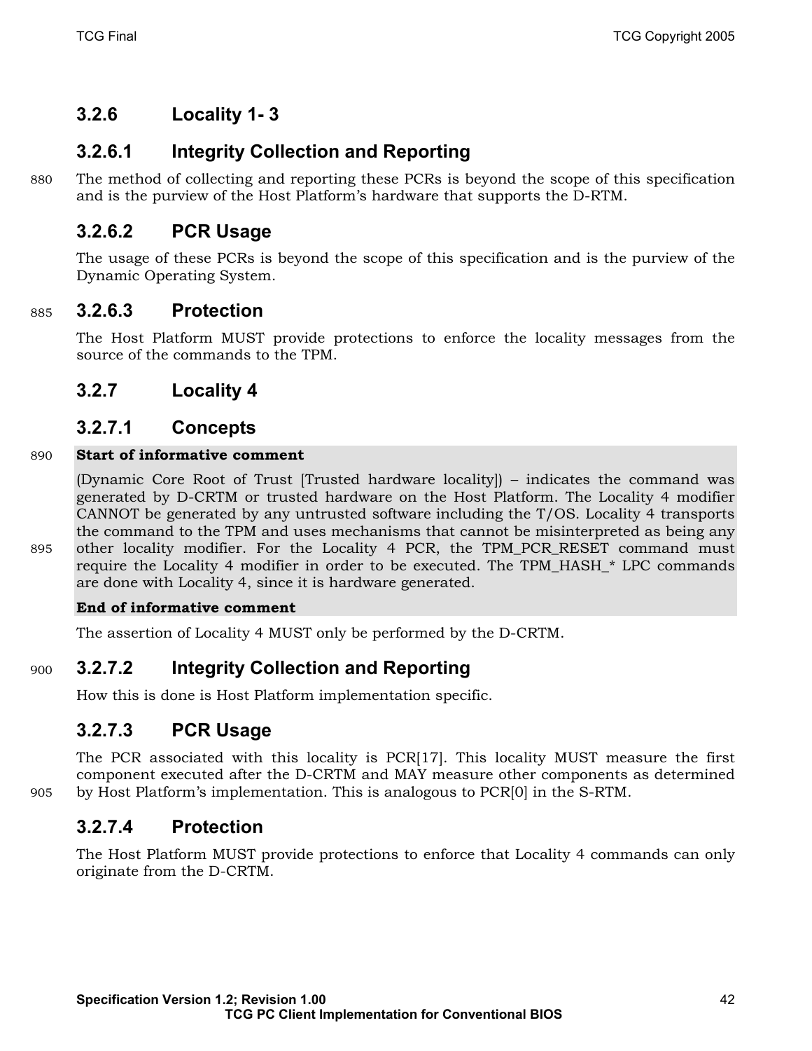### 3.2.6 Locality 1- 3

#### 3.2.6.1 Integrity Collection and Reporting

The method of collecting and reporting these PCRs is beyond the scope of this specification and is the purview of the Host Platform's hardware that supports the D-RTM.

#### 3.2.6.2 PCR Usage

The usage of these PCRs is beyond the scope of this specification and is the purview of the Dynamic Operating System.

#### 3.2.6.3 Protection

The Host Platform MUST provide protections to enforce the locality messages from the source of the commands to the TPM.

### 3.2.7 Locality 4

#### 3.2.7.1 Concepts

**Start of informative comment**

(Dynamic Core Root of Trust [Trusted hardware locality]) – indicates the command was generated by D-CRTM or trusted hardware on the Host Platform. The Locality 4 modifier CANNOT be generated by any untrusted software including the T/OS. Locality 4 transports the command to the TPM and uses mechanisms that cannot be misinterpreted as being any other locality modifier. For the Locality 4 PCR, the TPM_PCR_RESET command must require the Locality 4 modifier in order to be executed. The TPM_HASH_* LPC commands are done with Locality 4, since it is hardware generated.

**End of informative comment**

The assertion of Locality 4 MUST only be performed by the D-CRTM.

#### 3.2.7.2 Integrity Collection and Reporting

How this is done is Host Platform implementation specific.

#### 3.2.7.3 PCR Usage

The PCR associated with this locality is PCR[17]. This locality MUST measure the first component executed after the D-CRTM and MAY measure other components as determined by Host Platform's implementation. This is analogous to PCR[0] in the S-RTM.

#### 3.2.7.4 Protection

The Host Platform MUST provide protections to enforce that Locality 4 commands can only originate from the D-CRTM.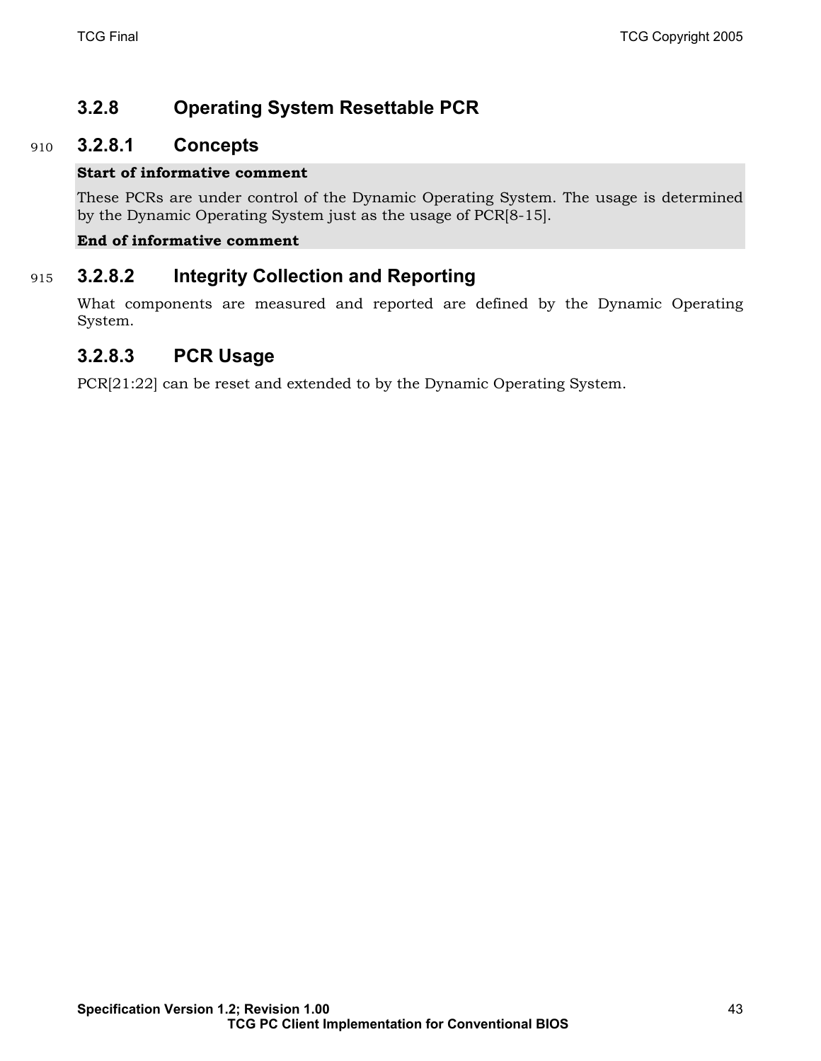### 3.2.8 Operating System Resettable PCR

#### 3.2.8.1 Concepts

**Start of informative comment**

These PCRs are under control of the Dynamic Operating System. The usage is determined by the Dynamic Operating System just as the usage of PCR[8-15].

**End of informative comment**

#### 3.2.8.2 Integrity Collection and Reporting

What components are measured and reported are defined by the Dynamic Operating System.

#### 3.2.8.3 PCR Usage

PCR[21:22] can be reset and extended to by the Dynamic Operating System.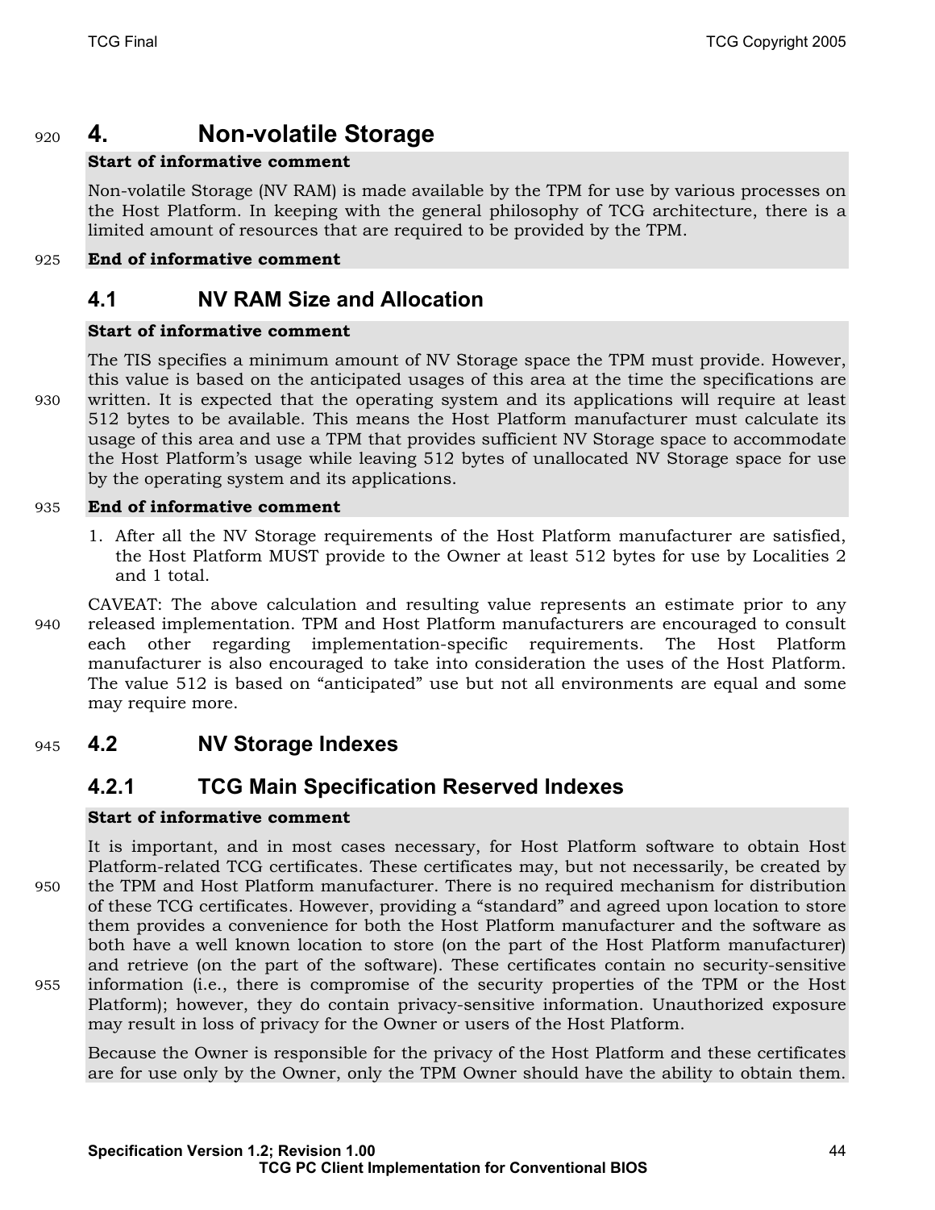# 4. Non-volatile Storage

**Start of informative comment**

Non-volatile Storage (NV RAM) is made available by the TPM for use by various processes on the Host Platform. In keeping with the general philosophy of TCG architecture, there is a limited amount of resources that are required to be provided by the TPM.

**End of informative comment**

## 4.1 NV RAM Size and Allocation

**Start of informative comment**

The TIS specifies a minimum amount of NV Storage space the TPM must provide. However, this value is based on the anticipated usages of this area at the time the specifications are written. It is expected that the operating system and its applications will require at least 512 bytes to be available. This means the Host Platform manufacturer must calculate its usage of this area and use a TPM that provides sufficient NV Storage space to accommodate the Host Platform's usage while leaving 512 bytes of unallocated NV Storage space for use by the operating system and its applications.

**End of informative comment**

1. After all the NV Storage requirements of the Host Platform manufacturer are satisfied, the Host Platform MUST provide to the Owner at least 512 bytes for use by Localities 2 and 1 total.

CAVEAT: The above calculation and resulting value represents an estimate prior to any released implementation. TPM and Host Platform manufacturers are encouraged to consult each other regarding implementation-specific requirements. The Host Platform manufacturer is also encouraged to take into consideration the uses of the Host Platform. The value 512 is based on "anticipated" use but not all environments are equal and some may require more.

## 4.2 NV Storage Indexes

### 4.2.1 TCG Main Specification Reserved Indexes

**Start of informative comment**

It is important, and in most cases necessary, for Host Platform software to obtain Host Platform-related TCG certificates. These certificates may, but not necessarily, be created by the TPM and Host Platform manufacturer. There is no required mechanism for distribution of these TCG certificates. However, providing a "standard" and agreed upon location to store them provides a convenience for both the Host Platform manufacturer and the software as both have a well known location to store (on the part of the Host Platform manufacturer) and retrieve (on the part of the software). These certificates contain no security-sensitive information (i.e., there is compromise of the security properties of the TPM or the Host Platform); however, they do contain privacy-sensitive information. Unauthorized exposure may result in loss of privacy for the Owner or users of the Host Platform.

Because the Owner is responsible for the privacy of the Host Platform and these certificates are for use only by the Owner, only the TPM Owner should have the ability to obtain them.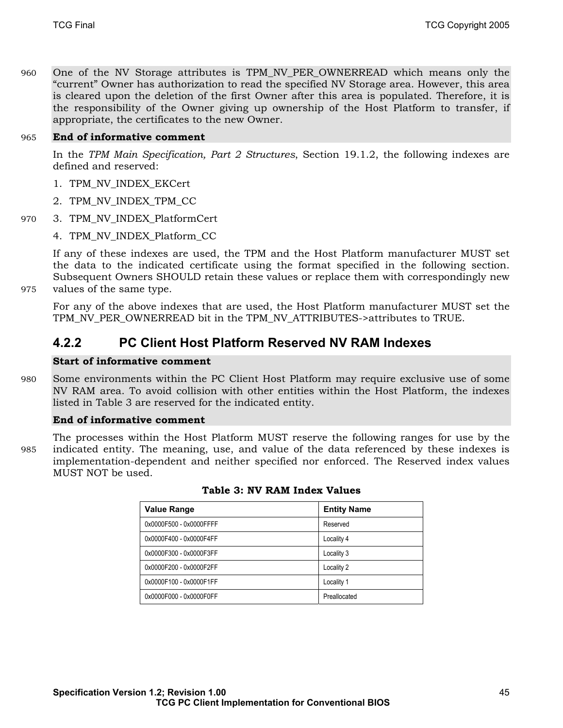One of the NV Storage attributes is TPM_NV_PER_OWNERREAD which means only the "current" Owner has authorization to read the specified NV Storage area. However, this area is cleared upon the deletion of the first Owner after this area is populated. Therefore, it is the responsibility of the Owner giving up ownership of the Host Platform to transfer, if appropriate, the certificates to the new Owner.

**End of informative comment**

In the *TPM Main Specification, Part 2 Structures*, Section 19.1.2, the following indexes are defined and reserved:

1. TPM_NV_INDEX_EKCert
2. TPM_NV_INDEX_TPM_CC
3. TPM_NV_INDEX_PlatformCert
4. TPM_NV_INDEX_Platform_CC

If any of these indexes are used, the TPM and the Host Platform manufacturer MUST set the data to the indicated certificate using the format specified in the following section. Subsequent Owners SHOULD retain these values or replace them with correspondingly new values of the same type.

For any of the above indexes that are used, the Host Platform manufacturer MUST set the TPM_NV_PER_OWNERREAD bit in the TPM_NV_ATTRIBUTES->attributes to TRUE.

### 4.2.2 PC Client Host Platform Reserved NV RAM Indexes

**Start of informative comment**

Some environments within the PC Client Host Platform may require exclusive use of some NV RAM area. To avoid collision with other entities within the Host Platform, the indexes listed in Table 3 are reserved for the indicated entity.

**End of informative comment**

The processes within the Host Platform MUST reserve the following ranges for use by the indicated entity. The meaning, use, and value of the data referenced by these indexes is implementation-dependent and neither specified nor enforced. The Reserved index values MUST NOT be used.

**Table 3: NV RAM Index Values**

| Value Range | Entity Name |
|---|---|
| 0x0000F500 - 0x0000FFFF | Reserved |
| 0x0000F400 - 0x0000F4FF | Locality 4 |
| 0x0000F300 - 0x0000F3FF | Locality 3 |
| 0x0000F200 - 0x0000F2FF | Locality 2 |
| 0x0000F100 - 0x0000F1FF | Locality 1 |
| 0x0000F000 - 0x0000F0FF | Preallocated |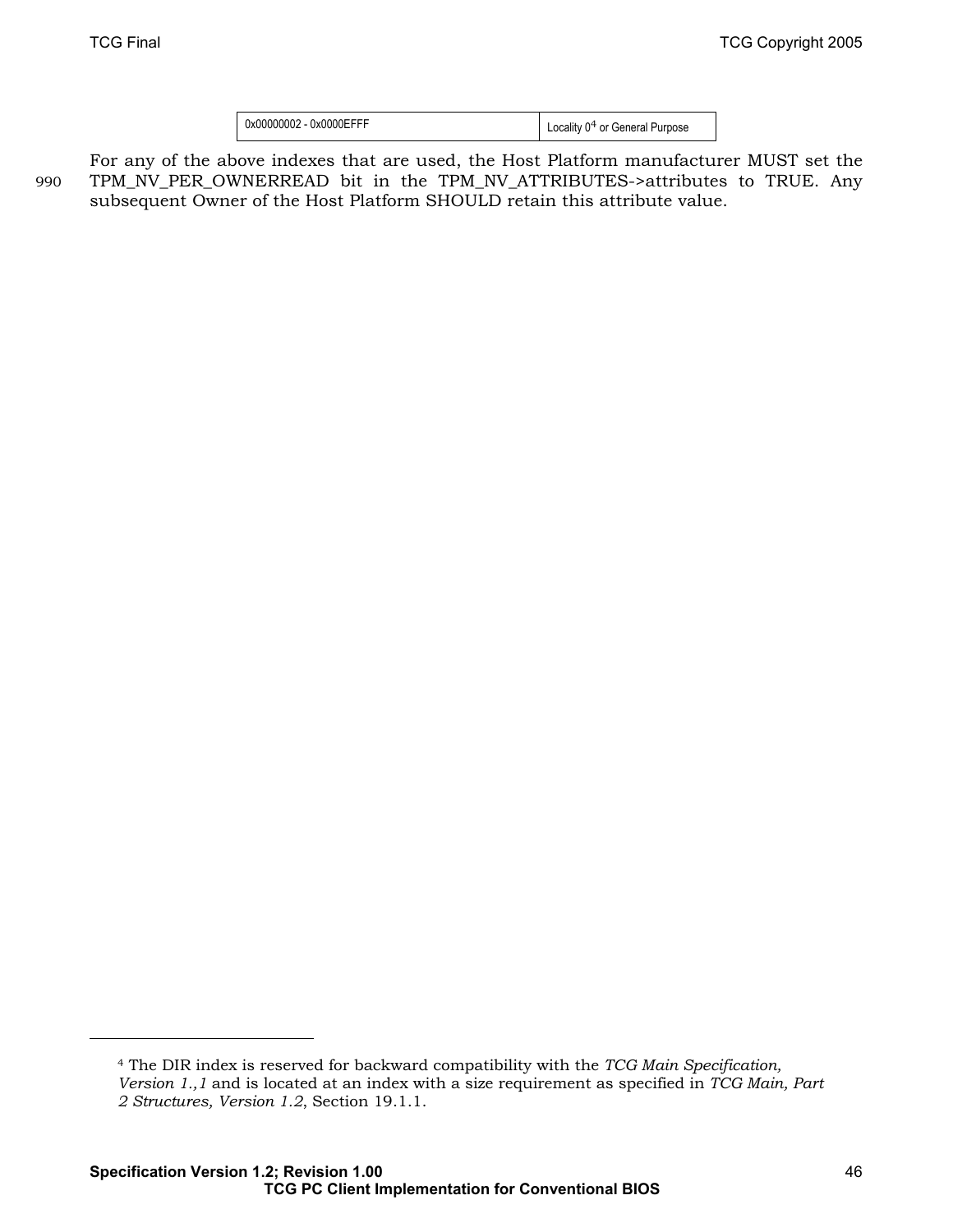| 0x00000002 - 0x0000EFFF | Locality 0[4] or General Purpose |
|---|---|

For any of the above indexes that are used, the Host Platform manufacturer MUST set the TPM_NV_PER_OWNERREAD bit in the TPM_NV_ATTRIBUTES->attributes to TRUE. Any subsequent Owner of the Host Platform SHOULD retain this attribute value.

---

[4] The DIR index is reserved for backward compatibility with the *TCG Main Specification, Version 1.,1* and is located at an index with a size requirement as specified in *TCG Main, Part 2 Structures, Version 1.2*, Section 19.1.1.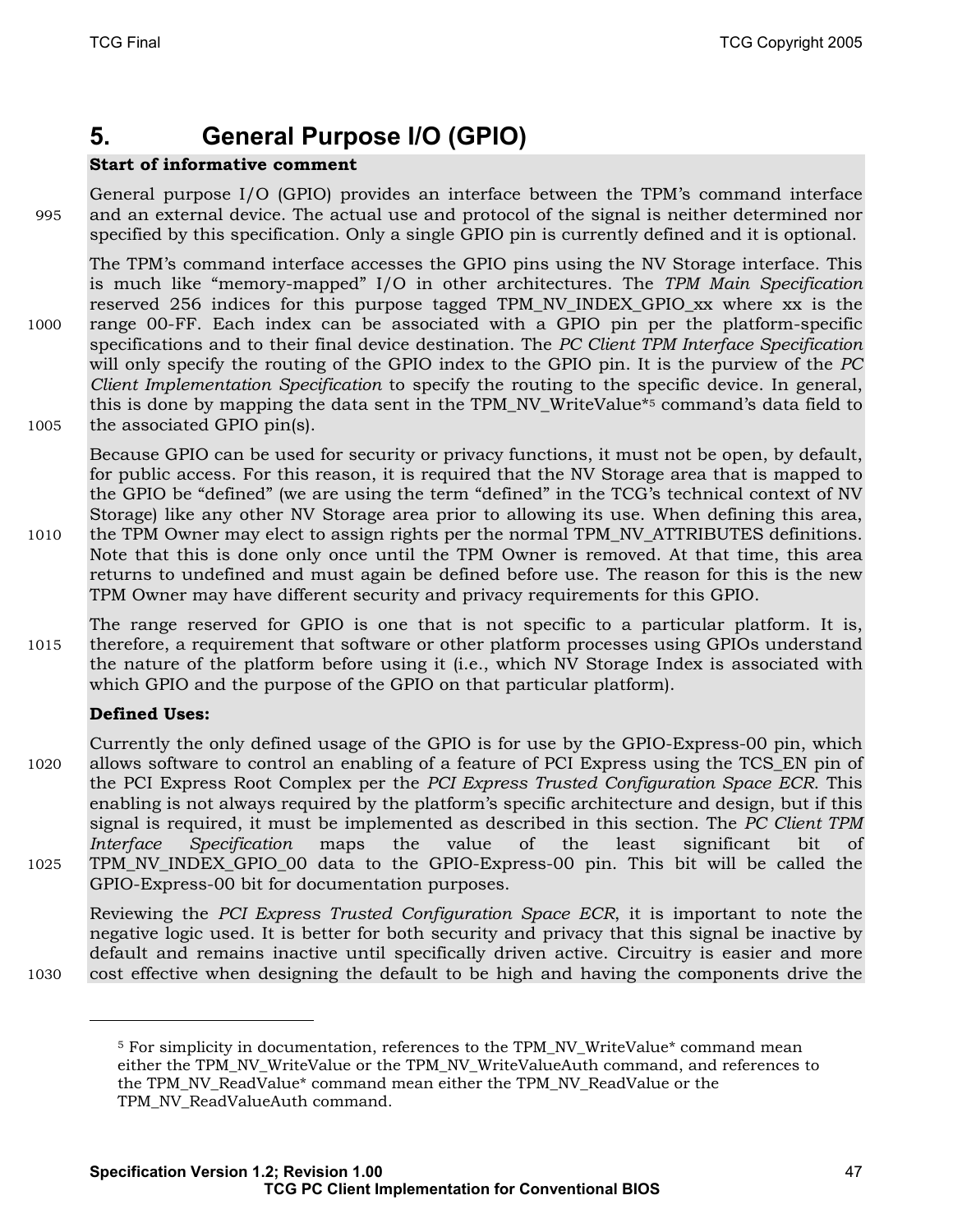# 5. General Purpose I/O (GPIO)

**Start of informative comment**

General purpose I/O (GPIO) provides an interface between the TPM's command interface and an external device. The actual use and protocol of the signal is neither determined nor specified by this specification. Only a single GPIO pin is currently defined and it is optional.

The TPM's command interface accesses the GPIO pins using the NV Storage interface. This is much like "memory-mapped" I/O in other architectures. The *TPM Main Specification* reserved 256 indices for this purpose tagged TPM_NV_INDEX_GPIO_xx where xx is the range 00-FF. Each index can be associated with a GPIO pin per the platform-specific specifications and to their final device destination. The *PC Client TPM Interface Specification* will only specify the routing of the GPIO index to the GPIO pin. It is the purview of the *PC Client Implementation Specification* to specify the routing to the specific device. In general, this is done by mapping the data sent in the TPM_NV_WriteValue*[5] command's data field to the associated GPIO pin(s).

Because GPIO can be used for security or privacy functions, it must not be open, by default, for public access. For this reason, it is required that the NV Storage area that is mapped to the GPIO be "defined" (we are using the term "defined" in the TCG's technical context of NV Storage) like any other NV Storage area prior to allowing its use. When defining this area, the TPM Owner may elect to assign rights per the normal TPM_NV_ATTRIBUTES definitions. Note that this is done only once until the TPM Owner is removed. At that time, this area returns to undefined and must again be defined before use. The reason for this is the new TPM Owner may have different security and privacy requirements for this GPIO.

The range reserved for GPIO is one that is not specific to a particular platform. It is, therefore, a requirement that software or other platform processes using GPIOs understand the nature of the platform before using it (i.e., which NV Storage Index is associated with which GPIO and the purpose of the GPIO on that particular platform).

**Defined Uses:**

Currently the only defined usage of the GPIO is for use by the GPIO-Express-00 pin, which allows software to control an enabling of a feature of PCI Express using the TCS_EN pin of the PCI Express Root Complex per the *PCI Express Trusted Configuration Space ECR*. This enabling is not always required by the platform's specific architecture and design, but if this signal is required, it must be implemented as described in this section. The *PC Client TPM Interface Specification* maps the value of the least significant bit of TPM_NV_INDEX_GPIO_00 data to the GPIO-Express-00 pin. This bit will be called the GPIO-Express-00 bit for documentation purposes.

Reviewing the *PCI Express Trusted Configuration Space ECR*, it is important to note the negative logic used. It is better for both security and privacy that this signal be inactive by default and remains inactive until specifically driven active. Circuitry is easier and more cost effective when designing the default to be high and having the components drive the

---

[5] For simplicity in documentation, references to the TPM_NV_WriteValue* command mean either the TPM_NV_WriteValue or the TPM_NV_WriteValueAuth command, and references to the TPM_NV_ReadValue* command mean either the TPM_NV_ReadValue or the TPM_NV_ReadValueAuth command.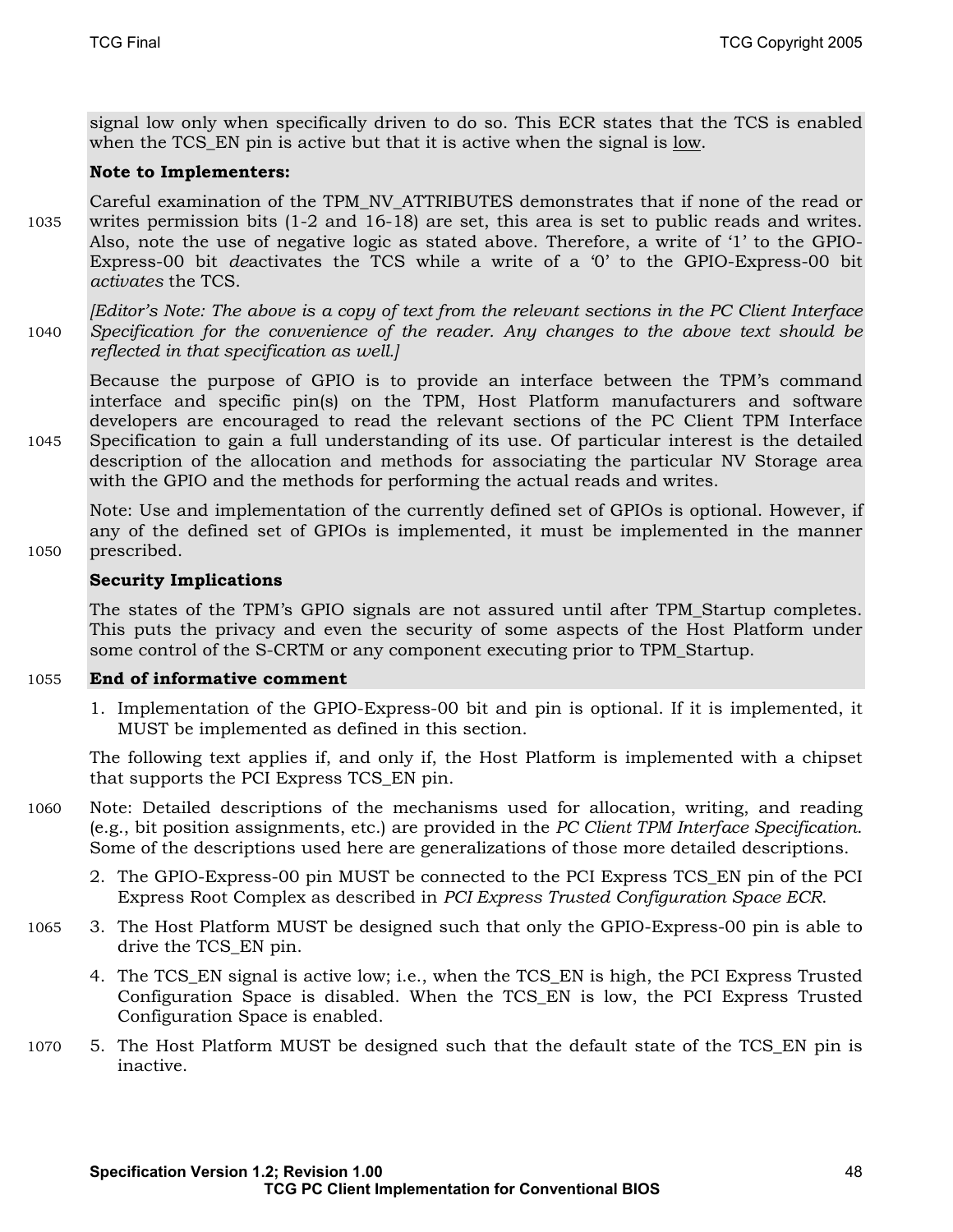signal low only when specifically driven to do so. This ECR states that the TCS is enabled when the TCS_EN pin is active but that it is active when the signal is low.

**Note to Implementers:**

Careful examination of the TPM_NV_ATTRIBUTES demonstrates that if none of the read or writes permission bits (1-2 and 16-18) are set, this area is set to public reads and writes. Also, note the use of negative logic as stated above. Therefore, a write of '1' to the GPIO-Express-00 bit *de*activates the TCS while a write of a '0' to the GPIO-Express-00 bit *activates* the TCS.

*[Editor's Note: The above is a copy of text from the relevant sections in the PC Client Interface Specification for the convenience of the reader. Any changes to the above text should be reflected in that specification as well.]*

Because the purpose of GPIO is to provide an interface between the TPM's command interface and specific pin(s) on the TPM, Host Platform manufacturers and software developers are encouraged to read the relevant sections of the PC Client TPM Interface Specification to gain a full understanding of its use. Of particular interest is the detailed description of the allocation and methods for associating the particular NV Storage area with the GPIO and the methods for performing the actual reads and writes.

Note: Use and implementation of the currently defined set of GPIOs is optional. However, if any of the defined set of GPIOs is implemented, it must be implemented in the manner prescribed.

**Security Implications**

The states of the TPM's GPIO signals are not assured until after TPM_Startup completes. This puts the privacy and even the security of some aspects of the Host Platform under some control of the S-CRTM or any component executing prior to TPM_Startup.

**End of informative comment**

1. Implementation of the GPIO-Express-00 bit and pin is optional. If it is implemented, it MUST be implemented as defined in this section.

The following text applies if, and only if, the Host Platform is implemented with a chipset that supports the PCI Express TCS_EN pin.

Note: Detailed descriptions of the mechanisms used for allocation, writing, and reading (e.g., bit position assignments, etc.) are provided in the *PC Client TPM Interface Specification*. Some of the descriptions used here are generalizations of those more detailed descriptions.

2. The GPIO-Express-00 pin MUST be connected to the PCI Express TCS_EN pin of the PCI Express Root Complex as described in *PCI Express Trusted Configuration Space ECR*.
3. The Host Platform MUST be designed such that only the GPIO-Express-00 pin is able to drive the TCS_EN pin.
4. The TCS_EN signal is active low; i.e., when the TCS_EN is high, the PCI Express Trusted Configuration Space is disabled. When the TCS_EN is low, the PCI Express Trusted Configuration Space is enabled.
5. The Host Platform MUST be designed such that the default state of the TCS_EN pin is inactive.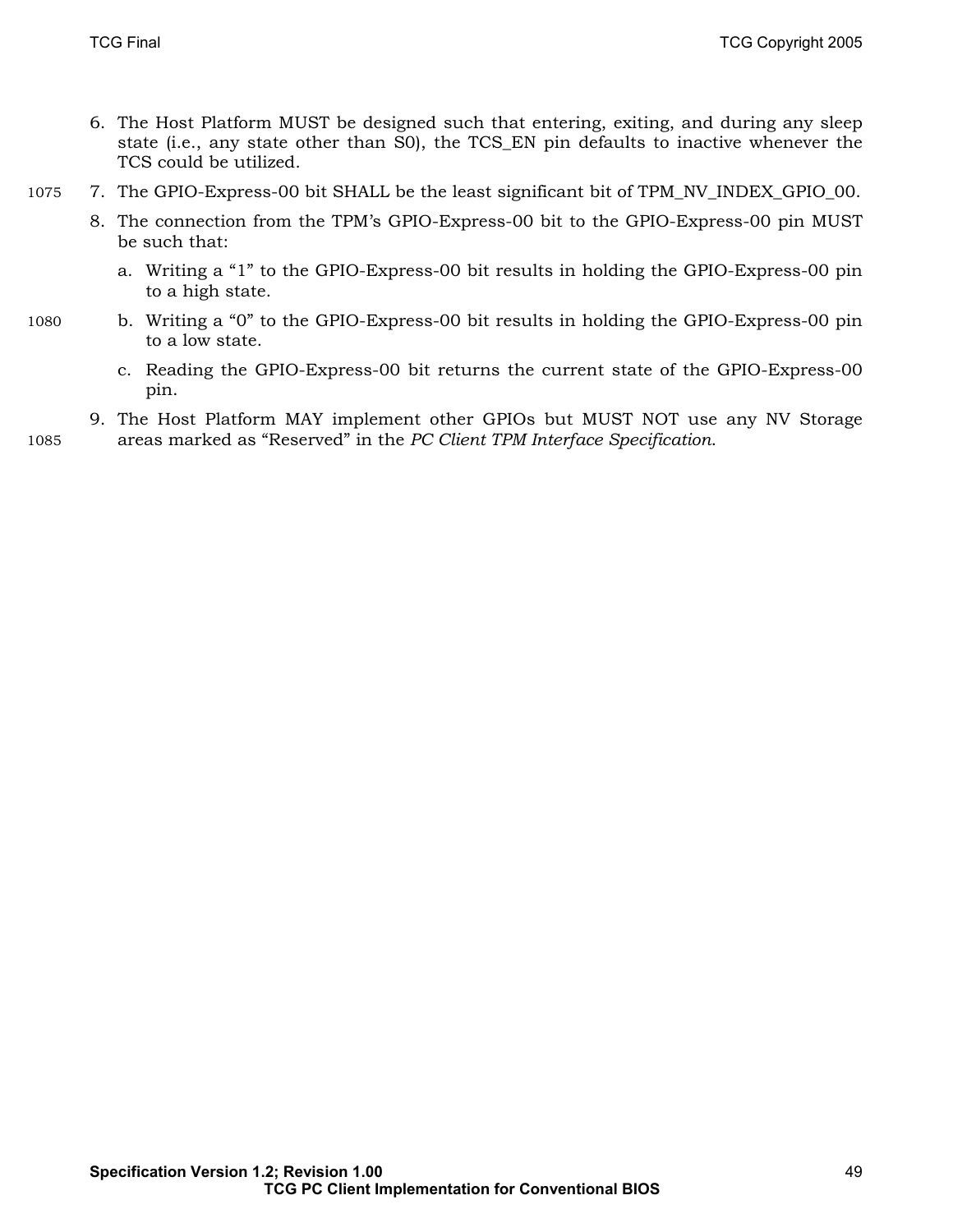6. The Host Platform MUST be designed such that entering, exiting, and during any sleep state (i.e., any state other than S0), the TCS_EN pin defaults to inactive whenever the TCS could be utilized.
7. The GPIO-Express-00 bit SHALL be the least significant bit of TPM_NV_INDEX_GPIO_00.
8. The connection from the TPM's GPIO-Express-00 bit to the GPIO-Express-00 pin MUST be such that:
   a. Writing a "1" to the GPIO-Express-00 bit results in holding the GPIO-Express-00 pin to a high state.
   b. Writing a "0" to the GPIO-Express-00 bit results in holding the GPIO-Express-00 pin to a low state.
   c. Reading the GPIO-Express-00 bit returns the current state of the GPIO-Express-00 pin.
9. The Host Platform MAY implement other GPIOs but MUST NOT use any NV Storage areas marked as "Reserved" in the *PC Client TPM Interface Specification*.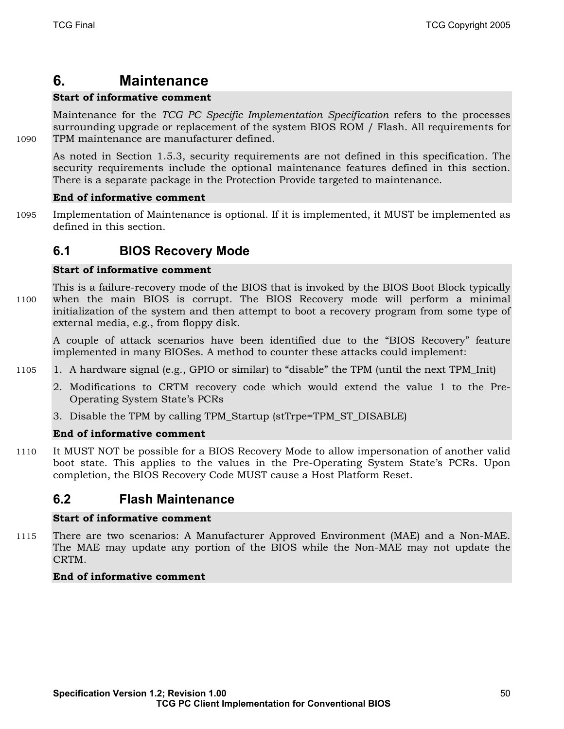# 6. Maintenance

**Start of informative comment**

Maintenance for the *TCG PC Specific Implementation Specification* refers to the processes surrounding upgrade or replacement of the system BIOS ROM / Flash. All requirements for TPM maintenance are manufacturer defined.

As noted in Section 1.5.3, security requirements are not defined in this specification. The security requirements include the optional maintenance features defined in this section. There is a separate package in the Protection Provide targeted to maintenance.

**End of informative comment**

Implementation of Maintenance is optional. If it is implemented, it MUST be implemented as defined in this section.

## 6.1 BIOS Recovery Mode

**Start of informative comment**

This is a failure-recovery mode of the BIOS that is invoked by the BIOS Boot Block typically when the main BIOS is corrupt. The BIOS Recovery mode will perform a minimal initialization of the system and then attempt to boot a recovery program from some type of external media, e.g., from floppy disk.

A couple of attack scenarios have been identified due to the "BIOS Recovery" feature implemented in many BIOSes. A method to counter these attacks could implement:

1. A hardware signal (e.g., GPIO or similar) to "disable" the TPM (until the next TPM_Init)
2. Modifications to CRTM recovery code which would extend the value 1 to the Pre-Operating System State's PCRs
3. Disable the TPM by calling TPM_Startup (stTrpe=TPM_ST_DISABLE)

**End of informative comment**

It MUST NOT be possible for a BIOS Recovery Mode to allow impersonation of another valid boot state. This applies to the values in the Pre-Operating System State's PCRs. Upon completion, the BIOS Recovery Code MUST cause a Host Platform Reset.

## 6.2 Flash Maintenance

**Start of informative comment**

There are two scenarios: A Manufacturer Approved Environment (MAE) and a Non-MAE. The MAE may update any portion of the BIOS while the Non-MAE may not update the CRTM.

**End of informative comment**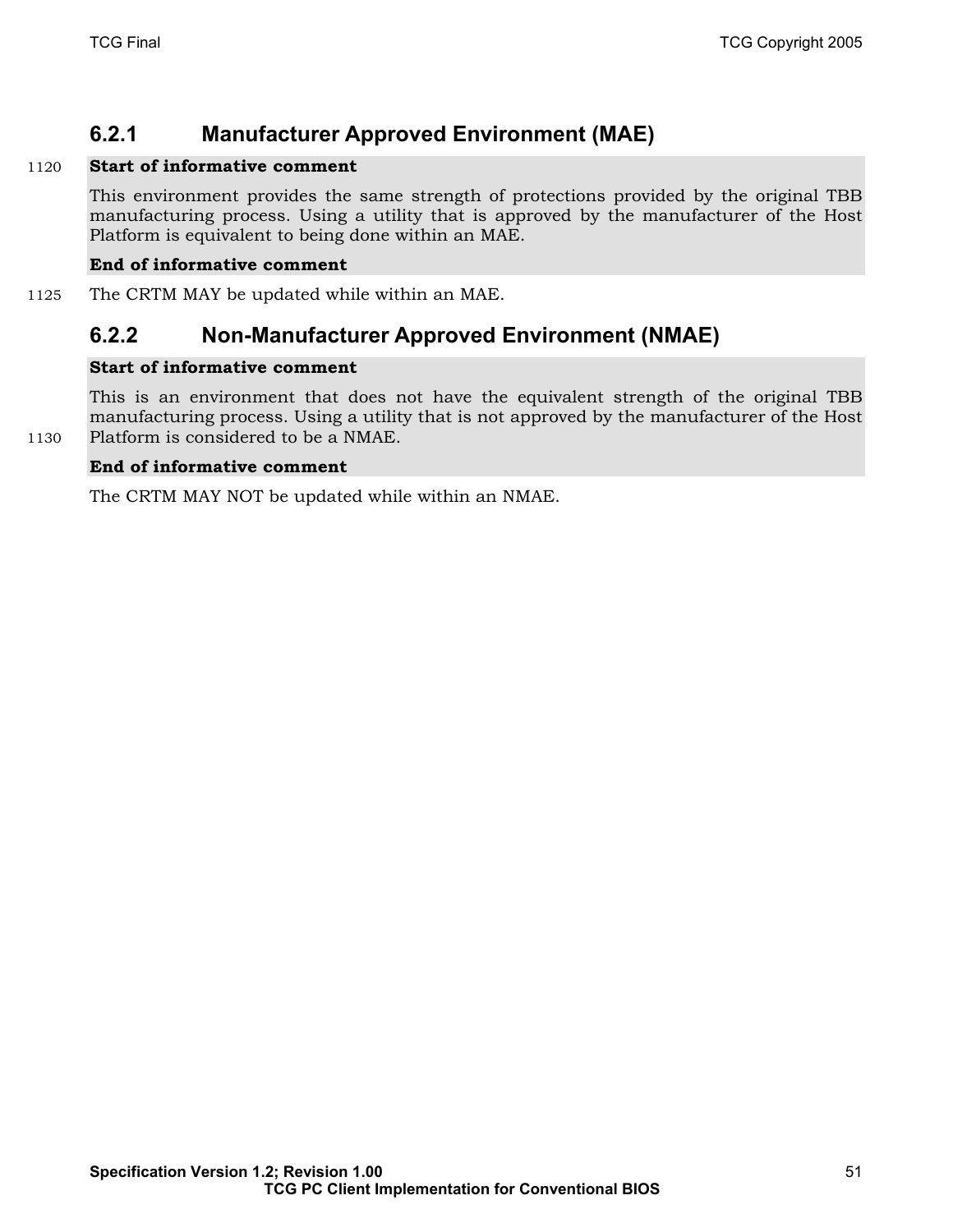### 6.2.1 Manufacturer Approved Environment (MAE)

**Start of informative comment**

This environment provides the same strength of protections provided by the original TBB manufacturing process. Using a utility that is approved by the manufacturer of the Host Platform is equivalent to being done within an MAE.

**End of informative comment**

The CRTM MAY be updated while within an MAE.

### 6.2.2 Non-Manufacturer Approved Environment (NMAE)

**Start of informative comment**

This is an environment that does not have the equivalent strength of the original TBB manufacturing process. Using a utility that is not approved by the manufacturer of the Host Platform is considered to be a NMAE.

**End of informative comment**

The CRTM MAY NOT be updated while within an NMAE.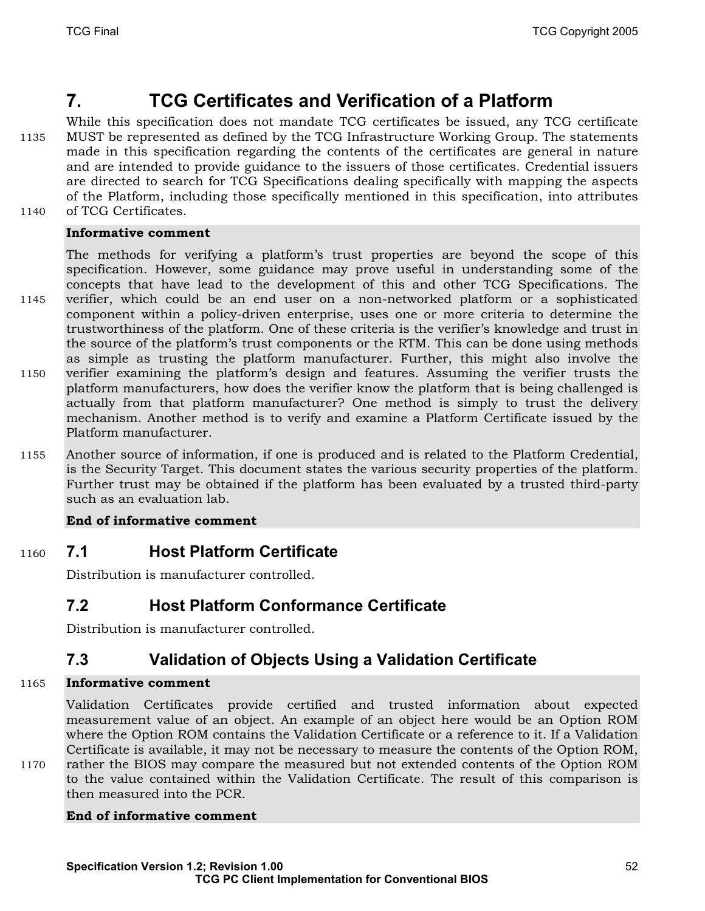# 7. TCG Certificates and Verification of a Platform

While this specification does not mandate TCG certificates be issued, any TCG certificate MUST be represented as defined by the TCG Infrastructure Working Group. The statements made in this specification regarding the contents of the certificates are general in nature and are intended to provide guidance to the issuers of those certificates. Credential issuers are directed to search for TCG Specifications dealing specifically with mapping the aspects of the Platform, including those specifically mentioned in this specification, into attributes of TCG Certificates.

**Informative comment**

The methods for verifying a platform's trust properties are beyond the scope of this specification. However, some guidance may prove useful in understanding some of the concepts that have lead to the development of this and other TCG Specifications. The verifier, which could be an end user on a non-networked platform or a sophisticated component within a policy-driven enterprise, uses one or more criteria to determine the trustworthiness of the platform. One of these criteria is the verifier's knowledge and trust in the source of the platform's trust components or the RTM. This can be done using methods as simple as trusting the platform manufacturer. Further, this might also involve the verifier examining the platform's design and features. Assuming the verifier trusts the platform manufacturers, how does the verifier know the platform that is being challenged is actually from that platform manufacturer? One method is simply to trust the delivery mechanism. Another method is to verify and examine a Platform Certificate issued by the Platform manufacturer.

Another source of information, if one is produced and is related to the Platform Credential, is the Security Target. This document states the various security properties of the platform. Further trust may be obtained if the platform has been evaluated by a trusted third-party such as an evaluation lab.

**End of informative comment**

## 7.1 Host Platform Certificate

Distribution is manufacturer controlled.

## 7.2 Host Platform Conformance Certificate

Distribution is manufacturer controlled.

## 7.3 Validation of Objects Using a Validation Certificate

**Informative comment**

Validation Certificates provide certified and trusted information about expected measurement value of an object. An example of an object here would be an Option ROM where the Option ROM contains the Validation Certificate or a reference to it. If a Validation Certificate is available, it may not be necessary to measure the contents of the Option ROM, rather the BIOS may compare the measured but not extended contents of the Option ROM to the value contained within the Validation Certificate. The result of this comparison is then measured into the PCR.

**End of informative comment**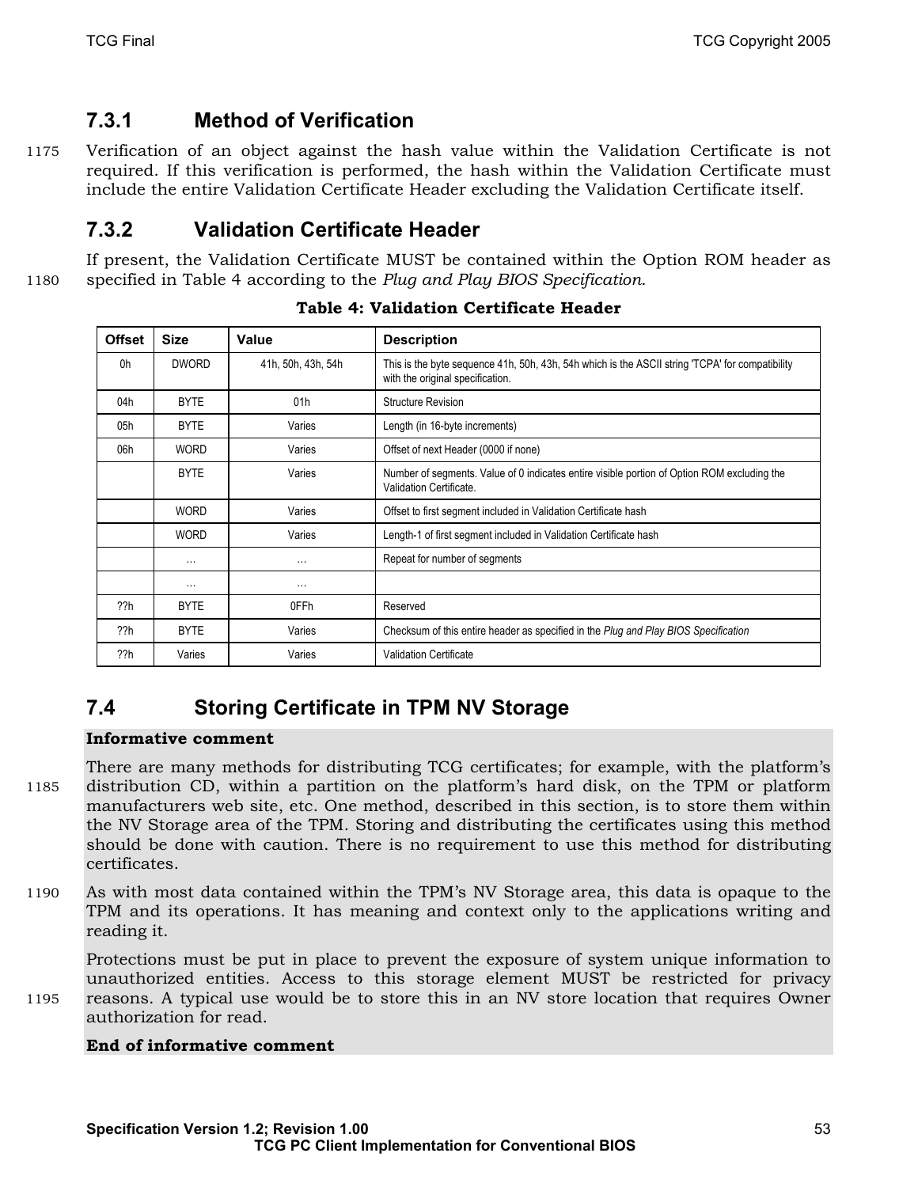### 7.3.1 Method of Verification

Verification of an object against the hash value within the Validation Certificate is not required. If this verification is performed, the hash within the Validation Certificate must include the entire Validation Certificate Header excluding the Validation Certificate itself.

### 7.3.2 Validation Certificate Header

If present, the Validation Certificate MUST be contained within the Option ROM header as specified in Table 4 according to the *Plug and Play BIOS Specification*.

**Table 4: Validation Certificate Header**

| Offset | Size | Value | Description |
|---|---|---|---|
| 0h | DWORD | 41h, 50h, 43h, 54h | This is the byte sequence 41h, 50h, 43h, 54h which is the ASCII string 'TCPA' for compatibility with the original specification. |
| 04h | BYTE | 01h | Structure Revision |
| 05h | BYTE | Varies | Length (in 16-byte increments) |
| 06h | WORD | Varies | Offset of next Header (0000 if none) |
| | BYTE | Varies | Number of segments. Value of 0 indicates entire visible portion of Option ROM excluding the Validation Certificate. |
| | WORD | Varies | Offset to first segment included in Validation Certificate hash |
| | WORD | Varies | Length-1 of first segment included in Validation Certificate hash |
| | … | … | Repeat for number of segments |
| | … | … | |
| ??h | BYTE | 0FFh | Reserved |
| ??h | BYTE | Varies | Checksum of this entire header as specified in the *Plug and Play BIOS Specification* |
| ??h | Varies | Varies | Validation Certificate |

## 7.4 Storing Certificate in TPM NV Storage

**Informative comment**

There are many methods for distributing TCG certificates; for example, with the platform's distribution CD, within a partition on the platform's hard disk, on the TPM or platform manufacturers web site, etc. One method, described in this section, is to store them within the NV Storage area of the TPM. Storing and distributing the certificates using this method should be done with caution. There is no requirement to use this method for distributing certificates.

As with most data contained within the TPM's NV Storage area, this data is opaque to the TPM and its operations. It has meaning and context only to the applications writing and reading it.

Protections must be put in place to prevent the exposure of system unique information to unauthorized entities. Access to this storage element MUST be restricted for privacy reasons. A typical use would be to store this in an NV store location that requires Owner authorization for read.

**End of informative comment**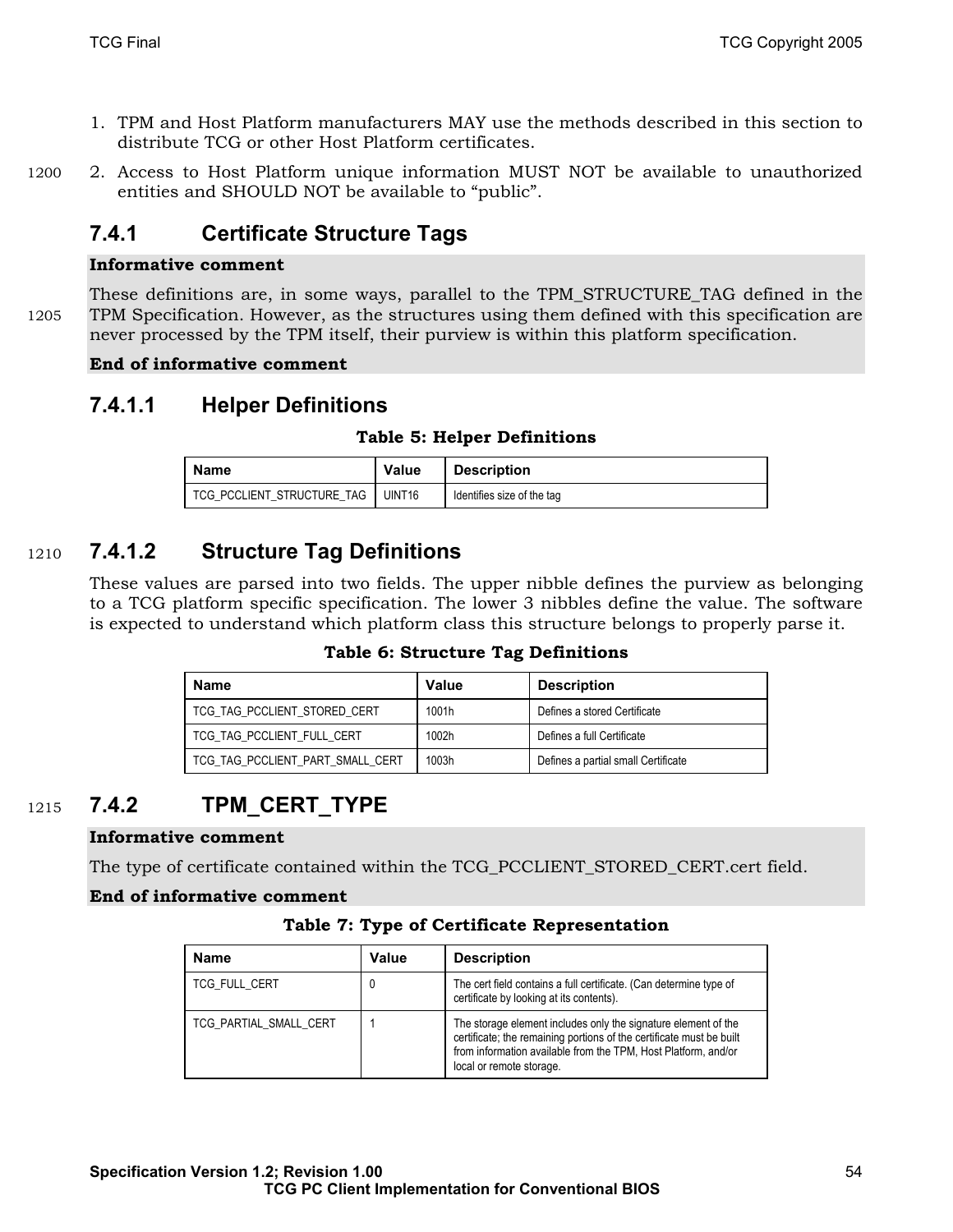1. TPM and Host Platform manufacturers MAY use the methods described in this section to distribute TCG or other Host Platform certificates.
2. Access to Host Platform unique information MUST NOT be available to unauthorized entities and SHOULD NOT be available to "public".

### 7.4.1 Certificate Structure Tags

**Informative comment**

These definitions are, in some ways, parallel to the TPM_STRUCTURE_TAG defined in the TPM Specification. However, as the structures using them defined with this specification are never processed by the TPM itself, their purview is within this platform specification.

**End of informative comment**

#### 7.4.1.1 Helper Definitions

**Table 5: Helper Definitions**

| Name | Value | Description |
|---|---|---|
| TCG_PCCLIENT_STRUCTURE_TAG | UINT16 | Identifies size of the tag |

#### 7.4.1.2 Structure Tag Definitions

These values are parsed into two fields. The upper nibble defines the purview as belonging to a TCG platform specific specification. The lower 3 nibbles define the value. The software is expected to understand which platform class this structure belongs to properly parse it.

**Table 6: Structure Tag Definitions**

| Name | Value | Description |
|---|---|---|
| TCG_TAG_PCCLIENT_STORED_CERT | 1001h | Defines a stored Certificate |
| TCG_TAG_PCCLIENT_FULL_CERT | 1002h | Defines a full Certificate |
| TCG_TAG_PCCLIENT_PART_SMALL_CERT | 1003h | Defines a partial small Certificate |

### 7.4.2 TPM_CERT_TYPE

**Informative comment**

The type of certificate contained within the TCG_PCCLIENT_STORED_CERT.cert field.

**End of informative comment**

**Table 7: Type of Certificate Representation**

| Name | Value | Description |
|---|---|---|
| TCG_FULL_CERT | 0 | The cert field contains a full certificate. (Can determine type of certificate by looking at its contents). |
| TCG_PARTIAL_SMALL_CERT | 1 | The storage element includes only the signature element of the certificate; the remaining portions of the certificate must be built from information available from the TPM, Host Platform, and/or local or remote storage. |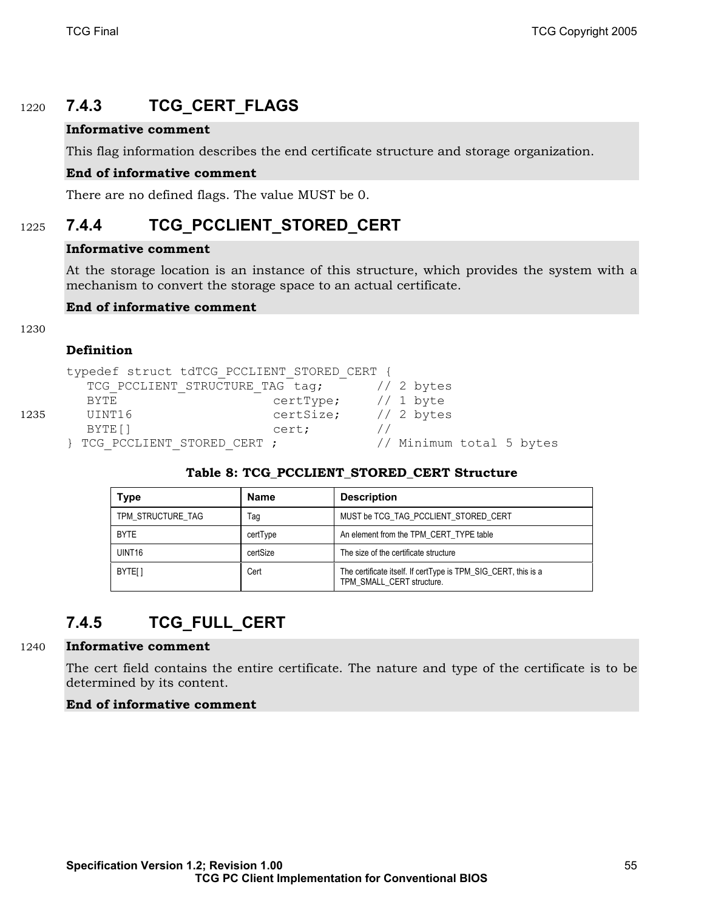### 7.4.3 TCG_CERT_FLAGS

**Informative comment**

This flag information describes the end certificate structure and storage organization.

**End of informative comment**

There are no defined flags. The value MUST be 0.

### 7.4.4 TCG_PCCLIENT_STORED_CERT

**Informative comment**

At the storage location is an instance of this structure, which provides the system with a mechanism to convert the storage space to an actual certificate.

**End of informative comment**

**Definition**

```
typedef struct tdTCG_PCCLIENT_STORED_CERT {
   TCG_PCCLIENT_STRUCTURE_TAG tag;       // 2 bytes
   BYTE                   certType;     // 1 byte
   UINT16                 certSize;     // 2 bytes
   BYTE[]                 cert;         //
} TCG_PCCLIENT_STORED_CERT ;            // Minimum total 5 bytes
```

**Table 8: TCG_PCCLIENT_STORED_CERT Structure**

| Type | Name | Description |
|---|---|---|
| TPM_STRUCTURE_TAG | Tag | MUST be TCG_TAG_PCCLIENT_STORED_CERT |
| BYTE | certType | An element from the TPM_CERT_TYPE table |
| UINT16 | certSize | The size of the certificate structure |
| BYTE[ ] | Cert | The certificate itself. If certType is TPM_SIG_CERT, this is a TPM_SMALL_CERT structure. |

### 7.4.5 TCG_FULL_CERT

**Informative comment**

The cert field contains the entire certificate. The nature and type of the certificate is to be determined by its content.

**End of informative comment**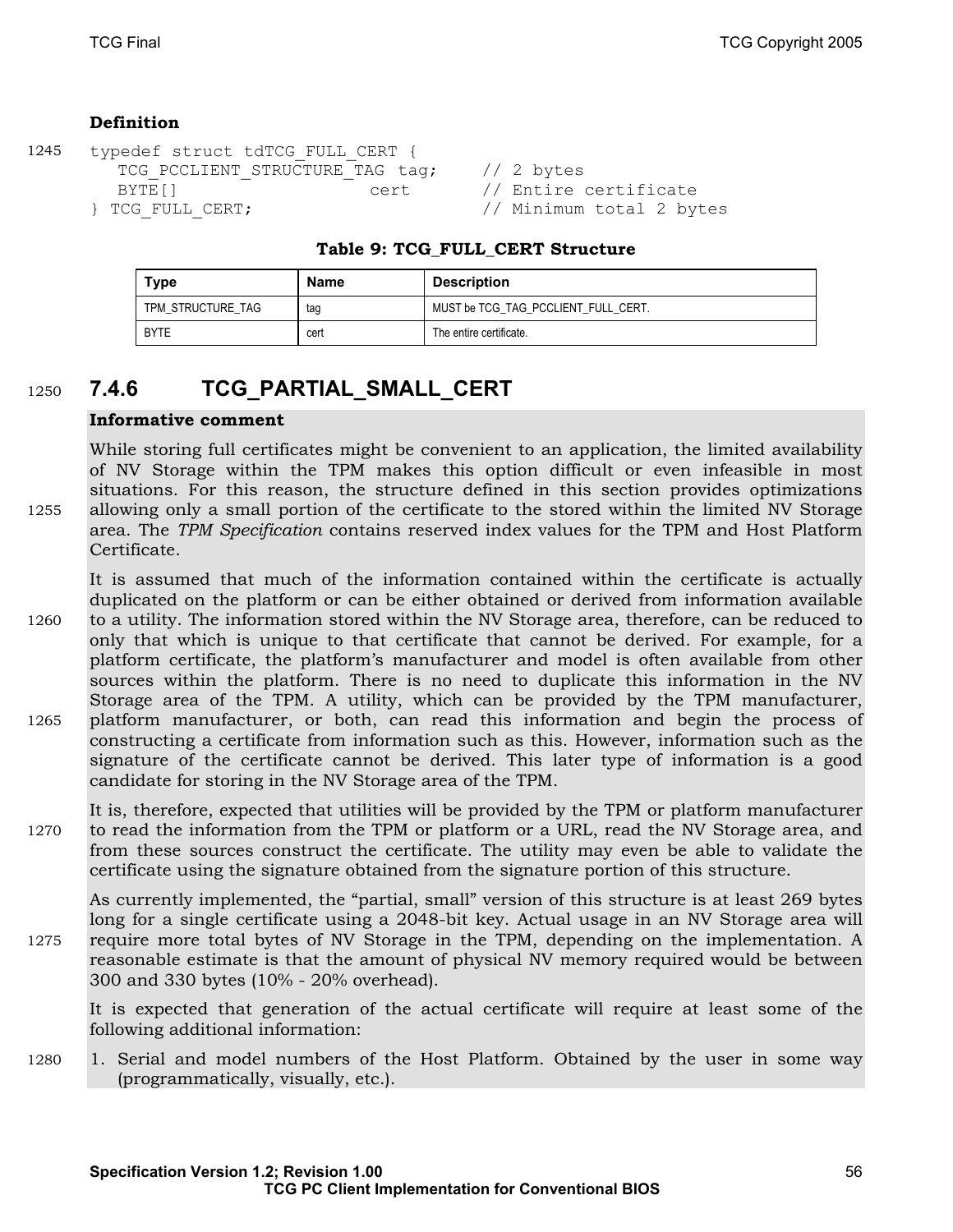**Definition**

```
typedef struct tdTCG_FULL_CERT {
   TCG_PCCLIENT_STRUCTURE_TAG tag;     // 2 bytes
   BYTE[]                  cert        // Entire certificate
} TCG_FULL_CERT;                       // Minimum total 2 bytes
```

**Table 9: TCG_FULL_CERT Structure**

| Type | Name | Description |
|---|---|---|
| TPM_STRUCTURE_TAG | tag | MUST be TCG_TAG_PCCLIENT_FULL_CERT. |
| BYTE | cert | The entire certificate. |

### 7.4.6 TCG_PARTIAL_SMALL_CERT

**Informative comment**

While storing full certificates might be convenient to an application, the limited availability of NV Storage within the TPM makes this option difficult or even infeasible in most situations. For this reason, the structure defined in this section provides optimizations allowing only a small portion of the certificate to the stored within the limited NV Storage area. The *TPM Specification* contains reserved index values for the TPM and Host Platform Certificate.

It is assumed that much of the information contained within the certificate is actually duplicated on the platform or can be either obtained or derived from information available to a utility. The information stored within the NV Storage area, therefore, can be reduced to only that which is unique to that certificate that cannot be derived. For example, for a platform certificate, the platform's manufacturer and model is often available from other sources within the platform. There is no need to duplicate this information in the NV Storage area of the TPM. A utility, which can be provided by the TPM manufacturer, platform manufacturer, or both, can read this information and begin the process of constructing a certificate from information such as this. However, information such as the signature of the certificate cannot be derived. This later type of information is a good candidate for storing in the NV Storage area of the TPM.

It is, therefore, expected that utilities will be provided by the TPM or platform manufacturer to read the information from the TPM or platform or a URL, read the NV Storage area, and from these sources construct the certificate. The utility may even be able to validate the certificate using the signature obtained from the signature portion of this structure.

As currently implemented, the "partial, small" version of this structure is at least 269 bytes long for a single certificate using a 2048-bit key. Actual usage in an NV Storage area will require more total bytes of NV Storage in the TPM, depending on the implementation. A reasonable estimate is that the amount of physical NV memory required would be between 300 and 330 bytes (10% - 20% overhead).

It is expected that generation of the actual certificate will require at least some of the following additional information:

1. Serial and model numbers of the Host Platform. Obtained by the user in some way (programmatically, visually, etc.).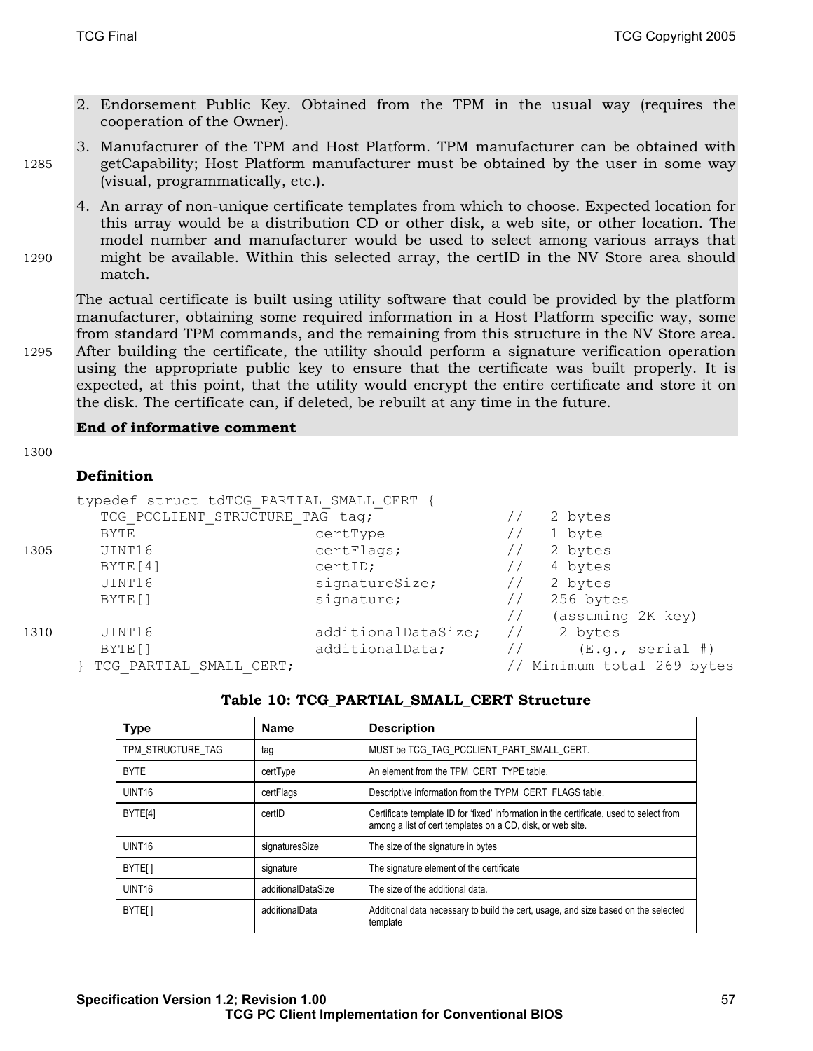2. Endorsement Public Key. Obtained from the TPM in the usual way (requires the cooperation of the Owner).
3. Manufacturer of the TPM and Host Platform. TPM manufacturer can be obtained with getCapability; Host Platform manufacturer must be obtained by the user in some way (visual, programmatically, etc.).
4. An array of non-unique certificate templates from which to choose. Expected location for this array would be a distribution CD or other disk, a web site, or other location. The model number and manufacturer would be used to select among various arrays that might be available. Within this selected array, the certID in the NV Store area should match.

The actual certificate is built using utility software that could be provided by the platform manufacturer, obtaining some required information in a Host Platform specific way, some from standard TPM commands, and the remaining from this structure in the NV Store area. After building the certificate, the utility should perform a signature verification operation using the appropriate public key to ensure that the certificate was built properly. It is expected, at this point, that the utility would encrypt the entire certificate and store it on the disk. The certificate can, if deleted, be rebuilt at any time in the future.

**End of informative comment**

**Definition**

```
typedef struct tdTCG_PARTIAL_SMALL_CERT {
   TCG_PCCLIENT_STRUCTURE_TAG tag;                //   2 bytes
   BYTE                    certType               //   1 byte
   UINT16                  certFlags;             //   2 bytes
   BYTE[4]                 certID;                //   4 bytes
   UINT16                  signatureSize;         //   2 bytes
   BYTE[]                  signature;             //   256 bytes
                                                  //   (assuming 2K key)
   UINT16                  additionalDataSize;    //    2 bytes
   BYTE[]                  additionalData;        //      (E.g., serial #)
} TCG_PARTIAL_SMALL_CERT;                         // Minimum total 269 bytes
```

**Table 10: TCG_PARTIAL_SMALL_CERT Structure**

| Type | Name | Description |
|---|---|---|
| TPM_STRUCTURE_TAG | tag | MUST be TCG_TAG_PCCLIENT_PART_SMALL_CERT. |
| BYTE | certType | An element from the TPM_CERT_TYPE table. |
| UINT16 | certFlags | Descriptive information from the TYPM_CERT_FLAGS table. |
| BYTE[4] | certID | Certificate template ID for 'fixed' information in the certificate, used to select from among a list of cert templates on a CD, disk, or web site. |
| UINT16 | signaturesSize | The size of the signature in bytes |
| BYTE[ ] | signature | The signature element of the certificate |
| UINT16 | additionalDataSize | The size of the additional data. |
| BYTE[ ] | additionalData | Additional data necessary to build the cert, usage, and size based on the selected template |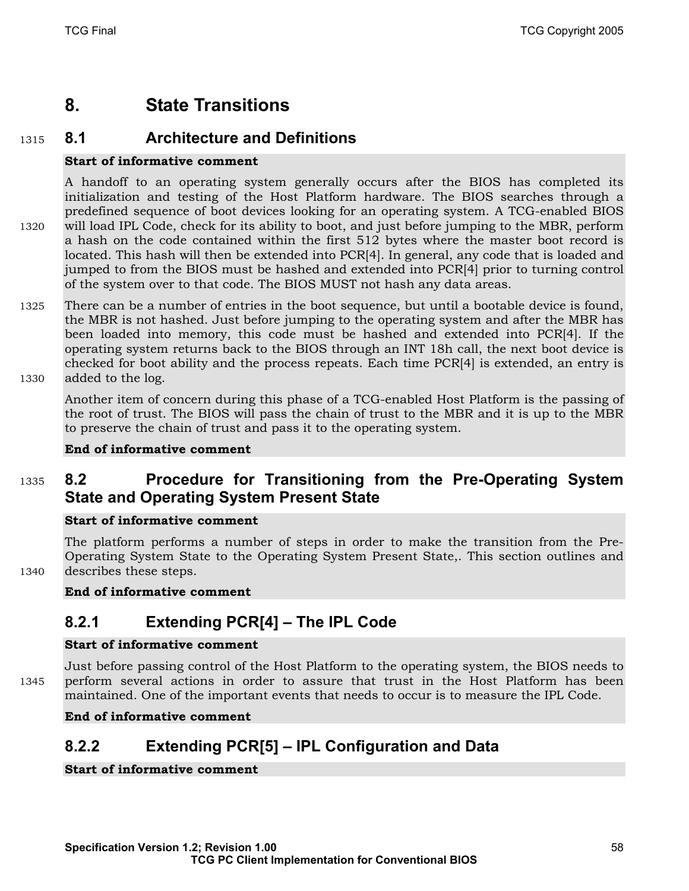# 8. State Transitions

## 8.1 Architecture and Definitions

**Start of informative comment**

A handoff to an operating system generally occurs after the BIOS has completed its initialization and testing of the Host Platform hardware. The BIOS searches through a predefined sequence of boot devices looking for an operating system. A TCG-enabled BIOS will load IPL Code, check for its ability to boot, and just before jumping to the MBR, perform a hash on the code contained within the first 512 bytes where the master boot record is located. This hash will then be extended into PCR[4]. In general, any code that is loaded and jumped to from the BIOS must be hashed and extended into PCR[4] prior to turning control of the system over to that code. The BIOS MUST not hash any data areas.

There can be a number of entries in the boot sequence, but until a bootable device is found, the MBR is not hashed. Just before jumping to the operating system and after the MBR has been loaded into memory, this code must be hashed and extended into PCR[4]. If the operating system returns back to the BIOS through an INT 18h call, the next boot device is checked for boot ability and the process repeats. Each time PCR[4] is extended, an entry is added to the log.

Another item of concern during this phase of a TCG-enabled Host Platform is the passing of the root of trust. The BIOS will pass the chain of trust to the MBR and it is up to the MBR to preserve the chain of trust and pass it to the operating system.

**End of informative comment**

## 8.2 Procedure for Transitioning from the Pre-Operating System State and Operating System Present State

**Start of informative comment**

The platform performs a number of steps in order to make the transition from the Pre-Operating System State to the Operating System Present State,. This section outlines and describes these steps.

**End of informative comment**

### 8.2.1 Extending PCR[4] – The IPL Code

**Start of informative comment**

Just before passing control of the Host Platform to the operating system, the BIOS needs to perform several actions in order to assure that trust in the Host Platform has been maintained. One of the important events that needs to occur is to measure the IPL Code.

**End of informative comment**

### 8.2.2 Extending PCR[5] – IPL Configuration and Data

**Start of informative comment**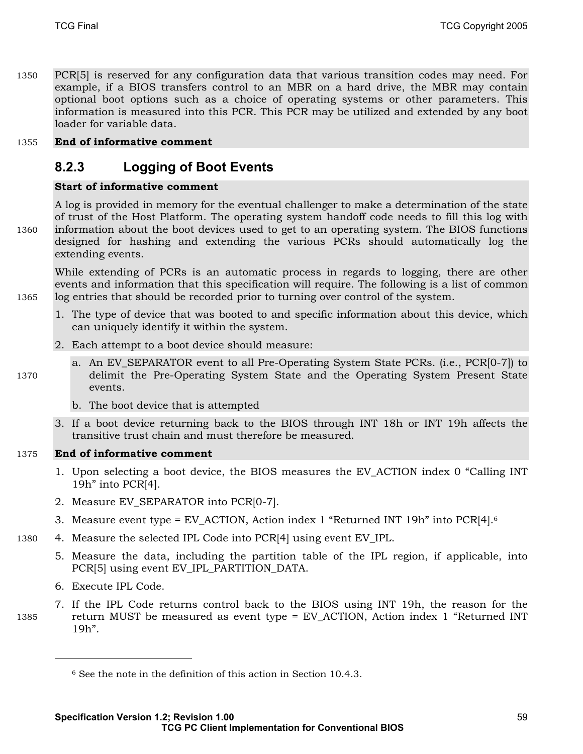PCR[5] is reserved for any configuration data that various transition codes may need. For example, if a BIOS transfers control to an MBR on a hard drive, the MBR may contain optional boot options such as a choice of operating systems or other parameters. This information is measured into this PCR. This PCR may be utilized and extended by any boot loader for variable data.

**End of informative comment**

### 8.2.3 Logging of Boot Events

**Start of informative comment**

A log is provided in memory for the eventual challenger to make a determination of the state of trust of the Host Platform. The operating system handoff code needs to fill this log with information about the boot devices used to get to an operating system. The BIOS functions designed for hashing and extending the various PCRs should automatically log the extending events.

While extending of PCRs is an automatic process in regards to logging, there are other events and information that this specification will require. The following is a list of common log entries that should be recorded prior to turning over control of the system.

1. The type of device that was booted to and specific information about this device, which can uniquely identify it within the system.
2. Each attempt to a boot device should measure:
   a. An EV_SEPARATOR event to all Pre-Operating System State PCRs. (i.e., PCR[0-7]) to delimit the Pre-Operating System State and the Operating System Present State events.
   b. The boot device that is attempted
3. If a boot device returning back to the BIOS through INT 18h or INT 19h affects the transitive trust chain and must therefore be measured.

**End of informative comment**

1. Upon selecting a boot device, the BIOS measures the EV_ACTION index 0 “Calling INT 19h” into PCR[4].
2. Measure EV_SEPARATOR into PCR[0-7].
3. Measure event type = EV_ACTION, Action index 1 “Returned INT 19h” into PCR[4].[6]
4. Measure the selected IPL Code into PCR[4] using event EV_IPL.
5. Measure the data, including the partition table of the IPL region, if applicable, into PCR[5] using event EV_IPL_PARTITION_DATA.
6. Execute IPL Code.
7. If the IPL Code returns control back to the BIOS using INT 19h, the reason for the return MUST be measured as event type = EV_ACTION, Action index 1 “Returned INT 19h”.

[6] See the note in the definition of this action in Section 10.4.3.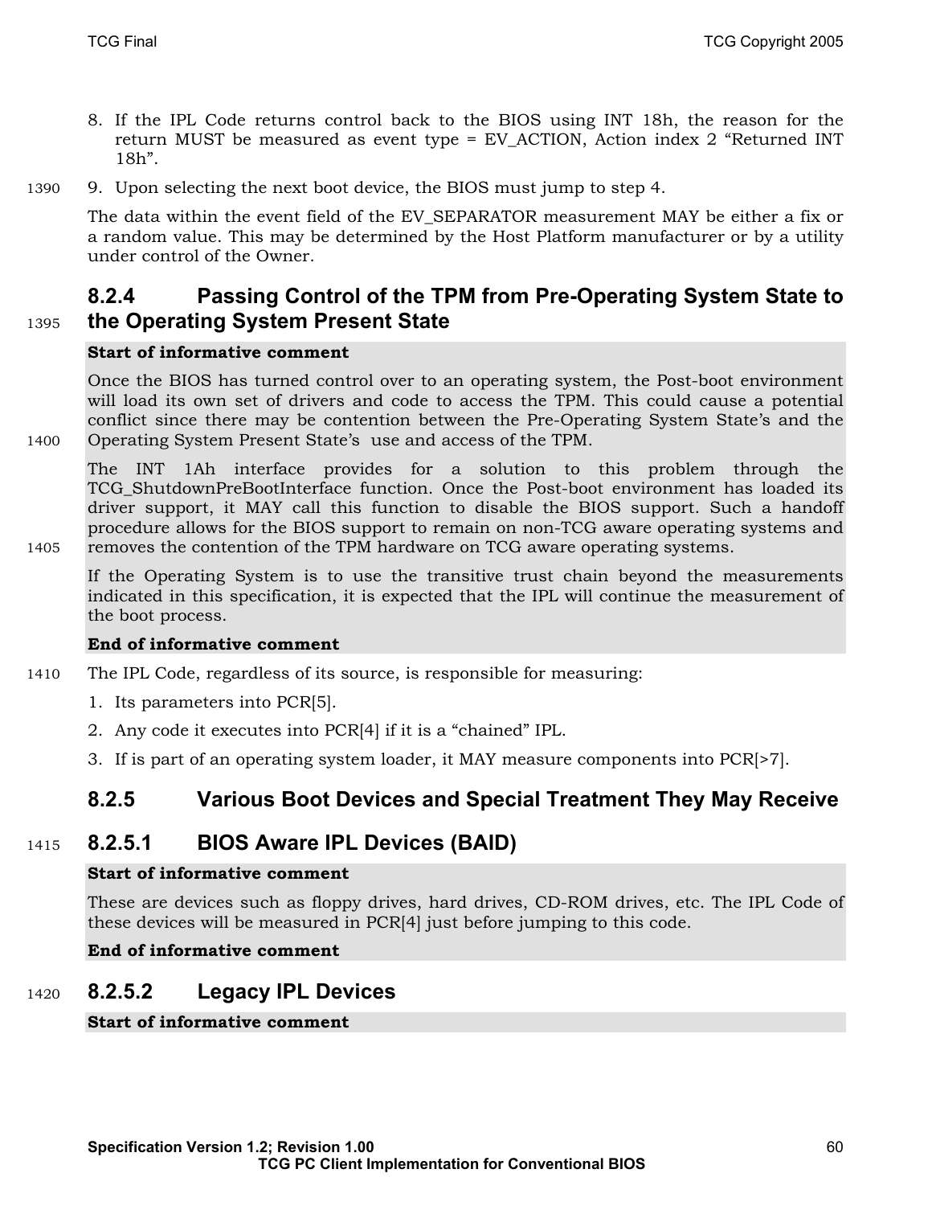8. If the IPL Code returns control back to the BIOS using INT 18h, the reason for the return MUST be measured as event type = EV_ACTION, Action index 2 "Returned INT 18h".
9. Upon selecting the next boot device, the BIOS must jump to step 4.

The data within the event field of the EV_SEPARATOR measurement MAY be either a fix or a random value. This may be determined by the Host Platform manufacturer or by a utility under control of the Owner.

### 8.2.4 Passing Control of the TPM from Pre-Operating System State to the Operating System Present State

**Start of informative comment**

Once the BIOS has turned control over to an operating system, the Post-boot environment will load its own set of drivers and code to access the TPM. This could cause a potential conflict since there may be contention between the Pre-Operating System State's and the Operating System Present State's use and access of the TPM.

The INT 1Ah interface provides for a solution to this problem through the TCG_ShutdownPreBootInterface function. Once the Post-boot environment has loaded its driver support, it MAY call this function to disable the BIOS support. Such a handoff procedure allows for the BIOS support to remain on non-TCG aware operating systems and removes the contention of the TPM hardware on TCG aware operating systems.

If the Operating System is to use the transitive trust chain beyond the measurements indicated in this specification, it is expected that the IPL will continue the measurement of the boot process.

**End of informative comment**

The IPL Code, regardless of its source, is responsible for measuring:

1. Its parameters into PCR[5].
2. Any code it executes into PCR[4] if it is a "chained" IPL.
3. If is part of an operating system loader, it MAY measure components into PCR[>7].

### 8.2.5 Various Boot Devices and Special Treatment They May Receive

#### 8.2.5.1 BIOS Aware IPL Devices (BAID)

**Start of informative comment**

These are devices such as floppy drives, hard drives, CD-ROM drives, etc. The IPL Code of these devices will be measured in PCR[4] just before jumping to this code.

**End of informative comment**

#### 8.2.5.2 Legacy IPL Devices

**Start of informative comment**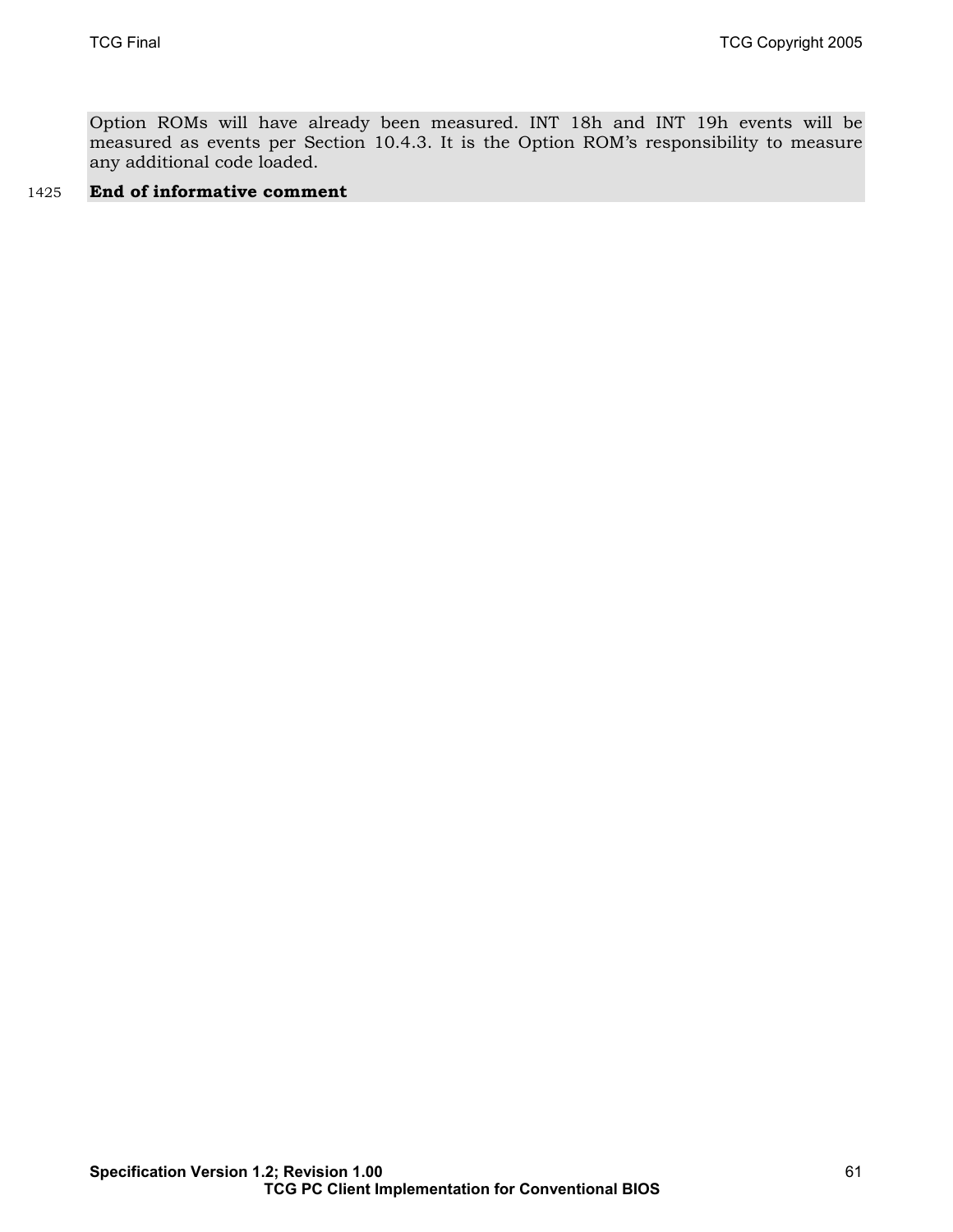Option ROMs will have already been measured. INT 18h and INT 19h events will be measured as events per Section 10.4.3. It is the Option ROM's responsibility to measure any additional code loaded.

**End of informative comment**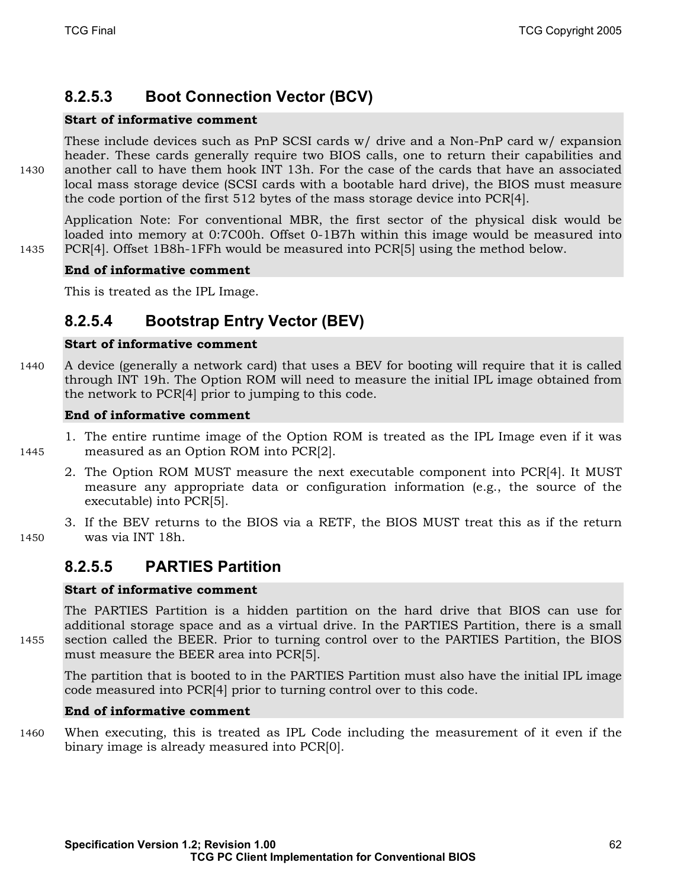### 8.2.5.3 Boot Connection Vector (BCV)

**Start of informative comment**

These include devices such as PnP SCSI cards w/ drive and a Non-PnP card w/ expansion header. These cards generally require two BIOS calls, one to return their capabilities and another call to have them hook INT 13h. For the case of the cards that have an associated local mass storage device (SCSI cards with a bootable hard drive), the BIOS must measure the code portion of the first 512 bytes of the mass storage device into PCR[4].

Application Note: For conventional MBR, the first sector of the physical disk would be loaded into memory at 0:7C00h. Offset 0-1B7h within this image would be measured into PCR[4]. Offset 1B8h-1FFh would be measured into PCR[5] using the method below.

**End of informative comment**

This is treated as the IPL Image.

### 8.2.5.4 Bootstrap Entry Vector (BEV)

**Start of informative comment**

A device (generally a network card) that uses a BEV for booting will require that it is called through INT 19h. The Option ROM will need to measure the initial IPL image obtained from the network to PCR[4] prior to jumping to this code.

**End of informative comment**

1. The entire runtime image of the Option ROM is treated as the IPL Image even if it was measured as an Option ROM into PCR[2].
2. The Option ROM MUST measure the next executable component into PCR[4]. It MUST measure any appropriate data or configuration information (e.g., the source of the executable) into PCR[5].
3. If the BEV returns to the BIOS via a RETF, the BIOS MUST treat this as if the return was via INT 18h.

### 8.2.5.5 PARTIES Partition

**Start of informative comment**

The PARTIES Partition is a hidden partition on the hard drive that BIOS can use for additional storage space and as a virtual drive. In the PARTIES Partition, there is a small section called the BEER. Prior to turning control over to the PARTIES Partition, the BIOS must measure the BEER area into PCR[5].

The partition that is booted to in the PARTIES Partition must also have the initial IPL image code measured into PCR[4] prior to turning control over to this code.

**End of informative comment**

When executing, this is treated as IPL Code including the measurement of it even if the binary image is already measured into PCR[0].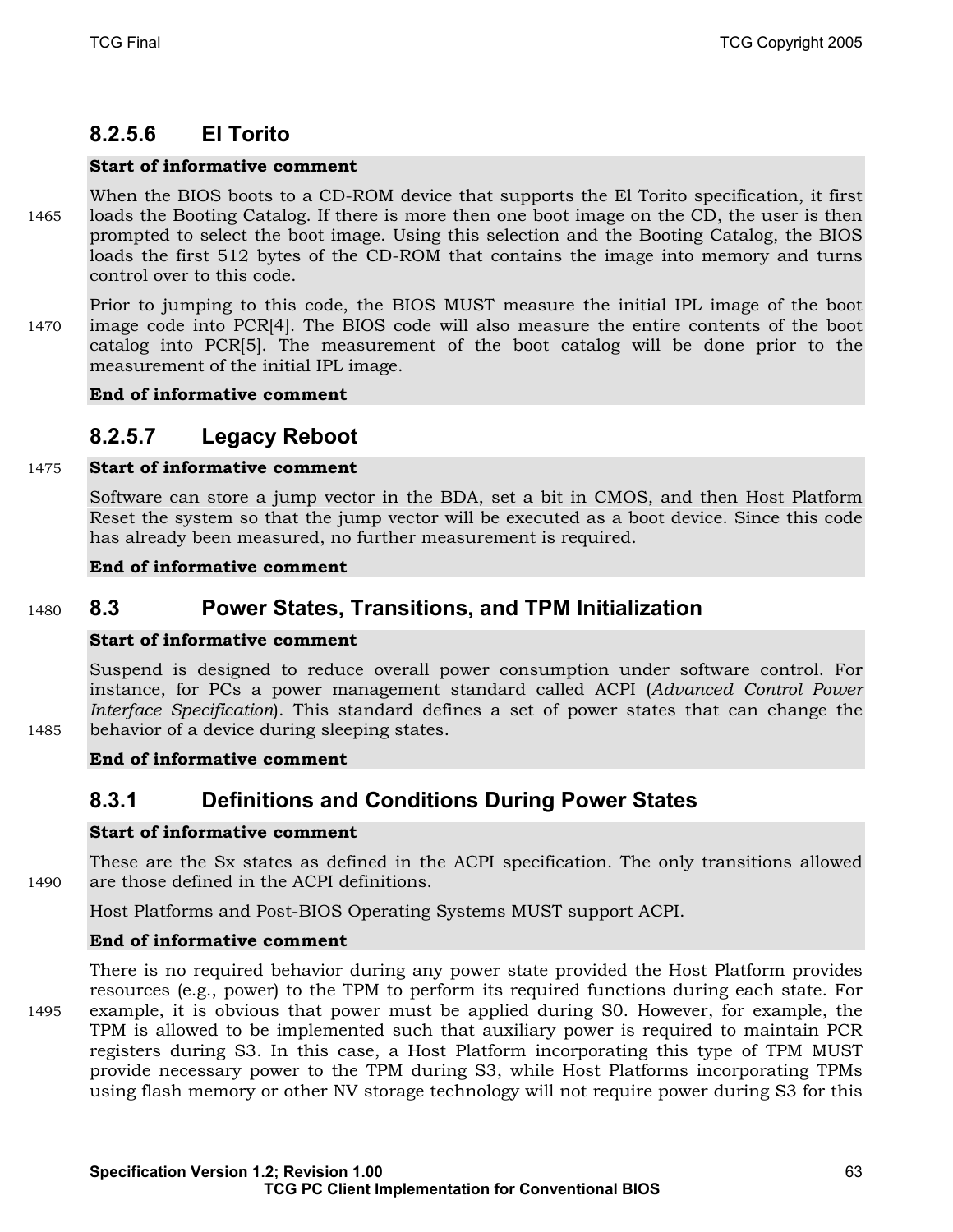### 8.2.5.6 El Torito

**Start of informative comment**

When the BIOS boots to a CD-ROM device that supports the El Torito specification, it first loads the Booting Catalog. If there is more then one boot image on the CD, the user is then prompted to select the boot image. Using this selection and the Booting Catalog, the BIOS loads the first 512 bytes of the CD-ROM that contains the image into memory and turns control over to this code.

Prior to jumping to this code, the BIOS MUST measure the initial IPL image of the boot image code into PCR[4]. The BIOS code will also measure the entire contents of the boot catalog into PCR[5]. The measurement of the boot catalog will be done prior to the measurement of the initial IPL image.

**End of informative comment**

### 8.2.5.7 Legacy Reboot

**Start of informative comment**

Software can store a jump vector in the BDA, set a bit in CMOS, and then Host Platform Reset the system so that the jump vector will be executed as a boot device. Since this code has already been measured, no further measurement is required.

**End of informative comment**

## 8.3 Power States, Transitions, and TPM Initialization

**Start of informative comment**

Suspend is designed to reduce overall power consumption under software control. For instance, for PCs a power management standard called ACPI (*Advanced Control Power Interface Specification*). This standard defines a set of power states that can change the behavior of a device during sleeping states.

**End of informative comment**

### 8.3.1 Definitions and Conditions During Power States

**Start of informative comment**

These are the Sx states as defined in the ACPI specification. The only transitions allowed are those defined in the ACPI definitions.

Host Platforms and Post-BIOS Operating Systems MUST support ACPI.

**End of informative comment**

There is no required behavior during any power state provided the Host Platform provides resources (e.g., power) to the TPM to perform its required functions during each state. For example, it is obvious that power must be applied during S0. However, for example, the TPM is allowed to be implemented such that auxiliary power is required to maintain PCR registers during S3. In this case, a Host Platform incorporating this type of TPM MUST provide necessary power to the TPM during S3, while Host Platforms incorporating TPMs using flash memory or other NV storage technology will not require power during S3 for this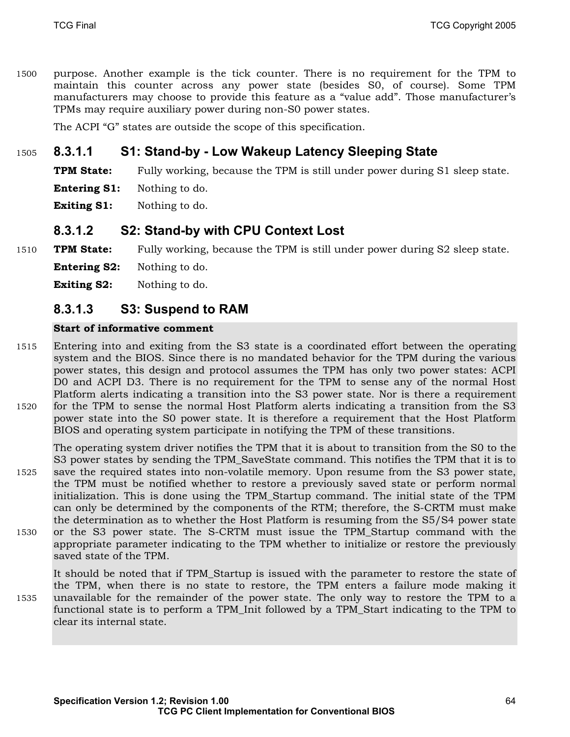purpose. Another example is the tick counter. There is no requirement for the TPM to maintain this counter across any power state (besides S0, of course). Some TPM manufacturers may choose to provide this feature as a "value add". Those manufacturer's TPMs may require auxiliary power during non-S0 power states.

The ACPI "G" states are outside the scope of this specification.

#### 8.3.1.1 S1: Stand-by - Low Wakeup Latency Sleeping State

**TPM State:** Fully working, because the TPM is still under power during S1 sleep state.

**Entering S1:** Nothing to do.

**Exiting S1:** Nothing to do.

#### 8.3.1.2 S2: Stand-by with CPU Context Lost

**TPM State:** Fully working, because the TPM is still under power during S2 sleep state.

**Entering S2:** Nothing to do.

**Exiting S2:** Nothing to do.

#### 8.3.1.3 S3: Suspend to RAM

**Start of informative comment**

Entering into and exiting from the S3 state is a coordinated effort between the operating system and the BIOS. Since there is no mandated behavior for the TPM during the various power states, this design and protocol assumes the TPM has only two power states: ACPI D0 and ACPI D3. There is no requirement for the TPM to sense any of the normal Host Platform alerts indicating a transition into the S3 power state. Nor is there a requirement for the TPM to sense the normal Host Platform alerts indicating a transition from the S3 power state into the S0 power state. It is therefore a requirement that the Host Platform BIOS and operating system participate in notifying the TPM of these transitions.

The operating system driver notifies the TPM that it is about to transition from the S0 to the S3 power states by sending the TPM_SaveState command. This notifies the TPM that it is to save the required states into non-volatile memory. Upon resume from the S3 power state, the TPM must be notified whether to restore a previously saved state or perform normal initialization. This is done using the TPM_Startup command. The initial state of the TPM can only be determined by the components of the RTM; therefore, the S-CRTM must make the determination as to whether the Host Platform is resuming from the S5/S4 power state or the S3 power state. The S-CRTM must issue the TPM_Startup command with the appropriate parameter indicating to the TPM whether to initialize or restore the previously saved state of the TPM.

It should be noted that if TPM_Startup is issued with the parameter to restore the state of the TPM, when there is no state to restore, the TPM enters a failure mode making it unavailable for the remainder of the power state. The only way to restore the TPM to a functional state is to perform a TPM_Init followed by a TPM_Start indicating to the TPM to clear its internal state.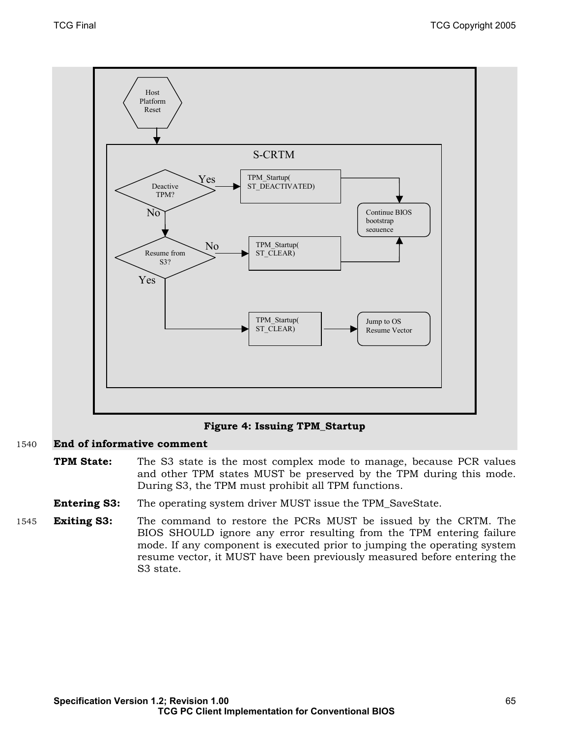Figure 4: Issuing TPM_Startup

**End of informative comment**

**TPM State:** The S3 state is the most complex mode to manage, because PCR values and other TPM states MUST be preserved by the TPM during this mode. During S3, the TPM must prohibit all TPM functions.

**Entering S3:** The operating system driver MUST issue the TPM_SaveState.

**Exiting S3:** The command to restore the PCRs MUST be issued by the CRTM. The BIOS SHOULD ignore any error resulting from the TPM entering failure mode. If any component is executed prior to jumping the operating system resume vector, it MUST have been previously measured before entering the S3 state.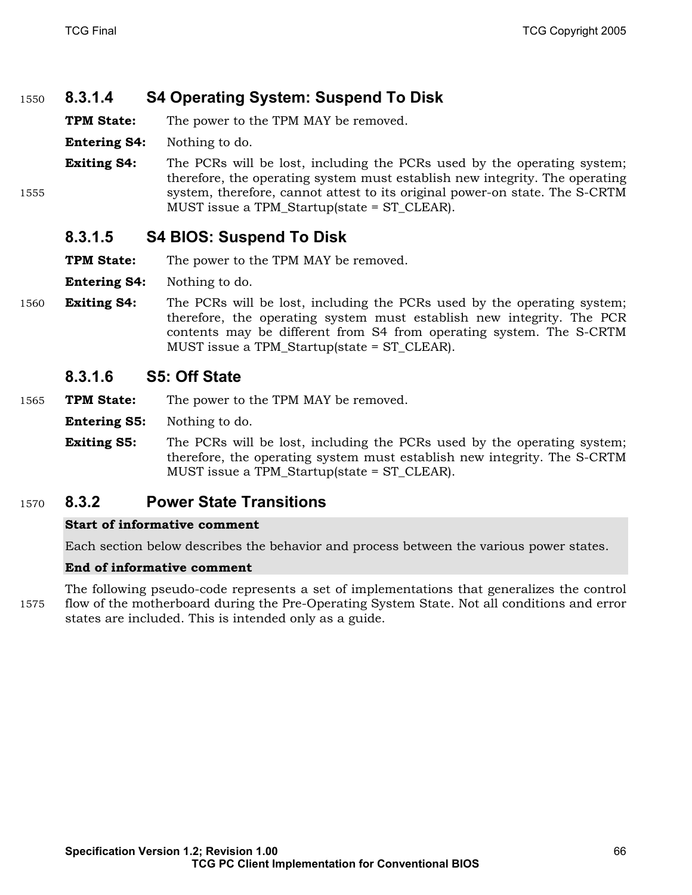#### 8.3.1.4 S4 Operating System: Suspend To Disk

**TPM State:** The power to the TPM MAY be removed.

**Entering S4:** Nothing to do.

**Exiting S4:** The PCRs will be lost, including the PCRs used by the operating system; therefore, the operating system must establish new integrity. The operating system, therefore, cannot attest to its original power-on state. The S-CRTM MUST issue a TPM_Startup(state = ST_CLEAR).

#### 8.3.1.5 S4 BIOS: Suspend To Disk

**TPM State:** The power to the TPM MAY be removed.

**Entering S4:** Nothing to do.

**Exiting S4:** The PCRs will be lost, including the PCRs used by the operating system; therefore, the operating system must establish new integrity. The PCR contents may be different from S4 from operating system. The S-CRTM MUST issue a TPM_Startup(state = ST_CLEAR).

#### 8.3.1.6 S5: Off State

**TPM State:** The power to the TPM MAY be removed.

**Entering S5:** Nothing to do.

**Exiting S5:** The PCRs will be lost, including the PCRs used by the operating system; therefore, the operating system must establish new integrity. The S-CRTM MUST issue a TPM_Startup(state = ST_CLEAR).

### 8.3.2 Power State Transitions

**Start of informative comment**

Each section below describes the behavior and process between the various power states.

**End of informative comment**

The following pseudo-code represents a set of implementations that generalizes the control flow of the motherboard during the Pre-Operating System State. Not all conditions and error states are included. This is intended only as a guide.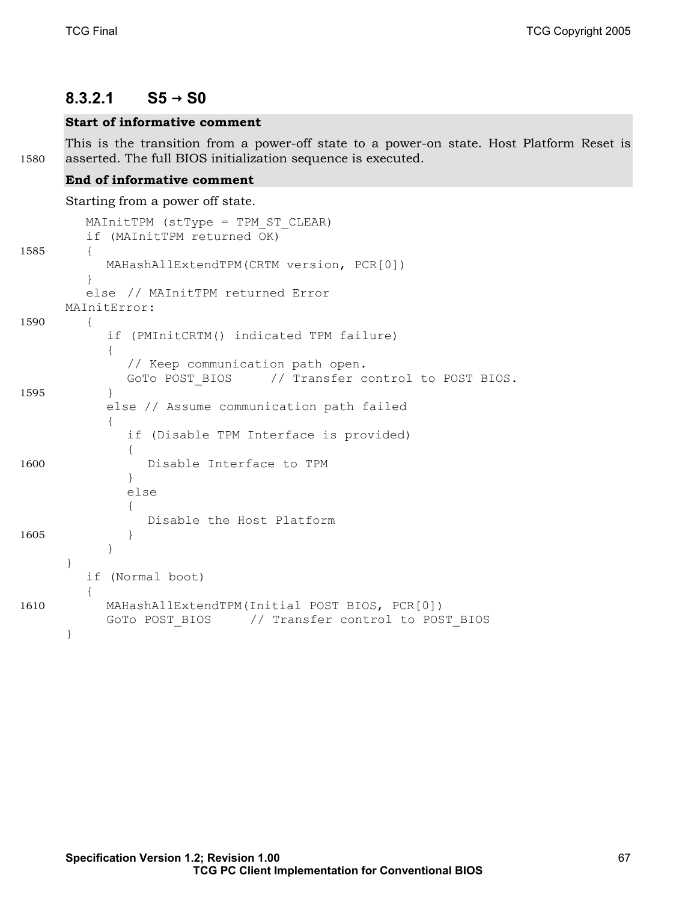#### 8.3.2.1 S5 → S0

**Start of informative comment**

This is the transition from a power-off state to a power-on state. Host Platform Reset is asserted. The full BIOS initialization sequence is executed.

**End of informative comment**

Starting from a power off state.

```
   MAInitTPM (stType = TPM_ST_CLEAR)
   if (MAInitTPM returned OK)
   {
      MAHashAllExtendTPM(CRTM version, PCR[0])
   }
   else  // MAInitTPM returned Error
MAInitError:
   {
      if (PMInitCRTM() indicated TPM failure)
      {
         // Keep communication path open.
         GoTo POST_BIOS     // Transfer control to POST BIOS.
      }
      else // Assume communication path failed
      {
         if (Disable TPM Interface is provided)
         {
            Disable Interface to TPM
         }
         else
         {
            Disable the Host Platform
         }
      }
}
   if (Normal boot)
   {
      MAHashAllExtendTPM(Initial POST BIOS, PCR[0])
      GoTo POST_BIOS     // Transfer control to POST_BIOS
}
```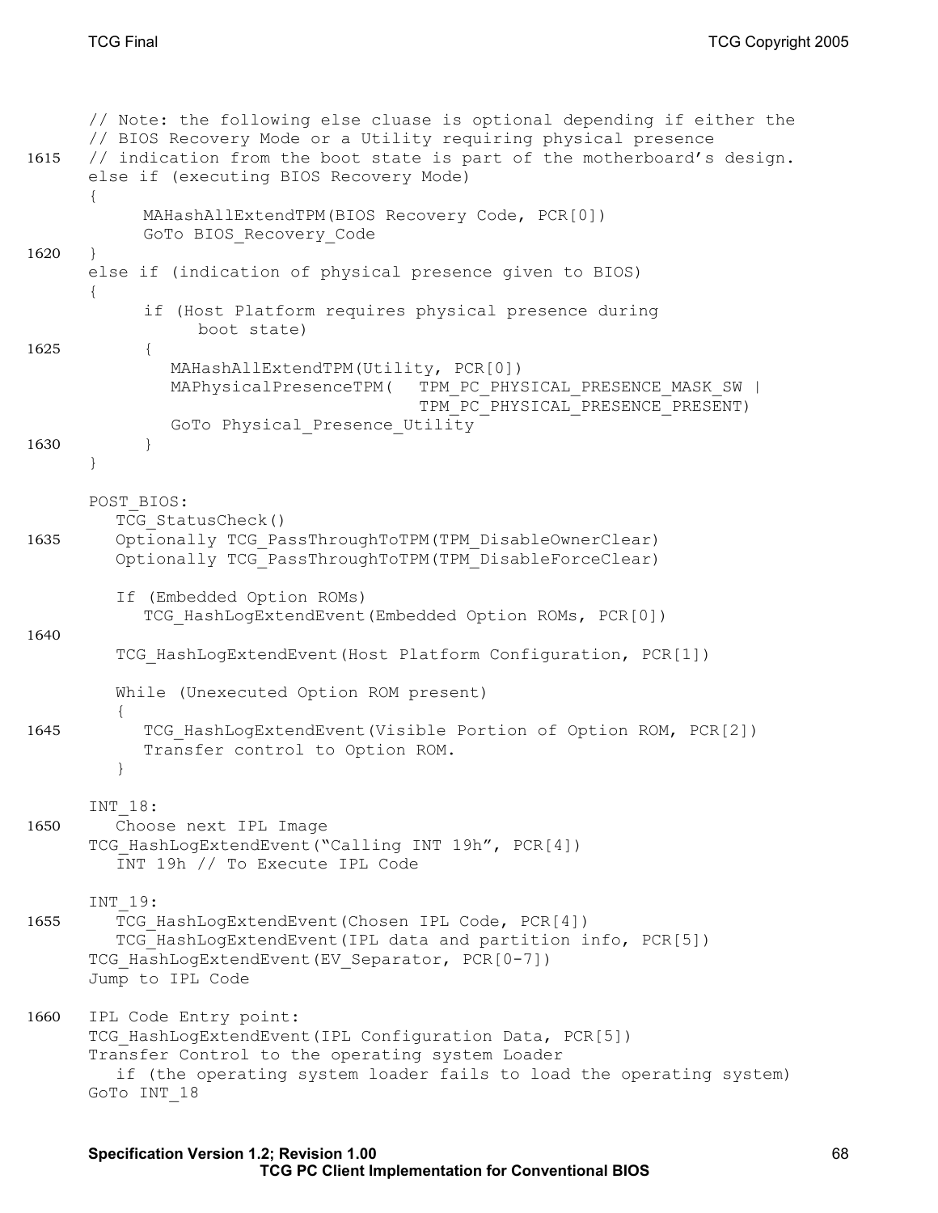```
// Note: the following else cluase is optional depending if either the
// BIOS Recovery Mode or a Utility requiring physical presence
// indication from the boot state is part of the motherboard's design.
else if (executing BIOS Recovery Mode)
{
      MAHashAllExtendTPM(BIOS Recovery Code, PCR[0])
      GoTo BIOS_Recovery_Code
}
else if (indication of physical presence given to BIOS)
{
      if (Host Platform requires physical presence during
            boot state)
      {
         MAHashAllExtendTPM(Utility, PCR[0])
         MAPhysicalPresenceTPM(   TPM_PC_PHYSICAL_PRESENCE_MASK_SW |
                                  TPM_PC_PHYSICAL_PRESENCE_PRESENT)
         GoTo Physical_Presence_Utility
      }
}

POST_BIOS:
   TCG_StatusCheck()
   Optionally TCG_PassThroughToTPM(TPM_DisableOwnerClear)
   Optionally TCG_PassThroughToTPM(TPM_DisableForceClear)

   If (Embedded Option ROMs)
      TCG_HashLogExtendEvent(Embedded Option ROMs, PCR[0])

   TCG_HashLogExtendEvent(Host Platform Configuration, PCR[1])

   While (Unexecuted Option ROM present)
   {
      TCG_HashLogExtendEvent(Visible Portion of Option ROM, PCR[2])
      Transfer control to Option ROM.
   }

INT_18:
   Choose next IPL Image
TCG_HashLogExtendEvent("Calling INT 19h", PCR[4])
   INT 19h // To Execute IPL Code

INT_19:
   TCG_HashLogExtendEvent(Chosen IPL Code, PCR[4])
   TCG_HashLogExtendEvent(IPL data and partition info, PCR[5])
TCG_HashLogExtendEvent(EV_Separator, PCR[0-7])
Jump to IPL Code

IPL Code Entry point:
TCG_HashLogExtendEvent(IPL Configuration Data, PCR[5])
Transfer Control to the operating system Loader
   if (the operating system loader fails to load the operating system)
GoTo INT_18
```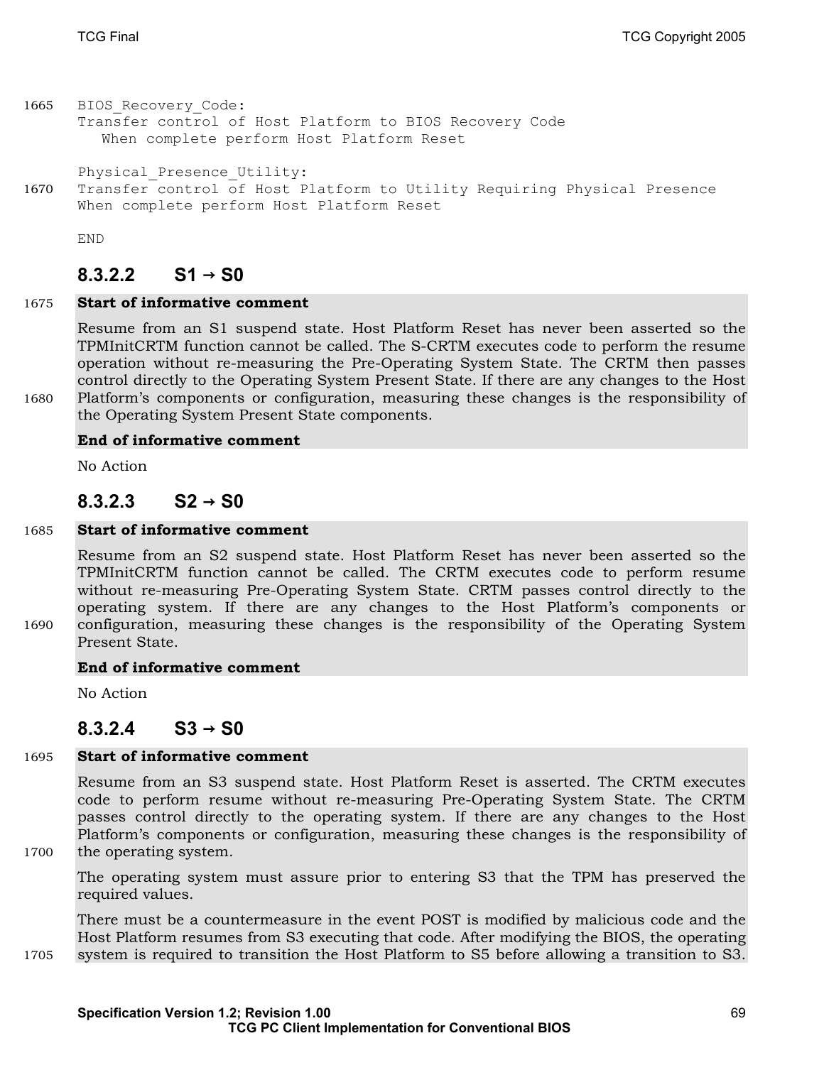```
BIOS_Recovery_Code:
Transfer control of Host Platform to BIOS Recovery Code
   When complete perform Host Platform Reset

Physical_Presence_Utility:
Transfer control of Host Platform to Utility Requiring Physical Presence
When complete perform Host Platform Reset

END
```

### 8.3.2.2 S1 → S0

**Start of informative comment**

Resume from an S1 suspend state. Host Platform Reset has never been asserted so the TPMInitCRTM function cannot be called. The S-CRTM executes code to perform the resume operation without re-measuring the Pre-Operating System State. The CRTM then passes control directly to the Operating System Present State. If there are any changes to the Host Platform's components or configuration, measuring these changes is the responsibility of the Operating System Present State components.

**End of informative comment**

No Action

### 8.3.2.3 S2 → S0

**Start of informative comment**

Resume from an S2 suspend state. Host Platform Reset has never been asserted so the TPMInitCRTM function cannot be called. The CRTM executes code to perform resume without re-measuring Pre-Operating System State. CRTM passes control directly to the operating system. If there are any changes to the Host Platform's components or configuration, measuring these changes is the responsibility of the Operating System Present State.

**End of informative comment**

No Action

### 8.3.2.4 S3 → S0

**Start of informative comment**

Resume from an S3 suspend state. Host Platform Reset is asserted. The CRTM executes code to perform resume without re-measuring Pre-Operating System State. The CRTM passes control directly to the operating system. If there are any changes to the Host Platform's components or configuration, measuring these changes is the responsibility of the operating system.

The operating system must assure prior to entering S3 that the TPM has preserved the required values.

There must be a countermeasure in the event POST is modified by malicious code and the Host Platform resumes from S3 executing that code. After modifying the BIOS, the operating system is required to transition the Host Platform to S5 before allowing a transition to S3.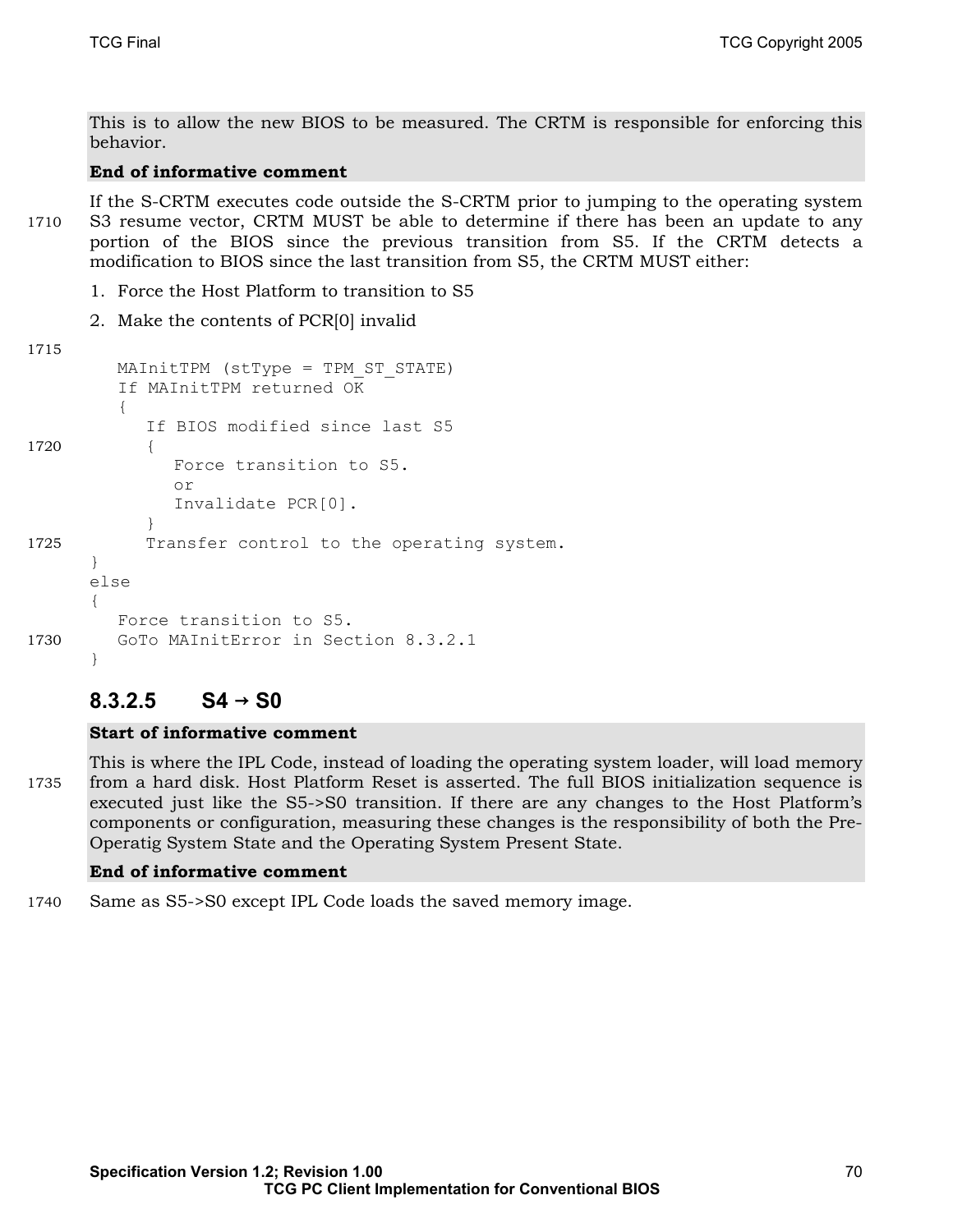This is to allow the new BIOS to be measured. The CRTM is responsible for enforcing this behavior.

**End of informative comment**

If the S-CRTM executes code outside the S-CRTM prior to jumping to the operating system S3 resume vector, CRTM MUST be able to determine if there has been an update to any portion of the BIOS since the previous transition from S5. If the CRTM detects a modification to BIOS since the last transition from S5, the CRTM MUST either:

1. Force the Host Platform to transition to S5
2. Make the contents of PCR[0] invalid

```
   MAInitTPM (stType = TPM_ST_STATE)
   If MAInitTPM returned OK
   {
      If BIOS modified since last S5
      {
         Force transition to S5.
         or
         Invalidate PCR[0].
      }
      Transfer control to the operating system.
}
else
{
   Force transition to S5.
   GoTo MAInitError in Section 8.3.2.1
}
```

#### 8.3.2.5 S4 → S0

**Start of informative comment**

This is where the IPL Code, instead of loading the operating system loader, will load memory from a hard disk. Host Platform Reset is asserted. The full BIOS initialization sequence is executed just like the S5->S0 transition. If there are any changes to the Host Platform's components or configuration, measuring these changes is the responsibility of both the Pre-Operatig System State and the Operating System Present State.

**End of informative comment**

Same as S5->S0 except IPL Code loads the saved memory image.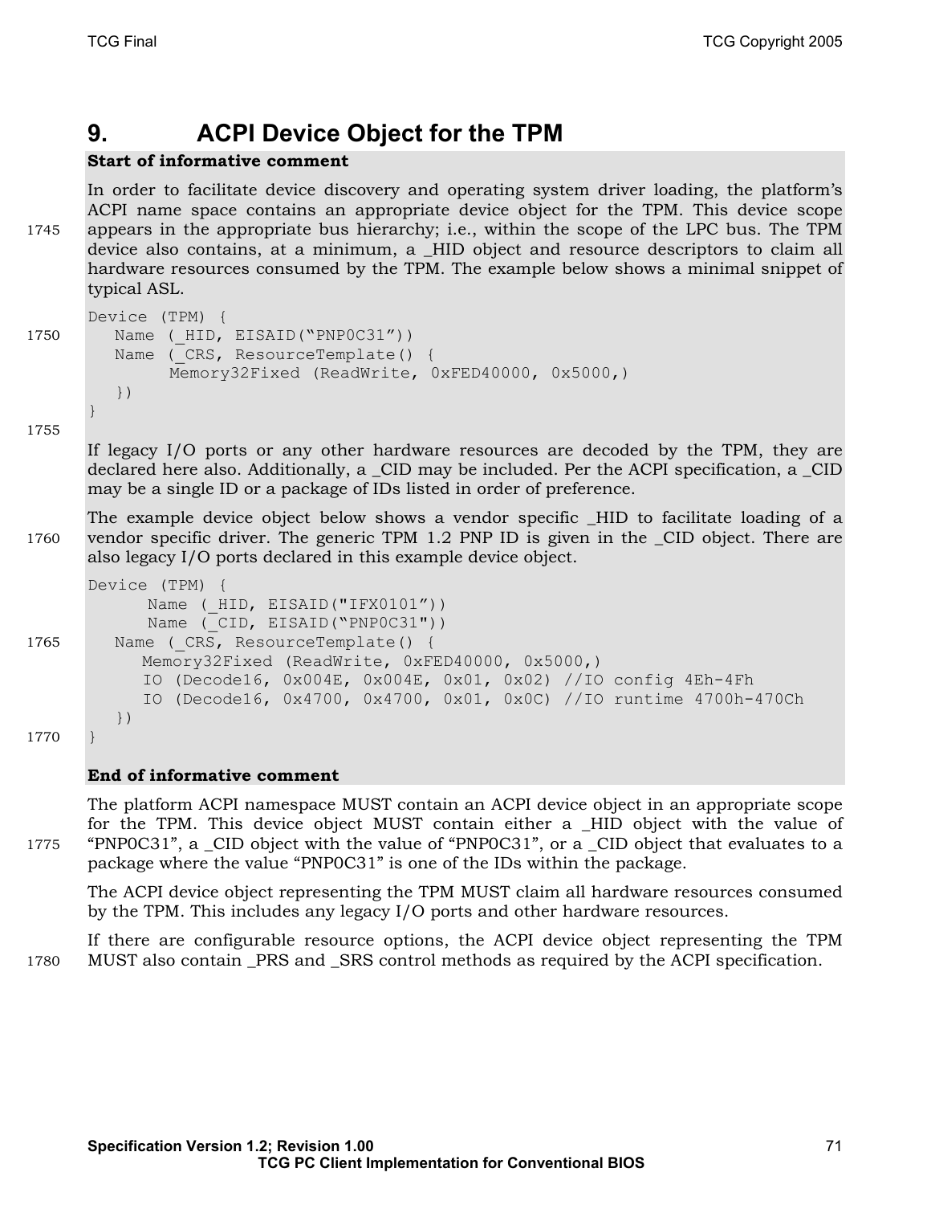# 9. ACPI Device Object for the TPM

**Start of informative comment**

In order to facilitate device discovery and operating system driver loading, the platform's ACPI name space contains an appropriate device object for the TPM. This device scope appears in the appropriate bus hierarchy; i.e., within the scope of the LPC bus. The TPM device also contains, at a minimum, a _HID object and resource descriptors to claim all hardware resources consumed by the TPM. The example below shows a minimal snippet of typical ASL.

```
Device (TPM) {
   Name (_HID, EISAID("PNP0C31"))
   Name (_CRS, ResourceTemplate() {
         Memory32Fixed (ReadWrite, 0xFED40000, 0x5000,)
   })
}
```

If legacy I/O ports or any other hardware resources are decoded by the TPM, they are declared here also. Additionally, a _CID may be included. Per the ACPI specification, a _CID may be a single ID or a package of IDs listed in order of preference.

The example device object below shows a vendor specific _HID to facilitate loading of a vendor specific driver. The generic TPM 1.2 PNP ID is given in the _CID object. There are also legacy I/O ports declared in this example device object.

```
Device (TPM) {
      Name (_HID, EISAID("IFX0101"))
      Name (_CID, EISAID("PNP0C31"))
   Name (_CRS, ResourceTemplate() {
      Memory32Fixed (ReadWrite, 0xFED40000, 0x5000,)
      IO (Decode16, 0x004E, 0x004E, 0x01, 0x02) //IO config 4Eh-4Fh
      IO (Decode16, 0x4700, 0x4700, 0x01, 0x0C) //IO runtime 4700h-470Ch
   })
}
```

**End of informative comment**

The platform ACPI namespace MUST contain an ACPI device object in an appropriate scope for the TPM. This device object MUST contain either a _HID object with the value of "PNP0C31", a _CID object with the value of "PNP0C31", or a _CID object that evaluates to a package where the value "PNP0C31" is one of the IDs within the package.

The ACPI device object representing the TPM MUST claim all hardware resources consumed by the TPM. This includes any legacy I/O ports and other hardware resources.

If there are configurable resource options, the ACPI device object representing the TPM MUST also contain _PRS and _SRS control methods as required by the ACPI specification.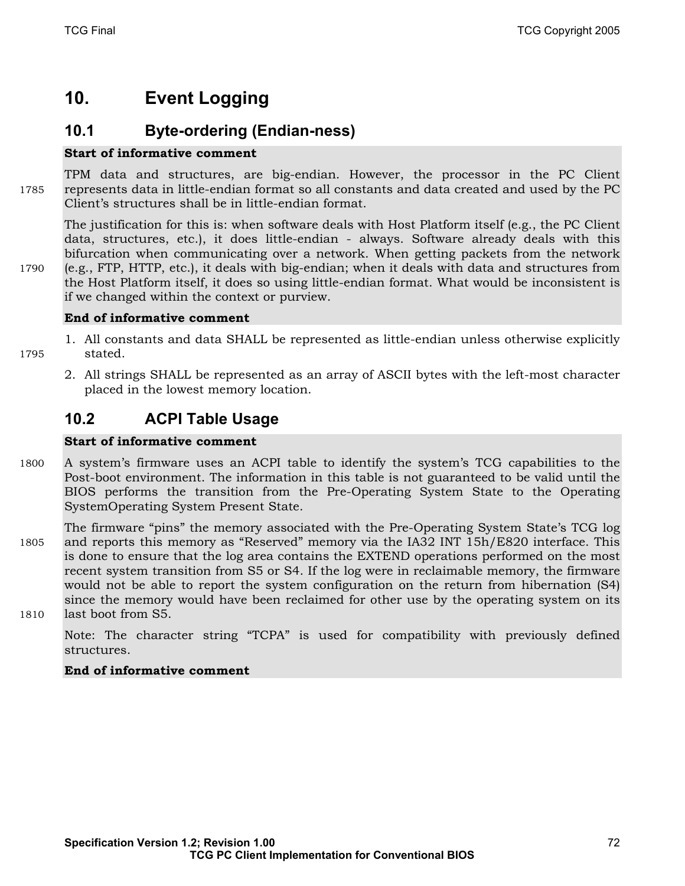# 10. Event Logging

## 10.1 Byte-ordering (Endian-ness)

**Start of informative comment**

TPM data and structures, are big-endian. However, the processor in the PC Client represents data in little-endian format so all constants and data created and used by the PC Client's structures shall be in little-endian format.

The justification for this is: when software deals with Host Platform itself (e.g., the PC Client data, structures, etc.), it does little-endian - always. Software already deals with this bifurcation when communicating over a network. When getting packets from the network (e.g., FTP, HTTP, etc.), it deals with big-endian; when it deals with data and structures from the Host Platform itself, it does so using little-endian format. What would be inconsistent is if we changed within the context or purview.

**End of informative comment**

1. All constants and data SHALL be represented as little-endian unless otherwise explicitly stated.
2. All strings SHALL be represented as an array of ASCII bytes with the left-most character placed in the lowest memory location.

## 10.2 ACPI Table Usage

**Start of informative comment**

A system's firmware uses an ACPI table to identify the system's TCG capabilities to the Post-boot environment. The information in this table is not guaranteed to be valid until the BIOS performs the transition from the Pre-Operating System State to the Operating SystemOperating System Present State.

The firmware "pins" the memory associated with the Pre-Operating System State's TCG log and reports this memory as "Reserved" memory via the IA32 INT 15h/E820 interface. This is done to ensure that the log area contains the EXTEND operations performed on the most recent system transition from S5 or S4. If the log were in reclaimable memory, the firmware would not be able to report the system configuration on the return from hibernation (S4) since the memory would have been reclaimed for other use by the operating system on its last boot from S5.

Note: The character string "TCPA" is used for compatibility with previously defined structures.

**End of informative comment**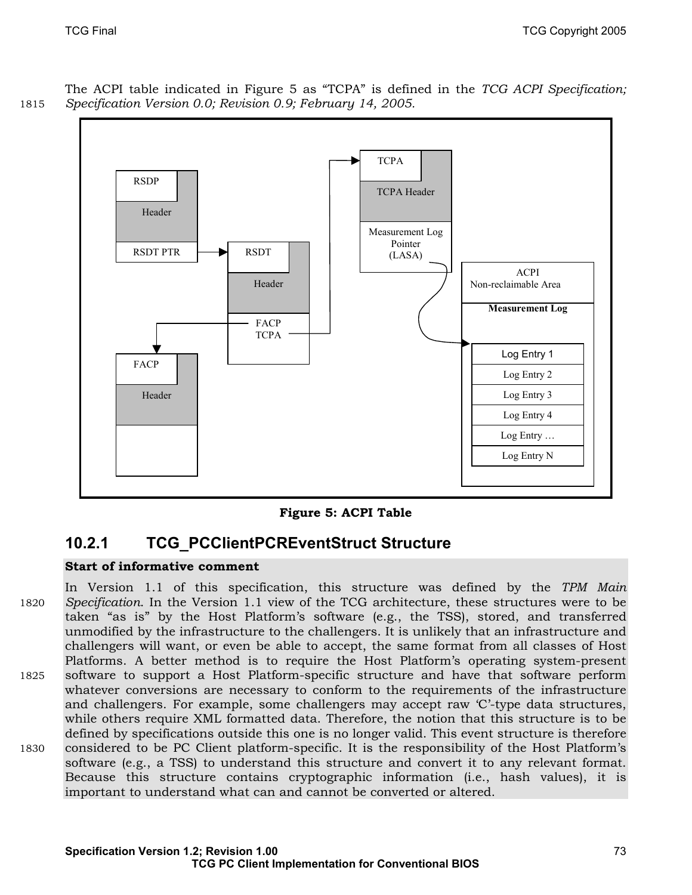The ACPI table indicated in Figure 5 as "TCPA" is defined in the *TCG ACPI Specification; Specification Version 0.0; Revision 0.9; February 14, 2005.*

RSDP

Header

RSDT PTR

RSDT

Header

FACP
TCPA

FACP

Header

TCPA

TCPA Header

Measurement Log Pointer (LASA)

ACPI Non-reclaimable Area

**Measurement Log**

Log Entry 1

Log Entry 2

Log Entry 3

Log Entry 4

Log Entry …

Log Entry N

**Figure 5: ACPI Table**

### 10.2.1 TCG_PCClientPCREventStruct Structure

**Start of informative comment**

In Version 1.1 of this specification, this structure was defined by the *TPM Main Specification*. In the Version 1.1 view of the TCG architecture, these structures were to be taken "as is" by the Host Platform's software (e.g., the TSS), stored, and transferred unmodified by the infrastructure to the challengers. It is unlikely that an infrastructure and challengers will want, or even be able to accept, the same format from all classes of Host Platforms. A better method is to require the Host Platform's operating system-present software to support a Host Platform-specific structure and have that software perform whatever conversions are necessary to conform to the requirements of the infrastructure and challengers. For example, some challengers may accept raw 'C'-type data structures, while others require XML formatted data. Therefore, the notion that this structure is to be defined by specifications outside this one is no longer valid. This event structure is therefore considered to be PC Client platform-specific. It is the responsibility of the Host Platform's software (e.g., a TSS) to understand this structure and convert it to any relevant format. Because this structure contains cryptographic information (i.e., hash values), it is important to understand what can and cannot be converted or altered.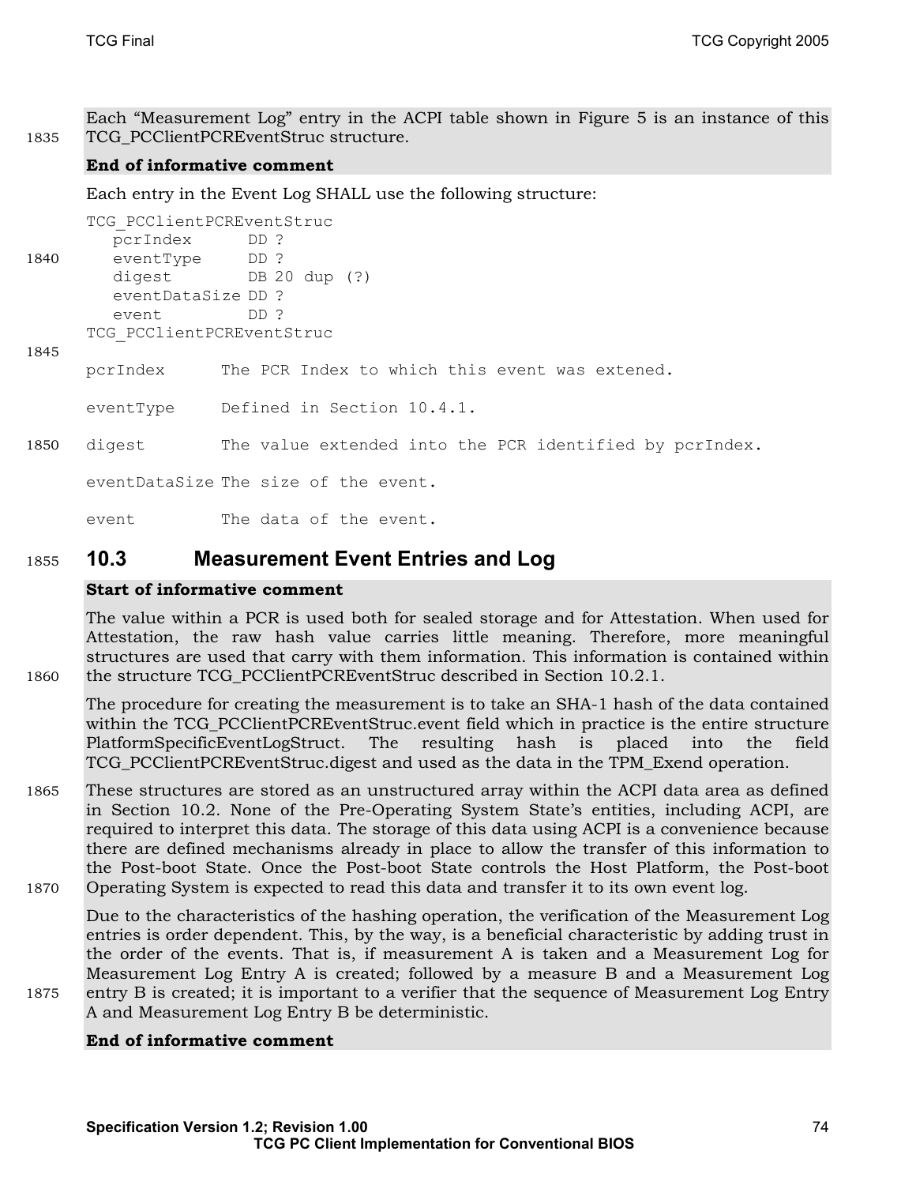Each "Measurement Log" entry in the ACPI table shown in Figure 5 is an instance of this TCG_PCClientPCREventStruc structure.

**End of informative comment**

Each entry in the Event Log SHALL use the following structure:

```
TCG_PCClientPCREventStruc
   pcrIndex      DD ?
   eventType     DD ?
   digest        DB 20 dup (?)
   eventDataSize DD ?
   event         DD ?
TCG_PCClientPCREventStruc
```

```
pcrIndex      The PCR Index to which this event was extened.

eventType     Defined in Section 10.4.1.

digest        The value extended into the PCR identified by pcrIndex.

eventDataSize The size of the event.

event         The data of the event.
```

## 10.3 Measurement Event Entries and Log

**Start of informative comment**

The value within a PCR is used both for sealed storage and for Attestation. When used for Attestation, the raw hash value carries little meaning. Therefore, more meaningful structures are used that carry with them information. This information is contained within the structure TCG_PCClientPCREventStruc described in Section 10.2.1.

The procedure for creating the measurement is to take an SHA-1 hash of the data contained within the TCG_PCClientPCREventStruc.event field which in practice is the entire structure PlatformSpecificEventLogStruct. The resulting hash is placed into the field TCG_PCClientPCREventStruc.digest and used as the data in the TPM_Exend operation.

These structures are stored as an unstructured array within the ACPI data area as defined in Section 10.2. None of the Pre-Operating System State's entities, including ACPI, are required to interpret this data. The storage of this data using ACPI is a convenience because there are defined mechanisms already in place to allow the transfer of this information to the Post-boot State. Once the Post-boot State controls the Host Platform, the Post-boot Operating System is expected to read this data and transfer it to its own event log.

Due to the characteristics of the hashing operation, the verification of the Measurement Log entries is order dependent. This, by the way, is a beneficial characteristic by adding trust in the order of the events. That is, if measurement A is taken and a Measurement Log for Measurement Log Entry A is created; followed by a measure B and a Measurement Log entry B is created; it is important to a verifier that the sequence of Measurement Log Entry A and Measurement Log Entry B be deterministic.

**End of informative comment**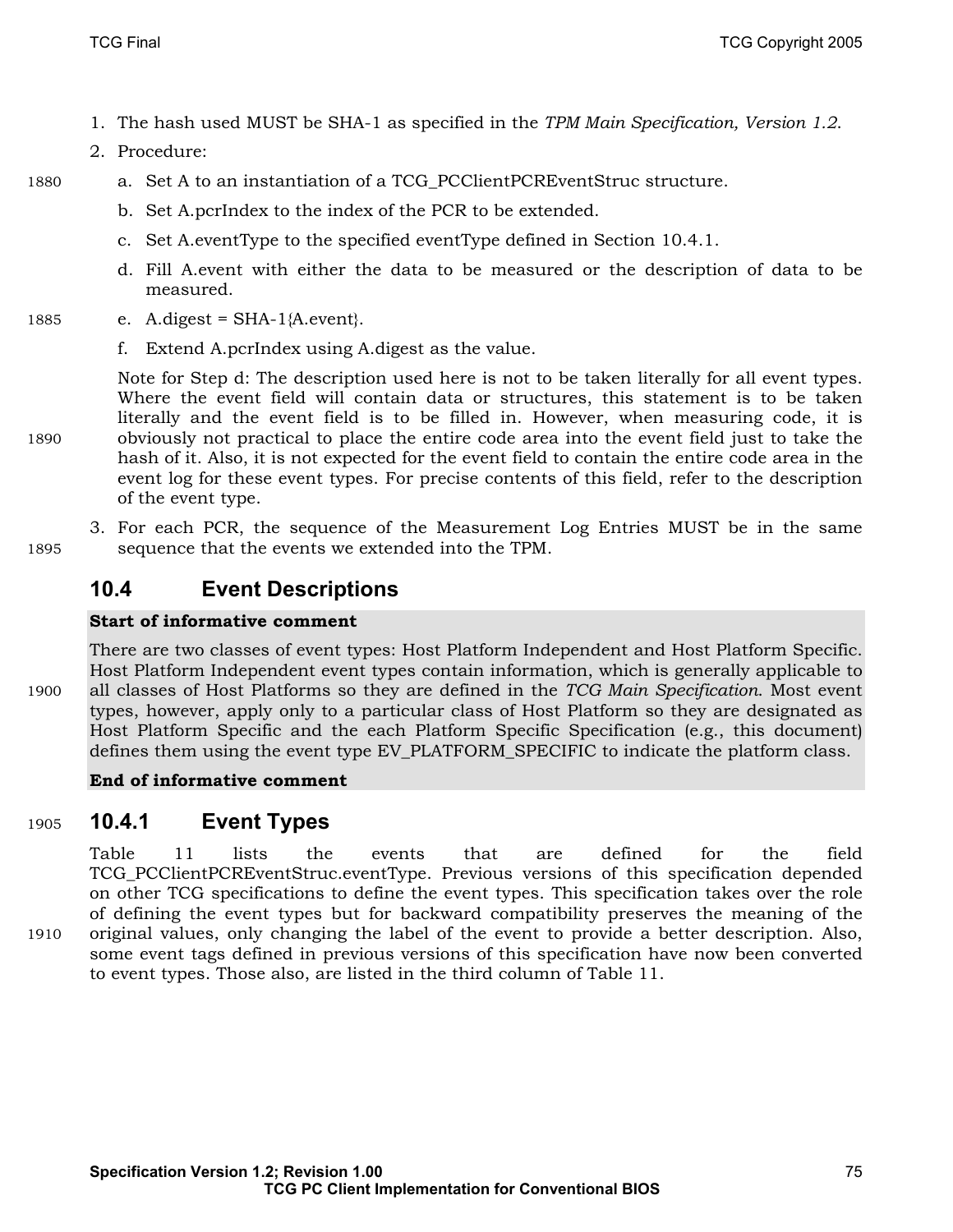1. The hash used MUST be SHA-1 as specified in the *TPM Main Specification, Version 1.2*.
2. Procedure:
   a. Set A to an instantiation of a TCG_PCClientPCREventStruc structure.
   b. Set A.pcrIndex to the index of the PCR to be extended.
   c. Set A.eventType to the specified eventType defined in Section 10.4.1.
   d. Fill A.event with either the data to be measured or the description of data to be measured.
   e. A.digest = SHA-1{A.event}.
   f. Extend A.pcrIndex using A.digest as the value.

   Note for Step d: The description used here is not to be taken literally for all event types. Where the event field will contain data or structures, this statement is to be taken literally and the event field is to be filled in. However, when measuring code, it is obviously not practical to place the entire code area into the event field just to take the hash of it. Also, it is not expected for the event field to contain the entire code area in the event log for these event types. For precise contents of this field, refer to the description of the event type.
3. For each PCR, the sequence of the Measurement Log Entries MUST be in the same sequence that the events we extended into the TPM.

## 10.4 Event Descriptions

**Start of informative comment**

There are two classes of event types: Host Platform Independent and Host Platform Specific. Host Platform Independent event types contain information, which is generally applicable to all classes of Host Platforms so they are defined in the *TCG Main Specification*. Most event types, however, apply only to a particular class of Host Platform so they are designated as Host Platform Specific and the each Platform Specific Specification (e.g., this document) defines them using the event type EV_PLATFORM_SPECIFIC to indicate the platform class.

**End of informative comment**

### 10.4.1 Event Types

Table 11 lists the events that are defined for the field TCG_PCClientPCREventStruc.eventType. Previous versions of this specification depended on other TCG specifications to define the event types. This specification takes over the role of defining the event types but for backward compatibility preserves the meaning of the original values, only changing the label of the event to provide a better description. Also, some event tags defined in previous versions of this specification have now been converted to event types. Those also, are listed in the third column of Table 11.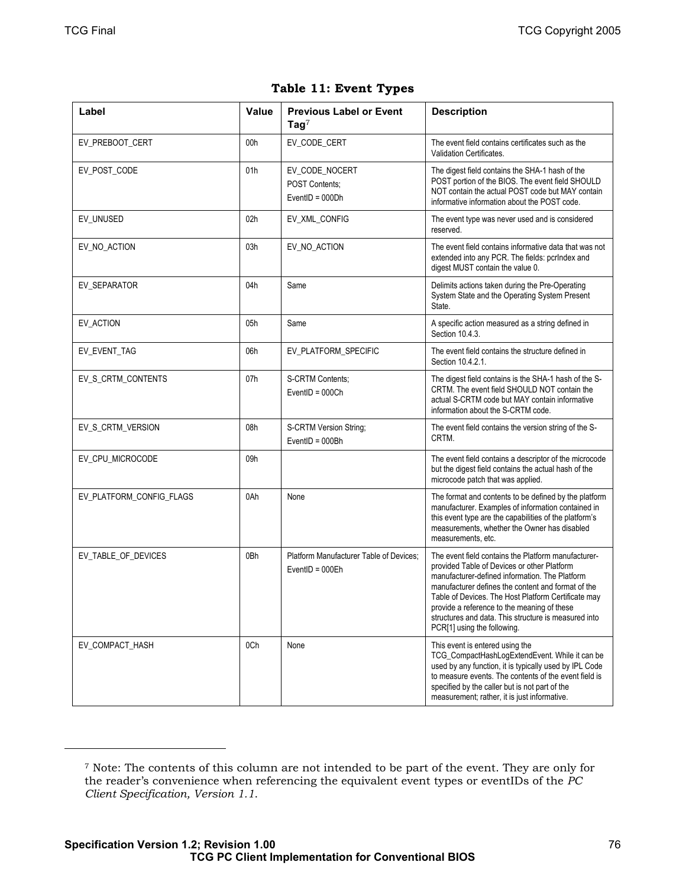**Table 11: Event Types**

| Label | Value | Previous Label or Event Tag[7] | Description |
|---|---|---|---|
| EV_PREBOOT_CERT | 00h | EV_CODE_CERT | The event field contains certificates such as the Validation Certificates. |
| EV_POST_CODE | 01h | EV_CODE_NOCERT<br>POST Contents;<br>EventID = 000Dh | The digest field contains the SHA-1 hash of the POST portion of the BIOS. The event field SHOULD NOT contain the actual POST code but MAY contain informative information about the POST code. |
| EV_UNUSED | 02h | EV_XML_CONFIG | The event type was never used and is considered reserved. |
| EV_NO_ACTION | 03h | EV_NO_ACTION | The event field contains informative data that was not extended into any PCR. The fields: pcrIndex and digest MUST contain the value 0. |
| EV_SEPARATOR | 04h | Same | Delimits actions taken during the Pre-Operating System State and the Operating System Present State. |
| EV_ACTION | 05h | Same | A specific action measured as a string defined in Section 10.4.3. |
| EV_EVENT_TAG | 06h | EV_PLATFORM_SPECIFIC | The event field contains the structure defined in Section 10.4.2.1. |
| EV_S_CRTM_CONTENTS | 07h | S-CRTM Contents;<br>EventID = 000Ch | The digest field contains is the SHA-1 hash of the S-CRTM. The event field SHOULD NOT contain the actual S-CRTM code but MAY contain informative information about the S-CRTM code. |
| EV_S_CRTM_VERSION | 08h | S-CRTM Version String;<br>EventID = 000Bh | The event field contains the version string of the S-CRTM. |
| EV_CPU_MICROCODE | 09h | | The event field contains a descriptor of the microcode but the digest field contains the actual hash of the microcode patch that was applied. |
| EV_PLATFORM_CONFIG_FLAGS | 0Ah | None | The format and contents to be defined by the platform manufacturer. Examples of information contained in this event type are the capabilities of the platform's measurements, whether the Owner has disabled measurements, etc. |
| EV_TABLE_OF_DEVICES | 0Bh | Platform Manufacturer Table of Devices;<br>EventID = 000Eh | The event field contains the Platform manufacturer-provided Table of Devices or other Platform manufacturer-defined information. The Platform manufacturer defines the content and format of the Table of Devices. The Host Platform Certificate may provide a reference to the meaning of these structures and data. This structure is measured into PCR[1] using the following. |
| EV_COMPACT_HASH | 0Ch | None | This event is entered using the TCG_CompactHashLogExtendEvent. While it can be used by any function, it is typically used by IPL Code to measure events. The contents of the event field is specified by the caller but is not part of the measurement; rather, it is just informative. |

[7] Note: The contents of this column are not intended to be part of the event. They are only for the reader's convenience when referencing the equivalent event types or eventIDs of the *PC Client Specification, Version 1.1.*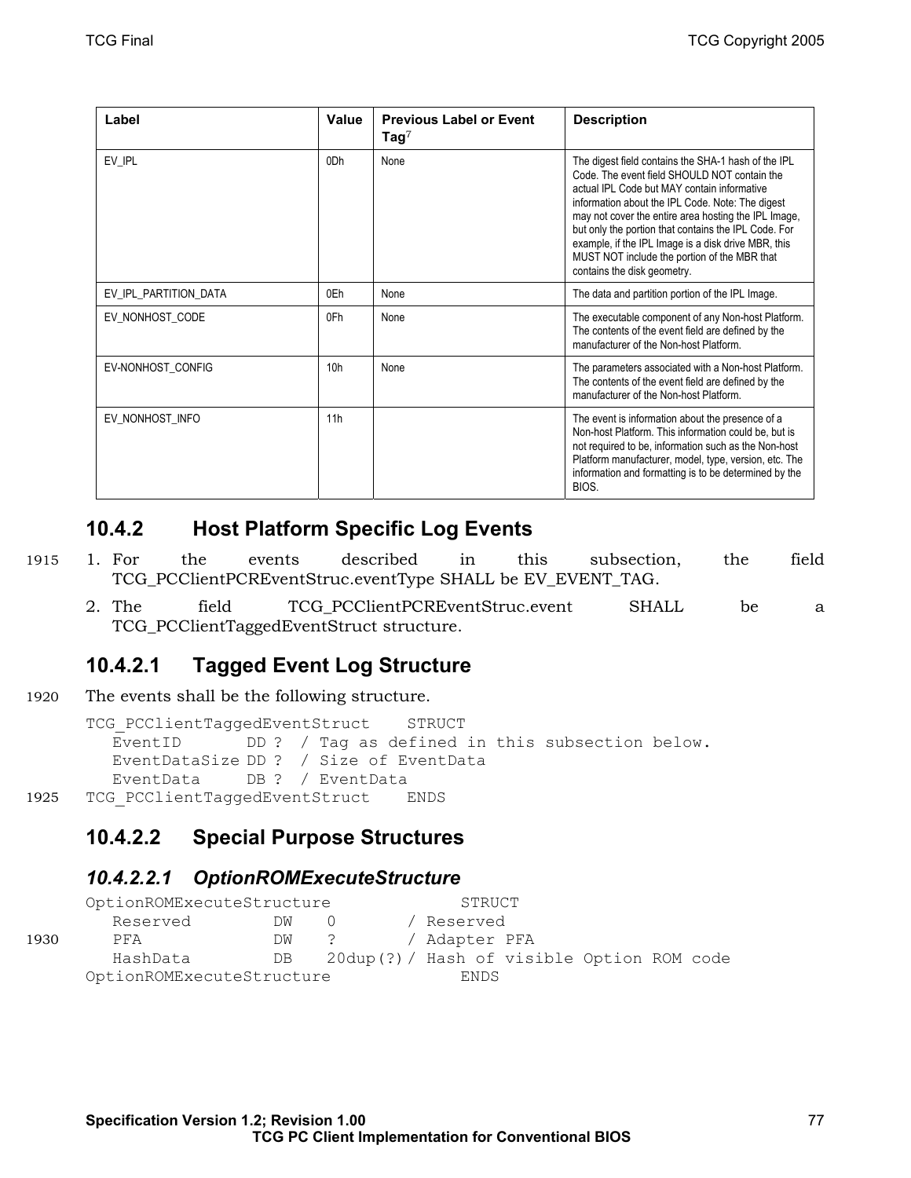| Label | Value | Previous Label or Event Tag[7] | Description |
|---|---|---|---|
| EV_IPL | 0Dh | None | The digest field contains the SHA-1 hash of the IPL Code. The event field SHOULD NOT contain the actual IPL Code but MAY contain informative information about the IPL Code. Note: The digest may not cover the entire area hosting the IPL Image, but only the portion that contains the IPL Code. For example, if the IPL Image is a disk drive MBR, this MUST NOT include the portion of the MBR that contains the disk geometry. |
| EV_IPL_PARTITION_DATA | 0Eh | None | The data and partition portion of the IPL Image. |
| EV_NONHOST_CODE | 0Fh | None | The executable component of any Non-host Platform. The contents of the event field are defined by the manufacturer of the Non-host Platform. |
| EV-NONHOST_CONFIG | 10h | None | The parameters associated with a Non-host Platform. The contents of the event field are defined by the manufacturer of the Non-host Platform. |
| EV_NONHOST_INFO | 11h | | The event is information about the presence of a Non-host Platform. This information could be, but is not required to be, information such as the Non-host Platform manufacturer, model, type, version, etc. The information and formatting is to be determined by the BIOS. |

## 10.4.2 Host Platform Specific Log Events

1. For the events described in this subsection, the field TCG_PCClientPCREventStruc.eventType SHALL be EV_EVENT_TAG.
2. The field TCG_PCClientPCREventStruc.event SHALL be a TCG_PCClientTaggedEventStruct structure.

### 10.4.2.1 Tagged Event Log Structure

The events shall be the following structure.

```
TCG_PCClientTaggedEventStruct    STRUCT
   EventID       DD ?  / Tag as defined in this subsection below.
   EventDataSize DD ?  / Size of EventData
   EventData     DB ?  / EventData
TCG_PCClientTaggedEventStruct    ENDS
```

### 10.4.2.2 Special Purpose Structures

#### *10.4.2.2.1 OptionROMExecuteStructure*

```
OptionROMExecuteStructure             STRUCT
   Reserved         DW    0        / Reserved
   PFA              DW    ?        / Adapter PFA
   HashData         DB    20dup(?)/ Hash of visible Option ROM code
OptionROMExecuteStructure             ENDS
```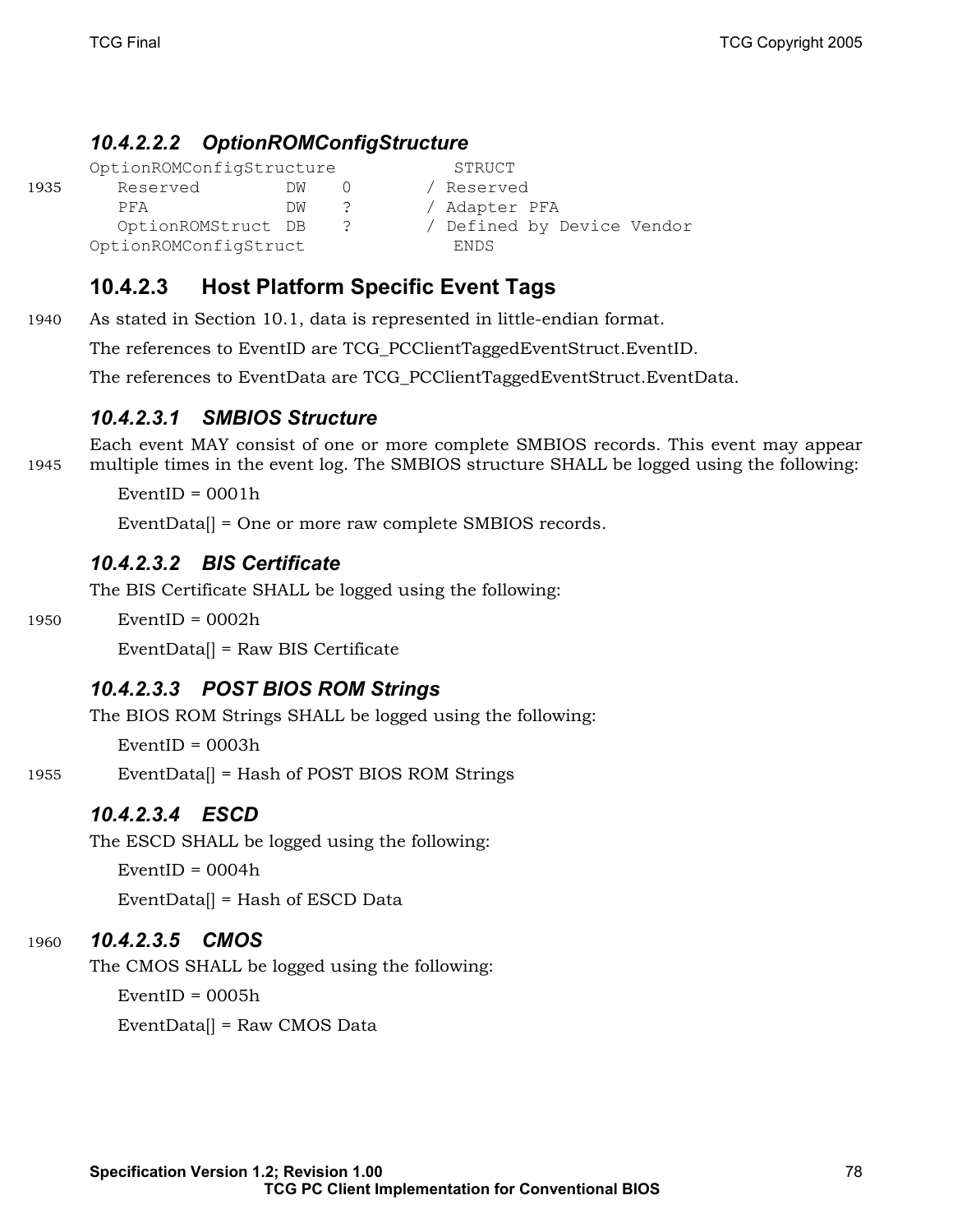#### 10.4.2.2.2 OptionROMConfigStructure

```
OptionROMConfigStructure          STRUCT
   Reserved        DW   0        / Reserved
   PFA             DW   ?        / Adapter PFA
   OptionROMStruct DB   ?        / Defined by Device Vendor
OptionROMConfigStruct             ENDS
```

### 10.4.2.3 Host Platform Specific Event Tags

As stated in Section 10.1, data is represented in little-endian format.

The references to EventID are TCG_PCClientTaggedEventStruct.EventID.

The references to EventData are TCG_PCClientTaggedEventStruct.EventData.

#### 10.4.2.3.1 SMBIOS Structure

Each event MAY consist of one or more complete SMBIOS records. This event may appear multiple times in the event log. The SMBIOS structure SHALL be logged using the following:

EventID = 0001h

EventData[] = One or more raw complete SMBIOS records.

#### 10.4.2.3.2 BIS Certificate

The BIS Certificate SHALL be logged using the following:

EventID = 0002h

EventData[] = Raw BIS Certificate

#### 10.4.2.3.3 POST BIOS ROM Strings

The BIOS ROM Strings SHALL be logged using the following:

EventID = 0003h

EventData[] = Hash of POST BIOS ROM Strings

#### 10.4.2.3.4 ESCD

The ESCD SHALL be logged using the following:

EventID = 0004h

EventData[] = Hash of ESCD Data

#### 10.4.2.3.5 CMOS

The CMOS SHALL be logged using the following:

EventID = 0005h

EventData[] = Raw CMOS Data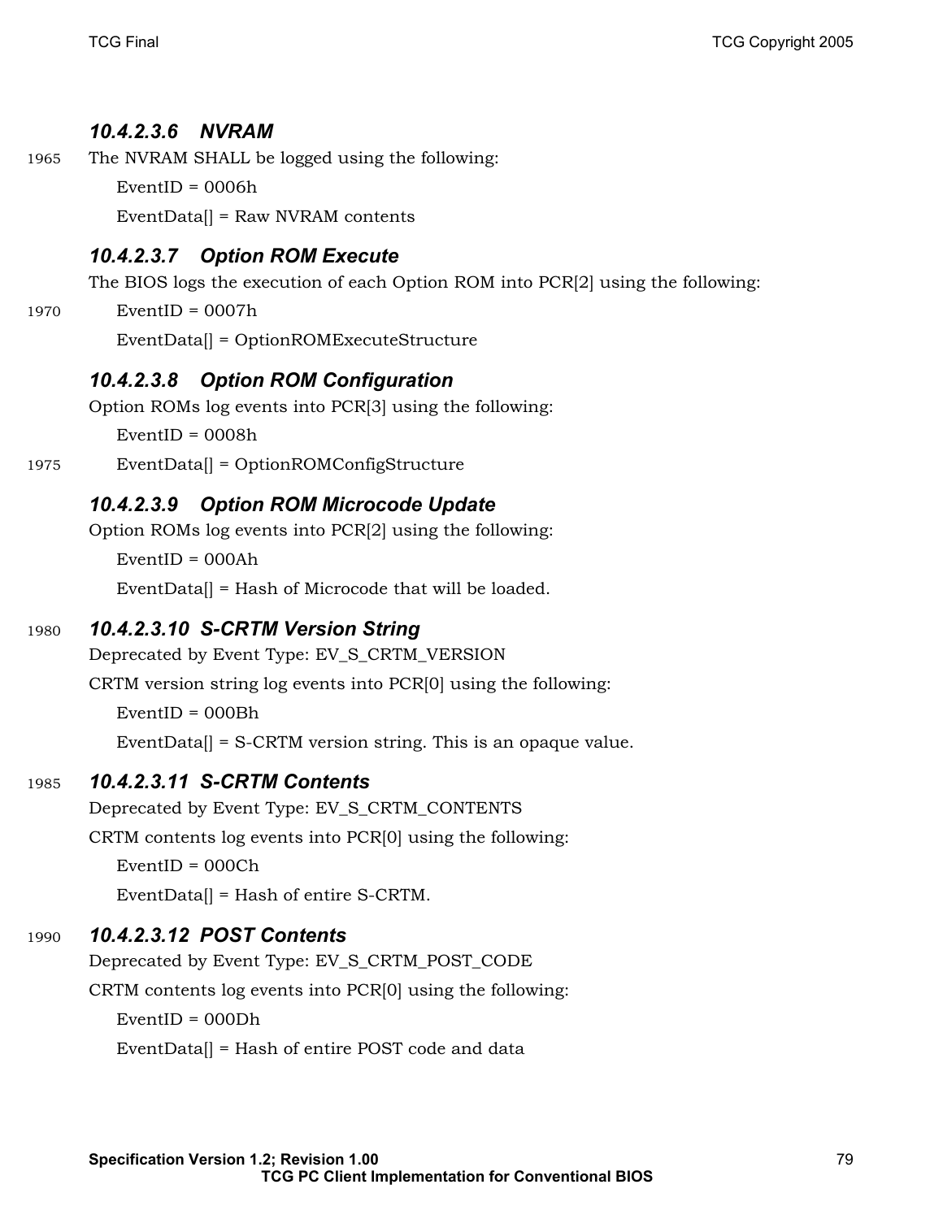#### 10.4.2.3.6 NVRAM

The NVRAM SHALL be logged using the following:

EventID = 0006h

EventData[] = Raw NVRAM contents

#### 10.4.2.3.7 Option ROM Execute

The BIOS logs the execution of each Option ROM into PCR[2] using the following:

EventID = 0007h

EventData[] = OptionROMExecuteStructure

#### 10.4.2.3.8 Option ROM Configuration

Option ROMs log events into PCR[3] using the following:

EventID = 0008h

EventData[] = OptionROMConfigStructure

#### 10.4.2.3.9 Option ROM Microcode Update

Option ROMs log events into PCR[2] using the following:

EventID = 000Ah

EventData[] = Hash of Microcode that will be loaded.

#### 10.4.2.3.10 S-CRTM Version String

Deprecated by Event Type: EV_S_CRTM_VERSION

CRTM version string log events into PCR[0] using the following:

EventID = 000Bh

EventData[] = S-CRTM version string. This is an opaque value.

#### 10.4.2.3.11 S-CRTM Contents

Deprecated by Event Type: EV_S_CRTM_CONTENTS

CRTM contents log events into PCR[0] using the following:

EventID = 000Ch

EventData[] = Hash of entire S-CRTM.

#### 10.4.2.3.12 POST Contents

Deprecated by Event Type: EV_S_CRTM_POST_CODE

CRTM contents log events into PCR[0] using the following:

EventID = 000Dh

EventData[] = Hash of entire POST code and data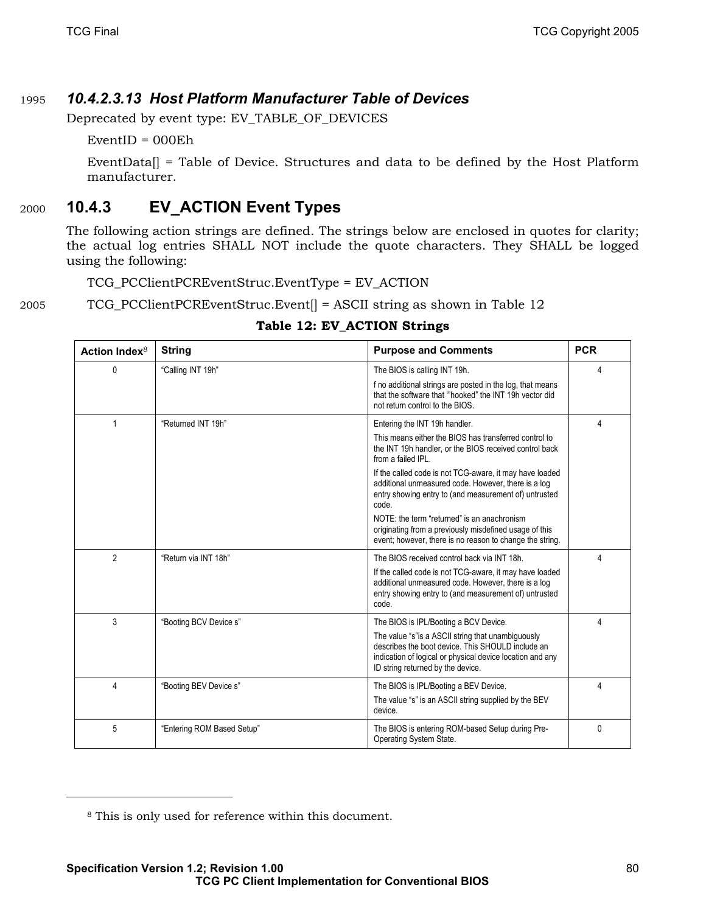#### 10.4.2.3.13 Host Platform Manufacturer Table of Devices

Deprecated by event type: EV_TABLE_OF_DEVICES

EventID = 000Eh

EventData[] = Table of Device. Structures and data to be defined by the Host Platform manufacturer.

### 10.4.3 EV_ACTION Event Types

The following action strings are defined. The strings below are enclosed in quotes for clarity; the actual log entries SHALL NOT include the quote characters. They SHALL be logged using the following:

TCG_PCClientPCREventStruc.EventType = EV_ACTION

TCG_PCClientPCREventStruc.Event[] = ASCII string as shown in Table 12

**Table 12: EV_ACTION Strings**

| Action Index[8] | String | Purpose and Comments | PCR |
|---|---|---|---|
| 0 | "Calling INT 19h" | The BIOS is calling INT 19h.<br><br>f no additional strings are posted in the log, that means that the software that '"hooked" the INT 19h vector did not return control to the BIOS. | 4 |
| 1 | "Returned INT 19h" | Entering the INT 19h handler.<br><br>This means either the BIOS has transferred control to the INT 19h handler, or the BIOS received control back from a failed IPL.<br><br>If the called code is not TCG-aware, it may have loaded additional unmeasured code. However, there is a log entry showing entry to (and measurement of) untrusted code.<br><br>NOTE: the term "returned" is an anachronism originating from a previously misdefined usage of this event; however, there is no reason to change the string. | 4 |
| 2 | "Return via INT 18h" | The BIOS received control back via INT 18h.<br><br>If the called code is not TCG-aware, it may have loaded additional unmeasured code. However, there is a log entry showing entry to (and measurement of) untrusted code. | 4 |
| 3 | "Booting BCV Device s" | The BIOS is IPL/Booting a BCV Device.<br><br>The value "s"is a ASCII string that unambiguously describes the boot device. This SHOULD include an indication of logical or physical device location and any ID string returned by the device. | 4 |
| 4 | "Booting BEV Device s" | The BIOS is IPL/Booting a BEV Device.<br><br>The value "s" is an ASCII string supplied by the BEV device. | 4 |
| 5 | "Entering ROM Based Setup" | The BIOS is entering ROM-based Setup during Pre-Operating System State. | 0 |

[8] This is only used for reference within this document.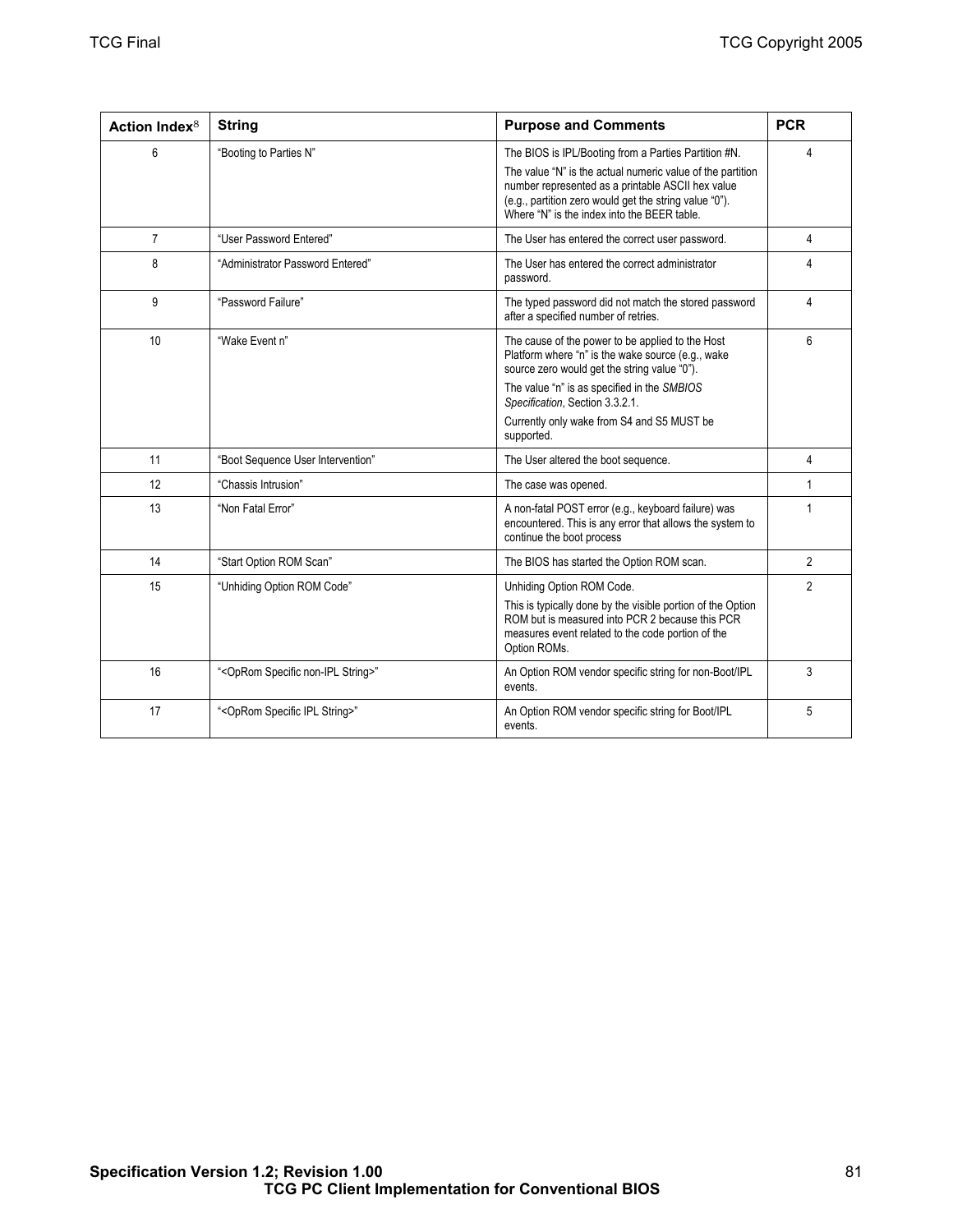| Action Index[8] | String | Purpose and Comments | PCR |
|---|---|---|---|
| 6 | "Booting to Parties N" | The BIOS is IPL/Booting from a Parties Partition #N.<br>The value "N" is the actual numeric value of the partition number represented as a printable ASCII hex value (e.g., partition zero would get the string value "0"). Where "N" is the index into the BEER table. | 4 |
| 7 | "User Password Entered" | The User has entered the correct user password. | 4 |
| 8 | "Administrator Password Entered" | The User has entered the correct administrator password. | 4 |
| 9 | "Password Failure" | The typed password did not match the stored password after a specified number of retries. | 4 |
| 10 | "Wake Event n" | The cause of the power to be applied to the Host Platform where "n" is the wake source (e.g., wake source zero would get the string value "0").<br>The value "n" is as specified in the *SMBIOS Specification*, Section 3.3.2.1.<br>Currently only wake from S4 and S5 MUST be supported. | 6 |
| 11 | "Boot Sequence User Intervention" | The User altered the boot sequence. | 4 |
| 12 | "Chassis Intrusion" | The case was opened. | 1 |
| 13 | "Non Fatal Error" | A non-fatal POST error (e.g., keyboard failure) was encountered. This is any error that allows the system to continue the boot process | 1 |
| 14 | "Start Option ROM Scan" | The BIOS has started the Option ROM scan. | 2 |
| 15 | "Unhiding Option ROM Code" | Unhiding Option ROM Code.<br>This is typically done by the visible portion of the Option ROM but is measured into PCR 2 because this PCR measures event related to the code portion of the Option ROMs. | 2 |
| 16 | "<OpRom Specific non-IPL String>" | An Option ROM vendor specific string for non-Boot/IPL events. | 3 |
| 17 | "<OpRom Specific IPL String>" | An Option ROM vendor specific string for Boot/IPL events. | 5 |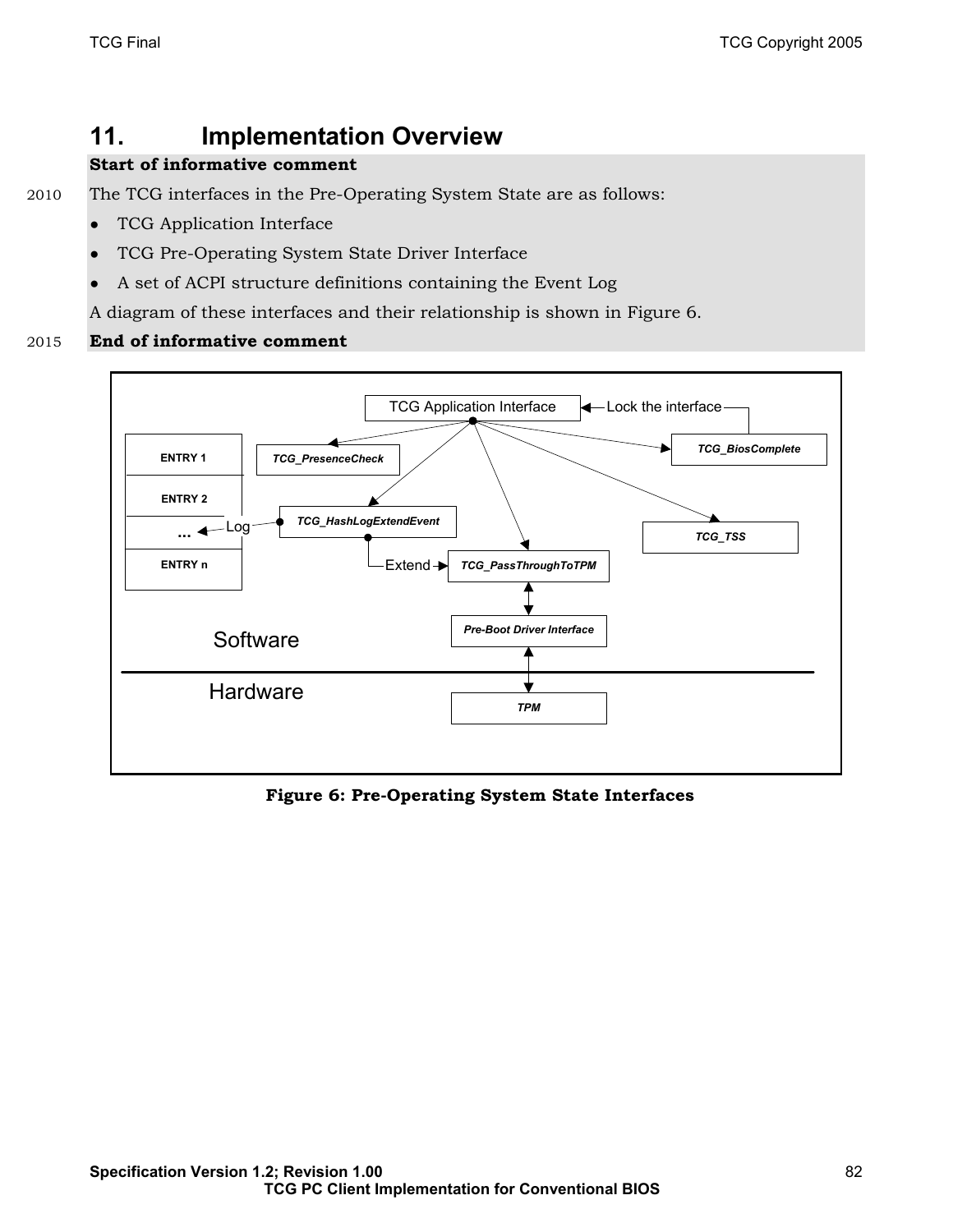# 11. Implementation Overview

**Start of informative comment**

The TCG interfaces in the Pre-Operating System State are as follows:

- TCG Application Interface
- TCG Pre-Operating System State Driver Interface
- A set of ACPI structure definitions containing the Event Log

A diagram of these interfaces and their relationship is shown in Figure 6.

**End of informative comment**

**Figure 6: Pre-Operating System State Interfaces**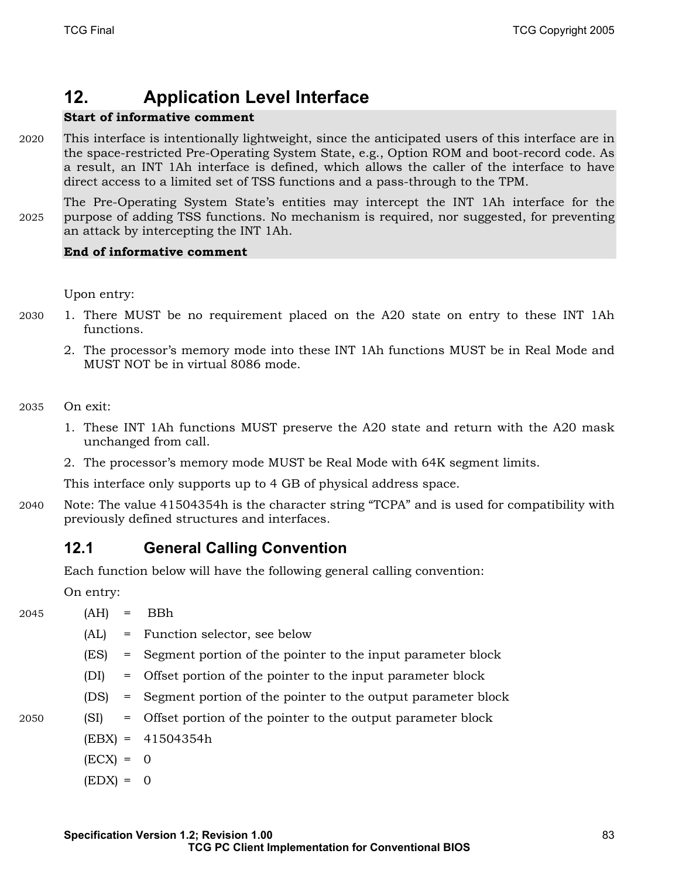# 12. Application Level Interface

**Start of informative comment**

This interface is intentionally lightweight, since the anticipated users of this interface are in the space-restricted Pre-Operating System State, e.g., Option ROM and boot-record code. As a result, an INT 1Ah interface is defined, which allows the caller of the interface to have direct access to a limited set of TSS functions and a pass-through to the TPM.

The Pre-Operating System State's entities may intercept the INT 1Ah interface for the purpose of adding TSS functions. No mechanism is required, nor suggested, for preventing an attack by intercepting the INT 1Ah.

**End of informative comment**

Upon entry:

1. There MUST be no requirement placed on the A20 state on entry to these INT 1Ah functions.
2. The processor's memory mode into these INT 1Ah functions MUST be in Real Mode and MUST NOT be in virtual 8086 mode.

On exit:

1. These INT 1Ah functions MUST preserve the A20 state and return with the A20 mask unchanged from call.
2. The processor's memory mode MUST be Real Mode with 64K segment limits.

This interface only supports up to 4 GB of physical address space.

Note: The value 41504354h is the character string "TCPA" and is used for compatibility with previously defined structures and interfaces.

## 12.1 General Calling Convention

Each function below will have the following general calling convention:

On entry:

(AH) = BBh

(AL) = Function selector, see below

(ES) = Segment portion of the pointer to the input parameter block

(DI) = Offset portion of the pointer to the input parameter block

(DS) = Segment portion of the pointer to the output parameter block

(SI) = Offset portion of the pointer to the output parameter block

(EBX) = 41504354h

(ECX) = 0

(EDX) = 0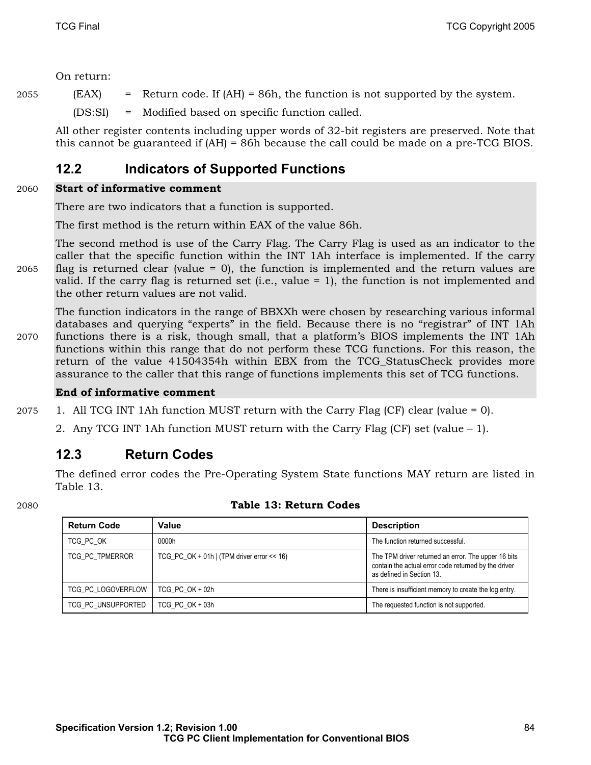On return:

| | | |
|---|---|---|
| (EAX) | = | Return code. If (AH) = 86h, the function is not supported by the system. |
| (DS:SI) | = | Modified based on specific function called. |

All other register contents including upper words of 32-bit registers are preserved. Note that this cannot be guaranteed if (AH) = 86h because the call could be made on a pre-TCG BIOS.

## 12.2 Indicators of Supported Functions

**Start of informative comment**

There are two indicators that a function is supported.

The first method is the return within EAX of the value 86h.

The second method is use of the Carry Flag. The Carry Flag is used as an indicator to the caller that the specific function within the INT 1Ah interface is implemented. If the carry flag is returned clear (value = 0), the function is implemented and the return values are valid. If the carry flag is returned set (i.e., value = 1), the function is not implemented and the other return values are not valid.

The function indicators in the range of BBXXh were chosen by researching various informal databases and querying "experts" in the field. Because there is no "registrar" of INT 1Ah functions there is a risk, though small, that a platform's BIOS implements the INT 1Ah functions within this range that do not perform these TCG functions. For this reason, the return of the value 41504354h within EBX from the TCG_StatusCheck provides more assurance to the caller that this range of functions implements this set of TCG functions.

**End of informative comment**

1. All TCG INT 1Ah function MUST return with the Carry Flag (CF) clear (value = 0).
2. Any TCG INT 1Ah function MUST return with the Carry Flag (CF) set (value – 1).

## 12.3 Return Codes

The defined error codes the Pre-Operating System State functions MAY return are listed in Table 13.

**Table 13: Return Codes**

| Return Code | Value | Description |
|---|---|---|
| TCG_PC_OK | 0000h | The function returned successful. |
| TCG_PC_TPMERROR | TCG_PC_OK + 01h \| (TPM driver error << 16) | The TPM driver returned an error. The upper 16 bits contain the actual error code returned by the driver as defined in Section 13. |
| TCG_PC_LOGOVERFLOW | TCG_PC_OK + 02h | There is insufficient memory to create the log entry. |
| TCG_PC_UNSUPPORTED | TCG_PC_OK + 03h | The requested function is not supported. |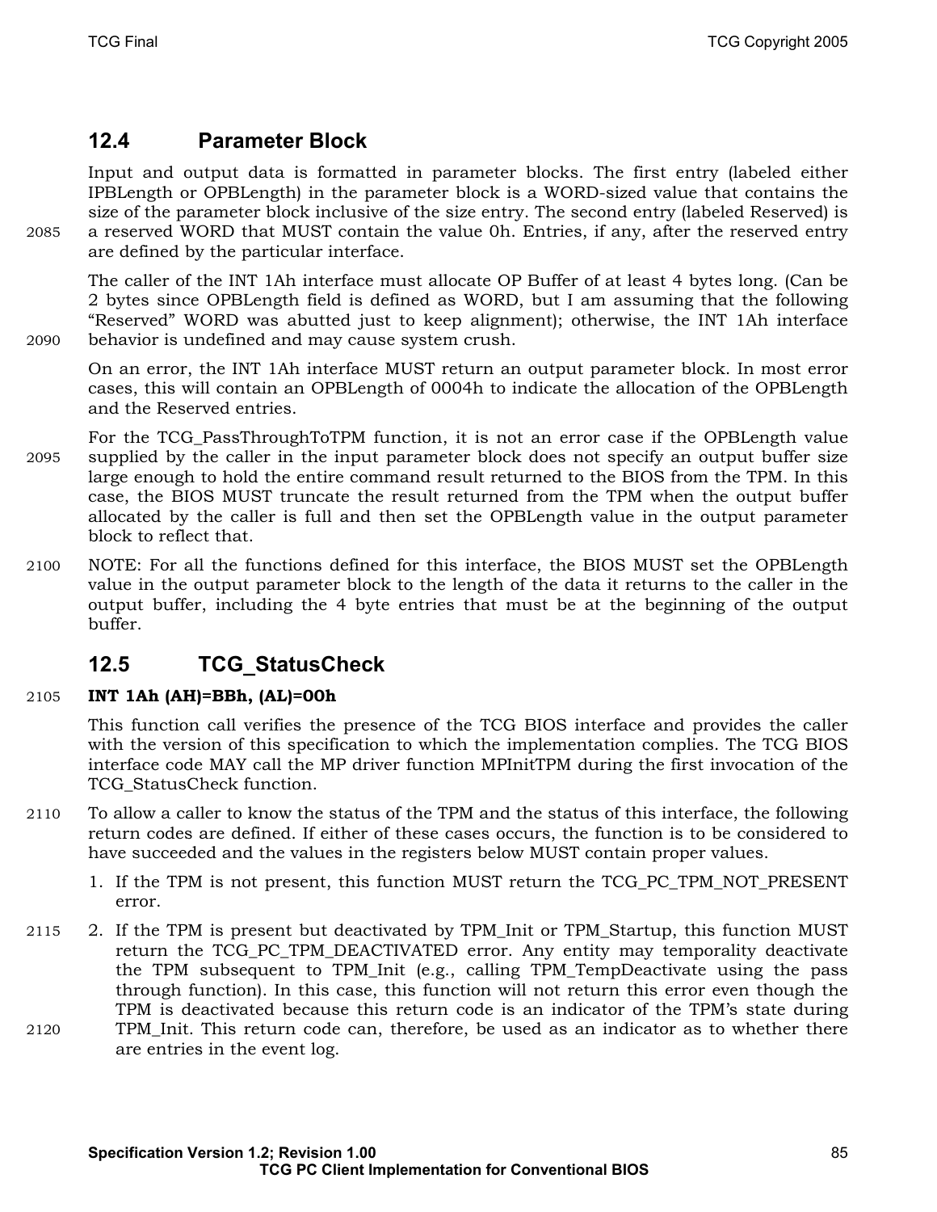## 12.4 Parameter Block

Input and output data is formatted in parameter blocks. The first entry (labeled either IPBLength or OPBLength) in the parameter block is a WORD-sized value that contains the size of the parameter block inclusive of the size entry. The second entry (labeled Reserved) is a reserved WORD that MUST contain the value 0h. Entries, if any, after the reserved entry are defined by the particular interface.

The caller of the INT 1Ah interface must allocate OP Buffer of at least 4 bytes long. (Can be 2 bytes since OPBLength field is defined as WORD, but I am assuming that the following "Reserved" WORD was abutted just to keep alignment); otherwise, the INT 1Ah interface behavior is undefined and may cause system crush.

On an error, the INT 1Ah interface MUST return an output parameter block. In most error cases, this will contain an OPBLength of 0004h to indicate the allocation of the OPBLength and the Reserved entries.

For the TCG_PassThroughToTPM function, it is not an error case if the OPBLength value supplied by the caller in the input parameter block does not specify an output buffer size large enough to hold the entire command result returned to the BIOS from the TPM. In this case, the BIOS MUST truncate the result returned from the TPM when the output buffer allocated by the caller is full and then set the OPBLength value in the output parameter block to reflect that.

NOTE: For all the functions defined for this interface, the BIOS MUST set the OPBLength value in the output parameter block to the length of the data it returns to the caller in the output buffer, including the 4 byte entries that must be at the beginning of the output buffer.

## 12.5 TCG_StatusCheck

**INT 1Ah (AH)=BBh, (AL)=00h**

This function call verifies the presence of the TCG BIOS interface and provides the caller with the version of this specification to which the implementation complies. The TCG BIOS interface code MAY call the MP driver function MPInitTPM during the first invocation of the TCG_StatusCheck function.

To allow a caller to know the status of the TPM and the status of this interface, the following return codes are defined. If either of these cases occurs, the function is to be considered to have succeeded and the values in the registers below MUST contain proper values.

1. If the TPM is not present, this function MUST return the TCG_PC_TPM_NOT_PRESENT error.
2. If the TPM is present but deactivated by TPM_Init or TPM_Startup, this function MUST return the TCG_PC_TPM_DEACTIVATED error. Any entity may temporality deactivate the TPM subsequent to TPM_Init (e.g., calling TPM_TempDeactivate using the pass through function). In this case, this function will not return this error even though the TPM is deactivated because this return code is an indicator of the TPM's state during TPM_Init. This return code can, therefore, be used as an indicator as to whether there are entries in the event log.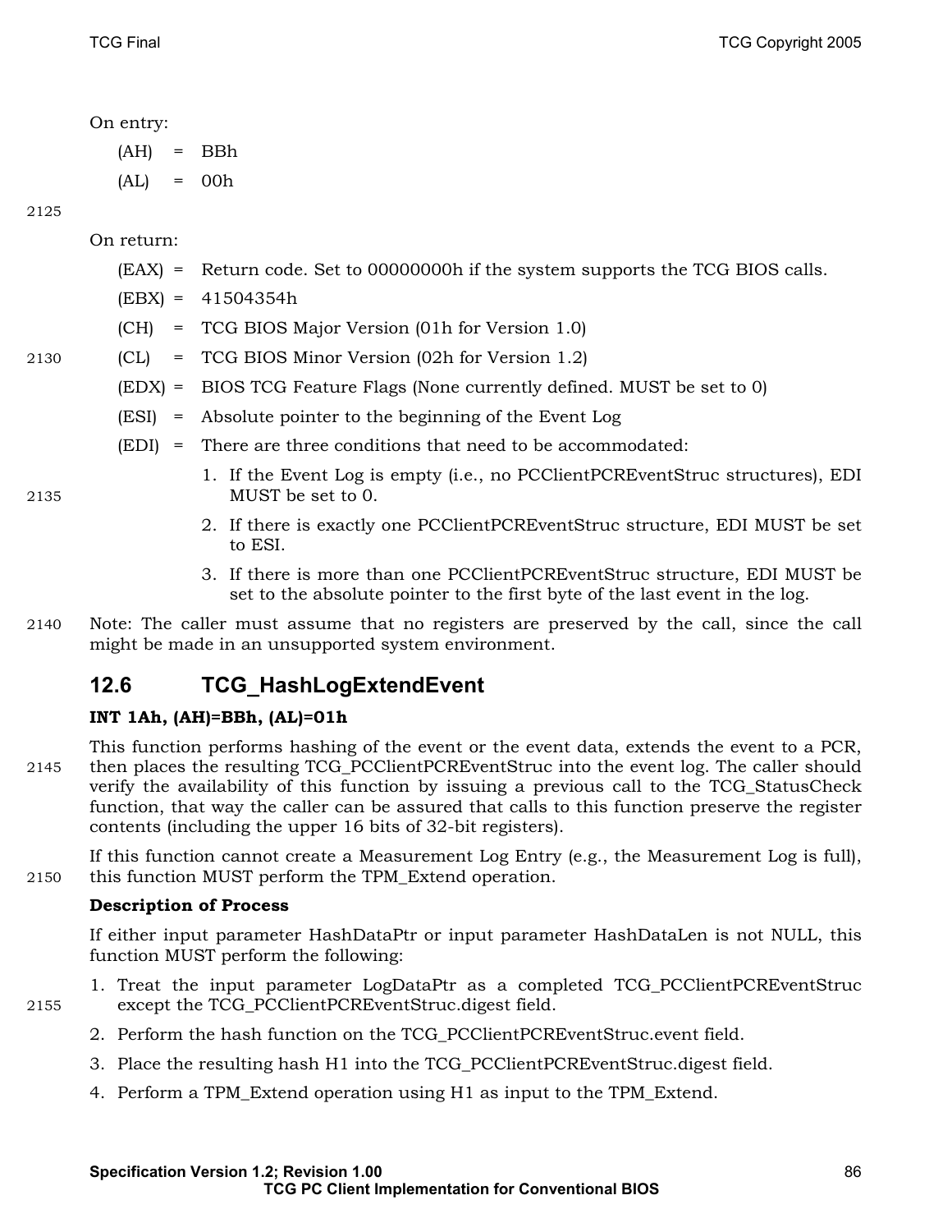On entry:

(AH) = BBh

(AL) = 00h

On return:

(EAX) = Return code. Set to 00000000h if the system supports the TCG BIOS calls.

(EBX) = 41504354h

(CH) = TCG BIOS Major Version (01h for Version 1.0)

(CL) = TCG BIOS Minor Version (02h for Version 1.2)

(EDX) = BIOS TCG Feature Flags (None currently defined. MUST be set to 0)

(ESI) = Absolute pointer to the beginning of the Event Log

(EDI) = There are three conditions that need to be accommodated:

1. If the Event Log is empty (i.e., no PCClientPCREventStruc structures), EDI MUST be set to 0.
2. If there is exactly one PCClientPCREventStruc structure, EDI MUST be set to ESI.
3. If there is more than one PCClientPCREventStruc structure, EDI MUST be set to the absolute pointer to the first byte of the last event in the log.

Note: The caller must assume that no registers are preserved by the call, since the call might be made in an unsupported system environment.

## 12.6 TCG_HashLogExtendEvent

**INT 1Ah, (AH)=BBh, (AL)=01h**

This function performs hashing of the event or the event data, extends the event to a PCR, then places the resulting TCG_PCClientPCREventStruc into the event log. The caller should verify the availability of this function by issuing a previous call to the TCG_StatusCheck function, that way the caller can be assured that calls to this function preserve the register contents (including the upper 16 bits of 32-bit registers).

If this function cannot create a Measurement Log Entry (e.g., the Measurement Log is full), this function MUST perform the TPM_Extend operation.

**Description of Process**

If either input parameter HashDataPtr or input parameter HashDataLen is not NULL, this function MUST perform the following:

1. Treat the input parameter LogDataPtr as a completed TCG_PCClientPCREventStruc except the TCG_PCClientPCREventStruc.digest field.
2. Perform the hash function on the TCG_PCClientPCREventStruc.event field.
3. Place the resulting hash H1 into the TCG_PCClientPCREventStruc.digest field.
4. Perform a TPM_Extend operation using H1 as input to the TPM_Extend.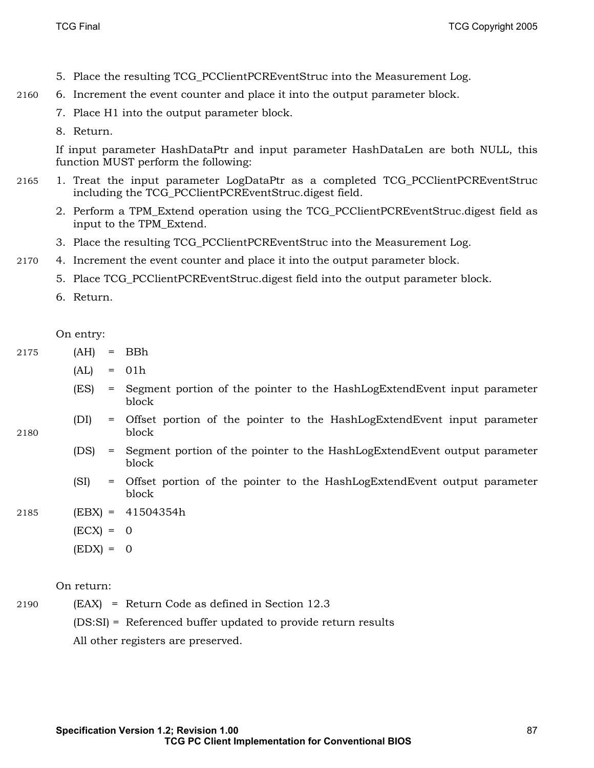5. Place the resulting TCG_PCClientPCREventStruc into the Measurement Log.
6. Increment the event counter and place it into the output parameter block.
7. Place H1 into the output parameter block.
8. Return.

If input parameter HashDataPtr and input parameter HashDataLen are both NULL, this function MUST perform the following:

1. Treat the input parameter LogDataPtr as a completed TCG_PCClientPCREventStruc including the TCG_PCClientPCREventStruc.digest field.
2. Perform a TPM_Extend operation using the TCG_PCClientPCREventStruc.digest field as input to the TPM_Extend.
3. Place the resulting TCG_PCClientPCREventStruc into the Measurement Log.
4. Increment the event counter and place it into the output parameter block.
5. Place TCG_PCClientPCREventStruc.digest field into the output parameter block.
6. Return.

On entry:

| | | |
|---|---|---|
| (AH) | = | BBh |
| (AL) | = | 01h |
| (ES) | = | Segment portion of the pointer to the HashLogExtendEvent input parameter block |
| (DI) | = | Offset portion of the pointer to the HashLogExtendEvent input parameter block |
| (DS) | = | Segment portion of the pointer to the HashLogExtendEvent output parameter block |
| (SI) | = | Offset portion of the pointer to the HashLogExtendEvent output parameter block |
| (EBX) | = | 41504354h |
| (ECX) | = | 0 |
| (EDX) | = | 0 |

On return:

| | | |
|---|---|---|
| (EAX) | = | Return Code as defined in Section 12.3 |
| (DS:SI) | = | Referenced buffer updated to provide return results |

All other registers are preserved.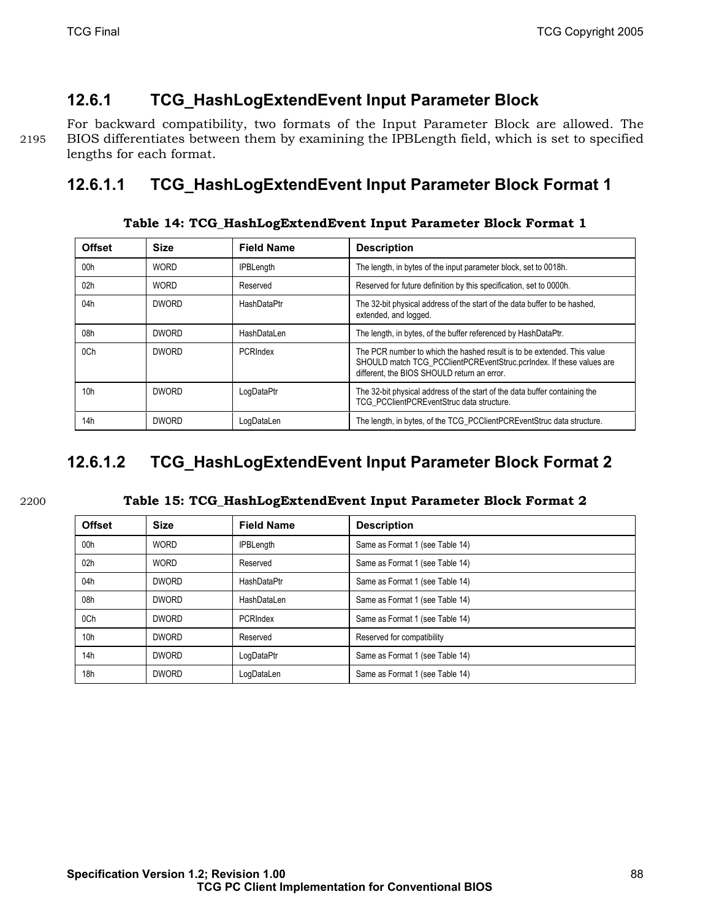### 12.6.1 TCG_HashLogExtendEvent Input Parameter Block

For backward compatibility, two formats of the Input Parameter Block are allowed. The BIOS differentiates between them by examining the IPBLength field, which is set to specified lengths for each format.

#### 12.6.1.1 TCG_HashLogExtendEvent Input Parameter Block Format 1

**Table 14: TCG_HashLogExtendEvent Input Parameter Block Format 1**

| Offset | Size | Field Name | Description |
|---|---|---|---|
| 00h | WORD | IPBLength | The length, in bytes of the input parameter block, set to 0018h. |
| 02h | WORD | Reserved | Reserved for future definition by this specification, set to 0000h. |
| 04h | DWORD | HashDataPtr | The 32-bit physical address of the start of the data buffer to be hashed, extended, and logged. |
| 08h | DWORD | HashDataLen | The length, in bytes, of the buffer referenced by HashDataPtr. |
| 0Ch | DWORD | PCRIndex | The PCR number to which the hashed result is to be extended. This value SHOULD match TCG_PCClientPCREventStruc.pcrIndex. If these values are different, the BIOS SHOULD return an error. |
| 10h | DWORD | LogDataPtr | The 32-bit physical address of the start of the data buffer containing the TCG_PCClientPCREventStruc data structure. |
| 14h | DWORD | LogDataLen | The length, in bytes, of the TCG_PCClientPCREventStruc data structure. |

#### 12.6.1.2 TCG_HashLogExtendEvent Input Parameter Block Format 2

**Table 15: TCG_HashLogExtendEvent Input Parameter Block Format 2**

| Offset | Size | Field Name | Description |
|---|---|---|---|
| 00h | WORD | IPBLength | Same as Format 1 (see Table 14) |
| 02h | WORD | Reserved | Same as Format 1 (see Table 14) |
| 04h | DWORD | HashDataPtr | Same as Format 1 (see Table 14) |
| 08h | DWORD | HashDataLen | Same as Format 1 (see Table 14) |
| 0Ch | DWORD | PCRIndex | Same as Format 1 (see Table 14) |
| 10h | DWORD | Reserved | Reserved for compatibility |
| 14h | DWORD | LogDataPtr | Same as Format 1 (see Table 14) |
| 18h | DWORD | LogDataLen | Same as Format 1 (see Table 14) |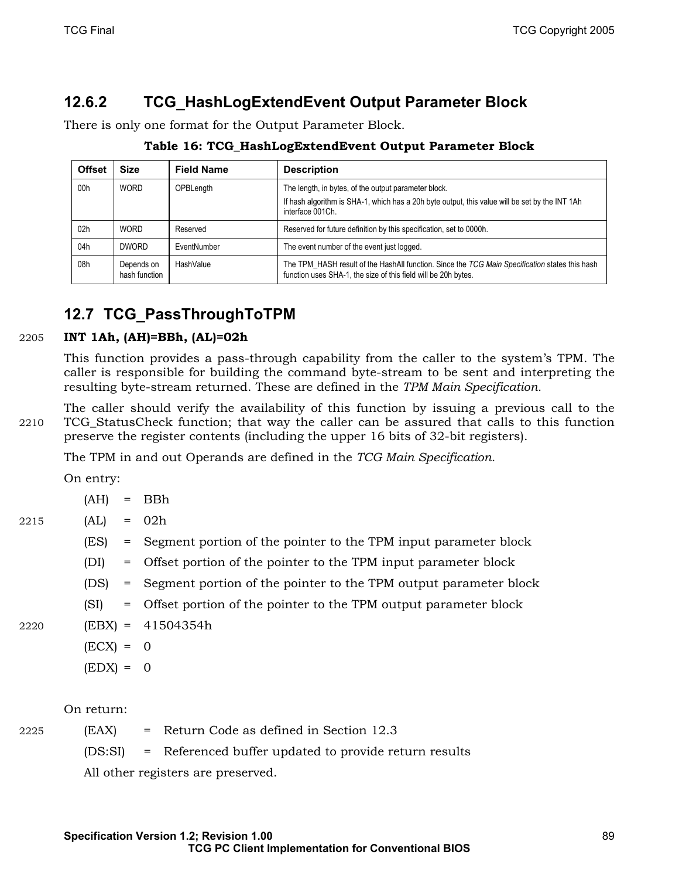### 12.6.2 TCG_HashLogExtendEvent Output Parameter Block

There is only one format for the Output Parameter Block.

**Table 16: TCG_HashLogExtendEvent Output Parameter Block**

| Offset | Size | Field Name | Description |
|---|---|---|---|
| 00h | WORD | OPBLength | The length, in bytes, of the output parameter block.<br>If hash algorithm is SHA-1, which has a 20h byte output, this value will be set by the INT 1Ah interface 001Ch. |
| 02h | WORD | Reserved | Reserved for future definition by this specification, set to 0000h. |
| 04h | DWORD | EventNumber | The event number of the event just logged. |
| 08h | Depends on hash function | HashValue | The TPM_HASH result of the HashAll function. Since the *TCG Main Specification* states this hash function uses SHA-1, the size of this field will be 20h bytes. |

## 12.7 TCG_PassThroughToTPM

**INT 1Ah, (AH)=BBh, (AL)=02h**

This function provides a pass-through capability from the caller to the system's TPM. The caller is responsible for building the command byte-stream to be sent and interpreting the resulting byte-stream returned. These are defined in the *TPM Main Specification.*

The caller should verify the availability of this function by issuing a previous call to the TCG_StatusCheck function; that way the caller can be assured that calls to this function preserve the register contents (including the upper 16 bits of 32-bit registers).

The TPM in and out Operands are defined in the *TCG Main Specification*.

On entry:

(AH) = BBh
(AL) = 02h
(ES) = Segment portion of the pointer to the TPM input parameter block
(DI) = Offset portion of the pointer to the TPM input parameter block
(DS) = Segment portion of the pointer to the TPM output parameter block
(SI) = Offset portion of the pointer to the TPM output parameter block
(EBX) = 41504354h
(ECX) = 0
(EDX) = 0

On return:

(EAX) = Return Code as defined in Section 12.3
(DS:SI) = Referenced buffer updated to provide return results

All other registers are preserved.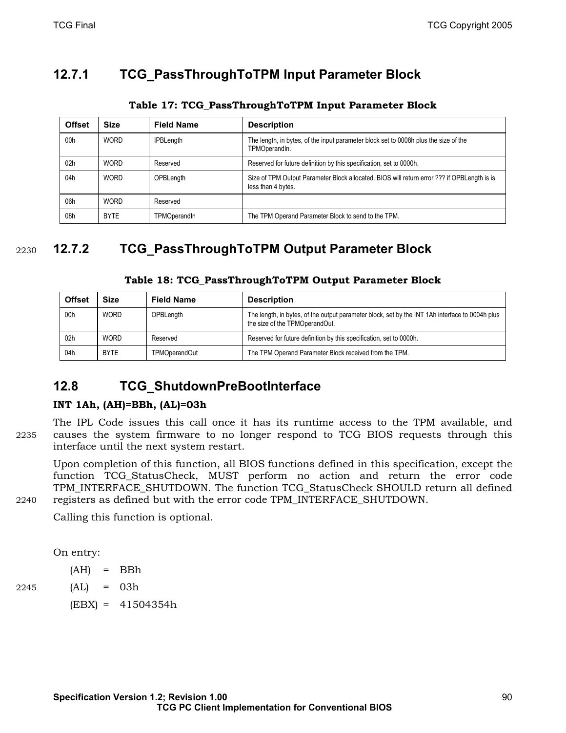### 12.7.1 TCG_PassThroughToTPM Input Parameter Block

**Table 17: TCG_PassThroughToTPM Input Parameter Block**

| Offset | Size | Field Name | Description |
|---|---|---|---|
| 00h | WORD | IPBLength | The length, in bytes, of the input parameter block set to 0008h plus the size of the TPMOperandIn. |
| 02h | WORD | Reserved | Reserved for future definition by this specification, set to 0000h. |
| 04h | WORD | OPBLength | Size of TPM Output Parameter Block allocated. BIOS will return error ??? if OPBLength is is less than 4 bytes. |
| 06h | WORD | Reserved | |
| 08h | BYTE | TPMOperandIn | The TPM Operand Parameter Block to send to the TPM. |

### 12.7.2 TCG_PassThroughToTPM Output Parameter Block

**Table 18: TCG_PassThroughToTPM Output Parameter Block**

| Offset | Size | Field Name | Description |
|---|---|---|---|
| 00h | WORD | OPBLength | The length, in bytes, of the output parameter block, set by the INT 1Ah interface to 0004h plus the size of the TPMOperandOut. |
| 02h | WORD | Reserved | Reserved for future definition by this specification, set to 0000h. |
| 04h | BYTE | TPMOperandOut | The TPM Operand Parameter Block received from the TPM. |

## 12.8 TCG_ShutdownPreBootInterface

**INT 1Ah, (AH)=BBh, (AL)=03h**

The IPL Code issues this call once it has its runtime access to the TPM available, and causes the system firmware to no longer respond to TCG BIOS requests through this interface until the next system restart.

Upon completion of this function, all BIOS functions defined in this specification, except the function TCG_StatusCheck, MUST perform no action and return the error code TPM_INTERFACE_SHUTDOWN. The function TCG_StatusCheck SHOULD return all defined registers as defined but with the error code TPM_INTERFACE_SHUTDOWN.

Calling this function is optional.

On entry:

(AH) = BBh

(AL) = 03h

(EBX) = 41504354h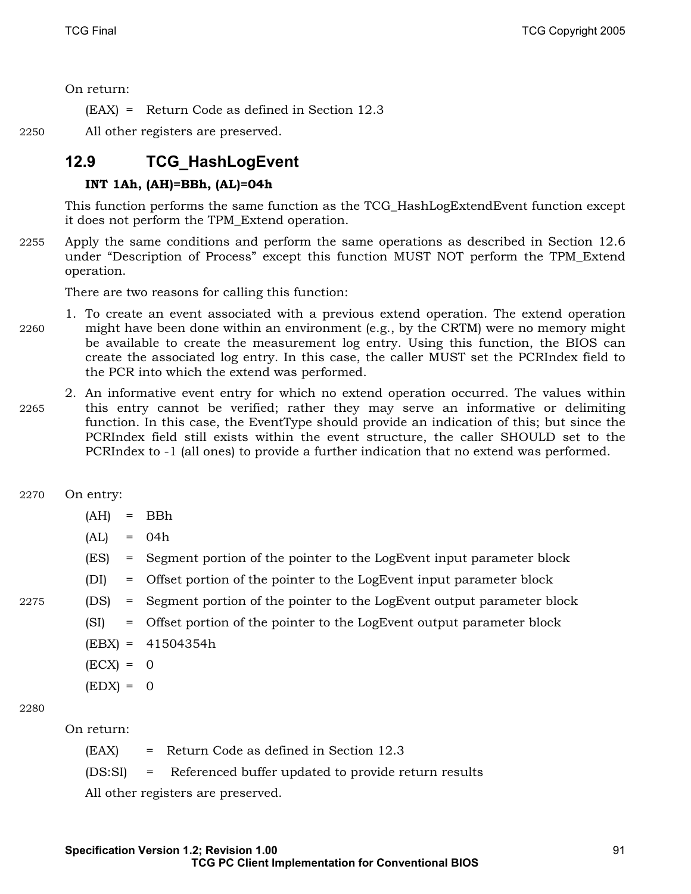On return:

(EAX) = Return Code as defined in Section 12.3

All other registers are preserved.

## 12.9 TCG_HashLogEvent

**INT 1Ah, (AH)=BBh, (AL)=04h**

This function performs the same function as the TCG_HashLogExtendEvent function except it does not perform the TPM_Extend operation.

Apply the same conditions and perform the same operations as described in Section 12.6 under "Description of Process" except this function MUST NOT perform the TPM_Extend operation.

There are two reasons for calling this function:

1. To create an event associated with a previous extend operation. The extend operation might have been done within an environment (e.g., by the CRTM) were no memory might be available to create the measurement log entry. Using this function, the BIOS can create the associated log entry. In this case, the caller MUST set the PCRIndex field to the PCR into which the extend was performed.
2. An informative event entry for which no extend operation occurred. The values within this entry cannot be verified; rather they may serve an informative or delimiting function. In this case, the EventType should provide an indication of this; but since the PCRIndex field still exists within the event structure, the caller SHOULD set to the PCRIndex to -1 (all ones) to provide a further indication that no extend was performed.

On entry:

(AH) = BBh

(AL) = 04h

(ES) = Segment portion of the pointer to the LogEvent input parameter block

(DI) = Offset portion of the pointer to the LogEvent input parameter block

(DS) = Segment portion of the pointer to the LogEvent output parameter block

(SI) = Offset portion of the pointer to the LogEvent output parameter block

(EBX) = 41504354h

(ECX) = 0

(EDX) = 0

On return:

(EAX) = Return Code as defined in Section 12.3

(DS:SI) = Referenced buffer updated to provide return results

All other registers are preserved.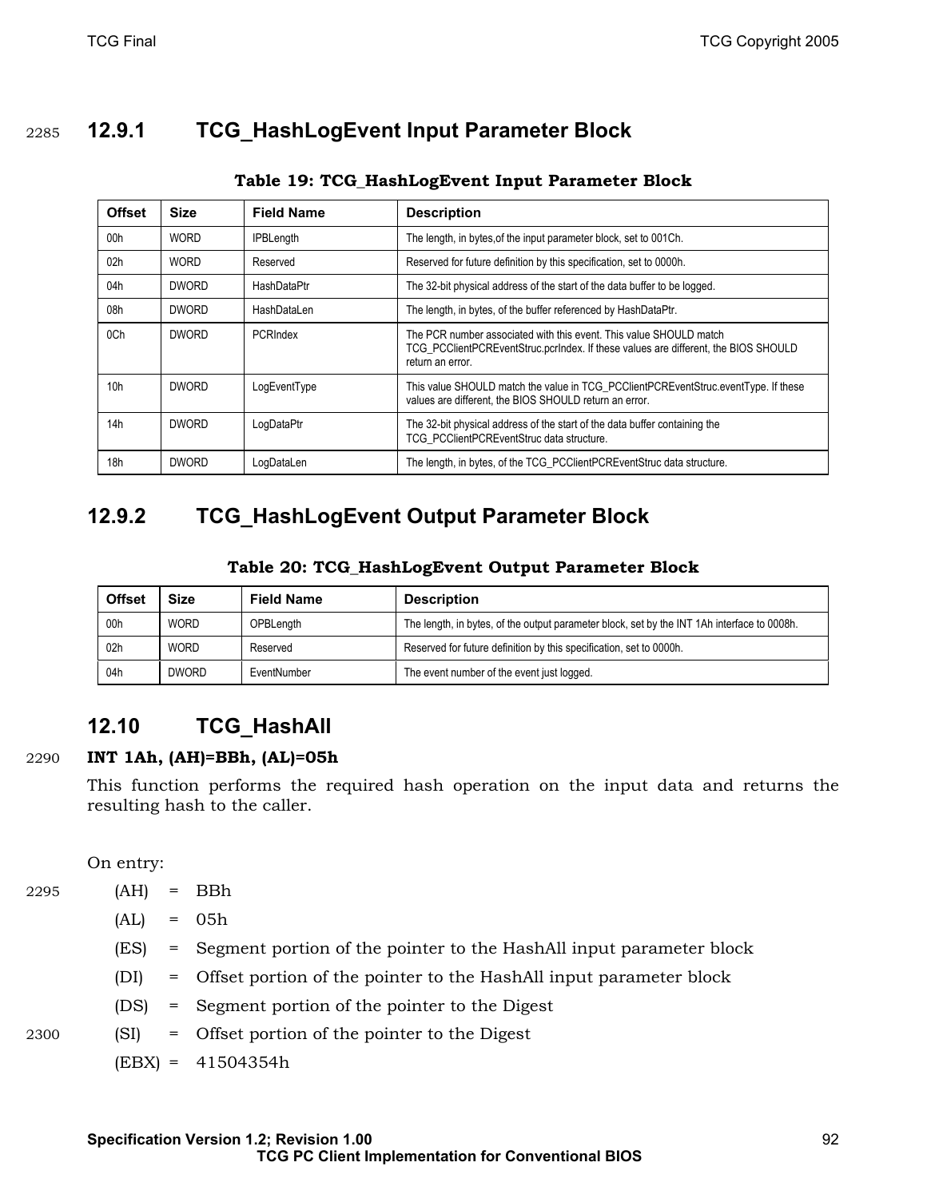### 12.9.1 TCG_HashLogEvent Input Parameter Block

**Table 19: TCG_HashLogEvent Input Parameter Block**

| Offset | Size | Field Name | Description |
|---|---|---|---|
| 00h | WORD | IPBLength | The length, in bytes,of the input parameter block, set to 001Ch. |
| 02h | WORD | Reserved | Reserved for future definition by this specification, set to 0000h. |
| 04h | DWORD | HashDataPtr | The 32-bit physical address of the start of the data buffer to be logged. |
| 08h | DWORD | HashDataLen | The length, in bytes, of the buffer referenced by HashDataPtr. |
| 0Ch | DWORD | PCRIndex | The PCR number associated with this event. This value SHOULD match TCG_PCClientPCREventStruc.pcrIndex. If these values are different, the BIOS SHOULD return an error. |
| 10h | DWORD | LogEventType | This value SHOULD match the value in TCG_PCClientPCREventStruc.eventType. If these values are different, the BIOS SHOULD return an error. |
| 14h | DWORD | LogDataPtr | The 32-bit physical address of the start of the data buffer containing the TCG_PCClientPCREventStruc data structure. |
| 18h | DWORD | LogDataLen | The length, in bytes, of the TCG_PCClientPCREventStruc data structure. |

### 12.9.2 TCG_HashLogEvent Output Parameter Block

**Table 20: TCG_HashLogEvent Output Parameter Block**

| Offset | Size | Field Name | Description |
|---|---|---|---|
| 00h | WORD | OPBLength | The length, in bytes, of the output parameter block, set by the INT 1Ah interface to 0008h. |
| 02h | WORD | Reserved | Reserved for future definition by this specification, set to 0000h. |
| 04h | DWORD | EventNumber | The event number of the event just logged. |

## 12.10 TCG_HashAll

**INT 1Ah, (AH)=BBh, (AL)=05h**

This function performs the required hash operation on the input data and returns the resulting hash to the caller.

On entry:

(AH) = BBh

(AL) = 05h

(ES) = Segment portion of the pointer to the HashAll input parameter block

(DI) = Offset portion of the pointer to the HashAll input parameter block

(DS) = Segment portion of the pointer to the Digest

(SI) = Offset portion of the pointer to the Digest

(EBX) = 41504354h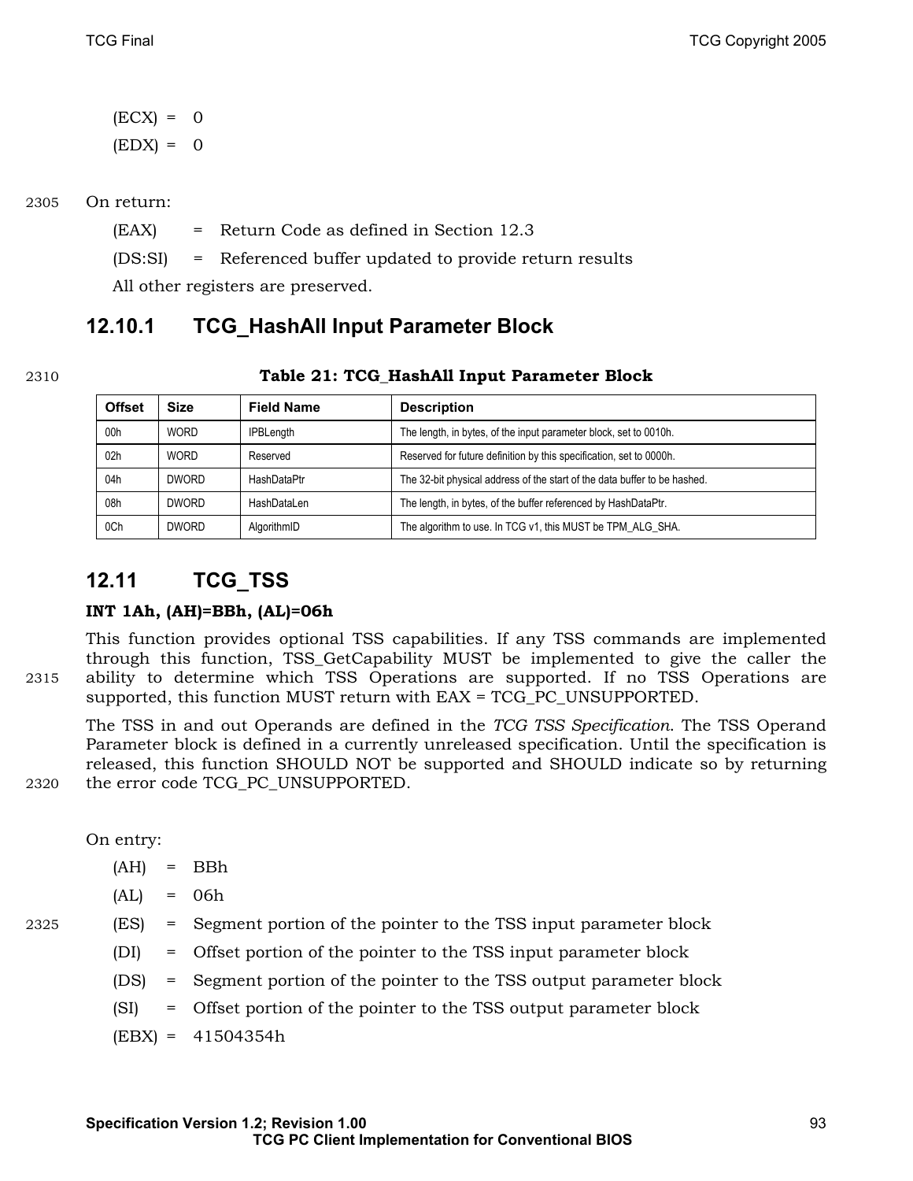(ECX) = 0

(EDX) = 0

On return:

(EAX) = Return Code as defined in Section 12.3

(DS:SI) = Referenced buffer updated to provide return results

All other registers are preserved.

### 12.10.1 TCG_HashAll Input Parameter Block

**Table 21: TCG_HashAll Input Parameter Block**

| Offset | Size | Field Name | Description |
|---|---|---|---|
| 00h | WORD | IPBLength | The length, in bytes, of the input parameter block, set to 0010h. |
| 02h | WORD | Reserved | Reserved for future definition by this specification, set to 0000h. |
| 04h | DWORD | HashDataPtr | The 32-bit physical address of the start of the data buffer to be hashed. |
| 08h | DWORD | HashDataLen | The length, in bytes, of the buffer referenced by HashDataPtr. |
| 0Ch | DWORD | AlgorithmID | The algorithm to use. In TCG v1, this MUST be TPM_ALG_SHA. |

## 12.11 TCG_TSS

**INT 1Ah, (AH)=BBh, (AL)=06h**

This function provides optional TSS capabilities. If any TSS commands are implemented through this function, TSS_GetCapability MUST be implemented to give the caller the ability to determine which TSS Operations are supported. If no TSS Operations are supported, this function MUST return with EAX = TCG_PC_UNSUPPORTED.

The TSS in and out Operands are defined in the *TCG TSS Specification*. The TSS Operand Parameter block is defined in a currently unreleased specification. Until the specification is released, this function SHOULD NOT be supported and SHOULD indicate so by returning the error code TCG_PC_UNSUPPORTED.

On entry:

(AH) = BBh

(AL) = 06h

(ES) = Segment portion of the pointer to the TSS input parameter block

(DI) = Offset portion of the pointer to the TSS input parameter block

(DS) = Segment portion of the pointer to the TSS output parameter block

(SI) = Offset portion of the pointer to the TSS output parameter block

(EBX) = 41504354h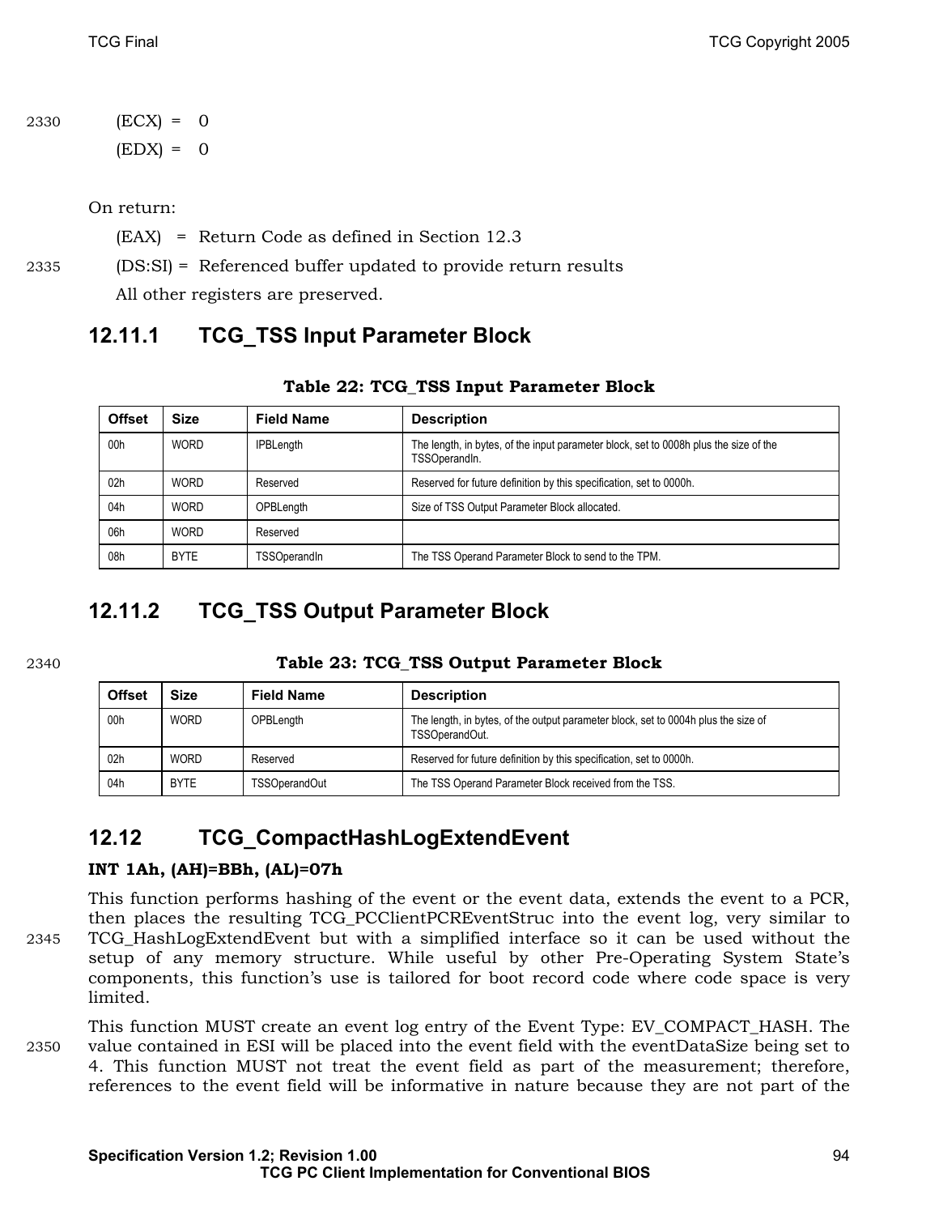(ECX) = 0

(EDX) = 0

On return:

(EAX) = Return Code as defined in Section 12.3

(DS:SI) = Referenced buffer updated to provide return results

All other registers are preserved.

### 12.11.1 TCG_TSS Input Parameter Block

**Table 22: TCG_TSS Input Parameter Block**

| Offset | Size | Field Name | Description |
|---|---|---|---|
| 00h | WORD | IPBLength | The length, in bytes, of the input parameter block, set to 0008h plus the size of the TSSOperandIn. |
| 02h | WORD | Reserved | Reserved for future definition by this specification, set to 0000h. |
| 04h | WORD | OPBLength | Size of TSS Output Parameter Block allocated. |
| 06h | WORD | Reserved | |
| 08h | BYTE | TSSOperandIn | The TSS Operand Parameter Block to send to the TPM. |

### 12.11.2 TCG_TSS Output Parameter Block

**Table 23: TCG_TSS Output Parameter Block**

| Offset | Size | Field Name | Description |
|---|---|---|---|
| 00h | WORD | OPBLength | The length, in bytes, of the output parameter block, set to 0004h plus the size of TSSOperandOut. |
| 02h | WORD | Reserved | Reserved for future definition by this specification, set to 0000h. |
| 04h | BYTE | TSSOperandOut | The TSS Operand Parameter Block received from the TSS. |

## 12.12 TCG_CompactHashLogExtendEvent

**INT 1Ah, (AH)=BBh, (AL)=07h**

This function performs hashing of the event or the event data, extends the event to a PCR, then places the resulting TCG_PCClientPCREventStruc into the event log, very similar to TCG_HashLogExtendEvent but with a simplified interface so it can be used without the setup of any memory structure. While useful by other Pre-Operating System State's components, this function's use is tailored for boot record code where code space is very limited.

This function MUST create an event log entry of the Event Type: EV_COMPACT_HASH. The value contained in ESI will be placed into the event field with the eventDataSize being set to 4. This function MUST not treat the event field as part of the measurement; therefore, references to the event field will be informative in nature because they are not part of the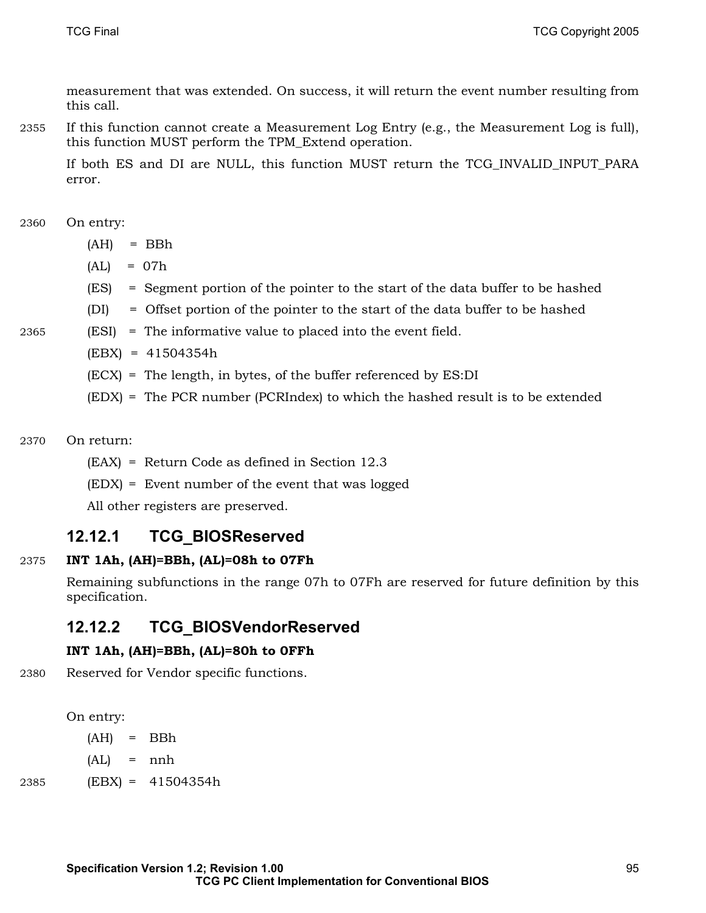measurement that was extended. On success, it will return the event number resulting from this call.

If this function cannot create a Measurement Log Entry (e.g., the Measurement Log is full), this function MUST perform the TPM_Extend operation.

If both ES and DI are NULL, this function MUST return the TCG_INVALID_INPUT_PARA error.

On entry:

(AH) = BBh

(AL) = 07h

(ES) = Segment portion of the pointer to the start of the data buffer to be hashed

(DI) = Offset portion of the pointer to the start of the data buffer to be hashed

(ESI) = The informative value to placed into the event field.

(EBX) = 41504354h

(ECX) = The length, in bytes, of the buffer referenced by ES:DI

(EDX) = The PCR number (PCRIndex) to which the hashed result is to be extended

On return:

(EAX) = Return Code as defined in Section 12.3

(EDX) = Event number of the event that was logged

All other registers are preserved.

### 12.12.1 TCG_BIOSReserved

**INT 1Ah, (AH)=BBh, (AL)=08h to 07Fh**

Remaining subfunctions in the range 07h to 07Fh are reserved for future definition by this specification.

### 12.12.2 TCG_BIOSVendorReserved

**INT 1Ah, (AH)=BBh, (AL)=80h to 0FFh**

Reserved for Vendor specific functions.

On entry:

(AH) = BBh

(AL) = nnh

(EBX) = 41504354h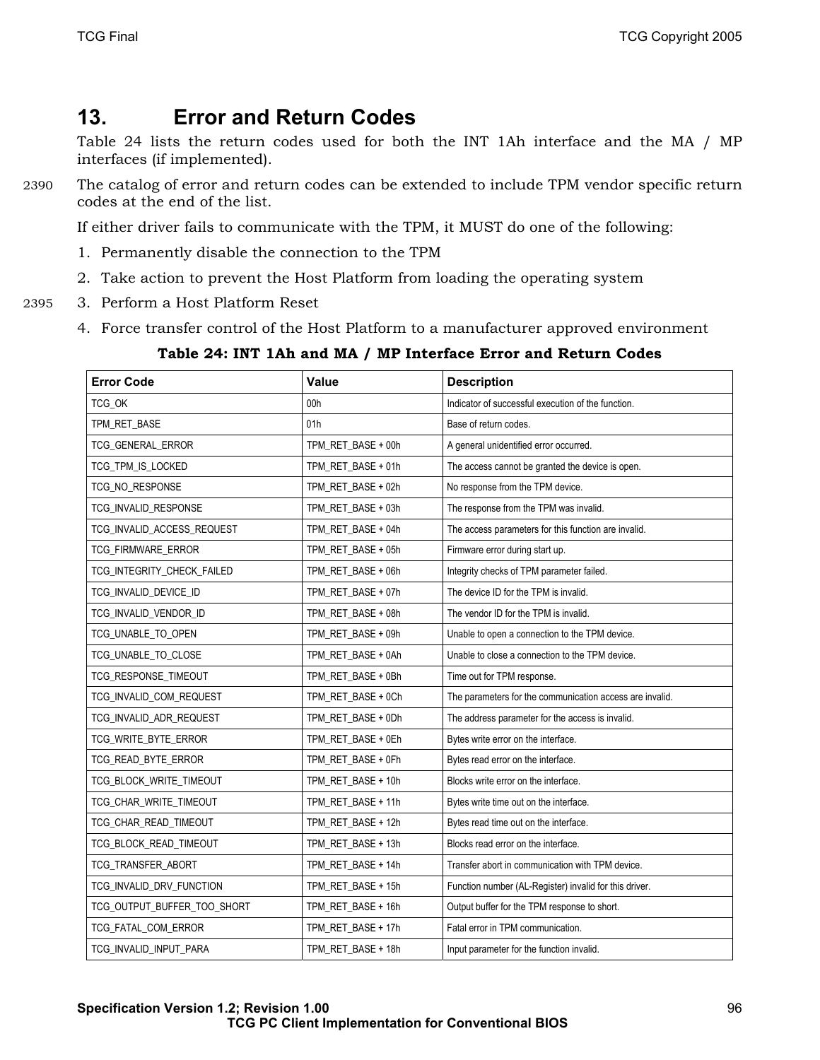# 13. Error and Return Codes

Table 24 lists the return codes used for both the INT 1Ah interface and the MA / MP interfaces (if implemented).

The catalog of error and return codes can be extended to include TPM vendor specific return codes at the end of the list.

If either driver fails to communicate with the TPM, it MUST do one of the following:

1. Permanently disable the connection to the TPM
2. Take action to prevent the Host Platform from loading the operating system
3. Perform a Host Platform Reset
4. Force transfer control of the Host Platform to a manufacturer approved environment

**Table 24: INT 1Ah and MA / MP Interface Error and Return Codes**

| Error Code | Value | Description |
|---|---|---|
| TCG_OK | 00h | Indicator of successful execution of the function. |
| TPM_RET_BASE | 01h | Base of return codes. |
| TCG_GENERAL_ERROR | TPM_RET_BASE + 00h | A general unidentified error occurred. |
| TCG_TPM_IS_LOCKED | TPM_RET_BASE + 01h | The access cannot be granted the device is open. |
| TCG_NO_RESPONSE | TPM_RET_BASE + 02h | No response from the TPM device. |
| TCG_INVALID_RESPONSE | TPM_RET_BASE + 03h | The response from the TPM was invalid. |
| TCG_INVALID_ACCESS_REQUEST | TPM_RET_BASE + 04h | The access parameters for this function are invalid. |
| TCG_FIRMWARE_ERROR | TPM_RET_BASE + 05h | Firmware error during start up. |
| TCG_INTEGRITY_CHECK_FAILED | TPM_RET_BASE + 06h | Integrity checks of TPM parameter failed. |
| TCG_INVALID_DEVICE_ID | TPM_RET_BASE + 07h | The device ID for the TPM is invalid. |
| TCG_INVALID_VENDOR_ID | TPM_RET_BASE + 08h | The vendor ID for the TPM is invalid. |
| TCG_UNABLE_TO_OPEN | TPM_RET_BASE + 09h | Unable to open a connection to the TPM device. |
| TCG_UNABLE_TO_CLOSE | TPM_RET_BASE + 0Ah | Unable to close a connection to the TPM device. |
| TCG_RESPONSE_TIMEOUT | TPM_RET_BASE + 0Bh | Time out for TPM response. |
| TCG_INVALID_COM_REQUEST | TPM_RET_BASE + 0Ch | The parameters for the communication access are invalid. |
| TCG_INVALID_ADR_REQUEST | TPM_RET_BASE + 0Dh | The address parameter for the access is invalid. |
| TCG_WRITE_BYTE_ERROR | TPM_RET_BASE + 0Eh | Bytes write error on the interface. |
| TCG_READ_BYTE_ERROR | TPM_RET_BASE + 0Fh | Bytes read error on the interface. |
| TCG_BLOCK_WRITE_TIMEOUT | TPM_RET_BASE + 10h | Blocks write error on the interface. |
| TCG_CHAR_WRITE_TIMEOUT | TPM_RET_BASE + 11h | Bytes write time out on the interface. |
| TCG_CHAR_READ_TIMEOUT | TPM_RET_BASE + 12h | Bytes read time out on the interface. |
| TCG_BLOCK_READ_TIMEOUT | TPM_RET_BASE + 13h | Blocks read error on the interface. |
| TCG_TRANSFER_ABORT | TPM_RET_BASE + 14h | Transfer abort in communication with TPM device. |
| TCG_INVALID_DRV_FUNCTION | TPM_RET_BASE + 15h | Function number (AL-Register) invalid for this driver. |
| TCG_OUTPUT_BUFFER_TOO_SHORT | TPM_RET_BASE + 16h | Output buffer for the TPM response to short. |
| TCG_FATAL_COM_ERROR | TPM_RET_BASE + 17h | Fatal error in TPM communication. |
| TCG_INVALID_INPUT_PARA | TPM_RET_BASE + 18h | Input parameter for the function invalid. |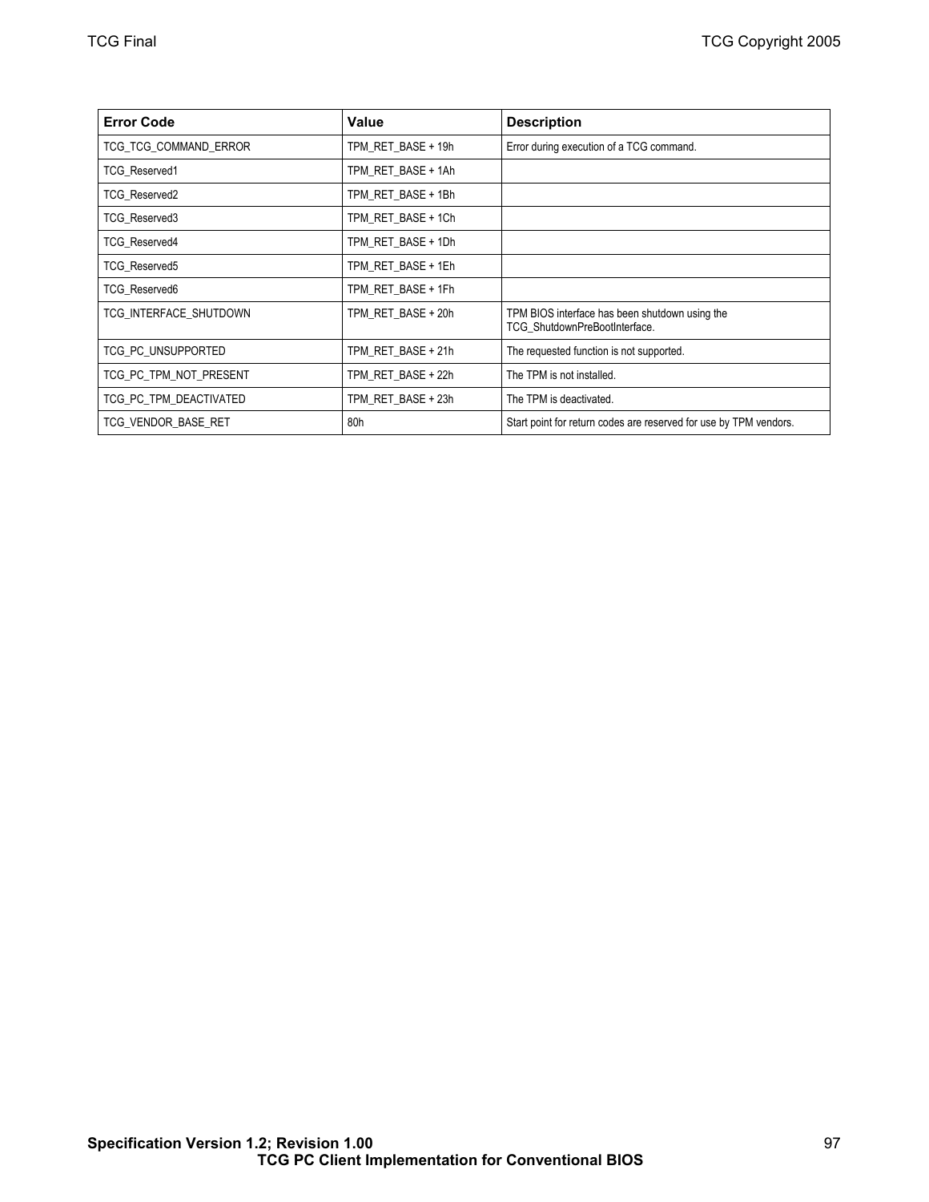| Error Code | Value | Description |
| --- | --- | --- |
| TCG_TCG_COMMAND_ERROR | TPM_RET_BASE + 19h | Error during execution of a TCG command. |
| TCG_Reserved1 | TPM_RET_BASE + 1Ah | |
| TCG_Reserved2 | TPM_RET_BASE + 1Bh | |
| TCG_Reserved3 | TPM_RET_BASE + 1Ch | |
| TCG_Reserved4 | TPM_RET_BASE + 1Dh | |
| TCG_Reserved5 | TPM_RET_BASE + 1Eh | |
| TCG_Reserved6 | TPM_RET_BASE + 1Fh | |
| TCG_INTERFACE_SHUTDOWN | TPM_RET_BASE + 20h | TPM BIOS interface has been shutdown using the TCG_ShutdownPreBootInterface. |
| TCG_PC_UNSUPPORTED | TPM_RET_BASE + 21h | The requested function is not supported. |
| TCG_PC_TPM_NOT_PRESENT | TPM_RET_BASE + 22h | The TPM is not installed. |
| TCG_PC_TPM_DEACTIVATED | TPM_RET_BASE + 23h | The TPM is deactivated. |
| TCG_VENDOR_BASE_RET | 80h | Start point for return codes are reserved for use by TPM vendors. |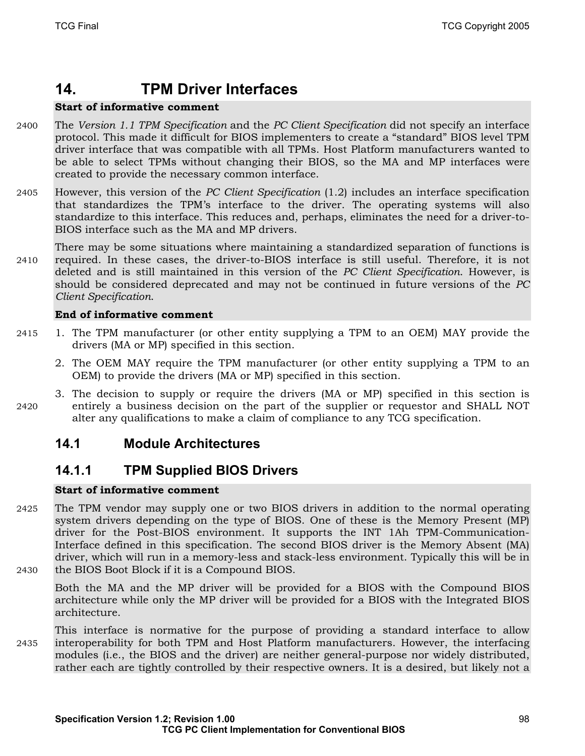# 14. TPM Driver Interfaces

**Start of informative comment**

The *Version 1.1 TPM Specification* and the *PC Client Specification* did not specify an interface protocol. This made it difficult for BIOS implementers to create a "standard" BIOS level TPM driver interface that was compatible with all TPMs. Host Platform manufacturers wanted to be able to select TPMs without changing their BIOS, so the MA and MP interfaces were created to provide the necessary common interface.

However, this version of the *PC Client Specification* (1.2) includes an interface specification that standardizes the TPM's interface to the driver. The operating systems will also standardize to this interface. This reduces and, perhaps, eliminates the need for a driver-to-BIOS interface such as the MA and MP drivers.

There may be some situations where maintaining a standardized separation of functions is required. In these cases, the driver-to-BIOS interface is still useful. Therefore, it is not deleted and is still maintained in this version of the *PC Client Specification*. However, is should be considered deprecated and may not be continued in future versions of the *PC Client Specification*.

**End of informative comment**

1. The TPM manufacturer (or other entity supplying a TPM to an OEM) MAY provide the drivers (MA or MP) specified in this section.
2. The OEM MAY require the TPM manufacturer (or other entity supplying a TPM to an OEM) to provide the drivers (MA or MP) specified in this section.
3. The decision to supply or require the drivers (MA or MP) specified in this section is entirely a business decision on the part of the supplier or requestor and SHALL NOT alter any qualifications to make a claim of compliance to any TCG specification.

## 14.1 Module Architectures

### 14.1.1 TPM Supplied BIOS Drivers

**Start of informative comment**

The TPM vendor may supply one or two BIOS drivers in addition to the normal operating system drivers depending on the type of BIOS. One of these is the Memory Present (MP) driver for the Post-BIOS environment. It supports the INT 1Ah TPM-Communication-Interface defined in this specification. The second BIOS driver is the Memory Absent (MA) driver, which will run in a memory-less and stack-less environment. Typically this will be in the BIOS Boot Block if it is a Compound BIOS.

Both the MA and the MP driver will be provided for a BIOS with the Compound BIOS architecture while only the MP driver will be provided for a BIOS with the Integrated BIOS architecture.

This interface is normative for the purpose of providing a standard interface to allow interoperability for both TPM and Host Platform manufacturers. However, the interfacing modules (i.e., the BIOS and the driver) are neither general-purpose nor widely distributed, rather each are tightly controlled by their respective owners. It is a desired, but likely not a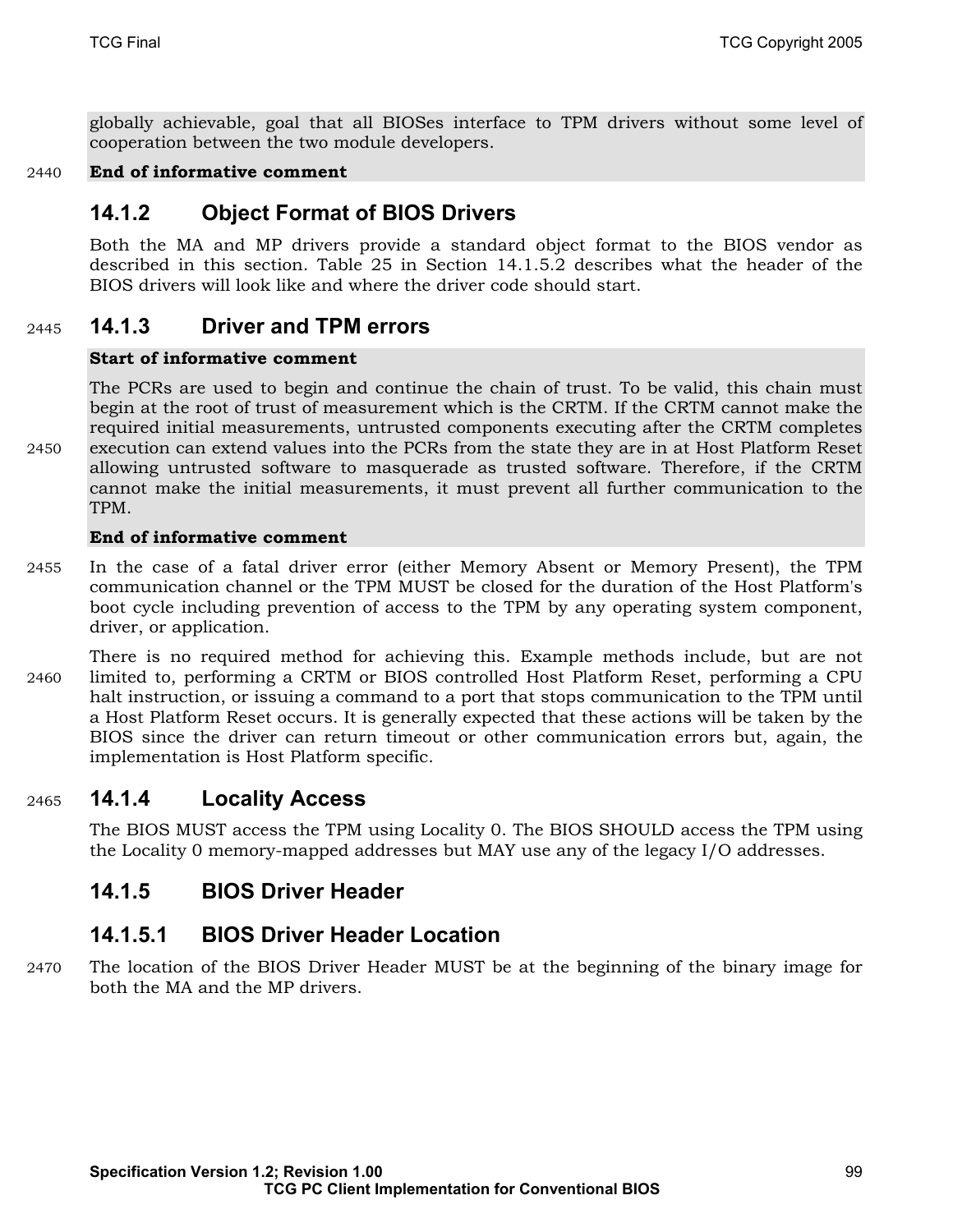globally achievable, goal that all BIOSes interface to TPM drivers without some level of cooperation between the two module developers.

**End of informative comment**

### 14.1.2 Object Format of BIOS Drivers

Both the MA and MP drivers provide a standard object format to the BIOS vendor as described in this section. Table 25 in Section 14.1.5.2 describes what the header of the BIOS drivers will look like and where the driver code should start.

### 14.1.3 Driver and TPM errors

**Start of informative comment**

The PCRs are used to begin and continue the chain of trust. To be valid, this chain must begin at the root of trust of measurement which is the CRTM. If the CRTM cannot make the required initial measurements, untrusted components executing after the CRTM completes execution can extend values into the PCRs from the state they are in at Host Platform Reset allowing untrusted software to masquerade as trusted software. Therefore, if the CRTM cannot make the initial measurements, it must prevent all further communication to the TPM.

**End of informative comment**

In the case of a fatal driver error (either Memory Absent or Memory Present), the TPM communication channel or the TPM MUST be closed for the duration of the Host Platform's boot cycle including prevention of access to the TPM by any operating system component, driver, or application.

There is no required method for achieving this. Example methods include, but are not limited to, performing a CRTM or BIOS controlled Host Platform Reset, performing a CPU halt instruction, or issuing a command to a port that stops communication to the TPM until a Host Platform Reset occurs. It is generally expected that these actions will be taken by the BIOS since the driver can return timeout or other communication errors but, again, the implementation is Host Platform specific.

### 14.1.4 Locality Access

The BIOS MUST access the TPM using Locality 0. The BIOS SHOULD access the TPM using the Locality 0 memory-mapped addresses but MAY use any of the legacy I/O addresses.

### 14.1.5 BIOS Driver Header

#### 14.1.5.1 BIOS Driver Header Location

The location of the BIOS Driver Header MUST be at the beginning of the binary image for both the MA and the MP drivers.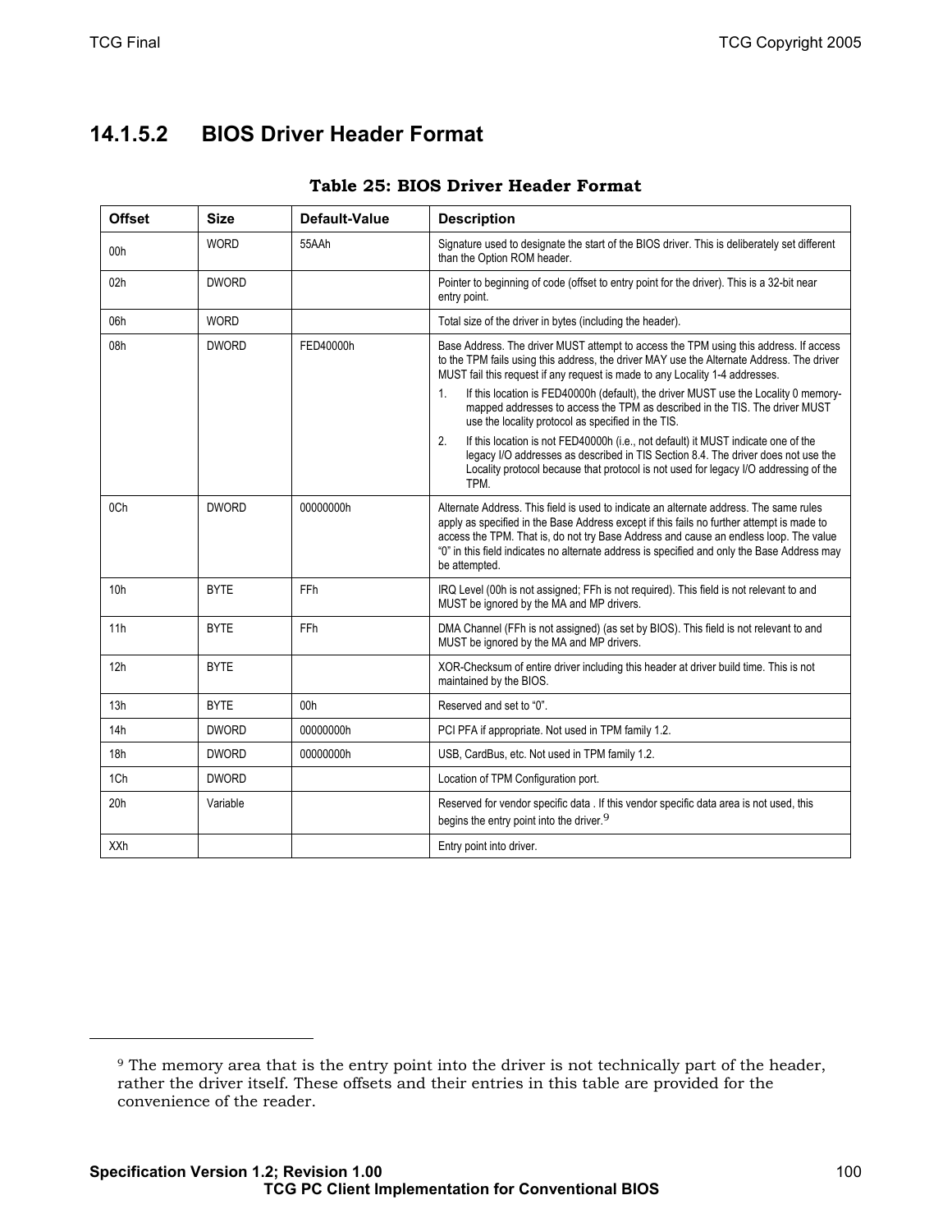### 14.1.5.2 BIOS Driver Header Format

**Table 25: BIOS Driver Header Format**

| Offset | Size | Default-Value | Description |
|---|---|---|---|
| 00h | WORD | 55AAh | Signature used to designate the start of the BIOS driver. This is deliberately set different than the Option ROM header. |
| 02h | DWORD | | Pointer to beginning of code (offset to entry point for the driver). This is a 32-bit near entry point. |
| 06h | WORD | | Total size of the driver in bytes (including the header). |
| 08h | DWORD | FED40000h | Base Address. The driver MUST attempt to access the TPM using this address. If access to the TPM fails using this address, the driver MAY use the Alternate Address. The driver MUST fail this request if any request is made to any Locality 1-4 addresses.<br>1. If this location is FED40000h (default), the driver MUST use the Locality 0 memory-mapped addresses to access the TPM as described in the TIS. The driver MUST use the locality protocol as specified in the TIS.<br>2. If this location is not FED40000h (i.e., not default) it MUST indicate one of the legacy I/O addresses as described in TIS Section 8.4. The driver does not use the Locality protocol because that protocol is not used for legacy I/O addressing of the TPM. |
| 0Ch | DWORD | 00000000h | Alternate Address. This field is used to indicate an alternate address. The same rules apply as specified in the Base Address except if this fails no further attempt is made to access the TPM. That is, do not try Base Address and cause an endless loop. The value "0" in this field indicates no alternate address is specified and only the Base Address may be attempted. |
| 10h | BYTE | FFh | IRQ Level (00h is not assigned; FFh is not required). This field is not relevant to and MUST be ignored by the MA and MP drivers. |
| 11h | BYTE | FFh | DMA Channel (FFh is not assigned) (as set by BIOS). This field is not relevant to and MUST be ignored by the MA and MP drivers. |
| 12h | BYTE | | XOR-Checksum of entire driver including this header at driver build time. This is not maintained by the BIOS. |
| 13h | BYTE | 00h | Reserved and set to "0". |
| 14h | DWORD | 00000000h | PCI PFA if appropriate. Not used in TPM family 1.2. |
| 18h | DWORD | 00000000h | USB, CardBus, etc. Not used in TPM family 1.2. |
| 1Ch | DWORD | | Location of TPM Configuration port. |
| 20h | Variable | | Reserved for vendor specific data . If this vendor specific data area is not used, this begins the entry point into the driver.[9] |
| XXh | | | Entry point into driver. |

[9] The memory area that is the entry point into the driver is not technically part of the header, rather the driver itself. These offsets and their entries in this table are provided for the convenience of the reader.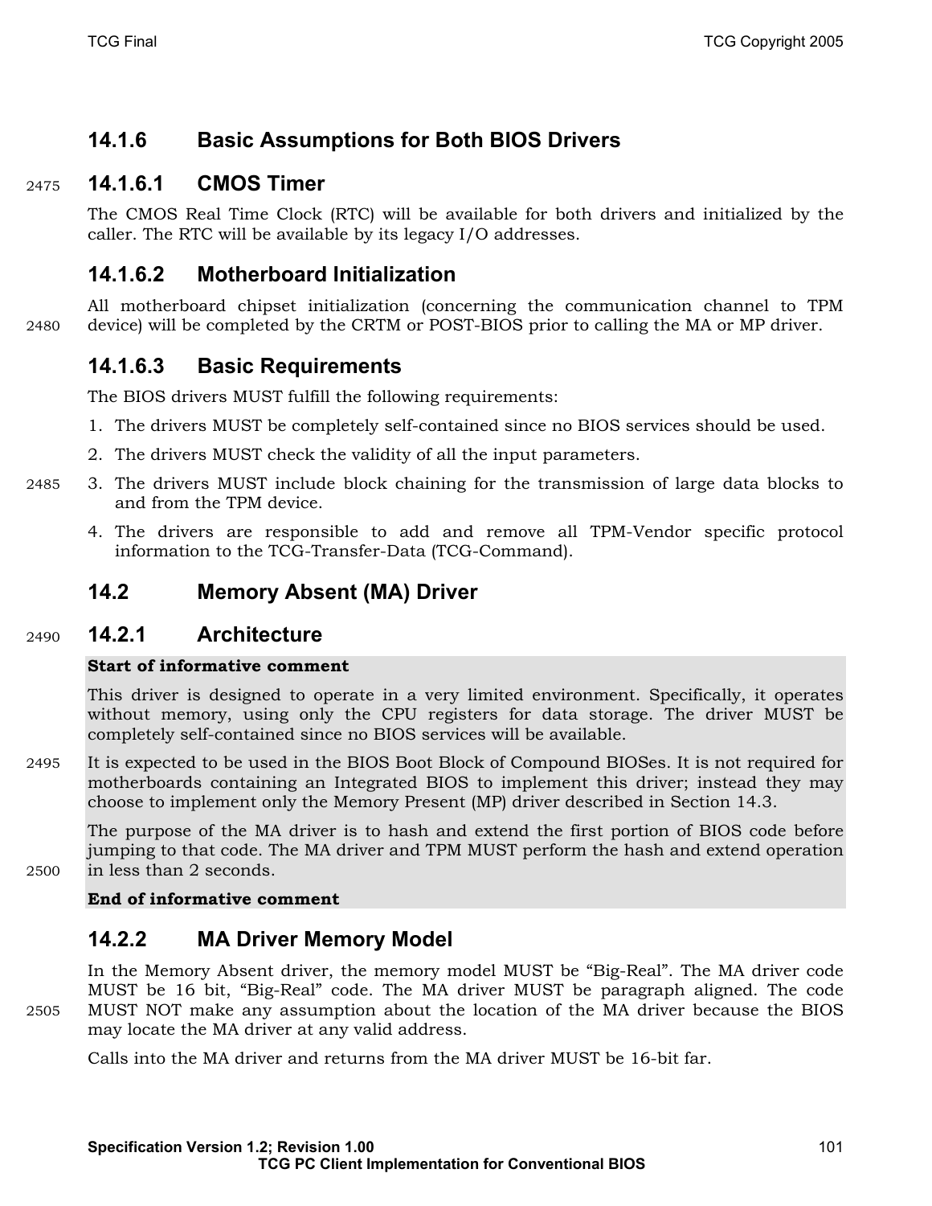### 14.1.6 Basic Assumptions for Both BIOS Drivers

#### 14.1.6.1 CMOS Timer

The CMOS Real Time Clock (RTC) will be available for both drivers and initialized by the caller. The RTC will be available by its legacy I/O addresses.

#### 14.1.6.2 Motherboard Initialization

All motherboard chipset initialization (concerning the communication channel to TPM device) will be completed by the CRTM or POST-BIOS prior to calling the MA or MP driver.

#### 14.1.6.3 Basic Requirements

The BIOS drivers MUST fulfill the following requirements:

1. The drivers MUST be completely self-contained since no BIOS services should be used.
2. The drivers MUST check the validity of all the input parameters.
3. The drivers MUST include block chaining for the transmission of large data blocks to and from the TPM device.
4. The drivers are responsible to add and remove all TPM-Vendor specific protocol information to the TCG-Transfer-Data (TCG-Command).

## 14.2 Memory Absent (MA) Driver

### 14.2.1 Architecture

**Start of informative comment**

This driver is designed to operate in a very limited environment. Specifically, it operates without memory, using only the CPU registers for data storage. The driver MUST be completely self-contained since no BIOS services will be available.

It is expected to be used in the BIOS Boot Block of Compound BIOSes. It is not required for motherboards containing an Integrated BIOS to implement this driver; instead they may choose to implement only the Memory Present (MP) driver described in Section 14.3.

The purpose of the MA driver is to hash and extend the first portion of BIOS code before jumping to that code. The MA driver and TPM MUST perform the hash and extend operation in less than 2 seconds.

**End of informative comment**

### 14.2.2 MA Driver Memory Model

In the Memory Absent driver, the memory model MUST be “Big-Real”. The MA driver code MUST be 16 bit, “Big-Real” code. The MA driver MUST be paragraph aligned. The code MUST NOT make any assumption about the location of the MA driver because the BIOS may locate the MA driver at any valid address.

Calls into the MA driver and returns from the MA driver MUST be 16-bit far.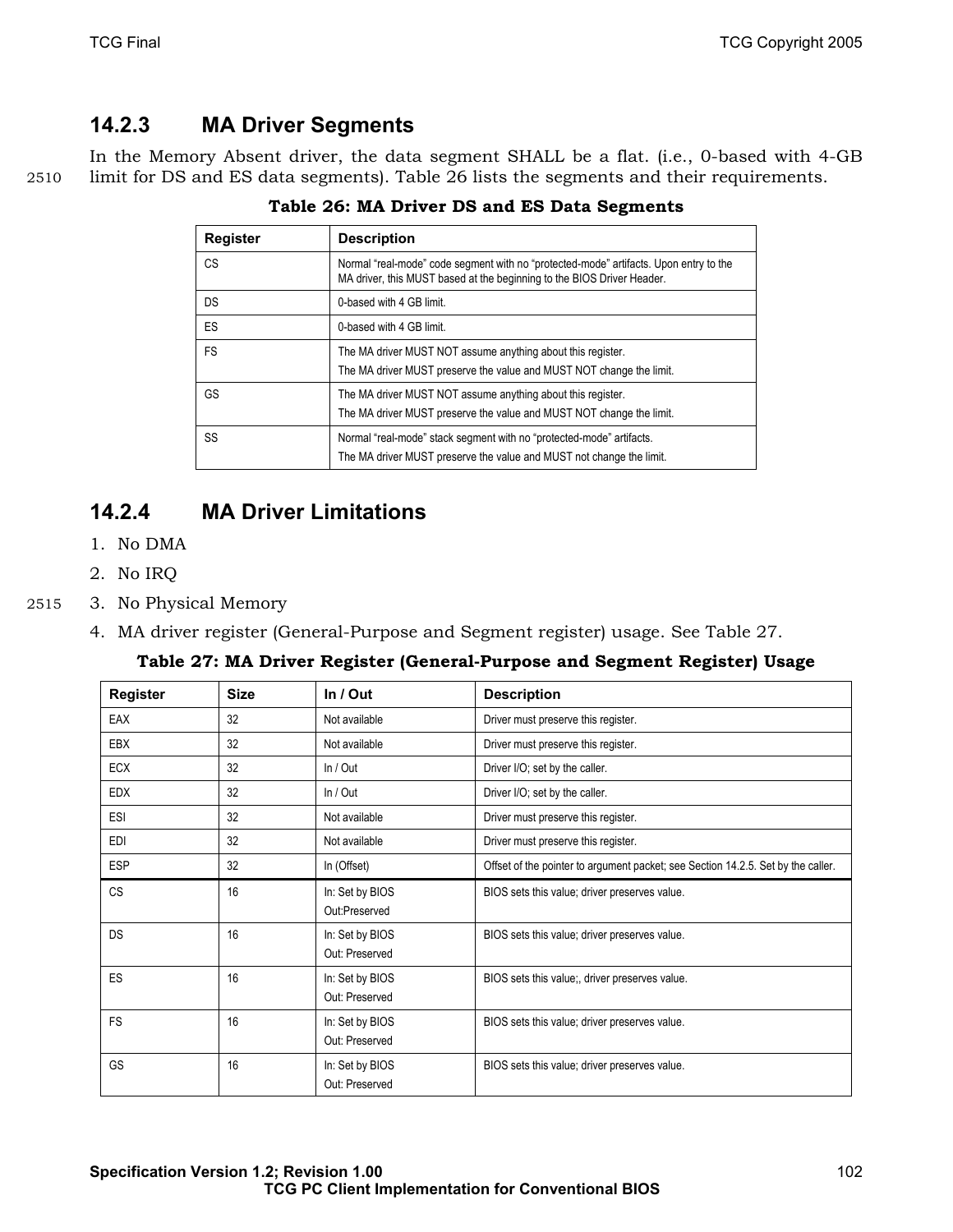### 14.2.3 MA Driver Segments

In the Memory Absent driver, the data segment SHALL be a flat. (i.e., 0-based with 4-GB limit for DS and ES data segments). Table 26 lists the segments and their requirements.

**Table 26: MA Driver DS and ES Data Segments**

| Register | Description |
|---|---|
| CS | Normal "real-mode" code segment with no "protected-mode" artifacts. Upon entry to the MA driver, this MUST based at the beginning to the BIOS Driver Header. |
| DS | 0-based with 4 GB limit. |
| ES | 0-based with 4 GB limit. |
| FS | The MA driver MUST NOT assume anything about this register.<br>The MA driver MUST preserve the value and MUST NOT change the limit. |
| GS | The MA driver MUST NOT assume anything about this register.<br>The MA driver MUST preserve the value and MUST NOT change the limit. |
| SS | Normal "real-mode" stack segment with no "protected-mode" artifacts.<br>The MA driver MUST preserve the value and MUST not change the limit. |

### 14.2.4 MA Driver Limitations

1. No DMA
2. No IRQ
3. No Physical Memory
4. MA driver register (General-Purpose and Segment register) usage. See Table 27.

**Table 27: MA Driver Register (General-Purpose and Segment Register) Usage**

| Register | Size | In / Out | Description |
|---|---|---|---|
| EAX | 32 | Not available | Driver must preserve this register. |
| EBX | 32 | Not available | Driver must preserve this register. |
| ECX | 32 | In / Out | Driver I/O; set by the caller. |
| EDX | 32 | In / Out | Driver I/O; set by the caller. |
| ESI | 32 | Not available | Driver must preserve this register. |
| EDI | 32 | Not available | Driver must preserve this register. |
| ESP | 32 | In (Offset) | Offset of the pointer to argument packet; see Section 14.2.5. Set by the caller. |
| CS | 16 | In: Set by BIOS<br>Out:Preserved | BIOS sets this value; driver preserves value. |
| DS | 16 | In: Set by BIOS<br>Out: Preserved | BIOS sets this value; driver preserves value. |
| ES | 16 | In: Set by BIOS<br>Out: Preserved | BIOS sets this value;, driver preserves value. |
| FS | 16 | In: Set by BIOS<br>Out: Preserved | BIOS sets this value; driver preserves value. |
| GS | 16 | In: Set by BIOS<br>Out: Preserved | BIOS sets this value; driver preserves value. |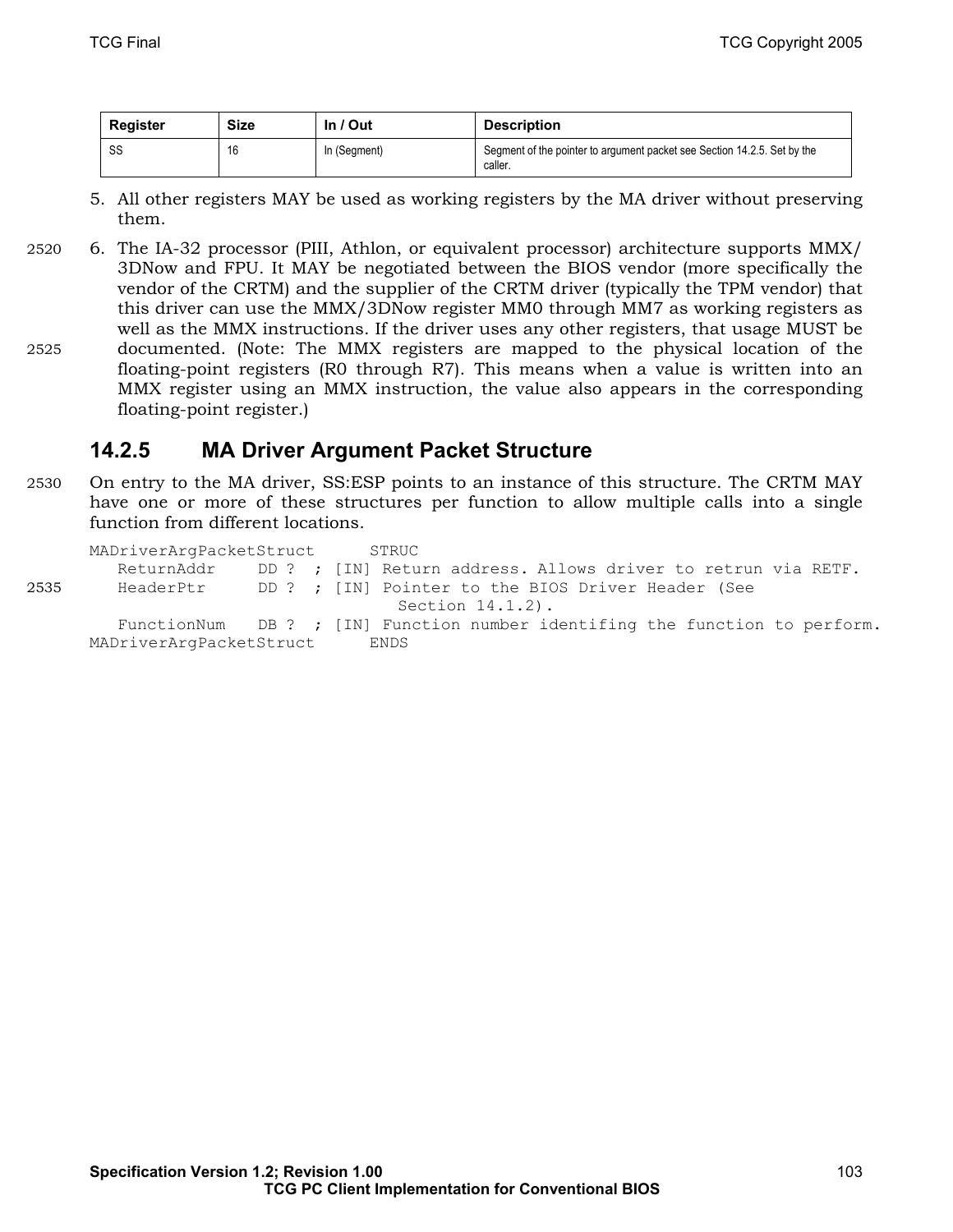| Register | Size | In / Out | Description |
|---|---|---|---|
| SS | 16 | In (Segment) | Segment of the pointer to argument packet see Section 14.2.5. Set by the caller. |

5. All other registers MAY be used as working registers by the MA driver without preserving them.
6. The IA-32 processor (PIII, Athlon, or equivalent processor) architecture supports MMX/3DNow and FPU. It MAY be negotiated between the BIOS vendor (more specifically the vendor of the CRTM) and the supplier of the CRTM driver (typically the TPM vendor) that this driver can use the MMX/3DNow register MM0 through MM7 as working registers as well as the MMX instructions. If the driver uses any other registers, that usage MUST be documented. (Note: The MMX registers are mapped to the physical location of the floating-point registers (R0 through R7). This means when a value is written into an MMX register using an MMX instruction, the value also appears in the corresponding floating-point register.)

### 14.2.5 MA Driver Argument Packet Structure

On entry to the MA driver, SS:ESP points to an instance of this structure. The CRTM MAY have one or more of these structures per function to allow multiple calls into a single function from different locations.

```
MADriverArgPacketStruct      STRUC
   ReturnAddr    DD ?  ; [IN] Return address. Allows driver to retrun via RETF.
   HeaderPtr     DD ?  ; [IN] Pointer to the BIOS Driver Header (See
                            Section 14.1.2).
   FunctionNum   DB ?  ; [IN] Function number identifing the function to perform.
MADriverArgPacketStruct      ENDS
```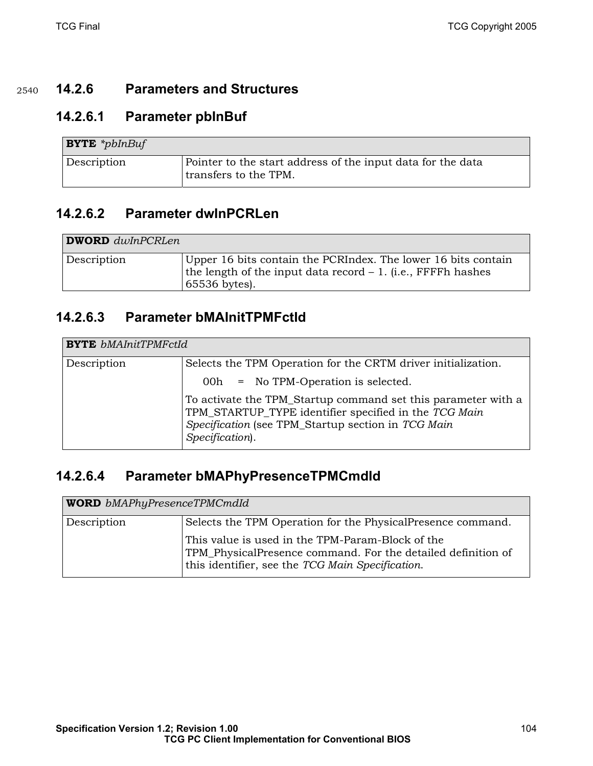### 14.2.6 Parameters and Structures

#### 14.2.6.1 Parameter pbInBuf

| **BYTE** *\*pbInBuf* | |
|---|---|
| Description | Pointer to the start address of the input data for the data transfers to the TPM. |

#### 14.2.6.2 Parameter dwInPCRLen

| **DWORD** *dwInPCRLen* | |
|---|---|
| Description | Upper 16 bits contain the PCRIndex. The lower 16 bits contain the length of the input data record – 1. (i.e., FFFFh hashes 65536 bytes). |

#### 14.2.6.3 Parameter bMAInitTPMFctId

| **BYTE** *bMAInitTPMFctId* | |
|---|---|
| Description | Selects the TPM Operation for the CRTM driver initialization.<br>00h = No TPM-Operation is selected.<br>To activate the TPM_Startup command set this parameter with a TPM_STARTUP_TYPE identifier specified in the *TCG Main Specification* (see TPM_Startup section in *TCG Main Specification*). |

#### 14.2.6.4 Parameter bMAPhyPresenceTPMCmdId

| **WORD** *bMAPhyPresenceTPMCmdId* | |
|---|---|
| Description | Selects the TPM Operation for the PhysicalPresence command.<br>This value is used in the TPM-Param-Block of the TPM_PhysicalPresence command. For the detailed definition of this identifier, see the *TCG Main Specification*. |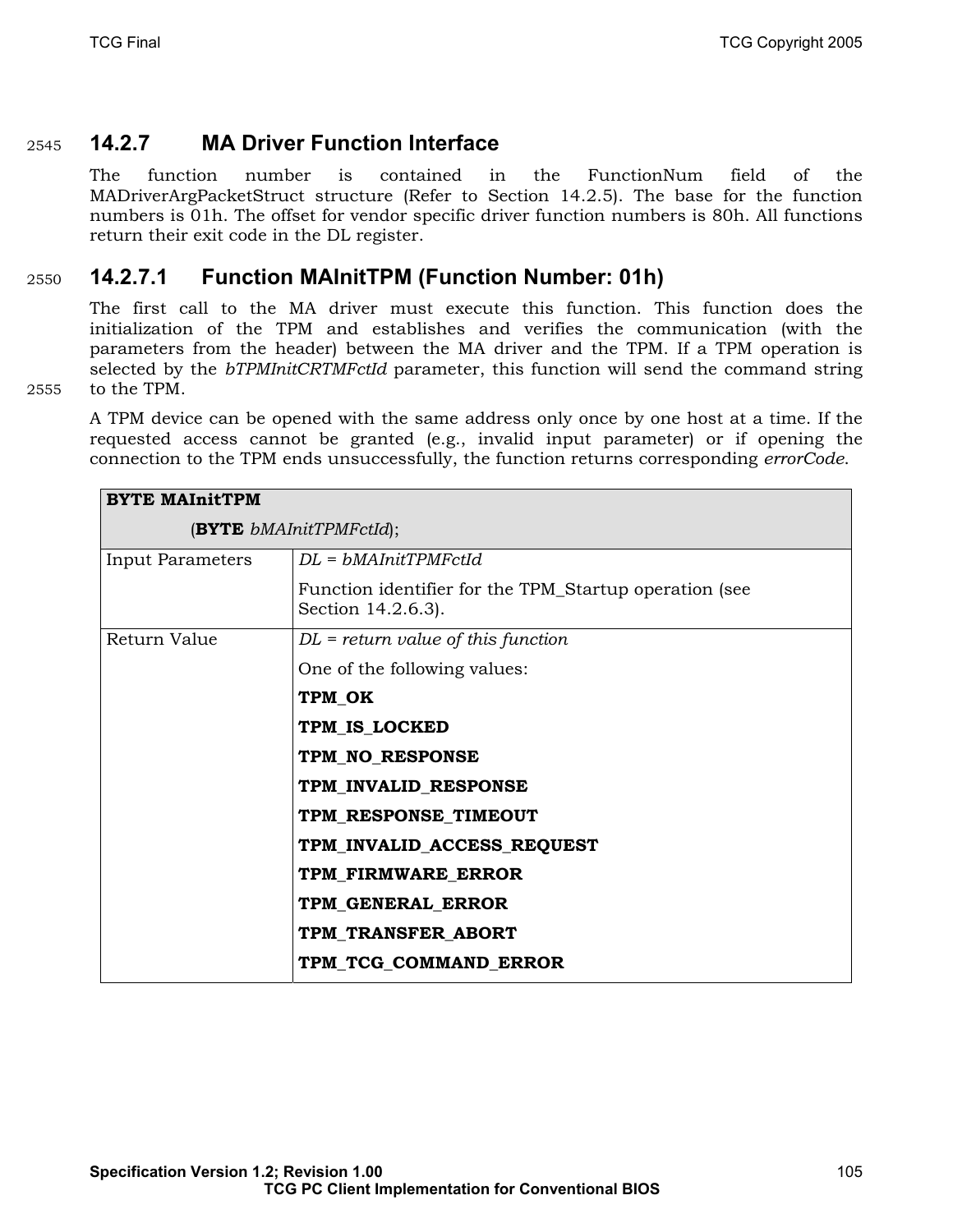### 14.2.7 MA Driver Function Interface

The function number is contained in the FunctionNum field of the MADriverArgPacketStruct structure (Refer to Section 14.2.5). The base for the function numbers is 01h. The offset for vendor specific driver function numbers is 80h. All functions return their exit code in the DL register.

#### 14.2.7.1 Function MAInitTPM (Function Number: 01h)

The first call to the MA driver must execute this function. This function does the initialization of the TPM and establishes and verifies the communication (with the parameters from the header) between the MA driver and the TPM. If a TPM operation is selected by the *bTPMInitCRTMFctId* parameter, this function will send the command string to the TPM.

A TPM device can be opened with the same address only once by one host at a time. If the requested access cannot be granted (e.g., invalid input parameter) or if opening the connection to the TPM ends unsuccessfully, the function returns corresponding *errorCode*.

| **BYTE MAInitTPM** (**BYTE** *bMAInitTPMFctId*); | |
|---|---|
| Input Parameters | *DL = bMAInitTPMFctId*<br><br>Function identifier for the TPM_Startup operation (see Section 14.2.6.3). |
| Return Value | *DL = return value of this function*<br><br>One of the following values:<br><br>**TPM_OK**<br>**TPM_IS_LOCKED**<br>**TPM_NO_RESPONSE**<br>**TPM_INVALID_RESPONSE**<br>**TPM_RESPONSE_TIMEOUT**<br>**TPM_INVALID_ACCESS_REQUEST**<br>**TPM_FIRMWARE_ERROR**<br>**TPM_GENERAL_ERROR**<br>**TPM_TRANSFER_ABORT**<br>**TPM_TCG_COMMAND_ERROR** |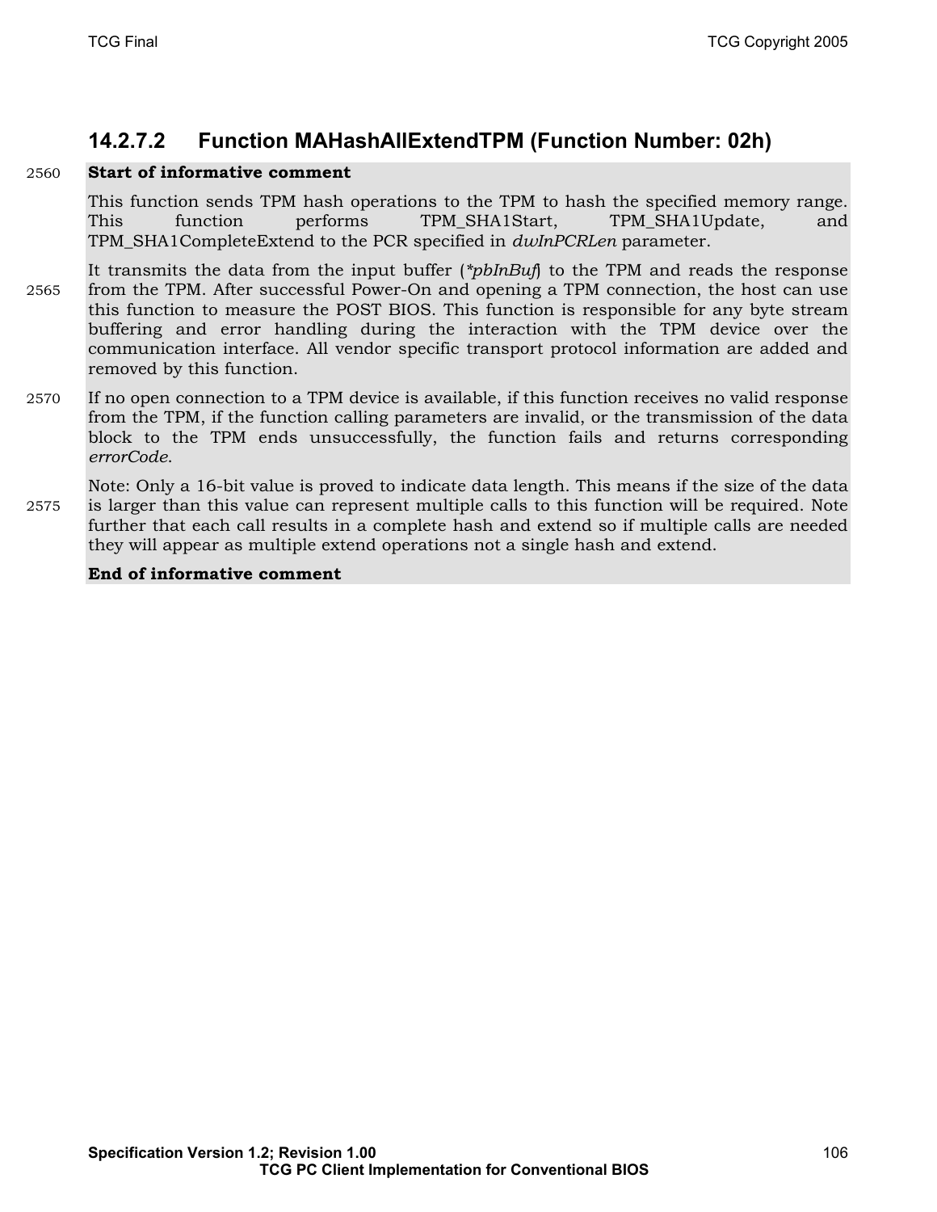### 14.2.7.2 Function MAHashAllExtendTPM (Function Number: 02h)

**Start of informative comment**

This function sends TPM hash operations to the TPM to hash the specified memory range. This function performs TPM_SHA1Start, TPM_SHA1Update, and TPM_SHA1CompleteExtend to the PCR specified in *dwInPCRLen* parameter.

It transmits the data from the input buffer (*\*pbInBuf*) to the TPM and reads the response from the TPM. After successful Power-On and opening a TPM connection, the host can use this function to measure the POST BIOS. This function is responsible for any byte stream buffering and error handling during the interaction with the TPM device over the communication interface. All vendor specific transport protocol information are added and removed by this function.

If no open connection to a TPM device is available, if this function receives no valid response from the TPM, if the function calling parameters are invalid, or the transmission of the data block to the TPM ends unsuccessfully, the function fails and returns corresponding *errorCode*.

Note: Only a 16-bit value is proved to indicate data length. This means if the size of the data is larger than this value can represent multiple calls to this function will be required. Note further that each call results in a complete hash and extend so if multiple calls are needed they will appear as multiple extend operations not a single hash and extend.

**End of informative comment**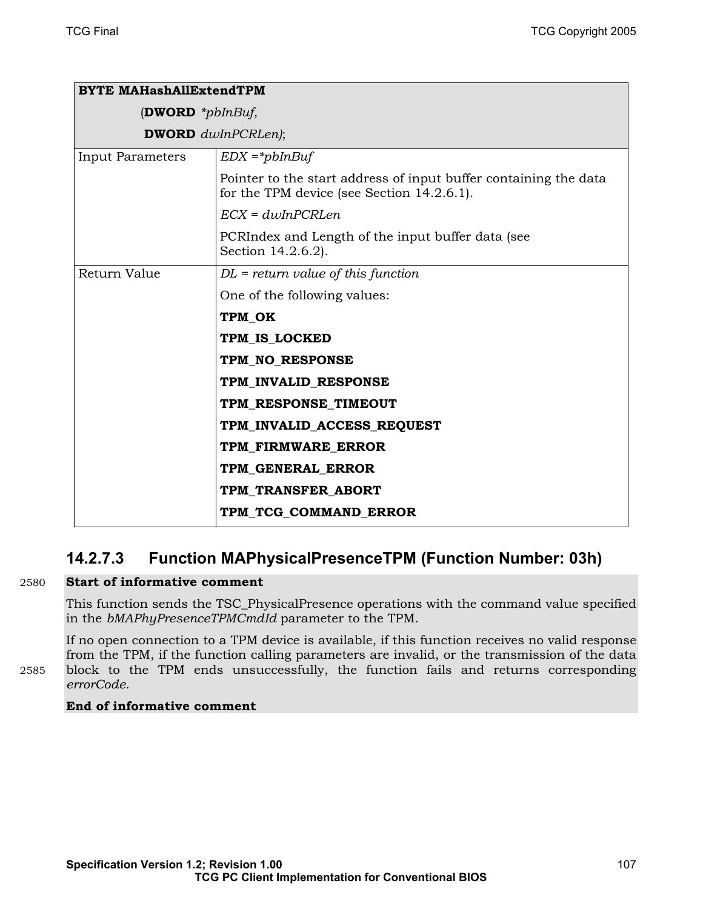| **BYTE MAHashAllExtendTPM**<br>(**DWORD** *\*pbInBuf*,<br>**DWORD** *dwInPCRLen)*; | |
|---|---|
| Input Parameters | *EDX =\*pbInBuf*<br>Pointer to the start address of input buffer containing the data for the TPM device (see Section 14.2.6.1).<br>*ECX = dwInPCRLen*<br>PCRIndex and Length of the input buffer data (see Section 14.2.6.2). |
| Return Value | *DL = return value of this function*<br>One of the following values:<br>**TPM_OK**<br>**TPM_IS_LOCKED**<br>**TPM_NO_RESPONSE**<br>**TPM_INVALID_RESPONSE**<br>**TPM_RESPONSE_TIMEOUT**<br>**TPM_INVALID_ACCESS_REQUEST**<br>**TPM_FIRMWARE_ERROR**<br>**TPM_GENERAL_ERROR**<br>**TPM_TRANSFER_ABORT**<br>**TPM_TCG_COMMAND_ERROR** |

#### 14.2.7.3 Function MAPhysicalPresenceTPM (Function Number: 03h)

**Start of informative comment**

This function sends the TSC_PhysicalPresence operations with the command value specified in the *bMAPhyPresenceTPMCmdId* parameter to the TPM.

If no open connection to a TPM device is available, if this function receives no valid response from the TPM, if the function calling parameters are invalid, or the transmission of the data block to the TPM ends unsuccessfully, the function fails and returns corresponding *errorCode*.

**End of informative comment**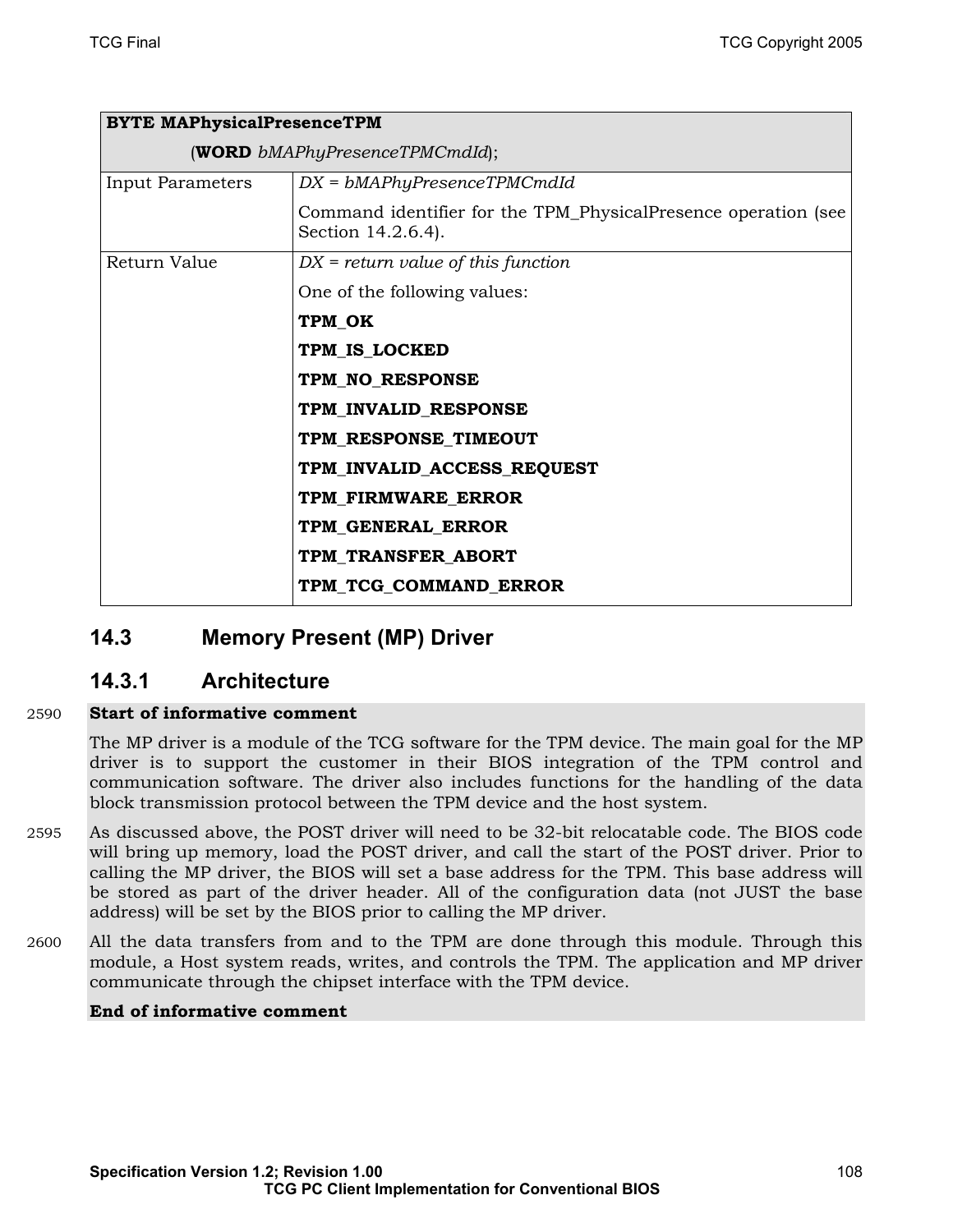| **BYTE MAPhysicalPresenceTPM** (**WORD** *bMAPhyPresenceTPMCmdId*); | |
|---|---|
| Input Parameters | *DX = bMAPhyPresenceTPMCmdId*<br>Command identifier for the TPM_PhysicalPresence operation (see Section 14.2.6.4). |
| Return Value | *DX = return value of this function*<br>One of the following values:<br>**TPM_OK**<br>**TPM_IS_LOCKED**<br>**TPM_NO_RESPONSE**<br>**TPM_INVALID_RESPONSE**<br>**TPM_RESPONSE_TIMEOUT**<br>**TPM_INVALID_ACCESS_REQUEST**<br>**TPM_FIRMWARE_ERROR**<br>**TPM_GENERAL_ERROR**<br>**TPM_TRANSFER_ABORT**<br>**TPM_TCG_COMMAND_ERROR** |

## 14.3 Memory Present (MP) Driver

### 14.3.1 Architecture

**Start of informative comment**

The MP driver is a module of the TCG software for the TPM device. The main goal for the MP driver is to support the customer in their BIOS integration of the TPM control and communication software. The driver also includes functions for the handling of the data block transmission protocol between the TPM device and the host system.

As discussed above, the POST driver will need to be 32-bit relocatable code. The BIOS code will bring up memory, load the POST driver, and call the start of the POST driver. Prior to calling the MP driver, the BIOS will set a base address for the TPM. This base address will be stored as part of the driver header. All of the configuration data (not JUST the base address) will be set by the BIOS prior to calling the MP driver.

All the data transfers from and to the TPM are done through this module. Through this module, a Host system reads, writes, and controls the TPM. The application and MP driver communicate through the chipset interface with the TPM device.

**End of informative comment**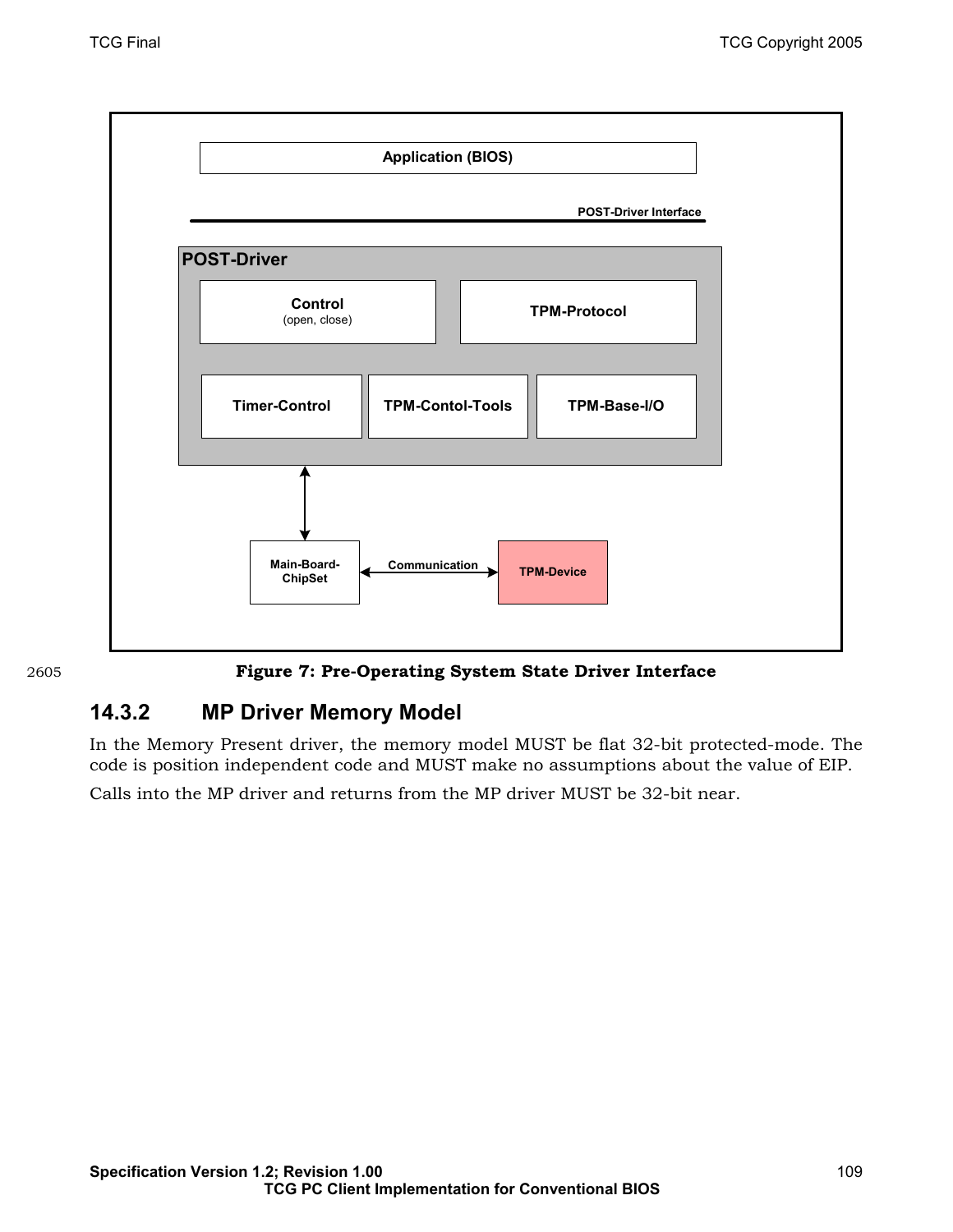Application (BIOS)

POST-Driver Interface

**POST-Driver**

| Control (open, close) | TPM-Protocol |
| --- | --- |

| Timer-Control | TPM-Contol-Tools | TPM-Base-I/O |
| --- | --- | --- |

Main-Board-ChipSet ⟷ Communication ⟷ TPM-Device

**Figure 7: Pre-Operating System State Driver Interface**

### 14.3.2 MP Driver Memory Model

In the Memory Present driver, the memory model MUST be flat 32-bit protected-mode. The code is position independent code and MUST make no assumptions about the value of EIP.

Calls into the MP driver and returns from the MP driver MUST be 32-bit near.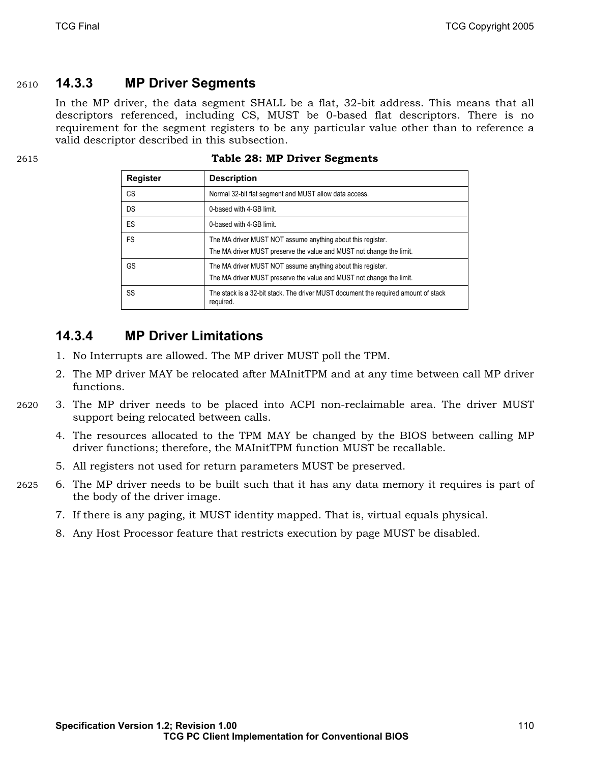### 14.3.3 MP Driver Segments

In the MP driver, the data segment SHALL be a flat, 32-bit address. This means that all descriptors referenced, including CS, MUST be 0-based flat descriptors. There is no requirement for the segment registers to be any particular value other than to reference a valid descriptor described in this subsection.

**Table 28: MP Driver Segments**

| Register | Description |
|---|---|
| CS | Normal 32-bit flat segment and MUST allow data access. |
| DS | 0-based with 4-GB limit. |
| ES | 0-based with 4-GB limit. |
| FS | The MA driver MUST NOT assume anything about this register.<br>The MA driver MUST preserve the value and MUST not change the limit. |
| GS | The MA driver MUST NOT assume anything about this register.<br>The MA driver MUST preserve the value and MUST not change the limit. |
| SS | The stack is a 32-bit stack. The driver MUST document the required amount of stack required. |

### 14.3.4 MP Driver Limitations

1. No Interrupts are allowed. The MP driver MUST poll the TPM.
2. The MP driver MAY be relocated after MAInitTPM and at any time between call MP driver functions.
3. The MP driver needs to be placed into ACPI non-reclaimable area. The driver MUST support being relocated between calls.
4. The resources allocated to the TPM MAY be changed by the BIOS between calling MP driver functions; therefore, the MAInitTPM function MUST be recallable.
5. All registers not used for return parameters MUST be preserved.
6. The MP driver needs to be built such that it has any data memory it requires is part of the body of the driver image.
7. If there is any paging, it MUST identity mapped. That is, virtual equals physical.
8. Any Host Processor feature that restricts execution by page MUST be disabled.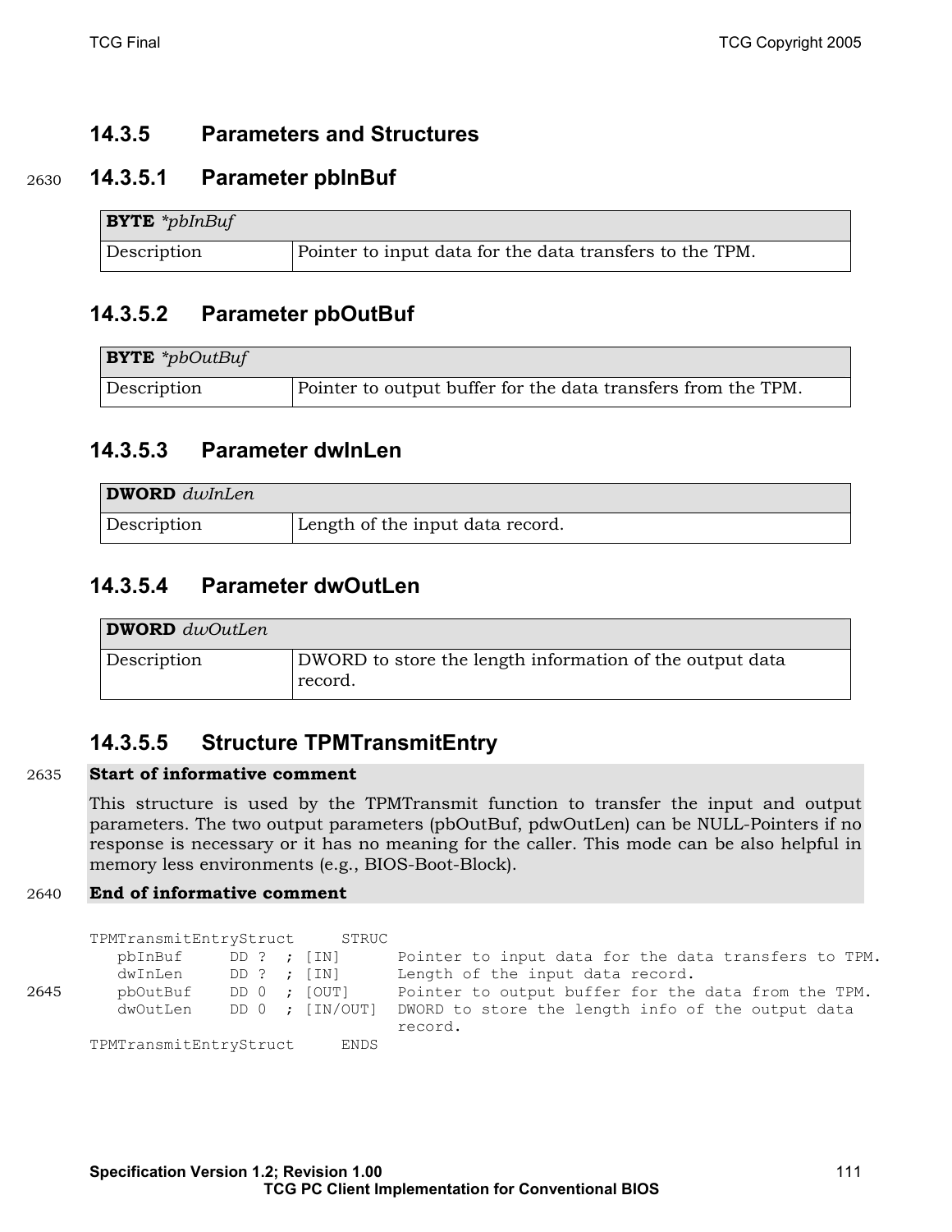### 14.3.5 Parameters and Structures

#### 14.3.5.1 Parameter pbInBuf

| **BYTE** *\*pbInBuf* | |
|---|---|
| Description | Pointer to input data for the data transfers to the TPM. |

#### 14.3.5.2 Parameter pbOutBuf

| **BYTE** *\*pbOutBuf* | |
|---|---|
| Description | Pointer to output buffer for the data transfers from the TPM. |

#### 14.3.5.3 Parameter dwInLen

| **DWORD** *dwInLen* | |
|---|---|
| Description | Length of the input data record. |

#### 14.3.5.4 Parameter dwOutLen

| **DWORD** *dwOutLen* | |
|---|---|
| Description | DWORD to store the length information of the output data record. |

#### 14.3.5.5 Structure TPMTransmitEntry

**Start of informative comment**

This structure is used by the TPMTransmit function to transfer the input and output parameters. The two output parameters (pbOutBuf, pdwOutLen) can be NULL-Pointers if no response is necessary or it has no meaning for the caller. This mode can be also helpful in memory less environments (e.g., BIOS-Boot-Block).

**End of informative comment**

```
TPMTransmitEntryStruct     STRUC
   pbInBuf     DD ?  ; [IN]      Pointer to input data for the data transfers to TPM.
   dwInLen     DD ?  ; [IN]      Length of the input data record.
   pbOutBuf    DD 0  ; [OUT]     Pointer to output buffer for the data from the TPM.
   dwOutLen    DD 0  ; [IN/OUT]  DWORD to store the length info of the output data
                                 record.
TPMTransmitEntryStruct     ENDS
```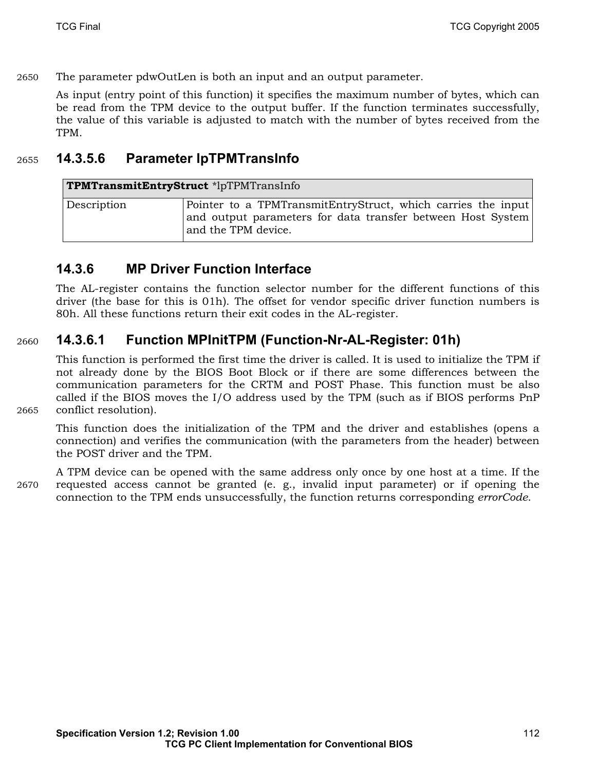The parameter pdwOutLen is both an input and an output parameter.

As input (entry point of this function) it specifies the maximum number of bytes, which can be read from the TPM device to the output buffer. If the function terminates successfully, the value of this variable is adjusted to match with the number of bytes received from the TPM.

#### 14.3.5.6 Parameter lpTPMTransInfo

| **TPMTransmitEntryStruct** *lpTPMTransInfo | |
|---|---|
| Description | Pointer to a TPMTransmitEntryStruct, which carries the input and output parameters for data transfer between Host System and the TPM device. |

### 14.3.6 MP Driver Function Interface

The AL-register contains the function selector number for the different functions of this driver (the base for this is 01h). The offset for vendor specific driver function numbers is 80h. All these functions return their exit codes in the AL-register.

#### 14.3.6.1 Function MPInitTPM (Function-Nr-AL-Register: 01h)

This function is performed the first time the driver is called. It is used to initialize the TPM if not already done by the BIOS Boot Block or if there are some differences between the communication parameters for the CRTM and POST Phase. This function must be also called if the BIOS moves the I/O address used by the TPM (such as if BIOS performs PnP conflict resolution).

This function does the initialization of the TPM and the driver and establishes (opens a connection) and verifies the communication (with the parameters from the header) between the POST driver and the TPM.

A TPM device can be opened with the same address only once by one host at a time. If the requested access cannot be granted (e. g., invalid input parameter) or if opening the connection to the TPM ends unsuccessfully, the function returns corresponding *errorCode*.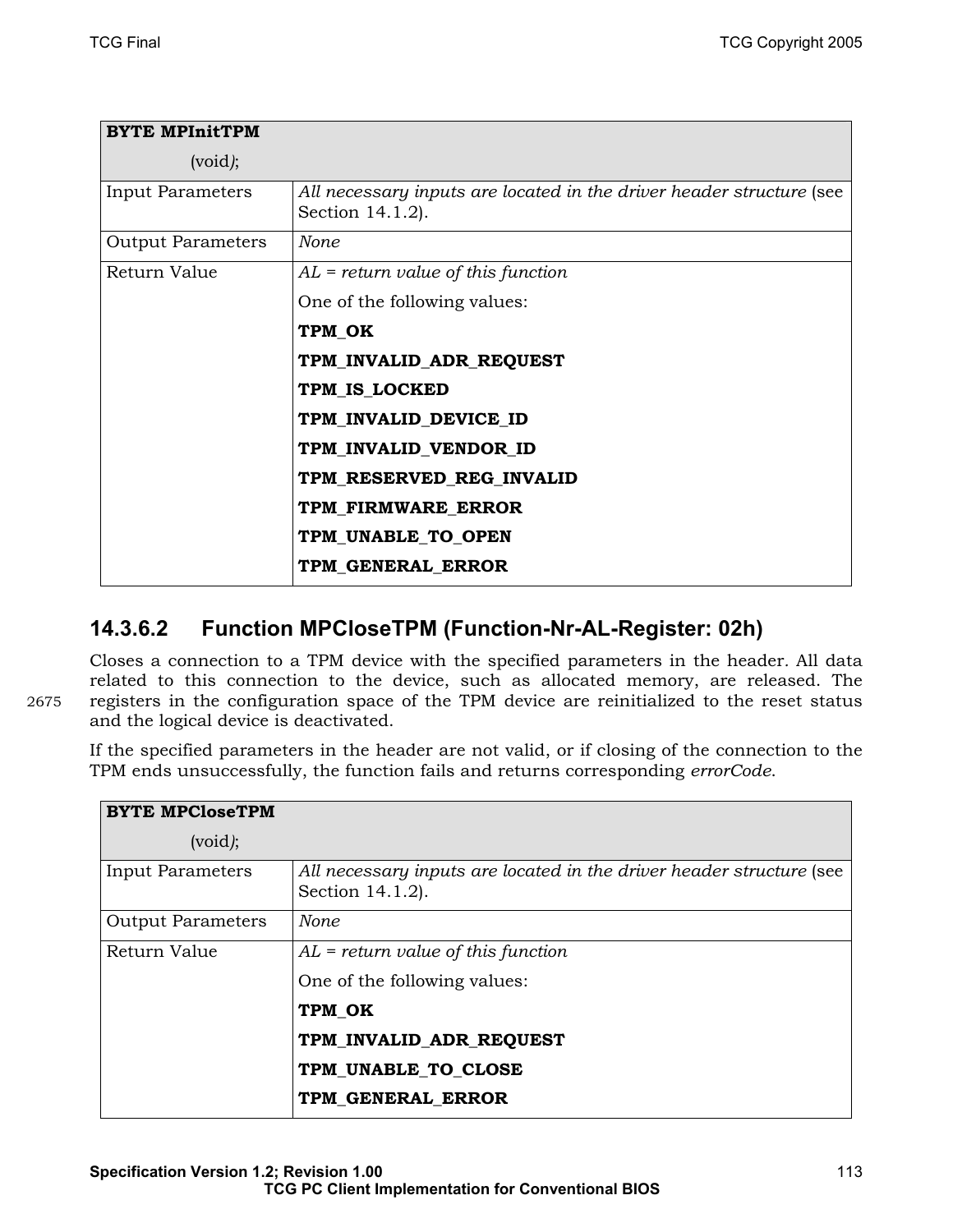| **BYTE MPInitTPM** (void*)*; | |
|---|---|
| Input Parameters | *All necessary inputs are located in the driver header structure* (see Section 14.1.2). |
| Output Parameters | *None* |
| Return Value | *AL = return value of this function*<br>One of the following values:<br>**TPM_OK**<br>**TPM_INVALID_ADR_REQUEST**<br>**TPM_IS_LOCKED**<br>**TPM_INVALID_DEVICE_ID**<br>**TPM_INVALID_VENDOR_ID**<br>**TPM_RESERVED_REG_INVALID**<br>**TPM_FIRMWARE_ERROR**<br>**TPM_UNABLE_TO_OPEN**<br>**TPM_GENERAL_ERROR** |

#### 14.3.6.2 Function MPCloseTPM (Function-Nr-AL-Register: 02h)

Closes a connection to a TPM device with the specified parameters in the header. All data related to this connection to the device, such as allocated memory, are released. The registers in the configuration space of the TPM device are reinitialized to the reset status and the logical device is deactivated.

If the specified parameters in the header are not valid, or if closing of the connection to the TPM ends unsuccessfully, the function fails and returns corresponding *errorCode*.

| **BYTE MPCloseTPM** (void*)*; | |
|---|---|
| Input Parameters | *All necessary inputs are located in the driver header structure* (see Section 14.1.2). |
| Output Parameters | *None* |
| Return Value | *AL = return value of this function*<br>One of the following values:<br>**TPM_OK**<br>**TPM_INVALID_ADR_REQUEST**<br>**TPM_UNABLE_TO_CLOSE**<br>**TPM_GENERAL_ERROR** |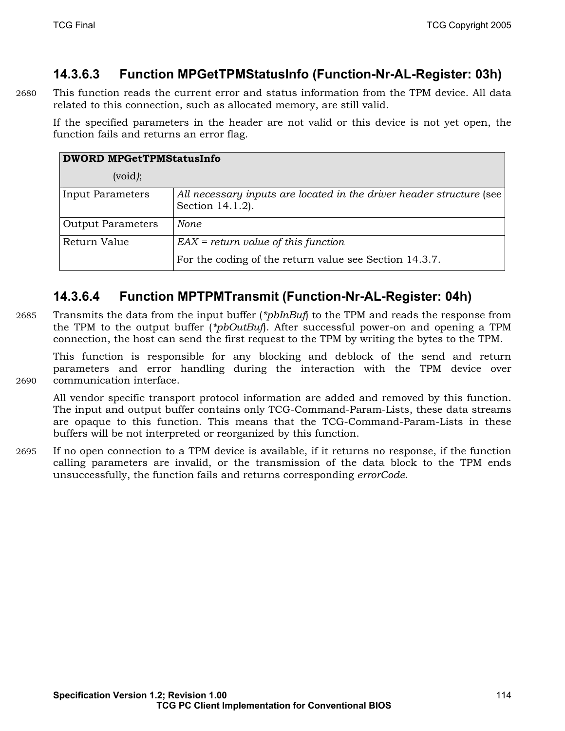#### 14.3.6.3 Function MPGetTPMStatusInfo (Function-Nr-AL-Register: 03h)

This function reads the current error and status information from the TPM device. All data related to this connection, such as allocated memory, are still valid.

If the specified parameters in the header are not valid or this device is not yet open, the function fails and returns an error flag.

| **DWORD MPGetTPMStatusInfo** (void*)*; | |
|---|---|
| Input Parameters | *All necessary inputs are located in the driver header structure* (see Section 14.1.2). |
| Output Parameters | *None* |
| Return Value | *EAX = return value of this function*<br>For the coding of the return value see Section 14.3.7. |

#### 14.3.6.4 Function MPTPMTransmit (Function-Nr-AL-Register: 04h)

Transmits the data from the input buffer (*\*pbInBuf*) to the TPM and reads the response from the TPM to the output buffer (*\*pbOutBuf*). After successful power-on and opening a TPM connection, the host can send the first request to the TPM by writing the bytes to the TPM.

This function is responsible for any blocking and deblock of the send and return parameters and error handling during the interaction with the TPM device over communication interface.

All vendor specific transport protocol information are added and removed by this function. The input and output buffer contains only TCG-Command-Param-Lists, these data streams are opaque to this function. This means that the TCG-Command-Param-Lists in these buffers will be not interpreted or reorganized by this function.

If no open connection to a TPM device is available, if it returns no response, if the function calling parameters are invalid, or the transmission of the data block to the TPM ends unsuccessfully, the function fails and returns corresponding *errorCode*.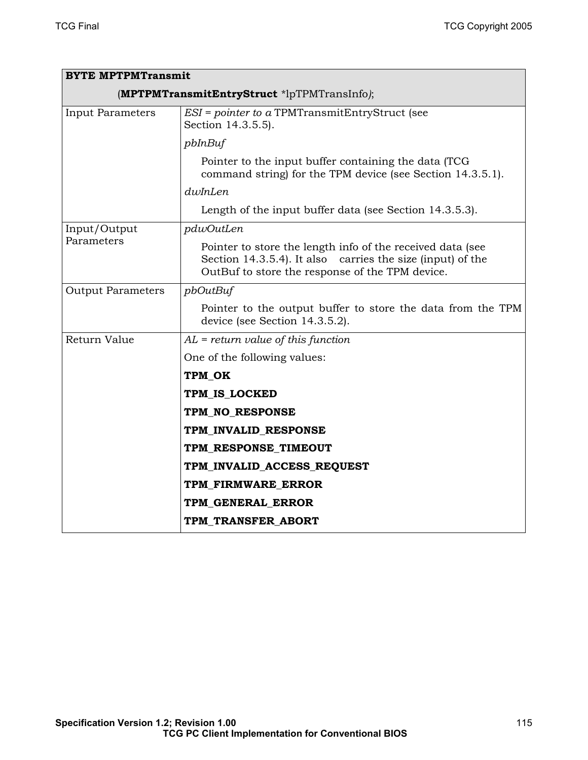| **BYTE MPTPMTransmit** (**MPTPMTransmitEntryStruct** *lpTPMTransInfo); | |
|---|---|
| Input Parameters | *ESI = pointer to a* TPMTransmitEntryStruct (see Section 14.3.5.5).<br><br>*pbInBuf*<br><br>Pointer to the input buffer containing the data (TCG command string) for the TPM device (see Section 14.3.5.1).<br><br>*dwInLen*<br><br>Length of the input buffer data (see Section 14.3.5.3). |
| Input/Output Parameters | *pdwOutLen*<br><br>Pointer to store the length info of the received data (see Section 14.3.5.4). It also carries the size (input) of the OutBuf to store the response of the TPM device. |
| Output Parameters | *pbOutBuf*<br><br>Pointer to the output buffer to store the data from the TPM device (see Section 14.3.5.2). |
| Return Value | *AL = return value of this function*<br><br>One of the following values:<br><br>**TPM_OK**<br><br>**TPM_IS_LOCKED**<br><br>**TPM_NO_RESPONSE**<br><br>**TPM_INVALID_RESPONSE**<br><br>**TPM_RESPONSE_TIMEOUT**<br><br>**TPM_INVALID_ACCESS_REQUEST**<br><br>**TPM_FIRMWARE_ERROR**<br><br>**TPM_GENERAL_ERROR**<br><br>**TPM_TRANSFER_ABORT** |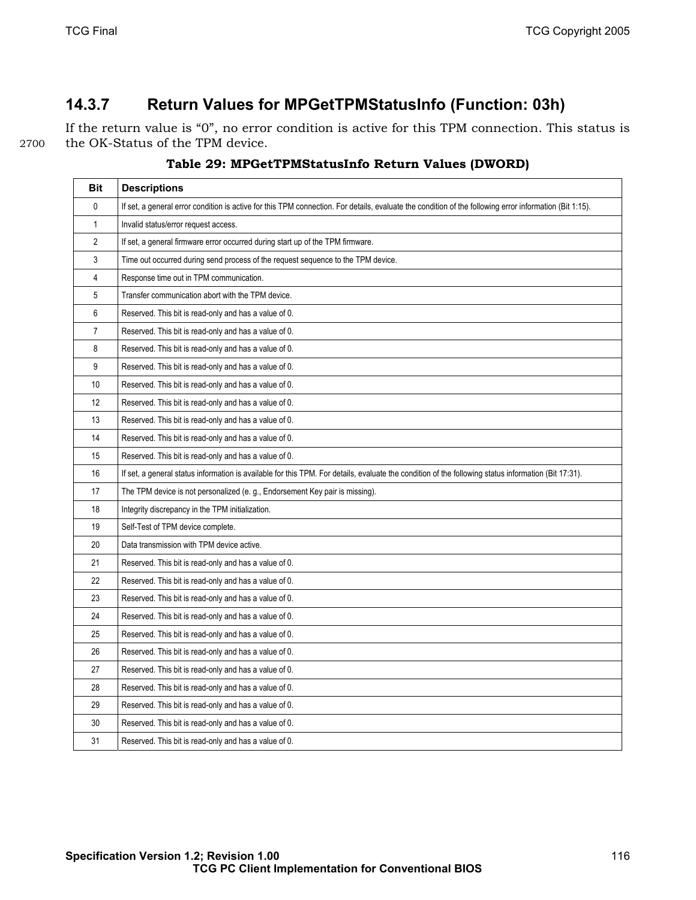### 14.3.7 Return Values for MPGetTPMStatusInfo (Function: 03h)

If the return value is "0", no error condition is active for this TPM connection. This status is the OK-Status of the TPM device.

**Table 29: MPGetTPMStatusInfo Return Values (DWORD)**

| Bit | Descriptions |
|---|---|
| 0 | If set, a general error condition is active for this TPM connection. For details, evaluate the condition of the following error information (Bit 1:15). |
| 1 | Invalid status/error request access. |
| 2 | If set, a general firmware error occurred during start up of the TPM firmware. |
| 3 | Time out occurred during send process of the request sequence to the TPM device. |
| 4 | Response time out in TPM communication. |
| 5 | Transfer communication abort with the TPM device. |
| 6 | Reserved. This bit is read-only and has a value of 0. |
| 7 | Reserved. This bit is read-only and has a value of 0. |
| 8 | Reserved. This bit is read-only and has a value of 0. |
| 9 | Reserved. This bit is read-only and has a value of 0. |
| 10 | Reserved. This bit is read-only and has a value of 0. |
| 12 | Reserved. This bit is read-only and has a value of 0. |
| 13 | Reserved. This bit is read-only and has a value of 0. |
| 14 | Reserved. This bit is read-only and has a value of 0. |
| 15 | Reserved. This bit is read-only and has a value of 0. |
| 16 | If set, a general status information is available for this TPM. For details, evaluate the condition of the following status information (Bit 17:31). |
| 17 | The TPM device is not personalized (e. g., Endorsement Key pair is missing). |
| 18 | Integrity discrepancy in the TPM initialization. |
| 19 | Self-Test of TPM device complete. |
| 20 | Data transmission with TPM device active. |
| 21 | Reserved. This bit is read-only and has a value of 0. |
| 22 | Reserved. This bit is read-only and has a value of 0. |
| 23 | Reserved. This bit is read-only and has a value of 0. |
| 24 | Reserved. This bit is read-only and has a value of 0. |
| 25 | Reserved. This bit is read-only and has a value of 0. |
| 26 | Reserved. This bit is read-only and has a value of 0. |
| 27 | Reserved. This bit is read-only and has a value of 0. |
| 28 | Reserved. This bit is read-only and has a value of 0. |
| 29 | Reserved. This bit is read-only and has a value of 0. |
| 30 | Reserved. This bit is read-only and has a value of 0. |
| 31 | Reserved. This bit is read-only and has a value of 0. |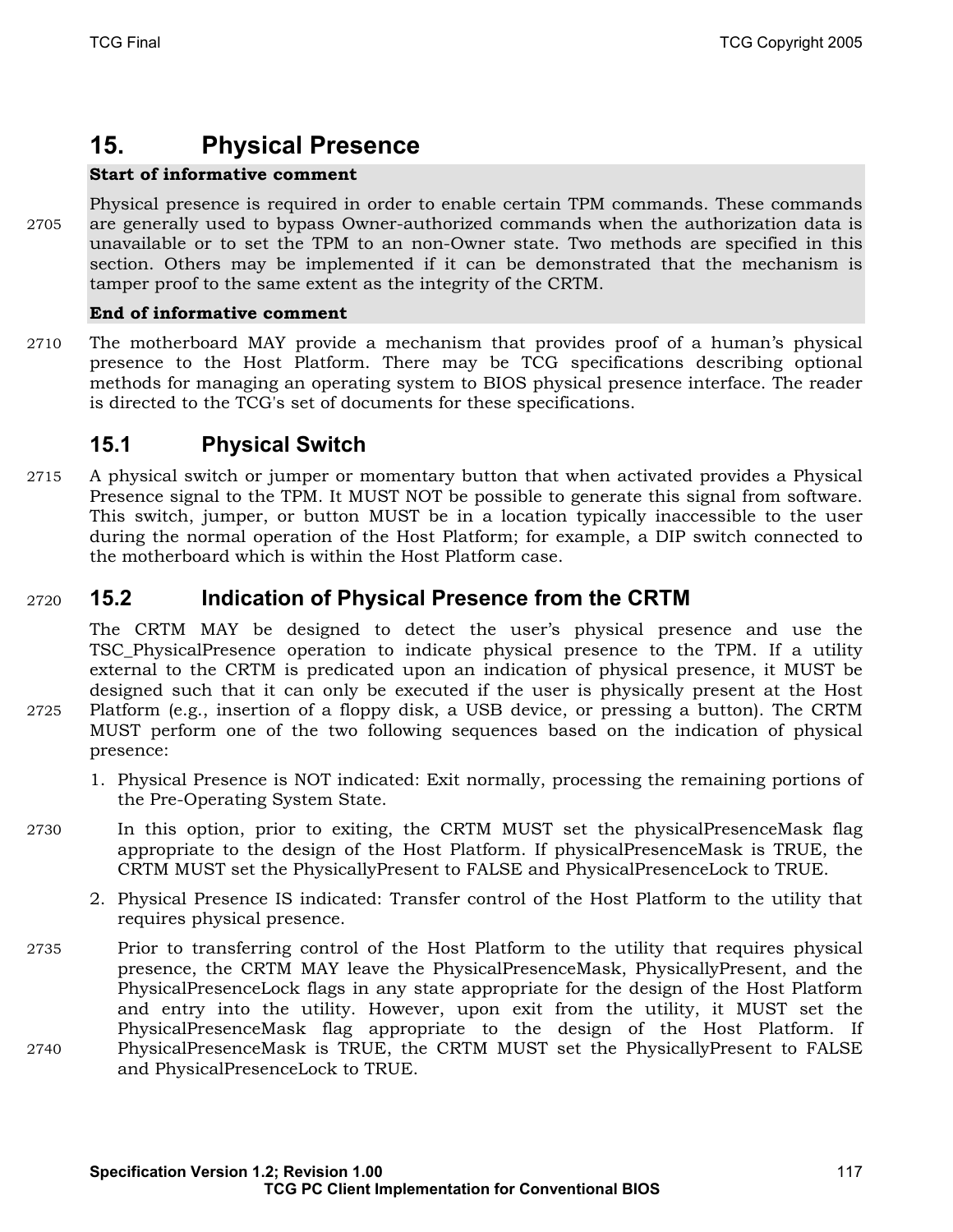# 15. Physical Presence

**Start of informative comment**

Physical presence is required in order to enable certain TPM commands. These commands are generally used to bypass Owner-authorized commands when the authorization data is unavailable or to set the TPM to an non-Owner state. Two methods are specified in this section. Others may be implemented if it can be demonstrated that the mechanism is tamper proof to the same extent as the integrity of the CRTM.

**End of informative comment**

The motherboard MAY provide a mechanism that provides proof of a human's physical presence to the Host Platform. There may be TCG specifications describing optional methods for managing an operating system to BIOS physical presence interface. The reader is directed to the TCG's set of documents for these specifications.

## 15.1 Physical Switch

A physical switch or jumper or momentary button that when activated provides a Physical Presence signal to the TPM. It MUST NOT be possible to generate this signal from software. This switch, jumper, or button MUST be in a location typically inaccessible to the user during the normal operation of the Host Platform; for example, a DIP switch connected to the motherboard which is within the Host Platform case.

## 15.2 Indication of Physical Presence from the CRTM

The CRTM MAY be designed to detect the user's physical presence and use the TSC_PhysicalPresence operation to indicate physical presence to the TPM. If a utility external to the CRTM is predicated upon an indication of physical presence, it MUST be designed such that it can only be executed if the user is physically present at the Host Platform (e.g., insertion of a floppy disk, a USB device, or pressing a button). The CRTM MUST perform one of the two following sequences based on the indication of physical presence:

1. Physical Presence is NOT indicated: Exit normally, processing the remaining portions of the Pre-Operating System State.

   In this option, prior to exiting, the CRTM MUST set the physicalPresenceMask flag appropriate to the design of the Host Platform. If physicalPresenceMask is TRUE, the CRTM MUST set the PhysicallyPresent to FALSE and PhysicalPresenceLock to TRUE.

2. Physical Presence IS indicated: Transfer control of the Host Platform to the utility that requires physical presence.

   Prior to transferring control of the Host Platform to the utility that requires physical presence, the CRTM MAY leave the PhysicalPresenceMask, PhysicallyPresent, and the PhysicalPresenceLock flags in any state appropriate for the design of the Host Platform and entry into the utility. However, upon exit from the utility, it MUST set the PhysicalPresenceMask flag appropriate to the design of the Host Platform. If PhysicalPresenceMask is TRUE, the CRTM MUST set the PhysicallyPresent to FALSE and PhysicalPresenceLock to TRUE.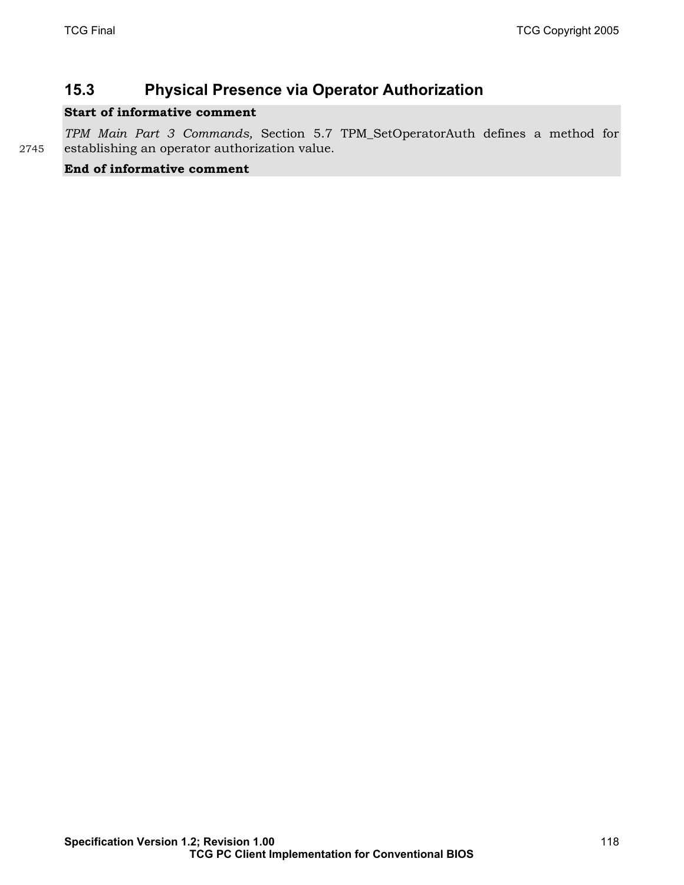## 15.3 Physical Presence via Operator Authorization

**Start of informative comment**

*TPM Main Part 3 Commands,* Section 5.7 TPM_SetOperatorAuth defines a method for establishing an operator authorization value.

**End of informative comment**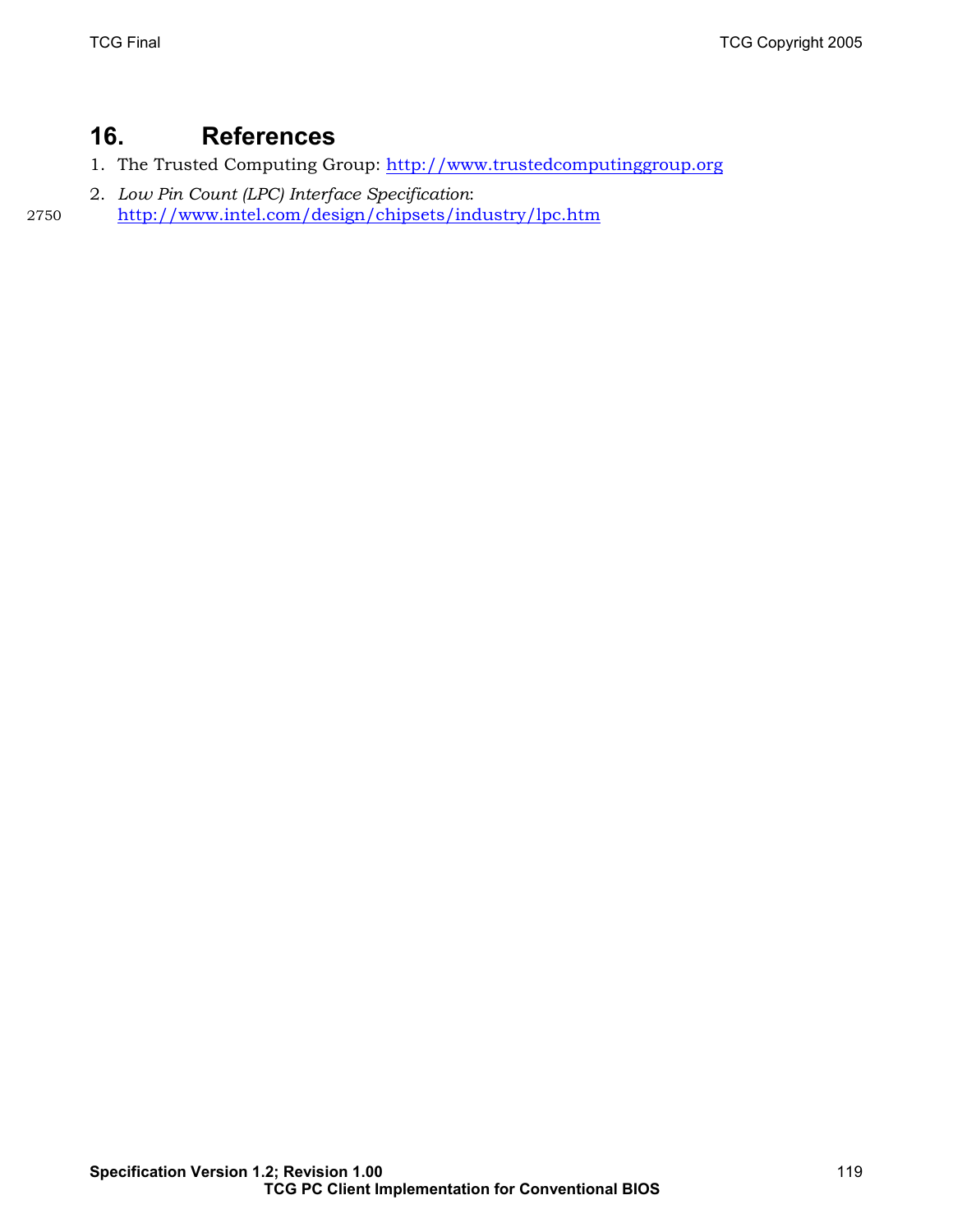# 16. References

1. The Trusted Computing Group: http://www.trustedcomputinggroup.org
2. *Low Pin Count (LPC) Interface Specification*: http://www.intel.com/design/chipsets/industry/lpc.htm